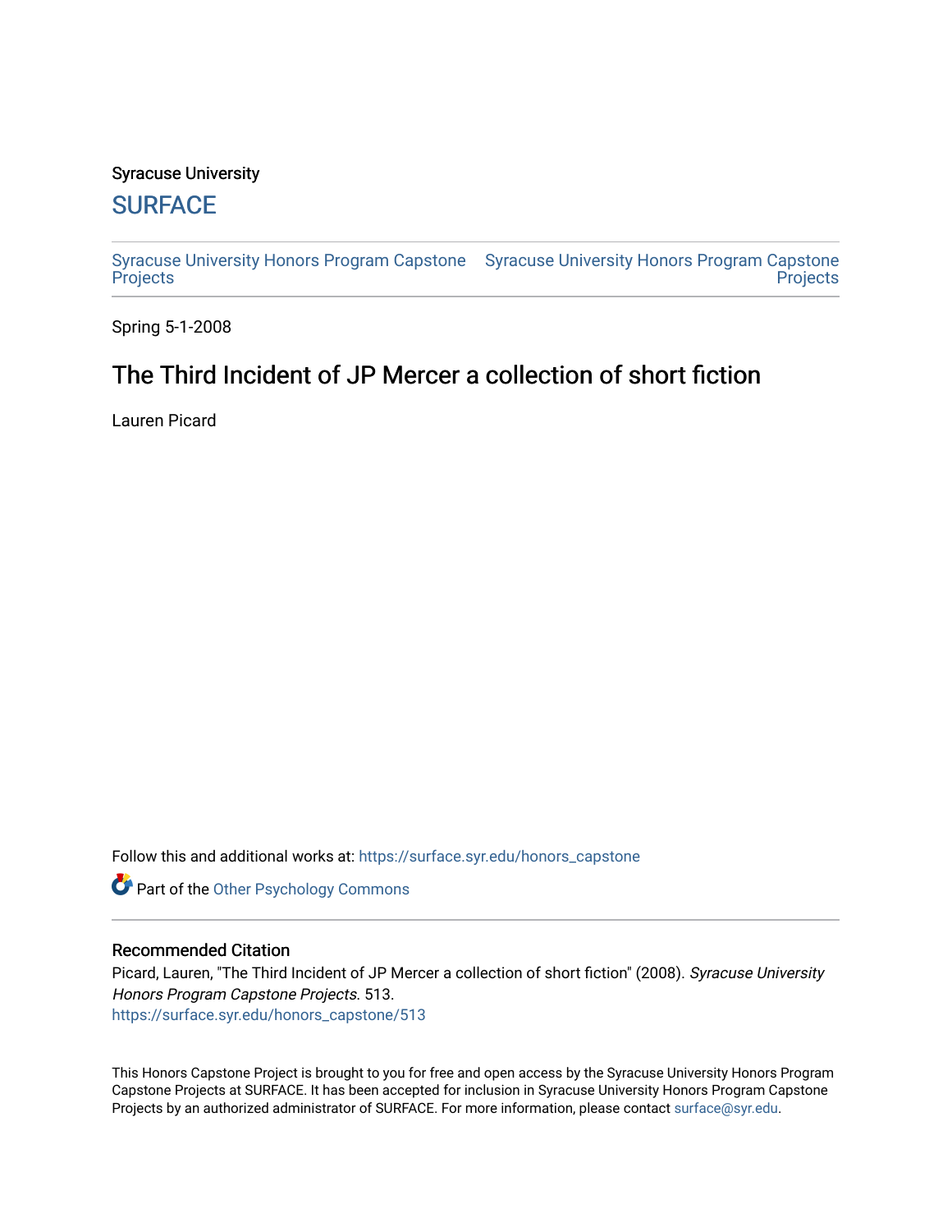Syracuse University

# SURFACE

Syracuse University Honors Program Capstone Projects | Syracuse University Honors Program Capstone Projects

Spring 5-1-2008

## The Third Incident of JP Mercer a collection of short fiction

Lauren Picard

Follow this and additional works at: https://surface.syr.edu/honors_capstone

Part of the Other Psychology Commons

### Recommended Citation

Picard, Lauren, "The Third Incident of JP Mercer a collection of short fiction" (2008). *Syracuse University Honors Program Capstone Projects*. 513.
https://surface.syr.edu/honors_capstone/513

This Honors Capstone Project is brought to you for free and open access by the Syracuse University Honors Program Capstone Projects at SURFACE. It has been accepted for inclusion in Syracuse University Honors Program Capstone Projects by an authorized administrator of SURFACE. For more information, please contact surface@syr.edu.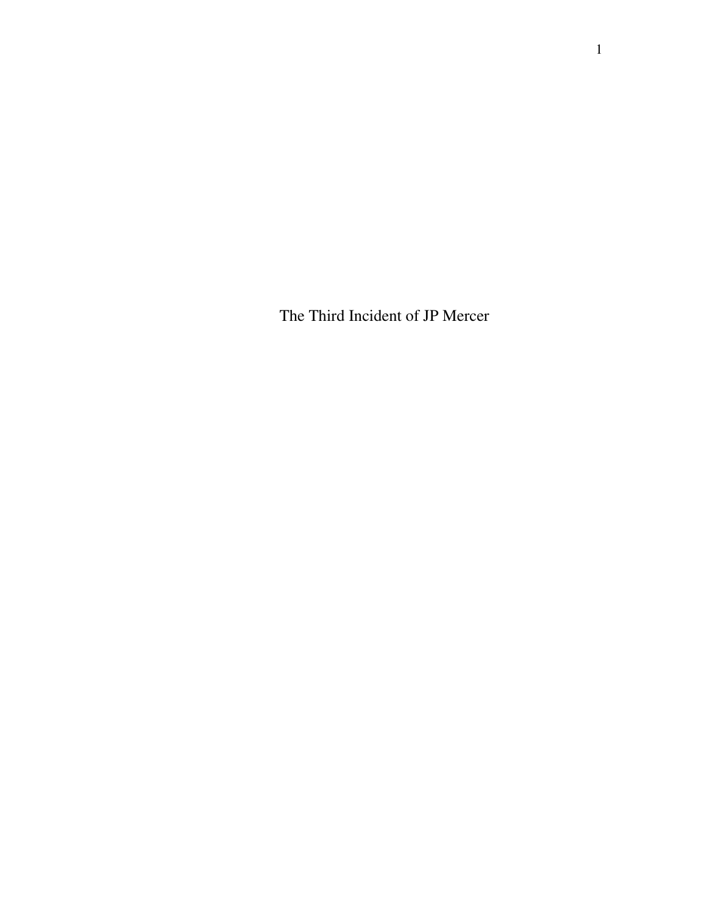# The Third Incident of JP Mercer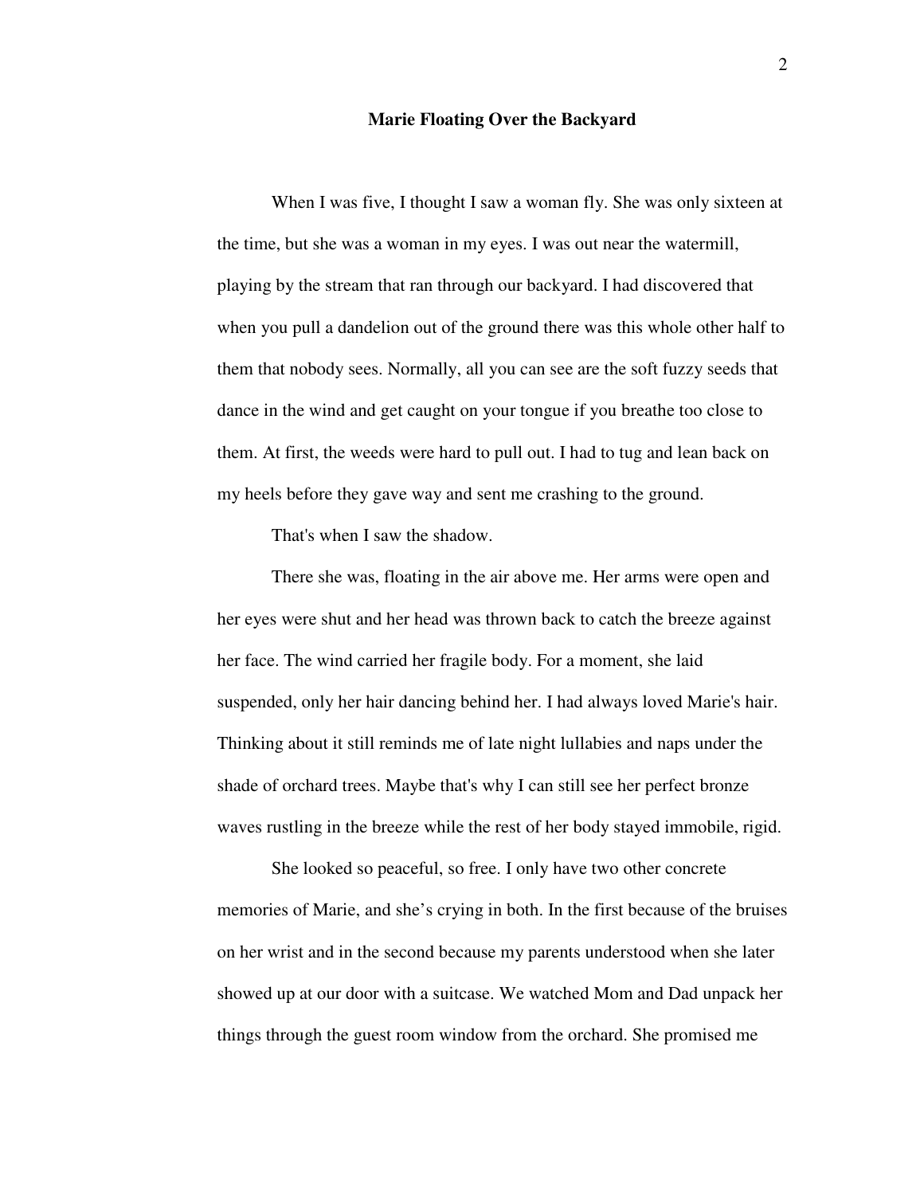## Marie Floating Over the Backyard

When I was five, I thought I saw a woman fly. She was only sixteen at the time, but she was a woman in my eyes. I was out near the watermill, playing by the stream that ran through our backyard. I had discovered that when you pull a dandelion out of the ground there was this whole other half to them that nobody sees. Normally, all you can see are the soft fuzzy seeds that dance in the wind and get caught on your tongue if you breathe too close to them. At first, the weeds were hard to pull out. I had to tug and lean back on my heels before they gave way and sent me crashing to the ground.

That's when I saw the shadow.

There she was, floating in the air above me. Her arms were open and her eyes were shut and her head was thrown back to catch the breeze against her face. The wind carried her fragile body. For a moment, she laid suspended, only her hair dancing behind her. I had always loved Marie's hair. Thinking about it still reminds me of late night lullabies and naps under the shade of orchard trees. Maybe that's why I can still see her perfect bronze waves rustling in the breeze while the rest of her body stayed immobile, rigid.

She looked so peaceful, so free. I only have two other concrete memories of Marie, and she's crying in both. In the first because of the bruises on her wrist and in the second because my parents understood when she later showed up at our door with a suitcase. We watched Mom and Dad unpack her things through the guest room window from the orchard. She promised me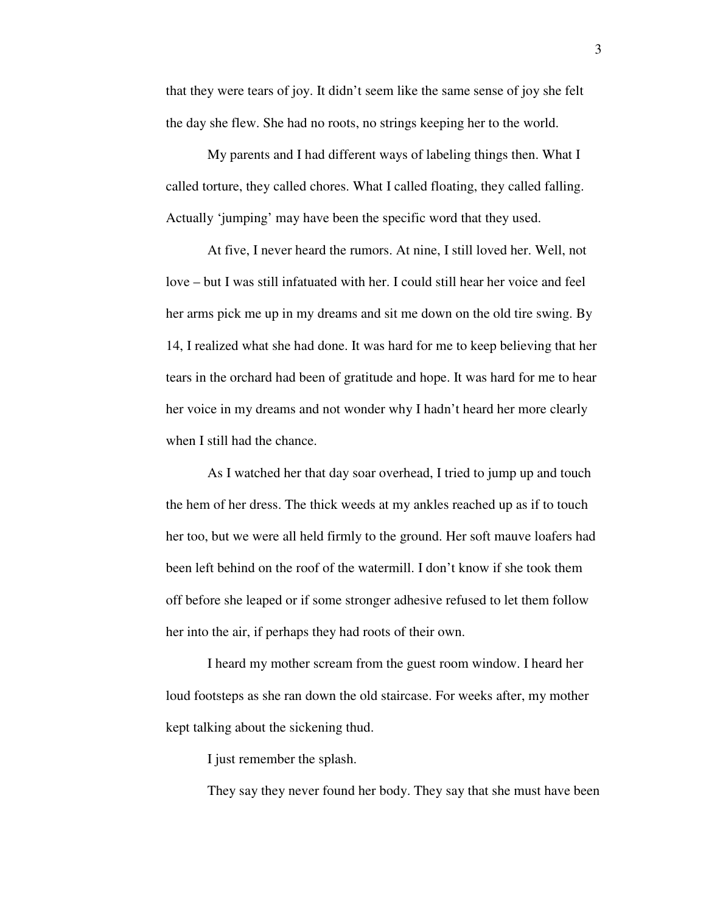that they were tears of joy. It didn't seem like the same sense of joy she felt the day she flew. She had no roots, no strings keeping her to the world.

My parents and I had different ways of labeling things then. What I called torture, they called chores. What I called floating, they called falling. Actually 'jumping' may have been the specific word that they used.

At five, I never heard the rumors. At nine, I still loved her. Well, not love – but I was still infatuated with her. I could still hear her voice and feel her arms pick me up in my dreams and sit me down on the old tire swing. By 14, I realized what she had done. It was hard for me to keep believing that her tears in the orchard had been of gratitude and hope. It was hard for me to hear her voice in my dreams and not wonder why I hadn't heard her more clearly when I still had the chance.

As I watched her that day soar overhead, I tried to jump up and touch the hem of her dress. The thick weeds at my ankles reached up as if to touch her too, but we were all held firmly to the ground. Her soft mauve loafers had been left behind on the roof of the watermill. I don't know if she took them off before she leaped or if some stronger adhesive refused to let them follow her into the air, if perhaps they had roots of their own.

I heard my mother scream from the guest room window. I heard her loud footsteps as she ran down the old staircase. For weeks after, my mother kept talking about the sickening thud.

I just remember the splash.

They say they never found her body. They say that she must have been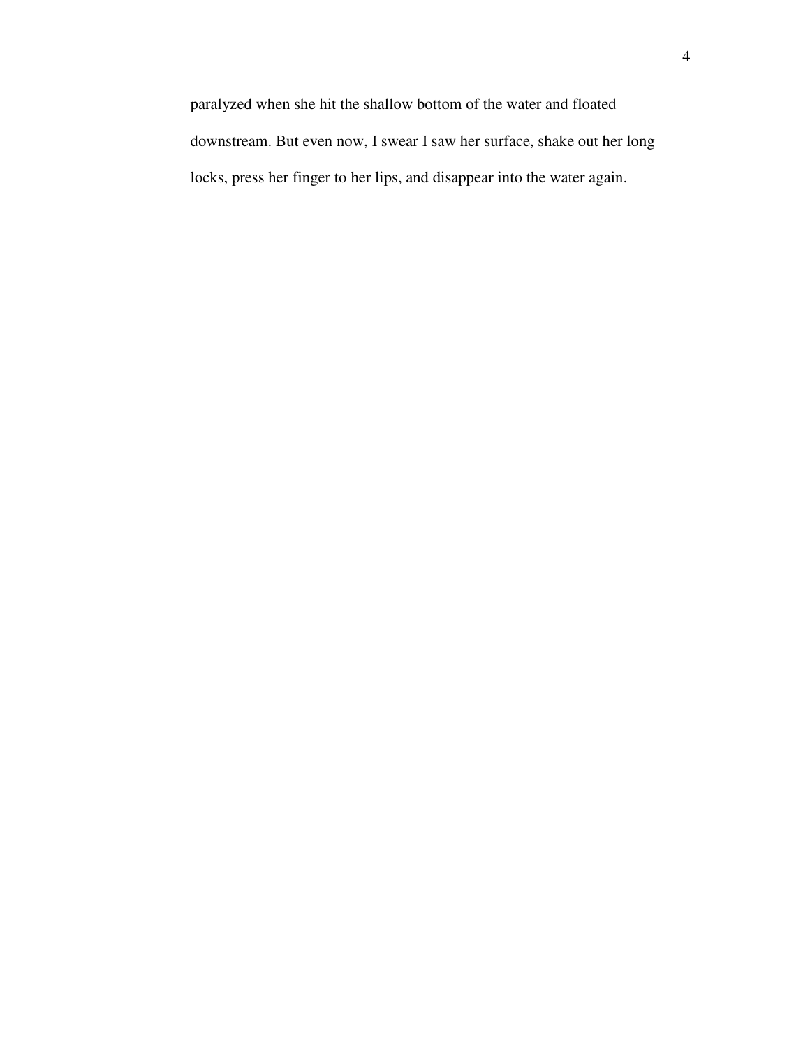paralyzed when she hit the shallow bottom of the water and floated downstream. But even now, I swear I saw her surface, shake out her long locks, press her finger to her lips, and disappear into the water again.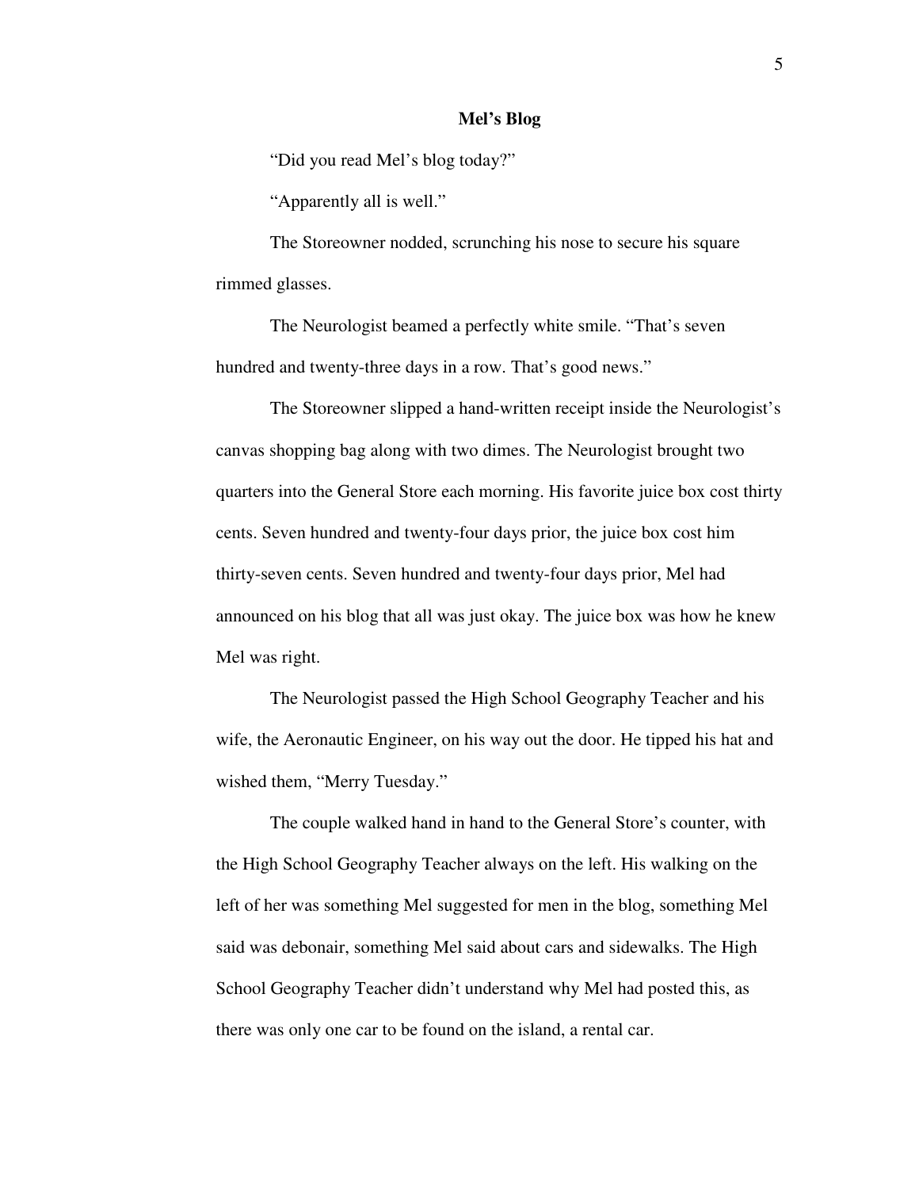## Mel's Blog

"Did you read Mel's blog today?"

"Apparently all is well."

The Storeowner nodded, scrunching his nose to secure his square rimmed glasses.

The Neurologist beamed a perfectly white smile. "That's seven hundred and twenty-three days in a row. That's good news."

The Storeowner slipped a hand-written receipt inside the Neurologist's canvas shopping bag along with two dimes. The Neurologist brought two quarters into the General Store each morning. His favorite juice box cost thirty cents. Seven hundred and twenty-four days prior, the juice box cost him thirty-seven cents. Seven hundred and twenty-four days prior, Mel had announced on his blog that all was just okay. The juice box was how he knew Mel was right.

The Neurologist passed the High School Geography Teacher and his wife, the Aeronautic Engineer, on his way out the door. He tipped his hat and wished them, "Merry Tuesday."

The couple walked hand in hand to the General Store's counter, with the High School Geography Teacher always on the left. His walking on the left of her was something Mel suggested for men in the blog, something Mel said was debonair, something Mel said about cars and sidewalks. The High School Geography Teacher didn't understand why Mel had posted this, as there was only one car to be found on the island, a rental car.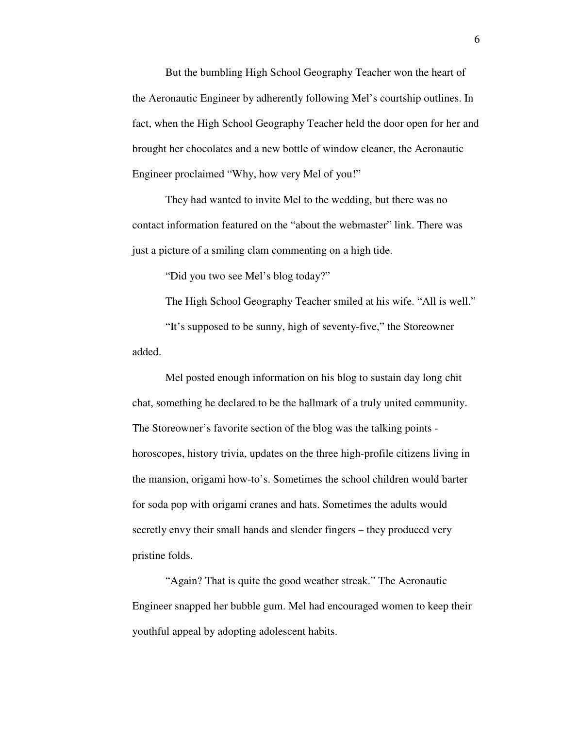But the bumbling High School Geography Teacher won the heart of the Aeronautic Engineer by adherently following Mel's courtship outlines. In fact, when the High School Geography Teacher held the door open for her and brought her chocolates and a new bottle of window cleaner, the Aeronautic Engineer proclaimed "Why, how very Mel of you!"

They had wanted to invite Mel to the wedding, but there was no contact information featured on the "about the webmaster" link. There was just a picture of a smiling clam commenting on a high tide.

"Did you two see Mel's blog today?"

The High School Geography Teacher smiled at his wife. "All is well."

"It's supposed to be sunny, high of seventy-five," the Storeowner added.

Mel posted enough information on his blog to sustain day long chit chat, something he declared to be the hallmark of a truly united community. The Storeowner's favorite section of the blog was the talking points - horoscopes, history trivia, updates on the three high-profile citizens living in the mansion, origami how-to's. Sometimes the school children would barter for soda pop with origami cranes and hats. Sometimes the adults would secretly envy their small hands and slender fingers – they produced very pristine folds.

"Again? That is quite the good weather streak." The Aeronautic Engineer snapped her bubble gum. Mel had encouraged women to keep their youthful appeal by adopting adolescent habits.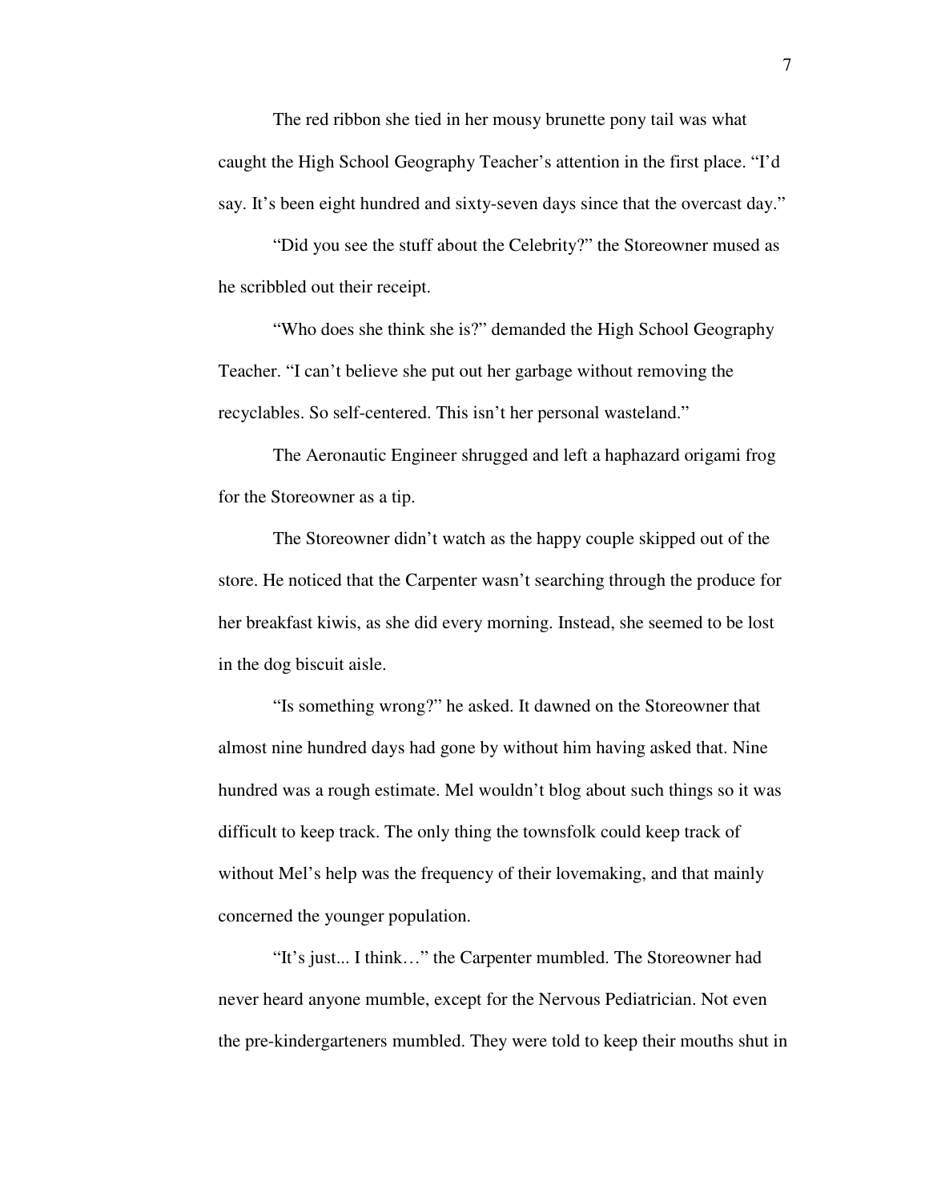The red ribbon she tied in her mousy brunette pony tail was what caught the High School Geography Teacher's attention in the first place. "I'd say. It's been eight hundred and sixty-seven days since that the overcast day."

"Did you see the stuff about the Celebrity?" the Storeowner mused as he scribbled out their receipt.

"Who does she think she is?" demanded the High School Geography Teacher. "I can't believe she put out her garbage without removing the recyclables. So self-centered. This isn't her personal wasteland."

The Aeronautic Engineer shrugged and left a haphazard origami frog for the Storeowner as a tip.

The Storeowner didn't watch as the happy couple skipped out of the store. He noticed that the Carpenter wasn't searching through the produce for her breakfast kiwis, as she did every morning. Instead, she seemed to be lost in the dog biscuit aisle.

"Is something wrong?" he asked. It dawned on the Storeowner that almost nine hundred days had gone by without him having asked that. Nine hundred was a rough estimate. Mel wouldn't blog about such things so it was difficult to keep track. The only thing the townsfolk could keep track of without Mel's help was the frequency of their lovemaking, and that mainly concerned the younger population.

"It's just... I think…" the Carpenter mumbled. The Storeowner had never heard anyone mumble, except for the Nervous Pediatrician. Not even the pre-kindergarteners mumbled. They were told to keep their mouths shut in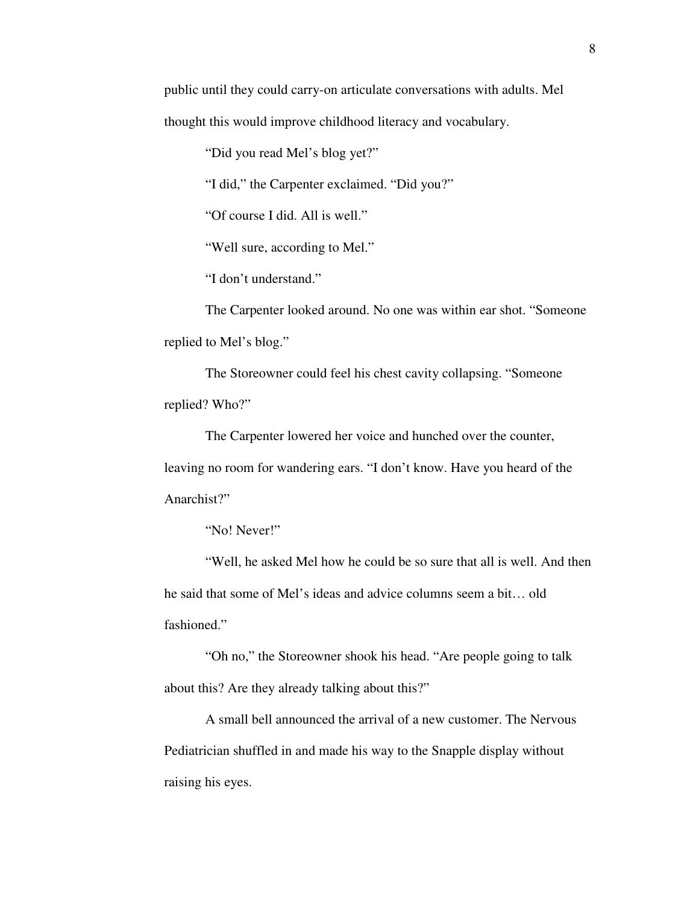public until they could carry-on articulate conversations with adults. Mel thought this would improve childhood literacy and vocabulary.

"Did you read Mel's blog yet?"

"I did," the Carpenter exclaimed. "Did you?"

"Of course I did. All is well."

"Well sure, according to Mel."

"I don't understand."

The Carpenter looked around. No one was within ear shot. "Someone replied to Mel's blog."

The Storeowner could feel his chest cavity collapsing. "Someone replied? Who?"

The Carpenter lowered her voice and hunched over the counter, leaving no room for wandering ears. "I don't know. Have you heard of the Anarchist?"

"No! Never!"

"Well, he asked Mel how he could be so sure that all is well. And then he said that some of Mel's ideas and advice columns seem a bit… old fashioned."

"Oh no," the Storeowner shook his head. "Are people going to talk about this? Are they already talking about this?"

A small bell announced the arrival of a new customer. The Nervous Pediatrician shuffled in and made his way to the Snapple display without raising his eyes.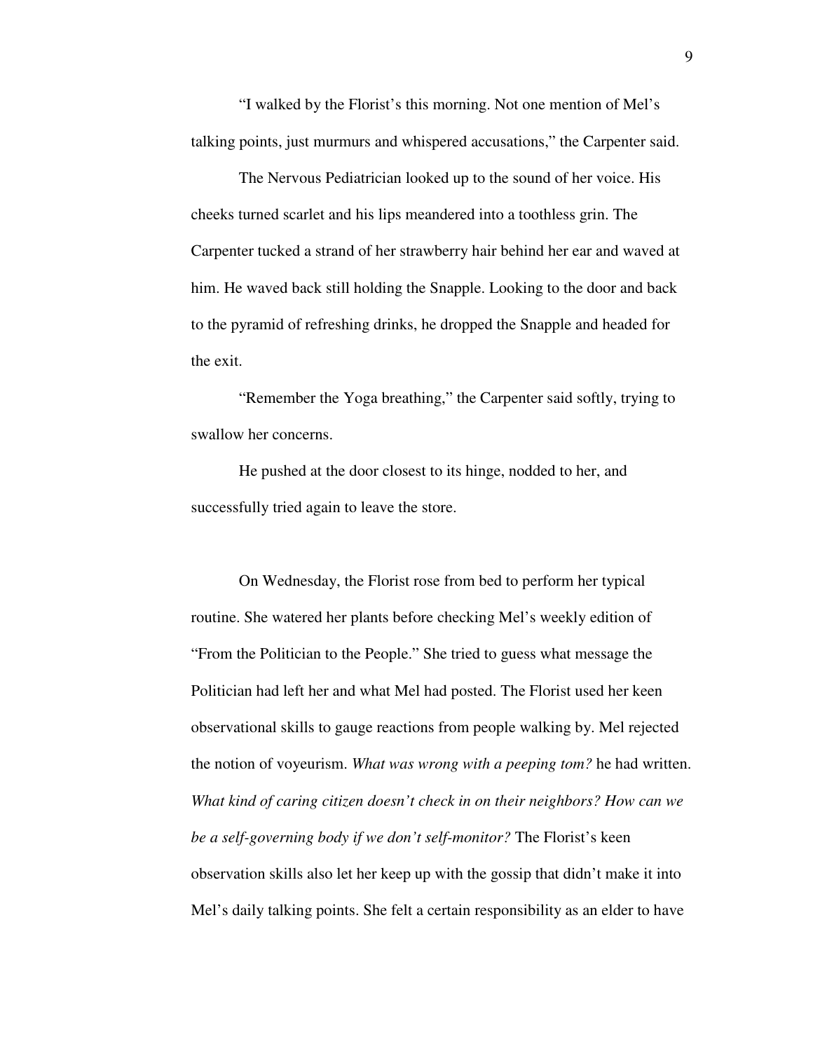"I walked by the Florist's this morning. Not one mention of Mel's talking points, just murmurs and whispered accusations," the Carpenter said.

The Nervous Pediatrician looked up to the sound of her voice. His cheeks turned scarlet and his lips meandered into a toothless grin. The Carpenter tucked a strand of her strawberry hair behind her ear and waved at him. He waved back still holding the Snapple. Looking to the door and back to the pyramid of refreshing drinks, he dropped the Snapple and headed for the exit.

"Remember the Yoga breathing," the Carpenter said softly, trying to swallow her concerns.

He pushed at the door closest to its hinge, nodded to her, and successfully tried again to leave the store.

On Wednesday, the Florist rose from bed to perform her typical routine. She watered her plants before checking Mel's weekly edition of "From the Politician to the People." She tried to guess what message the Politician had left her and what Mel had posted. The Florist used her keen observational skills to gauge reactions from people walking by. Mel rejected the notion of voyeurism. *What was wrong with a peeping tom?* he had written. *What kind of caring citizen doesn't check in on their neighbors? How can we be a self-governing body if we don't self-monitor?* The Florist's keen observation skills also let her keep up with the gossip that didn't make it into Mel's daily talking points. She felt a certain responsibility as an elder to have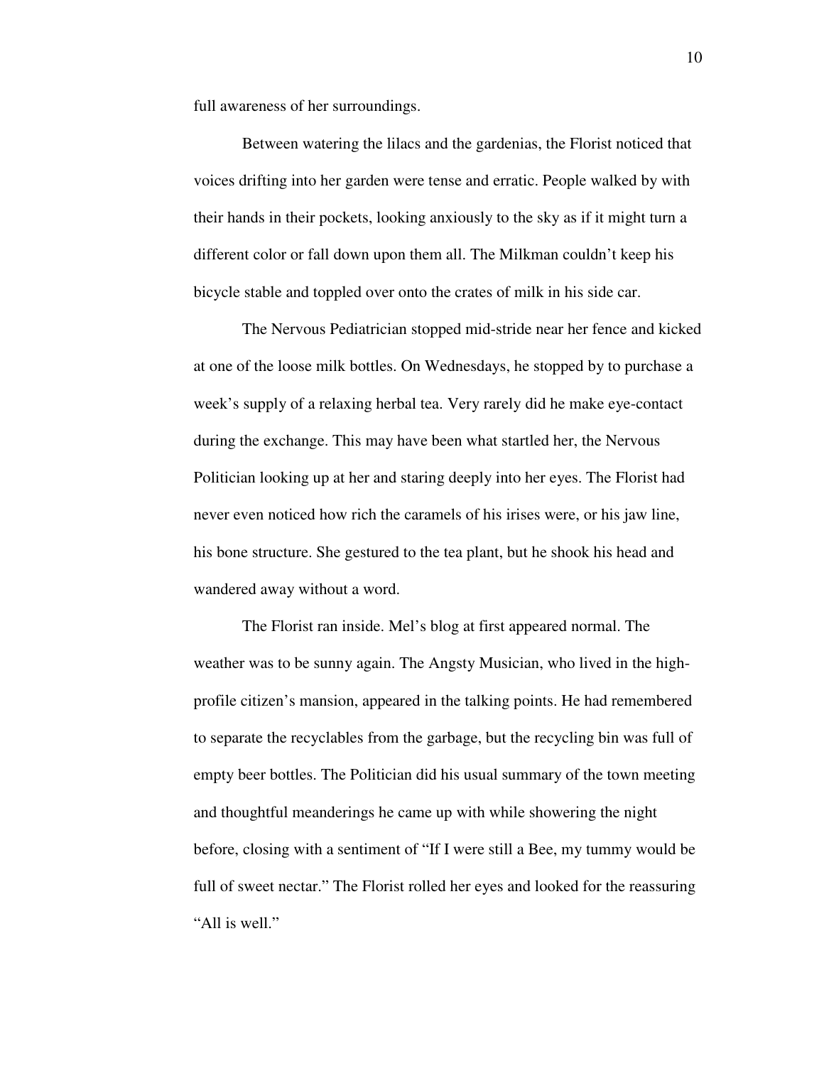full awareness of her surroundings.

Between watering the lilacs and the gardenias, the Florist noticed that voices drifting into her garden were tense and erratic. People walked by with their hands in their pockets, looking anxiously to the sky as if it might turn a different color or fall down upon them all. The Milkman couldn't keep his bicycle stable and toppled over onto the crates of milk in his side car.

The Nervous Pediatrician stopped mid-stride near her fence and kicked at one of the loose milk bottles. On Wednesdays, he stopped by to purchase a week's supply of a relaxing herbal tea. Very rarely did he make eye-contact during the exchange. This may have been what startled her, the Nervous Politician looking up at her and staring deeply into her eyes. The Florist had never even noticed how rich the caramels of his irises were, or his jaw line, his bone structure. She gestured to the tea plant, but he shook his head and wandered away without a word.

The Florist ran inside. Mel's blog at first appeared normal. The weather was to be sunny again. The Angsty Musician, who lived in the high-profile citizen's mansion, appeared in the talking points. He had remembered to separate the recyclables from the garbage, but the recycling bin was full of empty beer bottles. The Politician did his usual summary of the town meeting and thoughtful meanderings he came up with while showering the night before, closing with a sentiment of "If I were still a Bee, my tummy would be full of sweet nectar." The Florist rolled her eyes and looked for the reassuring "All is well."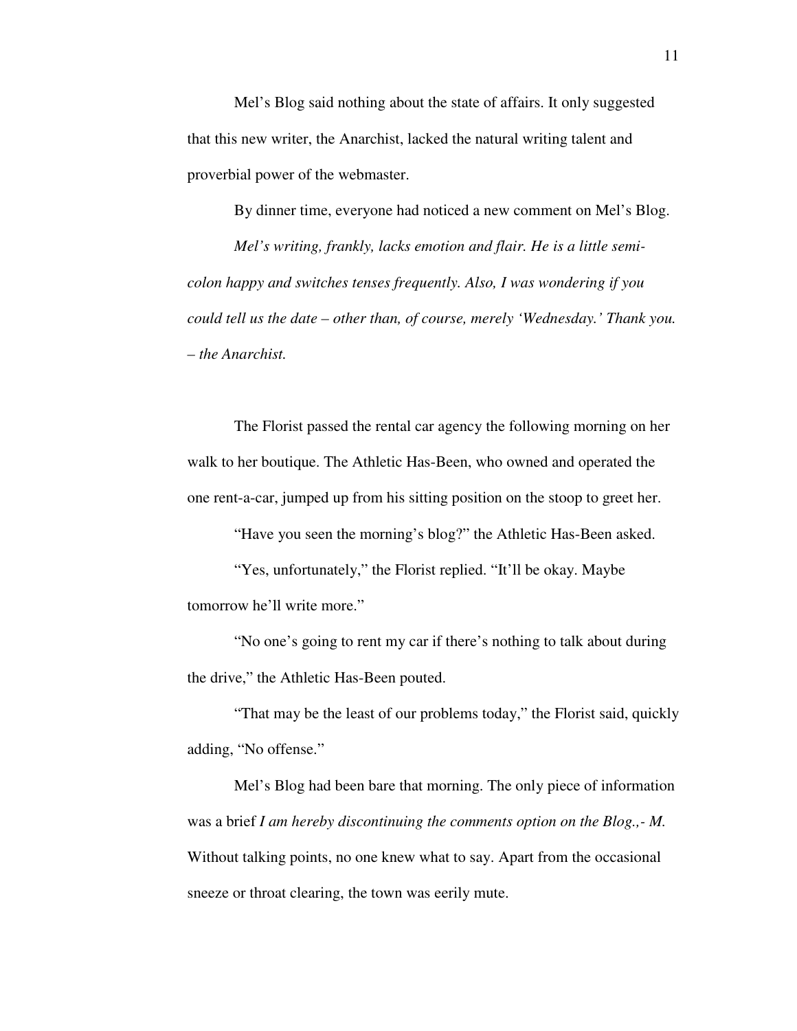Mel's Blog said nothing about the state of affairs. It only suggested that this new writer, the Anarchist, lacked the natural writing talent and proverbial power of the webmaster.

By dinner time, everyone had noticed a new comment on Mel's Blog.

*Mel's writing, frankly, lacks emotion and flair. He is a little semi-colon happy and switches tenses frequently. Also, I was wondering if you could tell us the date – other than, of course, merely 'Wednesday.' Thank you. – the Anarchist.*

The Florist passed the rental car agency the following morning on her walk to her boutique. The Athletic Has-Been, who owned and operated the one rent-a-car, jumped up from his sitting position on the stoop to greet her.

"Have you seen the morning's blog?" the Athletic Has-Been asked.

"Yes, unfortunately," the Florist replied. "It'll be okay. Maybe tomorrow he'll write more."

"No one's going to rent my car if there's nothing to talk about during the drive," the Athletic Has-Been pouted.

"That may be the least of our problems today," the Florist said, quickly adding, "No offense."

Mel's Blog had been bare that morning. The only piece of information was a brief *I am hereby discontinuing the comments option on the Blog.,- M.* Without talking points, no one knew what to say. Apart from the occasional sneeze or throat clearing, the town was eerily mute.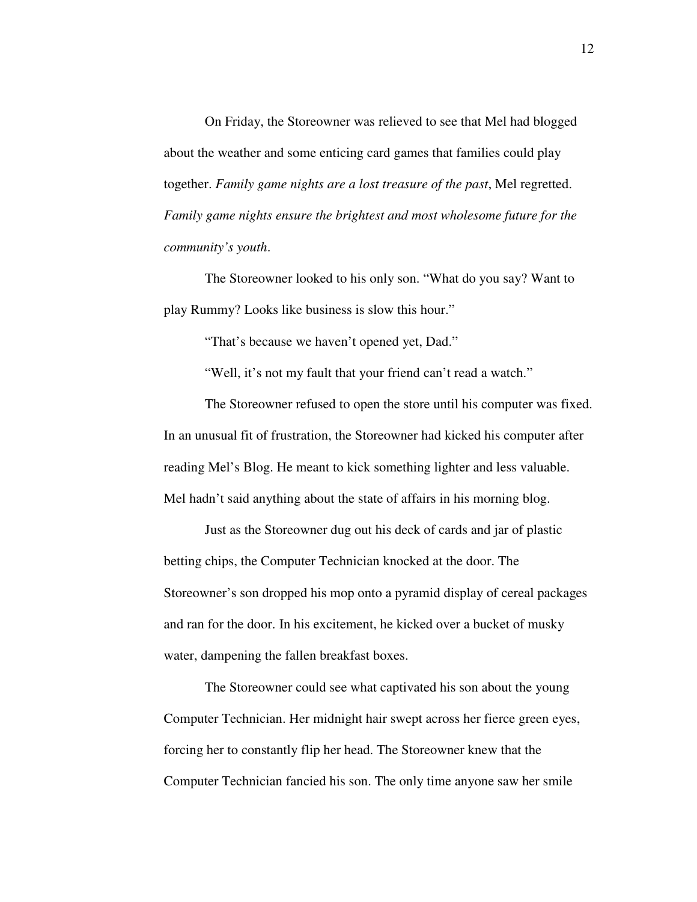On Friday, the Storeowner was relieved to see that Mel had blogged about the weather and some enticing card games that families could play together. *Family game nights are a lost treasure of the past*, Mel regretted. *Family game nights ensure the brightest and most wholesome future for the community's youth*.

The Storeowner looked to his only son. "What do you say? Want to play Rummy? Looks like business is slow this hour."

"That's because we haven't opened yet, Dad."

"Well, it's not my fault that your friend can't read a watch."

The Storeowner refused to open the store until his computer was fixed. In an unusual fit of frustration, the Storeowner had kicked his computer after reading Mel's Blog. He meant to kick something lighter and less valuable. Mel hadn't said anything about the state of affairs in his morning blog.

Just as the Storeowner dug out his deck of cards and jar of plastic betting chips, the Computer Technician knocked at the door. The Storeowner's son dropped his mop onto a pyramid display of cereal packages and ran for the door. In his excitement, he kicked over a bucket of musky water, dampening the fallen breakfast boxes.

The Storeowner could see what captivated his son about the young Computer Technician. Her midnight hair swept across her fierce green eyes, forcing her to constantly flip her head. The Storeowner knew that the Computer Technician fancied his son. The only time anyone saw her smile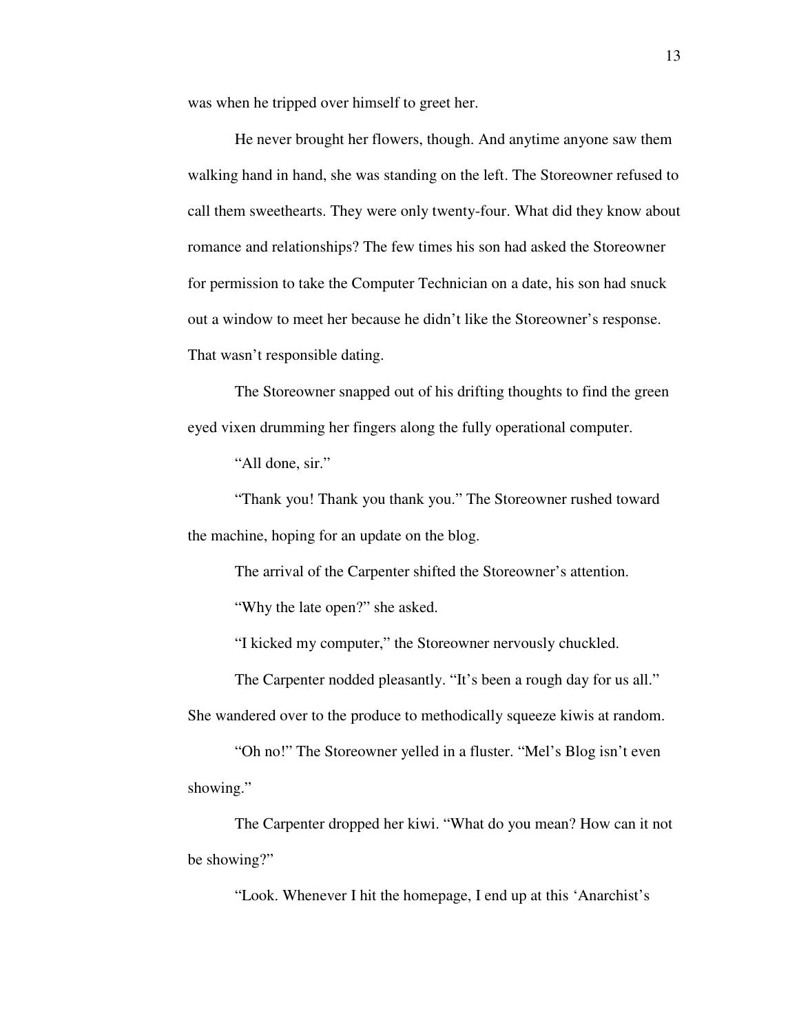was when he tripped over himself to greet her.

He never brought her flowers, though. And anytime anyone saw them walking hand in hand, she was standing on the left. The Storeowner refused to call them sweethearts. They were only twenty-four. What did they know about romance and relationships? The few times his son had asked the Storeowner for permission to take the Computer Technician on a date, his son had snuck out a window to meet her because he didn't like the Storeowner's response. That wasn't responsible dating.

The Storeowner snapped out of his drifting thoughts to find the green eyed vixen drumming her fingers along the fully operational computer.

"All done, sir."

"Thank you! Thank you thank you." The Storeowner rushed toward the machine, hoping for an update on the blog.

The arrival of the Carpenter shifted the Storeowner's attention.

"Why the late open?" she asked.

"I kicked my computer," the Storeowner nervously chuckled.

The Carpenter nodded pleasantly. "It's been a rough day for us all." She wandered over to the produce to methodically squeeze kiwis at random.

"Oh no!" The Storeowner yelled in a fluster. "Mel's Blog isn't even showing."

The Carpenter dropped her kiwi. "What do you mean? How can it not be showing?"

"Look. Whenever I hit the homepage, I end up at this 'Anarchist's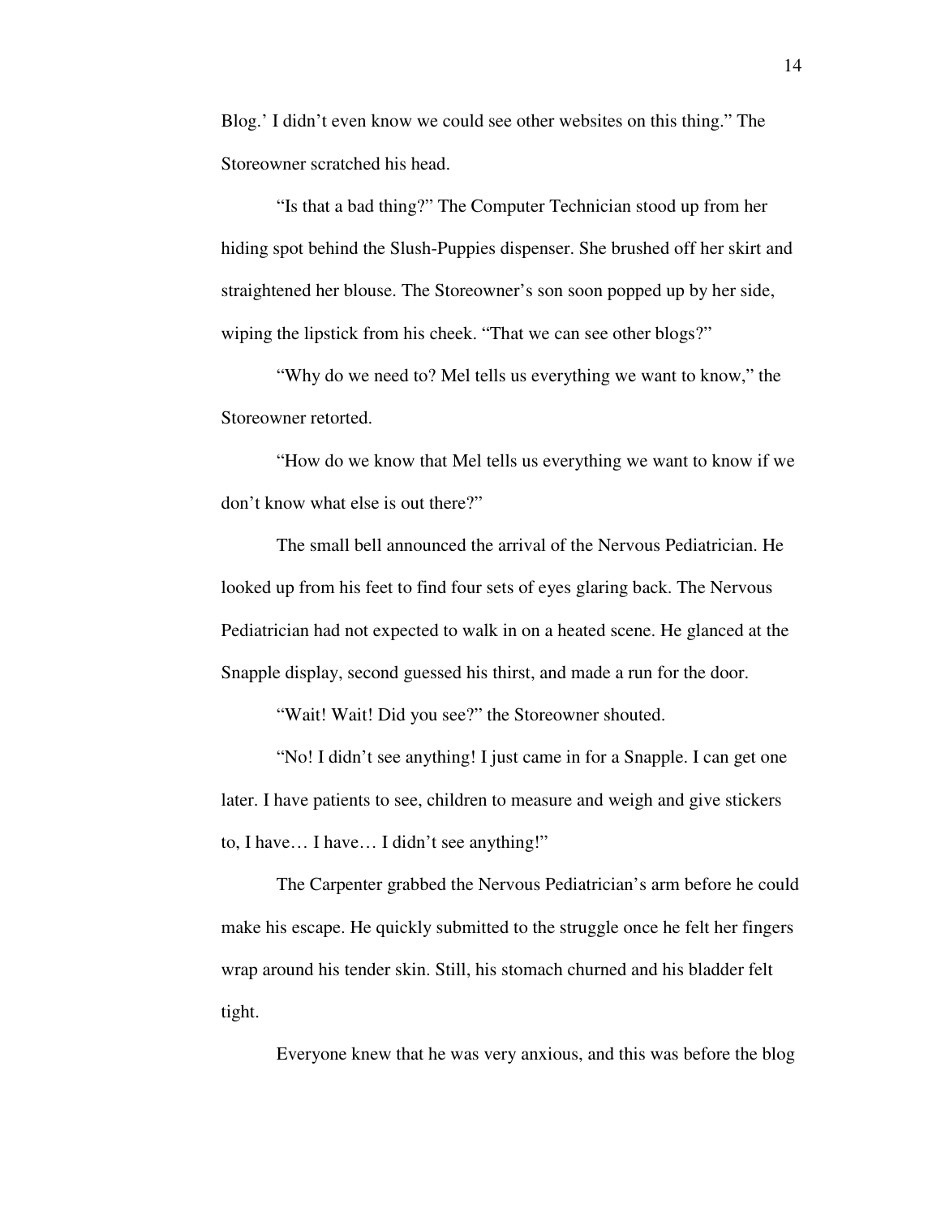Blog.' I didn't even know we could see other websites on this thing." The Storeowner scratched his head.

"Is that a bad thing?" The Computer Technician stood up from her hiding spot behind the Slush-Puppies dispenser. She brushed off her skirt and straightened her blouse. The Storeowner's son soon popped up by her side, wiping the lipstick from his cheek. "That we can see other blogs?"

"Why do we need to? Mel tells us everything we want to know," the Storeowner retorted.

"How do we know that Mel tells us everything we want to know if we don't know what else is out there?"

The small bell announced the arrival of the Nervous Pediatrician. He looked up from his feet to find four sets of eyes glaring back. The Nervous Pediatrician had not expected to walk in on a heated scene. He glanced at the Snapple display, second guessed his thirst, and made a run for the door.

"Wait! Wait! Did you see?" the Storeowner shouted.

"No! I didn't see anything! I just came in for a Snapple. I can get one later. I have patients to see, children to measure and weigh and give stickers to, I have… I have… I didn't see anything!"

The Carpenter grabbed the Nervous Pediatrician's arm before he could make his escape. He quickly submitted to the struggle once he felt her fingers wrap around his tender skin. Still, his stomach churned and his bladder felt tight.

Everyone knew that he was very anxious, and this was before the blog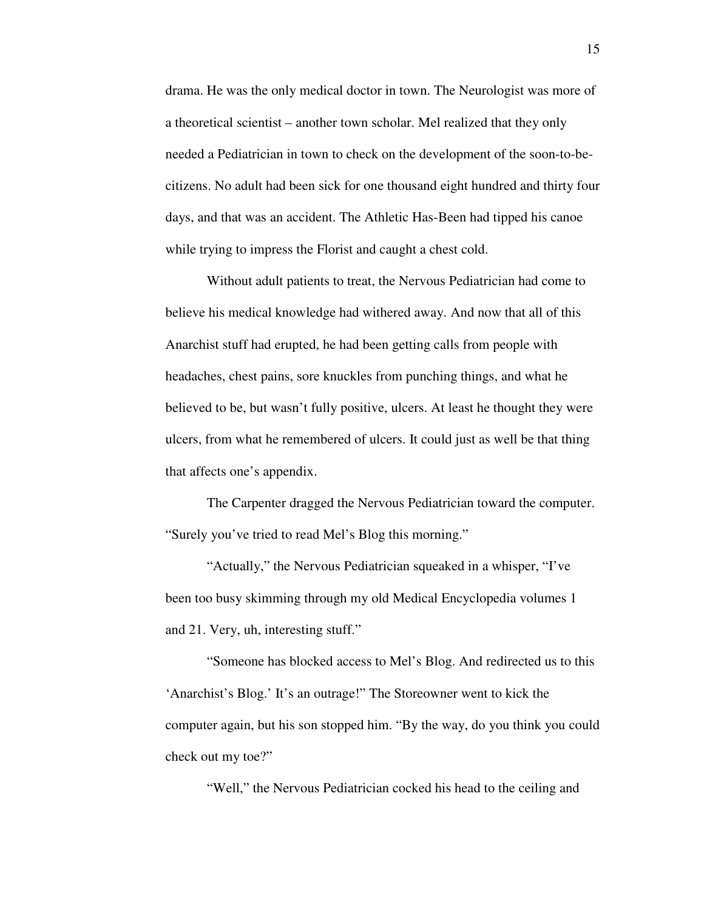drama. He was the only medical doctor in town. The Neurologist was more of a theoretical scientist – another town scholar. Mel realized that they only needed a Pediatrician in town to check on the development of the soon-to-be-citizens. No adult had been sick for one thousand eight hundred and thirty four days, and that was an accident. The Athletic Has-Been had tipped his canoe while trying to impress the Florist and caught a chest cold.

Without adult patients to treat, the Nervous Pediatrician had come to believe his medical knowledge had withered away. And now that all of this Anarchist stuff had erupted, he had been getting calls from people with headaches, chest pains, sore knuckles from punching things, and what he believed to be, but wasn't fully positive, ulcers. At least he thought they were ulcers, from what he remembered of ulcers. It could just as well be that thing that affects one's appendix.

The Carpenter dragged the Nervous Pediatrician toward the computer. "Surely you've tried to read Mel's Blog this morning."

"Actually," the Nervous Pediatrician squeaked in a whisper, "I've been too busy skimming through my old Medical Encyclopedia volumes 1 and 21. Very, uh, interesting stuff."

"Someone has blocked access to Mel's Blog. And redirected us to this 'Anarchist's Blog.' It's an outrage!" The Storeowner went to kick the computer again, but his son stopped him. "By the way, do you think you could check out my toe?"

"Well," the Nervous Pediatrician cocked his head to the ceiling and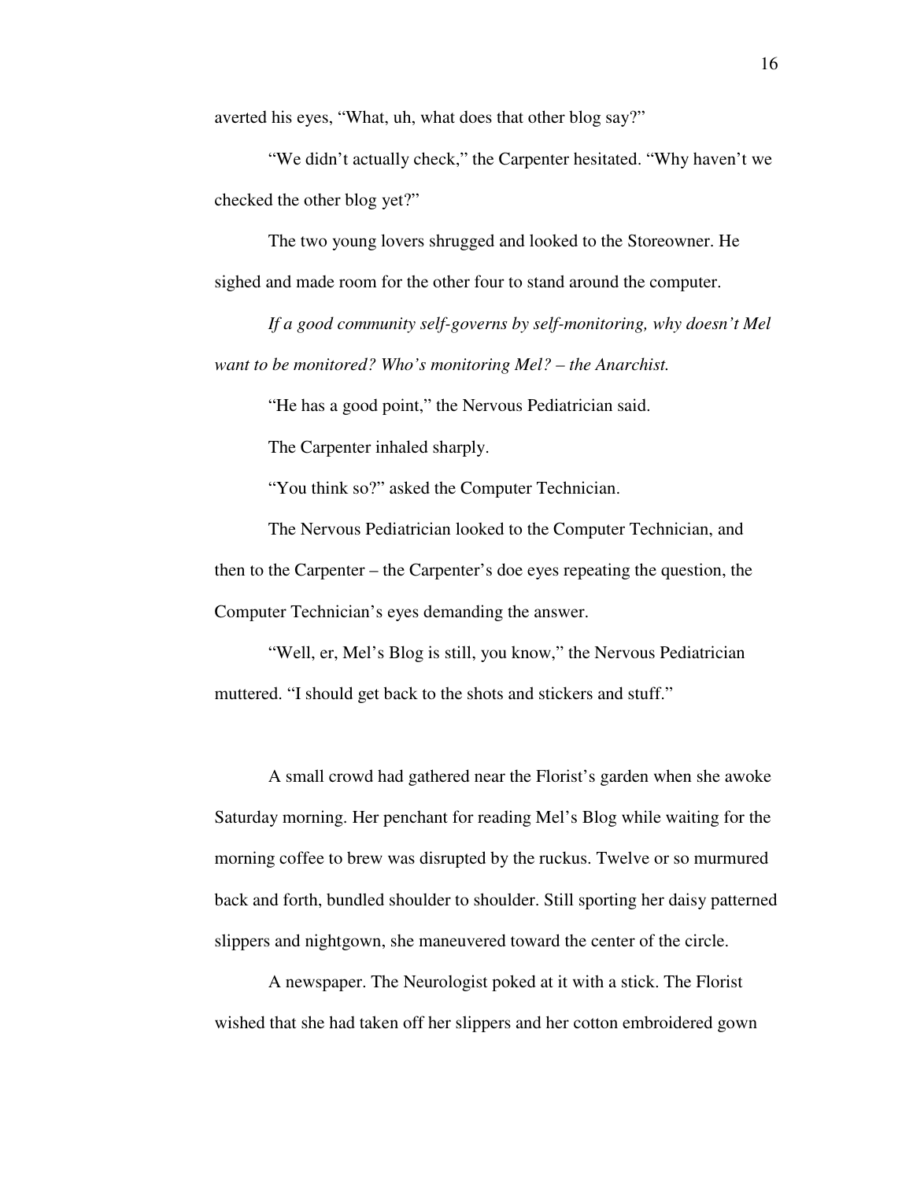averted his eyes, "What, uh, what does that other blog say?"

"We didn't actually check," the Carpenter hesitated. "Why haven't we checked the other blog yet?"

The two young lovers shrugged and looked to the Storeowner. He sighed and made room for the other four to stand around the computer.

*If a good community self-governs by self-monitoring, why doesn't Mel want to be monitored? Who's monitoring Mel? – the Anarchist.*

"He has a good point," the Nervous Pediatrician said.

The Carpenter inhaled sharply.

"You think so?" asked the Computer Technician.

The Nervous Pediatrician looked to the Computer Technician, and then to the Carpenter – the Carpenter's doe eyes repeating the question, the Computer Technician's eyes demanding the answer.

"Well, er, Mel's Blog is still, you know," the Nervous Pediatrician muttered. "I should get back to the shots and stickers and stuff."

A small crowd had gathered near the Florist's garden when she awoke Saturday morning. Her penchant for reading Mel's Blog while waiting for the morning coffee to brew was disrupted by the ruckus. Twelve or so murmured back and forth, bundled shoulder to shoulder. Still sporting her daisy patterned slippers and nightgown, she maneuvered toward the center of the circle.

A newspaper. The Neurologist poked at it with a stick. The Florist wished that she had taken off her slippers and her cotton embroidered gown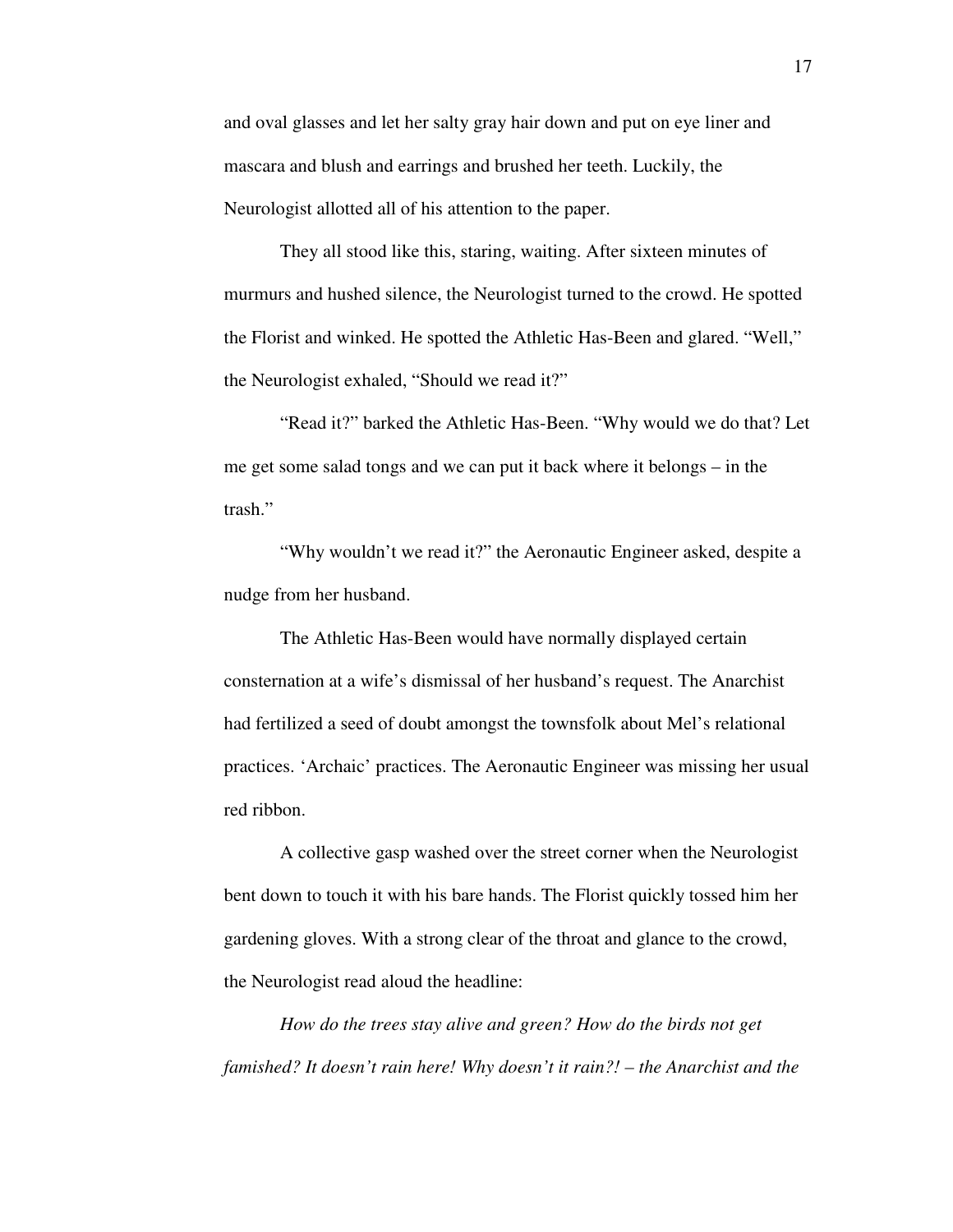and oval glasses and let her salty gray hair down and put on eye liner and mascara and blush and earrings and brushed her teeth. Luckily, the Neurologist allotted all of his attention to the paper.

They all stood like this, staring, waiting. After sixteen minutes of murmurs and hushed silence, the Neurologist turned to the crowd. He spotted the Florist and winked. He spotted the Athletic Has-Been and glared. "Well," the Neurologist exhaled, "Should we read it?"

"Read it?" barked the Athletic Has-Been. "Why would we do that? Let me get some salad tongs and we can put it back where it belongs – in the trash."

"Why wouldn't we read it?" the Aeronautic Engineer asked, despite a nudge from her husband.

The Athletic Has-Been would have normally displayed certain consternation at a wife's dismissal of her husband's request. The Anarchist had fertilized a seed of doubt amongst the townsfolk about Mel's relational practices. 'Archaic' practices. The Aeronautic Engineer was missing her usual red ribbon.

A collective gasp washed over the street corner when the Neurologist bent down to touch it with his bare hands. The Florist quickly tossed him her gardening gloves. With a strong clear of the throat and glance to the crowd, the Neurologist read aloud the headline:

*How do the trees stay alive and green? How do the birds not get famished? It doesn't rain here! Why doesn't it rain?! – the Anarchist and the*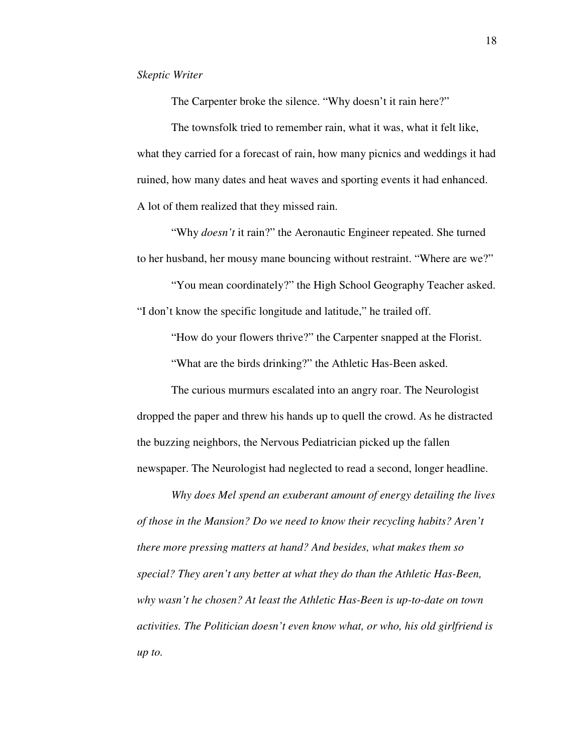*Skeptic Writer*

The Carpenter broke the silence. "Why doesn't it rain here?"

The townsfolk tried to remember rain, what it was, what it felt like, what they carried for a forecast of rain, how many picnics and weddings it had ruined, how many dates and heat waves and sporting events it had enhanced. A lot of them realized that they missed rain.

"Why *doesn't* it rain?" the Aeronautic Engineer repeated. She turned to her husband, her mousy mane bouncing without restraint. "Where are we?"

"You mean coordinately?" the High School Geography Teacher asked. "I don't know the specific longitude and latitude," he trailed off.

"How do your flowers thrive?" the Carpenter snapped at the Florist.

"What are the birds drinking?" the Athletic Has-Been asked.

The curious murmurs escalated into an angry roar. The Neurologist dropped the paper and threw his hands up to quell the crowd. As he distracted the buzzing neighbors, the Nervous Pediatrician picked up the fallen newspaper. The Neurologist had neglected to read a second, longer headline.

*Why does Mel spend an exuberant amount of energy detailing the lives of those in the Mansion? Do we need to know their recycling habits? Aren't there more pressing matters at hand? And besides, what makes them so special? They aren't any better at what they do than the Athletic Has-Been, why wasn't he chosen? At least the Athletic Has-Been is up-to-date on town activities. The Politician doesn't even know what, or who, his old girlfriend is up to.*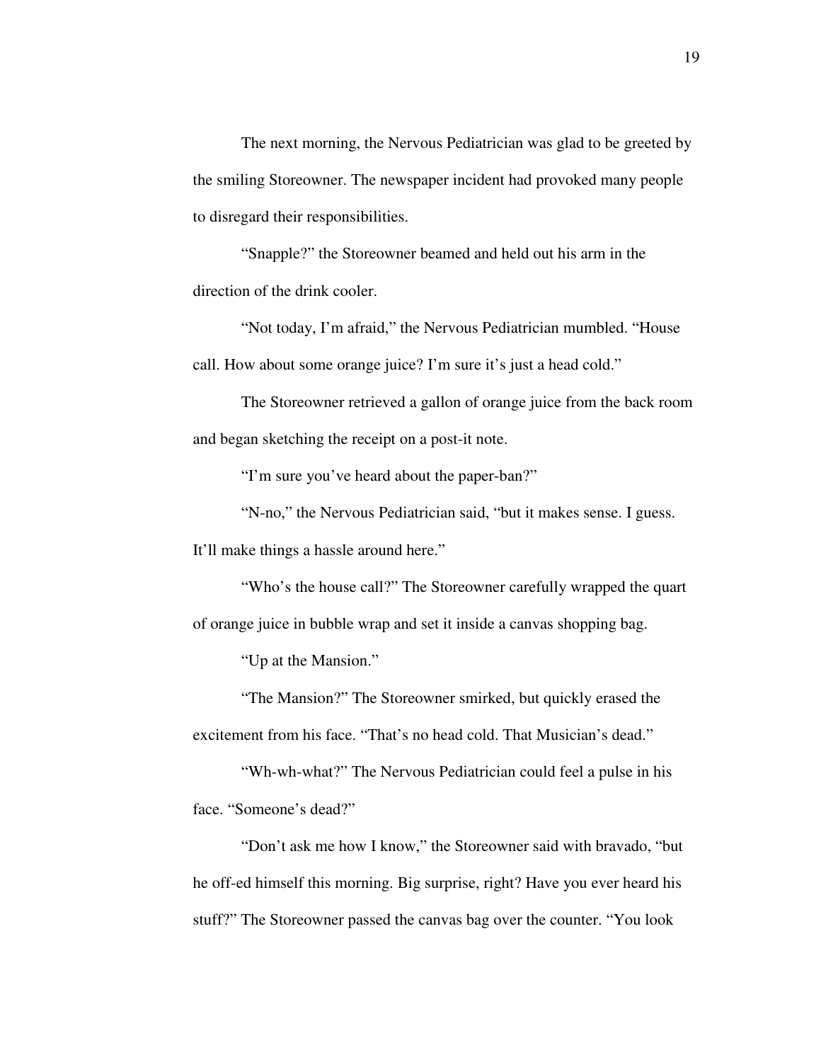The next morning, the Nervous Pediatrician was glad to be greeted by the smiling Storeowner. The newspaper incident had provoked many people to disregard their responsibilities.

"Snapple?" the Storeowner beamed and held out his arm in the direction of the drink cooler.

"Not today, I'm afraid," the Nervous Pediatrician mumbled. "House call. How about some orange juice? I'm sure it's just a head cold."

The Storeowner retrieved a gallon of orange juice from the back room and began sketching the receipt on a post-it note.

"I'm sure you've heard about the paper-ban?"

"N-no," the Nervous Pediatrician said, "but it makes sense. I guess. It'll make things a hassle around here."

"Who's the house call?" The Storeowner carefully wrapped the quart of orange juice in bubble wrap and set it inside a canvas shopping bag.

"Up at the Mansion."

"The Mansion?" The Storeowner smirked, but quickly erased the excitement from his face. "That's no head cold. That Musician's dead."

"Wh-wh-what?" The Nervous Pediatrician could feel a pulse in his face. "Someone's dead?"

"Don't ask me how I know," the Storeowner said with bravado, "but he off-ed himself this morning. Big surprise, right? Have you ever heard his stuff?" The Storeowner passed the canvas bag over the counter. "You look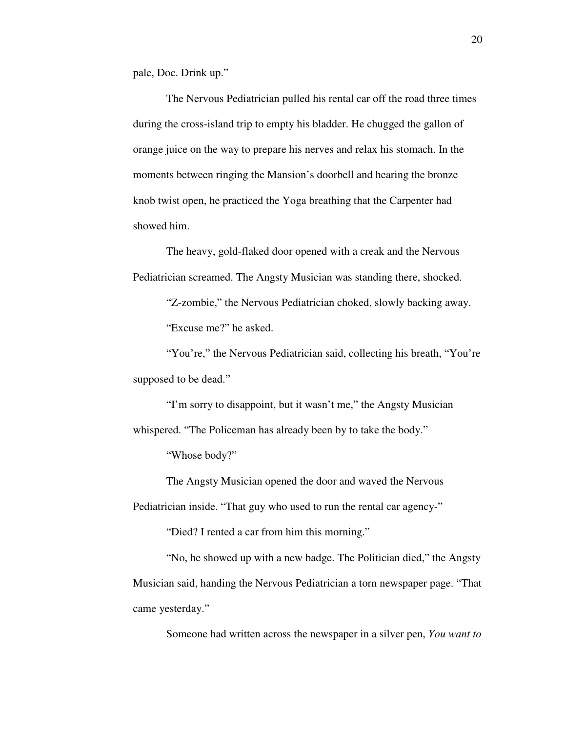pale, Doc. Drink up."

The Nervous Pediatrician pulled his rental car off the road three times during the cross-island trip to empty his bladder. He chugged the gallon of orange juice on the way to prepare his nerves and relax his stomach. In the moments between ringing the Mansion's doorbell and hearing the bronze knob twist open, he practiced the Yoga breathing that the Carpenter had showed him.

The heavy, gold-flaked door opened with a creak and the Nervous Pediatrician screamed. The Angsty Musician was standing there, shocked.

"Z-zombie," the Nervous Pediatrician choked, slowly backing away.

"Excuse me?" he asked.

"You're," the Nervous Pediatrician said, collecting his breath, "You're supposed to be dead."

"I'm sorry to disappoint, but it wasn't me," the Angsty Musician whispered. "The Policeman has already been by to take the body."

"Whose body?"

The Angsty Musician opened the door and waved the Nervous Pediatrician inside. "That guy who used to run the rental car agency-"

"Died? I rented a car from him this morning."

"No, he showed up with a new badge. The Politician died," the Angsty Musician said, handing the Nervous Pediatrician a torn newspaper page. "That came yesterday."

Someone had written across the newspaper in a silver pen, *You want to*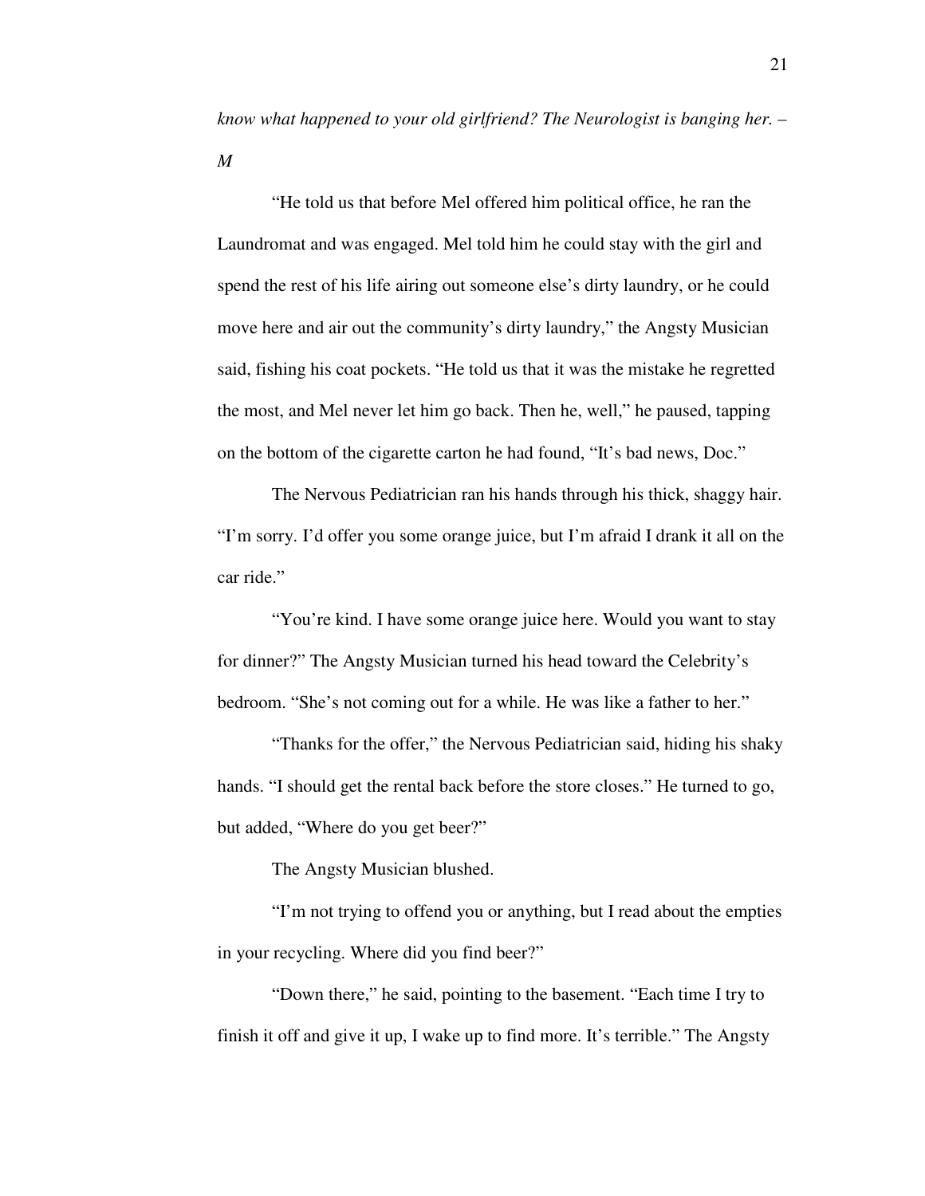*know what happened to your old girlfriend? The Neurologist is banging her. – M*

"He told us that before Mel offered him political office, he ran the Laundromat and was engaged. Mel told him he could stay with the girl and spend the rest of his life airing out someone else's dirty laundry, or he could move here and air out the community's dirty laundry," the Angsty Musician said, fishing his coat pockets. "He told us that it was the mistake he regretted the most, and Mel never let him go back. Then he, well," he paused, tapping on the bottom of the cigarette carton he had found, "It's bad news, Doc."

The Nervous Pediatrician ran his hands through his thick, shaggy hair. "I'm sorry. I'd offer you some orange juice, but I'm afraid I drank it all on the car ride."

"You're kind. I have some orange juice here. Would you want to stay for dinner?" The Angsty Musician turned his head toward the Celebrity's bedroom. "She's not coming out for a while. He was like a father to her."

"Thanks for the offer," the Nervous Pediatrician said, hiding his shaky hands. "I should get the rental back before the store closes." He turned to go, but added, "Where do you get beer?"

The Angsty Musician blushed.

"I'm not trying to offend you or anything, but I read about the empties in your recycling. Where did you find beer?"

"Down there," he said, pointing to the basement. "Each time I try to finish it off and give it up, I wake up to find more. It's terrible." The Angsty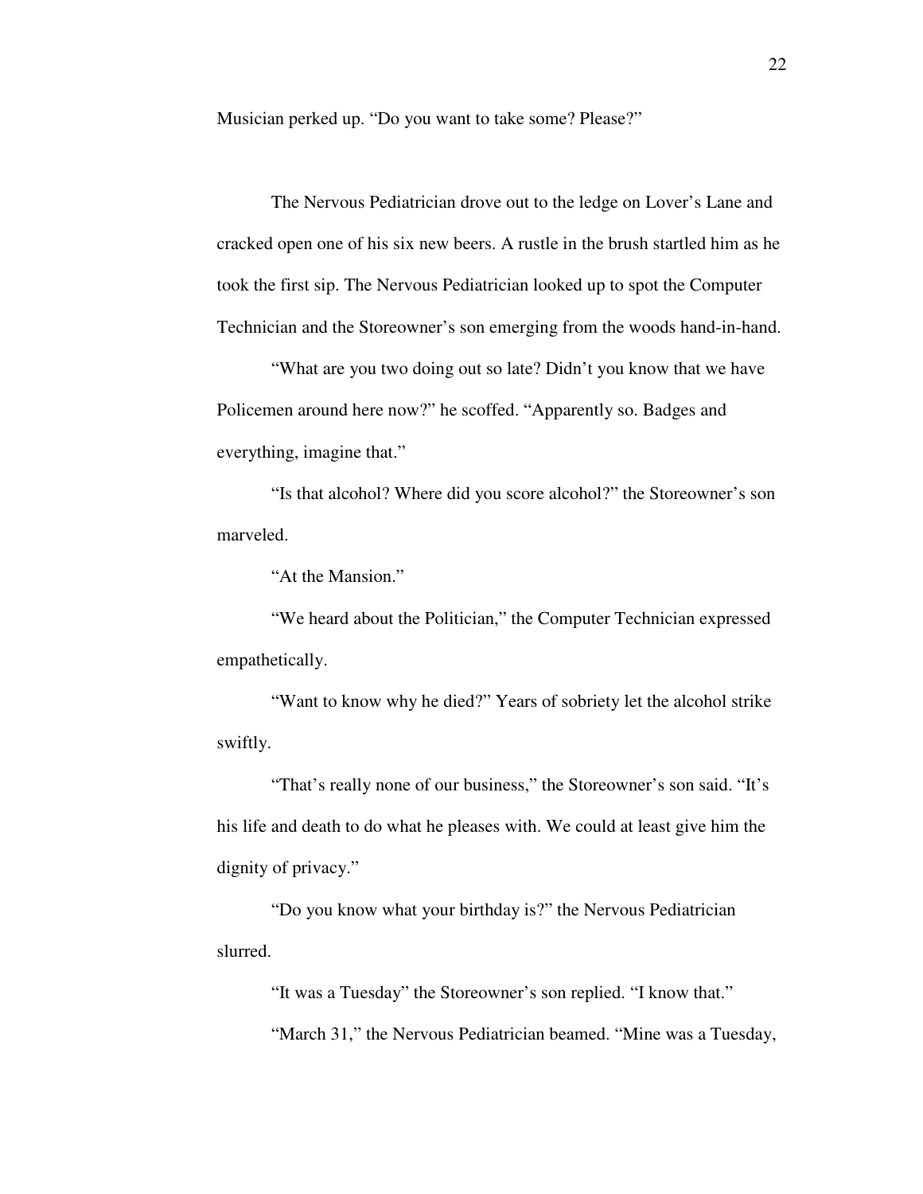Musician perked up. "Do you want to take some? Please?"

The Nervous Pediatrician drove out to the ledge on Lover's Lane and cracked open one of his six new beers. A rustle in the brush startled him as he took the first sip. The Nervous Pediatrician looked up to spot the Computer Technician and the Storeowner's son emerging from the woods hand-in-hand.

"What are you two doing out so late? Didn't you know that we have Policemen around here now?" he scoffed. "Apparently so. Badges and everything, imagine that."

"Is that alcohol? Where did you score alcohol?" the Storeowner's son marveled.

"At the Mansion."

"We heard about the Politician," the Computer Technician expressed empathetically.

"Want to know why he died?" Years of sobriety let the alcohol strike swiftly.

"That's really none of our business," the Storeowner's son said. "It's his life and death to do what he pleases with. We could at least give him the dignity of privacy."

"Do you know what your birthday is?" the Nervous Pediatrician slurred.

"It was a Tuesday" the Storeowner's son replied. "I know that."

"March 31," the Nervous Pediatrician beamed. "Mine was a Tuesday,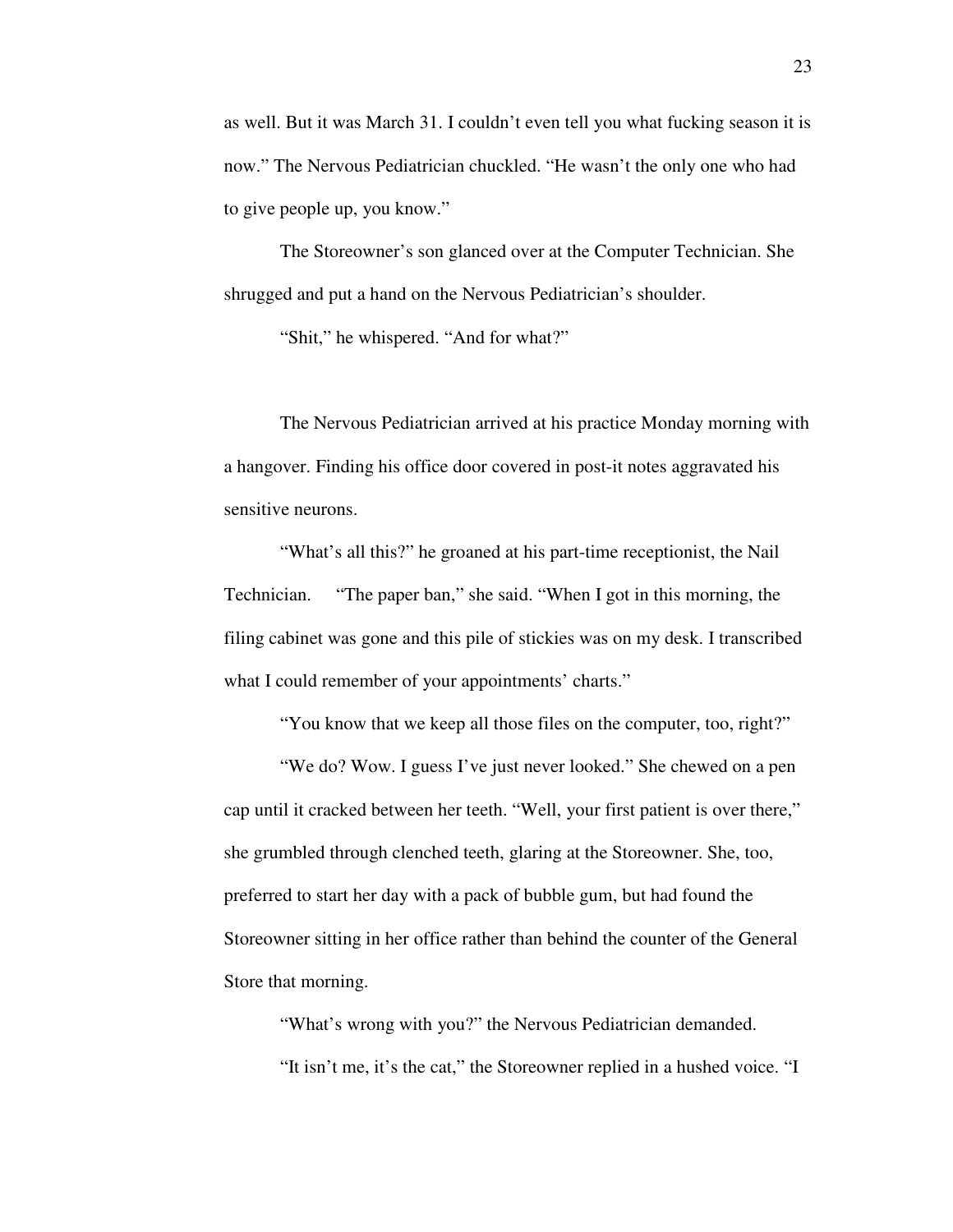as well. But it was March 31. I couldn't even tell you what fucking season it is now." The Nervous Pediatrician chuckled. "He wasn't the only one who had to give people up, you know."

The Storeowner's son glanced over at the Computer Technician. She shrugged and put a hand on the Nervous Pediatrician's shoulder.

"Shit," he whispered. "And for what?"

The Nervous Pediatrician arrived at his practice Monday morning with a hangover. Finding his office door covered in post-it notes aggravated his sensitive neurons.

"What's all this?" he groaned at his part-time receptionist, the Nail Technician. "The paper ban," she said. "When I got in this morning, the filing cabinet was gone and this pile of stickies was on my desk. I transcribed what I could remember of your appointments' charts."

"You know that we keep all those files on the computer, too, right?"

"We do? Wow. I guess I've just never looked." She chewed on a pen cap until it cracked between her teeth. "Well, your first patient is over there," she grumbled through clenched teeth, glaring at the Storeowner. She, too, preferred to start her day with a pack of bubble gum, but had found the Storeowner sitting in her office rather than behind the counter of the General Store that morning.

"What's wrong with you?" the Nervous Pediatrician demanded.

"It isn't me, it's the cat," the Storeowner replied in a hushed voice. "I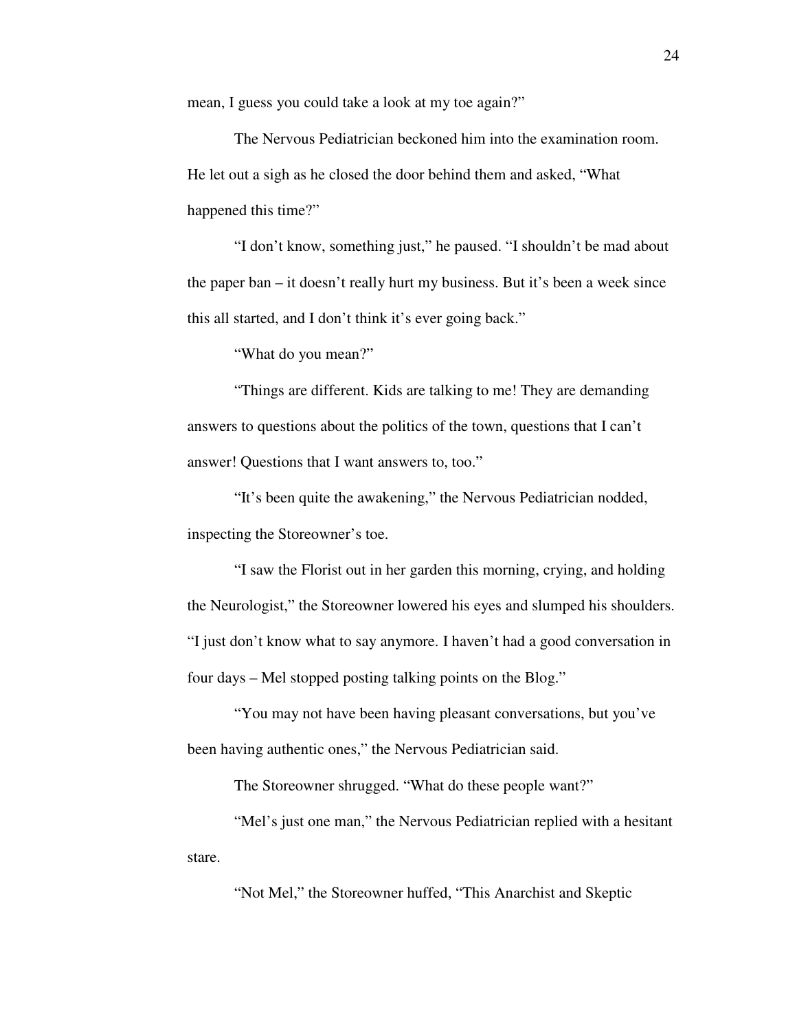mean, I guess you could take a look at my toe again?"

The Nervous Pediatrician beckoned him into the examination room. He let out a sigh as he closed the door behind them and asked, "What happened this time?"

"I don't know, something just," he paused. "I shouldn't be mad about the paper ban – it doesn't really hurt my business. But it's been a week since this all started, and I don't think it's ever going back."

"What do you mean?"

"Things are different. Kids are talking to me! They are demanding answers to questions about the politics of the town, questions that I can't answer! Questions that I want answers to, too."

"It's been quite the awakening," the Nervous Pediatrician nodded, inspecting the Storeowner's toe.

"I saw the Florist out in her garden this morning, crying, and holding the Neurologist," the Storeowner lowered his eyes and slumped his shoulders. "I just don't know what to say anymore. I haven't had a good conversation in four days – Mel stopped posting talking points on the Blog."

"You may not have been having pleasant conversations, but you've been having authentic ones," the Nervous Pediatrician said.

The Storeowner shrugged. "What do these people want?"

"Mel's just one man," the Nervous Pediatrician replied with a hesitant stare.

"Not Mel," the Storeowner huffed, "This Anarchist and Skeptic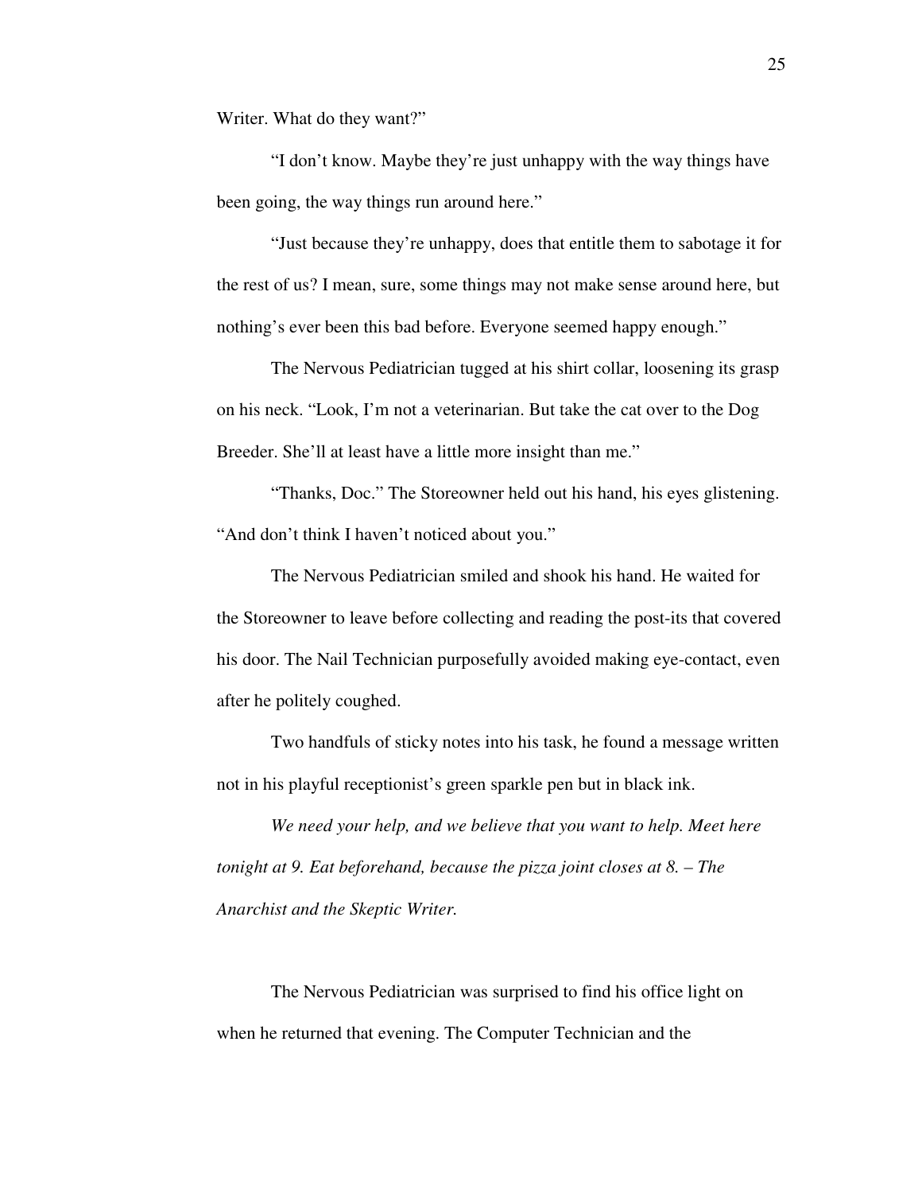Writer. What do they want?"

"I don't know. Maybe they're just unhappy with the way things have been going, the way things run around here."

"Just because they're unhappy, does that entitle them to sabotage it for the rest of us? I mean, sure, some things may not make sense around here, but nothing's ever been this bad before. Everyone seemed happy enough."

The Nervous Pediatrician tugged at his shirt collar, loosening its grasp on his neck. "Look, I'm not a veterinarian. But take the cat over to the Dog Breeder. She'll at least have a little more insight than me."

"Thanks, Doc." The Storeowner held out his hand, his eyes glistening. "And don't think I haven't noticed about you."

The Nervous Pediatrician smiled and shook his hand. He waited for the Storeowner to leave before collecting and reading the post-its that covered his door. The Nail Technician purposefully avoided making eye-contact, even after he politely coughed.

Two handfuls of sticky notes into his task, he found a message written not in his playful receptionist's green sparkle pen but in black ink.

*We need your help, and we believe that you want to help. Meet here tonight at 9. Eat beforehand, because the pizza joint closes at 8. – The Anarchist and the Skeptic Writer.*

The Nervous Pediatrician was surprised to find his office light on when he returned that evening. The Computer Technician and the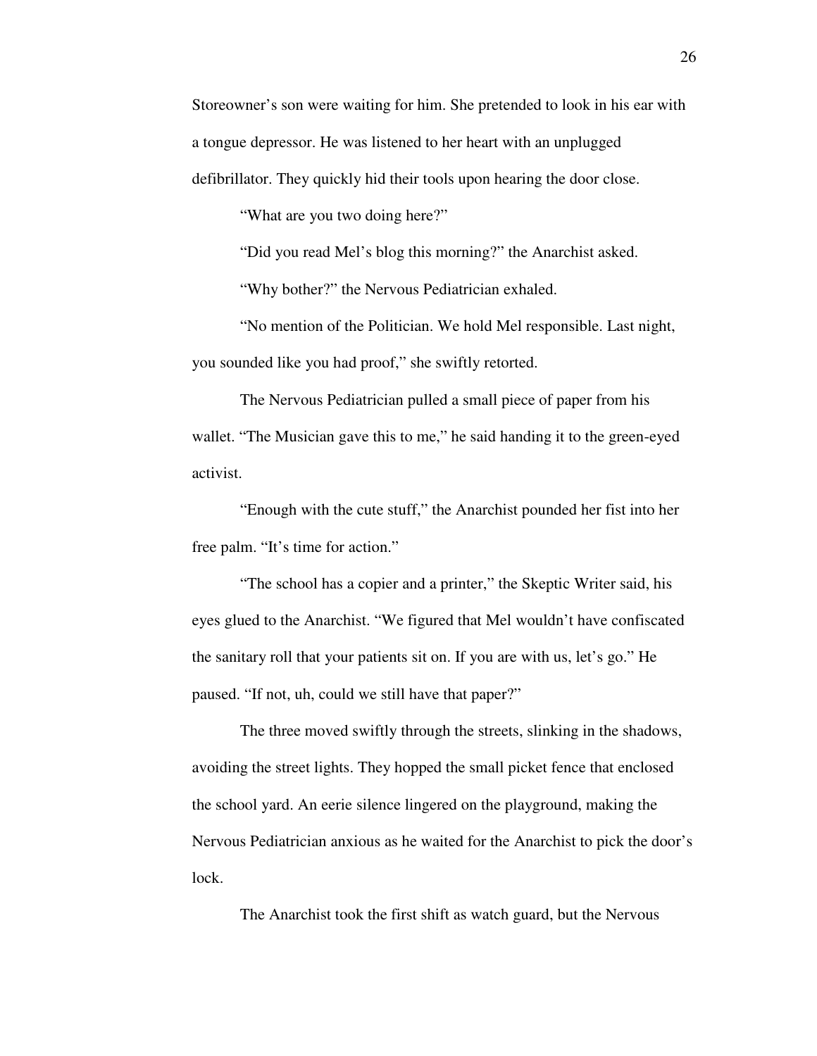Storeowner's son were waiting for him. She pretended to look in his ear with a tongue depressor. He was listened to her heart with an unplugged defibrillator. They quickly hid their tools upon hearing the door close.

"What are you two doing here?"

"Did you read Mel's blog this morning?" the Anarchist asked.

"Why bother?" the Nervous Pediatrician exhaled.

"No mention of the Politician. We hold Mel responsible. Last night, you sounded like you had proof," she swiftly retorted.

The Nervous Pediatrician pulled a small piece of paper from his wallet. "The Musician gave this to me," he said handing it to the green-eyed activist.

"Enough with the cute stuff," the Anarchist pounded her fist into her free palm. "It's time for action."

"The school has a copier and a printer," the Skeptic Writer said, his eyes glued to the Anarchist. "We figured that Mel wouldn't have confiscated the sanitary roll that your patients sit on. If you are with us, let's go." He paused. "If not, uh, could we still have that paper?"

The three moved swiftly through the streets, slinking in the shadows, avoiding the street lights. They hopped the small picket fence that enclosed the school yard. An eerie silence lingered on the playground, making the Nervous Pediatrician anxious as he waited for the Anarchist to pick the door's lock.

The Anarchist took the first shift as watch guard, but the Nervous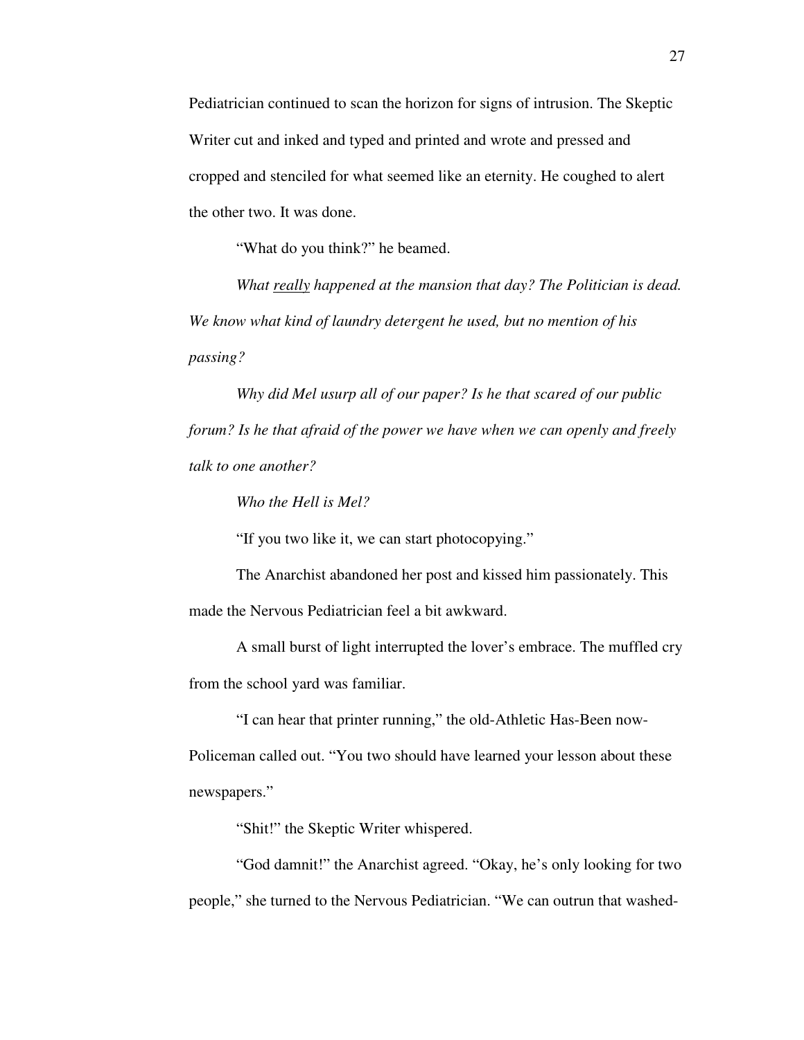Pediatrician continued to scan the horizon for signs of intrusion. The Skeptic Writer cut and inked and typed and printed and wrote and pressed and cropped and stenciled for what seemed like an eternity. He coughed to alert the other two. It was done.

"What do you think?" he beamed.

*What <u>really</u> happened at the mansion that day? The Politician is dead. We know what kind of laundry detergent he used, but no mention of his passing?*

*Why did Mel usurp all of our paper? Is he that scared of our public forum? Is he that afraid of the power we have when we can openly and freely talk to one another?*

*Who the Hell is Mel?*

"If you two like it, we can start photocopying."

The Anarchist abandoned her post and kissed him passionately. This made the Nervous Pediatrician feel a bit awkward.

A small burst of light interrupted the lover's embrace. The muffled cry from the school yard was familiar.

"I can hear that printer running," the old-Athletic Has-Been now-Policeman called out. "You two should have learned your lesson about these newspapers."

"Shit!" the Skeptic Writer whispered.

"God damnit!" the Anarchist agreed. "Okay, he's only looking for two people," she turned to the Nervous Pediatrician. "We can outrun that washed-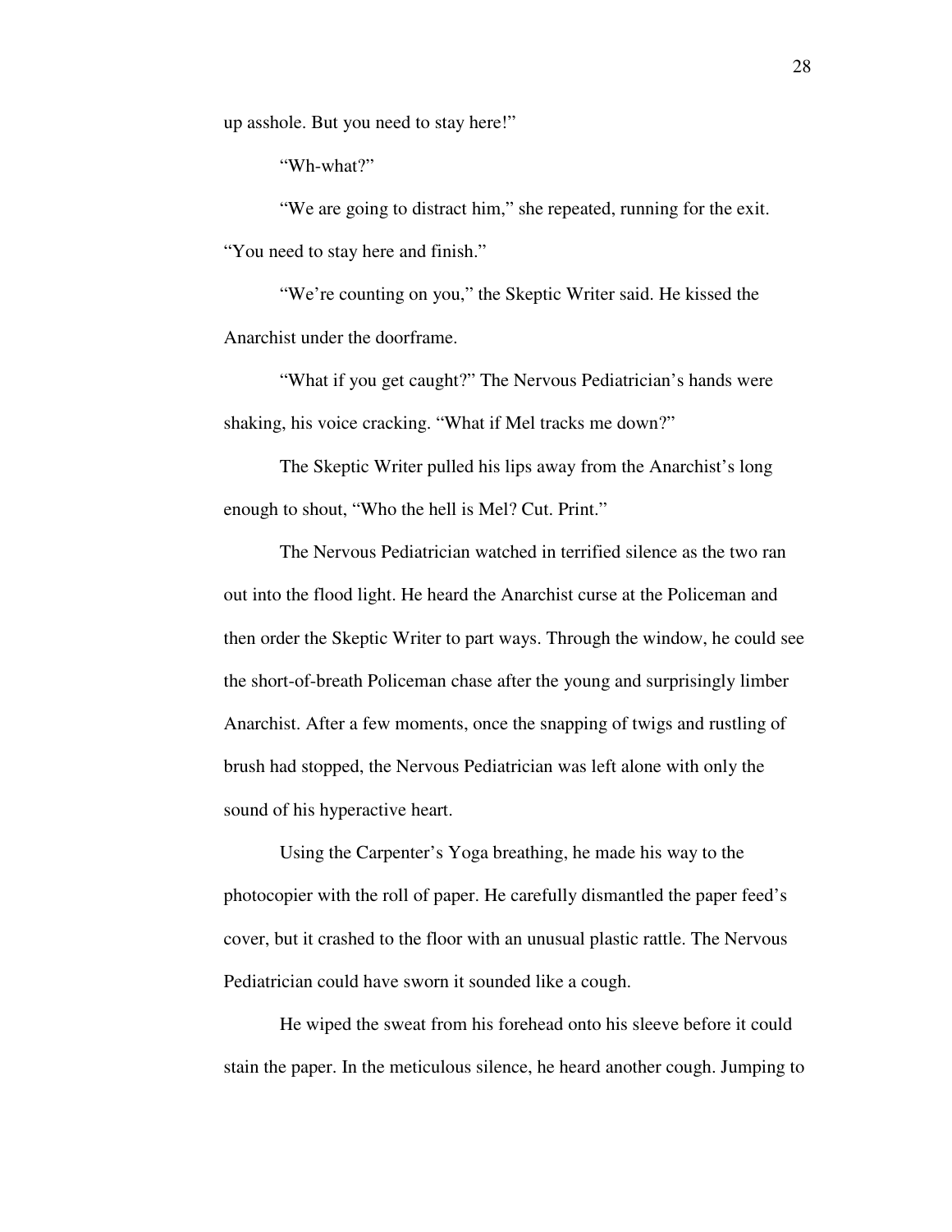up asshole. But you need to stay here!"

"Wh-what?"

"We are going to distract him," she repeated, running for the exit. "You need to stay here and finish."

"We're counting on you," the Skeptic Writer said. He kissed the Anarchist under the doorframe.

"What if you get caught?" The Nervous Pediatrician's hands were shaking, his voice cracking. "What if Mel tracks me down?"

The Skeptic Writer pulled his lips away from the Anarchist's long enough to shout, "Who the hell is Mel? Cut. Print."

The Nervous Pediatrician watched in terrified silence as the two ran out into the flood light. He heard the Anarchist curse at the Policeman and then order the Skeptic Writer to part ways. Through the window, he could see the short-of-breath Policeman chase after the young and surprisingly limber Anarchist. After a few moments, once the snapping of twigs and rustling of brush had stopped, the Nervous Pediatrician was left alone with only the sound of his hyperactive heart.

Using the Carpenter's Yoga breathing, he made his way to the photocopier with the roll of paper. He carefully dismantled the paper feed's cover, but it crashed to the floor with an unusual plastic rattle. The Nervous Pediatrician could have sworn it sounded like a cough.

He wiped the sweat from his forehead onto his sleeve before it could stain the paper. In the meticulous silence, he heard another cough. Jumping to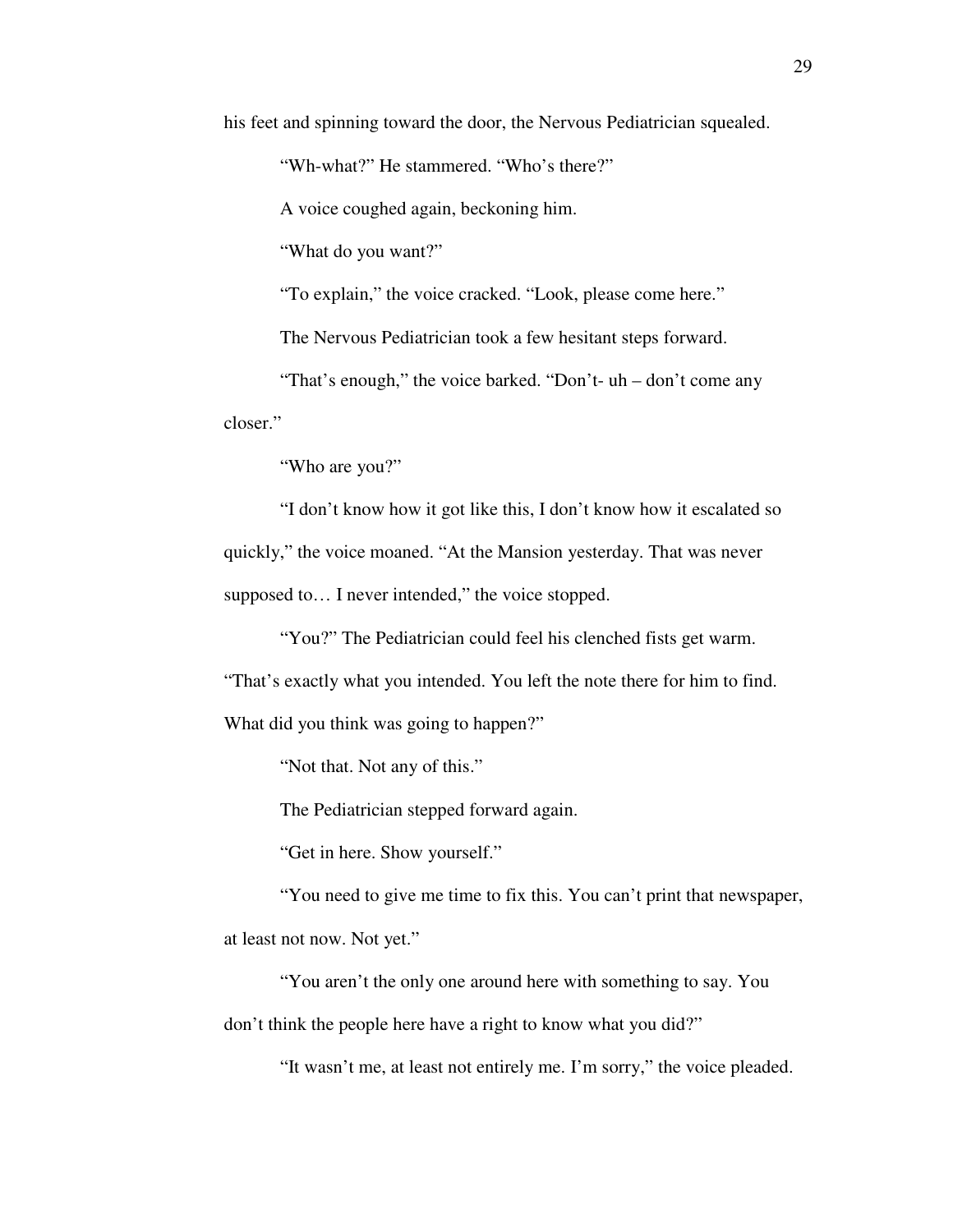his feet and spinning toward the door, the Nervous Pediatrician squealed.

"Wh-what?" He stammered. "Who's there?"

A voice coughed again, beckoning him.

"What do you want?"

"To explain," the voice cracked. "Look, please come here."

The Nervous Pediatrician took a few hesitant steps forward.

"That's enough," the voice barked. "Don't- uh – don't come any closer."

"Who are you?"

"I don't know how it got like this, I don't know how it escalated so quickly," the voice moaned. "At the Mansion yesterday. That was never supposed to… I never intended," the voice stopped.

"You?" The Pediatrician could feel his clenched fists get warm. "That's exactly what you intended. You left the note there for him to find. What did you think was going to happen?"

"Not that. Not any of this."

The Pediatrician stepped forward again.

"Get in here. Show yourself."

"You need to give me time to fix this. You can't print that newspaper, at least not now. Not yet."

"You aren't the only one around here with something to say. You don't think the people here have a right to know what you did?"

"It wasn't me, at least not entirely me. I'm sorry," the voice pleaded.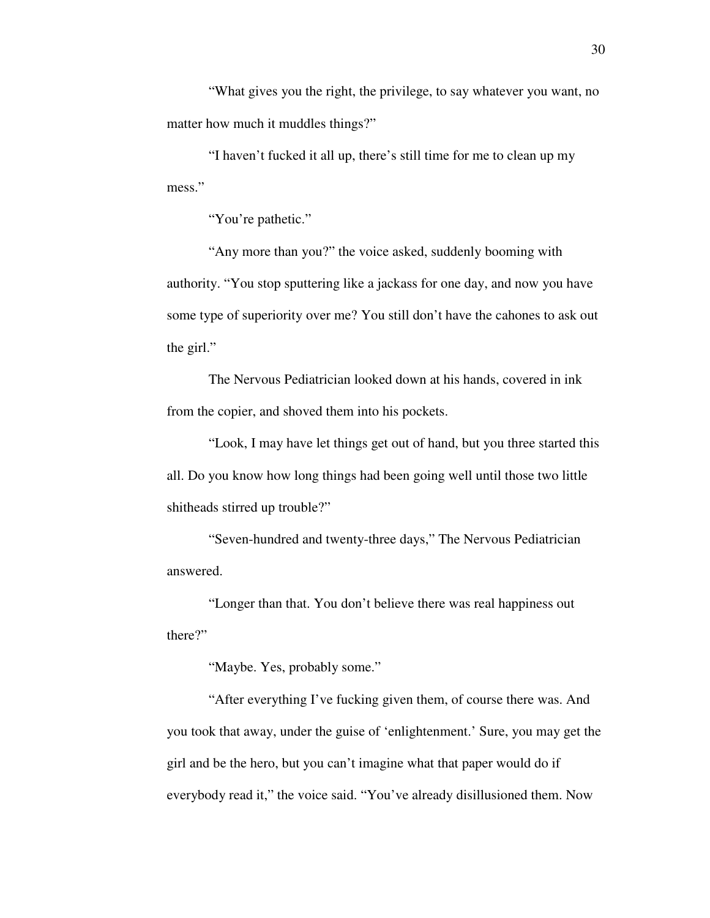"What gives you the right, the privilege, to say whatever you want, no matter how much it muddles things?"

"I haven't fucked it all up, there's still time for me to clean up my mess."

"You're pathetic."

"Any more than you?" the voice asked, suddenly booming with authority. "You stop sputtering like a jackass for one day, and now you have some type of superiority over me? You still don't have the cahones to ask out the girl."

The Nervous Pediatrician looked down at his hands, covered in ink from the copier, and shoved them into his pockets.

"Look, I may have let things get out of hand, but you three started this all. Do you know how long things had been going well until those two little shitheads stirred up trouble?"

"Seven-hundred and twenty-three days," The Nervous Pediatrician answered.

"Longer than that. You don't believe there was real happiness out there?"

"Maybe. Yes, probably some."

"After everything I've fucking given them, of course there was. And you took that away, under the guise of 'enlightenment.' Sure, you may get the girl and be the hero, but you can't imagine what that paper would do if everybody read it," the voice said. "You've already disillusioned them. Now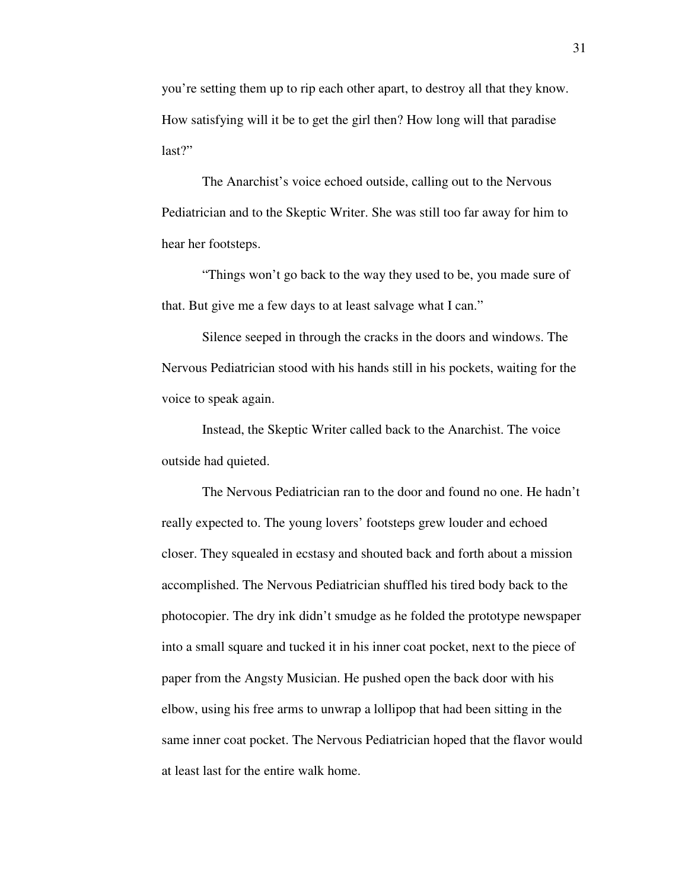you're setting them up to rip each other apart, to destroy all that they know. How satisfying will it be to get the girl then? How long will that paradise last?"

The Anarchist's voice echoed outside, calling out to the Nervous Pediatrician and to the Skeptic Writer. She was still too far away for him to hear her footsteps.

"Things won't go back to the way they used to be, you made sure of that. But give me a few days to at least salvage what I can."

Silence seeped in through the cracks in the doors and windows. The Nervous Pediatrician stood with his hands still in his pockets, waiting for the voice to speak again.

Instead, the Skeptic Writer called back to the Anarchist. The voice outside had quieted.

The Nervous Pediatrician ran to the door and found no one. He hadn't really expected to. The young lovers' footsteps grew louder and echoed closer. They squealed in ecstasy and shouted back and forth about a mission accomplished. The Nervous Pediatrician shuffled his tired body back to the photocopier. The dry ink didn't smudge as he folded the prototype newspaper into a small square and tucked it in his inner coat pocket, next to the piece of paper from the Angsty Musician. He pushed open the back door with his elbow, using his free arms to unwrap a lollipop that had been sitting in the same inner coat pocket. The Nervous Pediatrician hoped that the flavor would at least last for the entire walk home.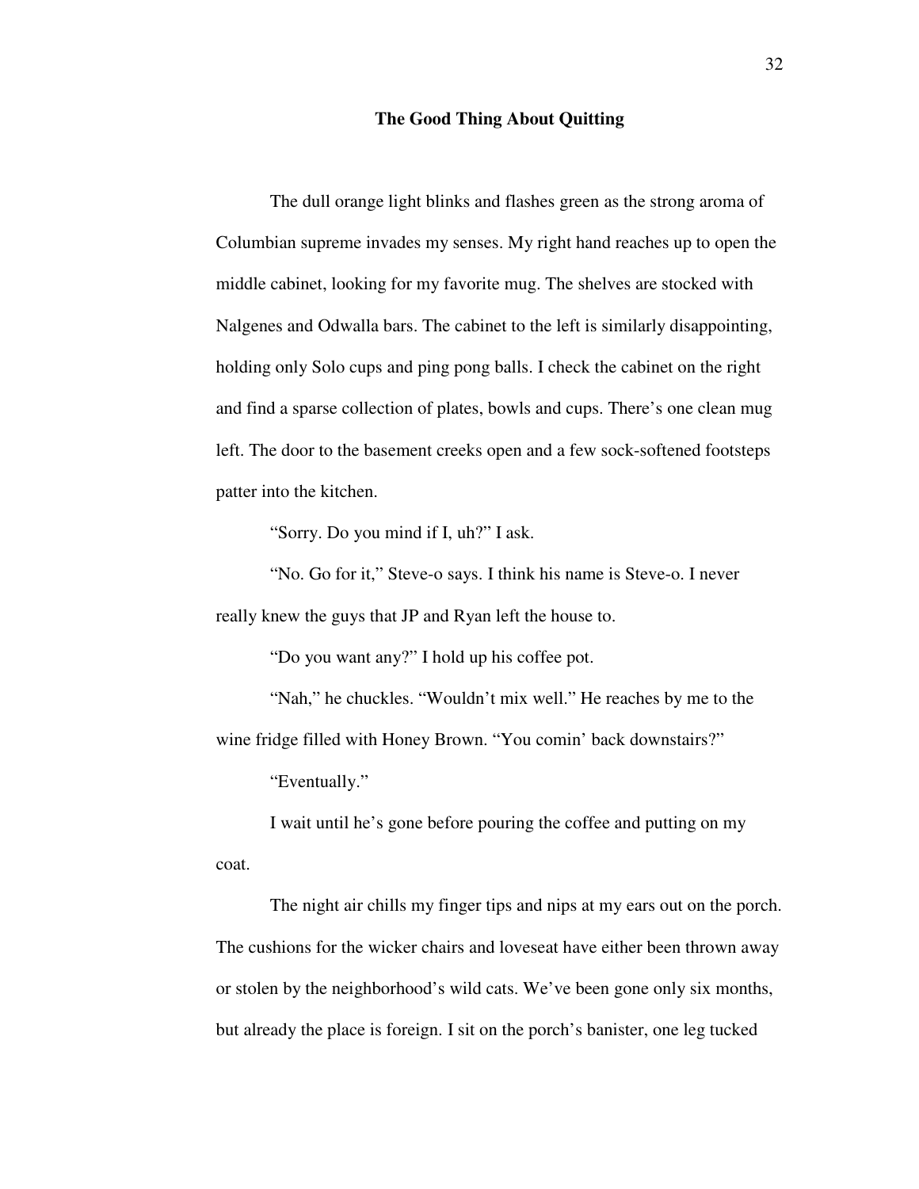## The Good Thing About Quitting

The dull orange light blinks and flashes green as the strong aroma of Columbian supreme invades my senses. My right hand reaches up to open the middle cabinet, looking for my favorite mug. The shelves are stocked with Nalgenes and Odwalla bars. The cabinet to the left is similarly disappointing, holding only Solo cups and ping pong balls. I check the cabinet on the right and find a sparse collection of plates, bowls and cups. There's one clean mug left. The door to the basement creeks open and a few sock-softened footsteps patter into the kitchen.

"Sorry. Do you mind if I, uh?" I ask.

"No. Go for it," Steve-o says. I think his name is Steve-o. I never really knew the guys that JP and Ryan left the house to.

"Do you want any?" I hold up his coffee pot.

"Nah," he chuckles. "Wouldn't mix well." He reaches by me to the wine fridge filled with Honey Brown. "You comin' back downstairs?"

"Eventually."

I wait until he's gone before pouring the coffee and putting on my coat.

The night air chills my finger tips and nips at my ears out on the porch. The cushions for the wicker chairs and loveseat have either been thrown away or stolen by the neighborhood's wild cats. We've been gone only six months, but already the place is foreign. I sit on the porch's banister, one leg tucked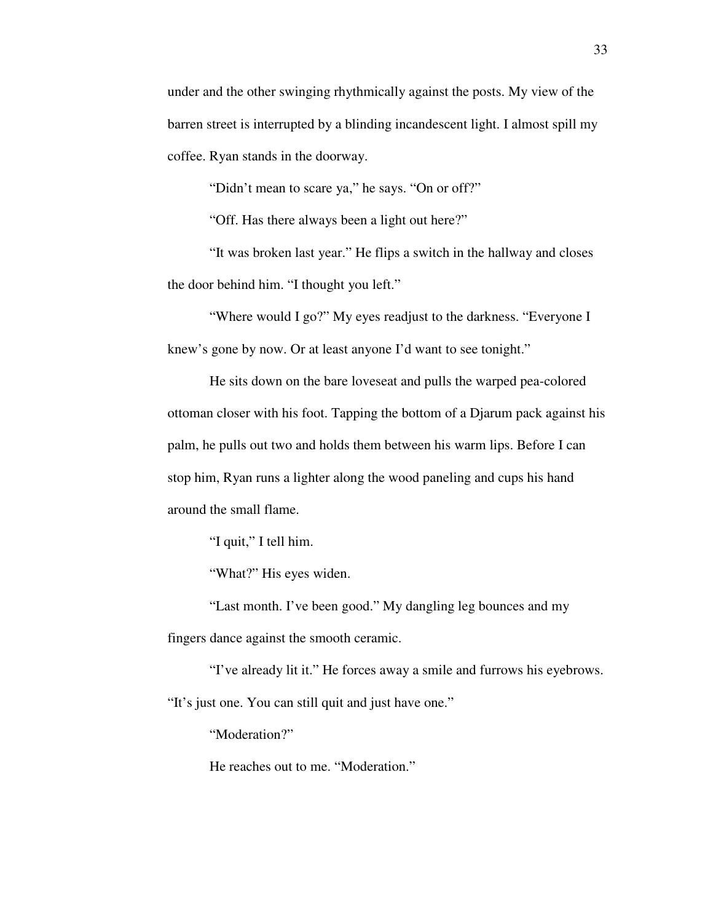under and the other swinging rhythmically against the posts. My view of the barren street is interrupted by a blinding incandescent light. I almost spill my coffee. Ryan stands in the doorway.

"Didn't mean to scare ya," he says. "On or off?"

"Off. Has there always been a light out here?"

"It was broken last year." He flips a switch in the hallway and closes the door behind him. "I thought you left."

"Where would I go?" My eyes readjust to the darkness. "Everyone I knew's gone by now. Or at least anyone I'd want to see tonight."

He sits down on the bare loveseat and pulls the warped pea-colored ottoman closer with his foot. Tapping the bottom of a Djarum pack against his palm, he pulls out two and holds them between his warm lips. Before I can stop him, Ryan runs a lighter along the wood paneling and cups his hand around the small flame.

"I quit," I tell him.

"What?" His eyes widen.

"Last month. I've been good." My dangling leg bounces and my fingers dance against the smooth ceramic.

"I've already lit it." He forces away a smile and furrows his eyebrows. "It's just one. You can still quit and just have one."

"Moderation?"

He reaches out to me. "Moderation."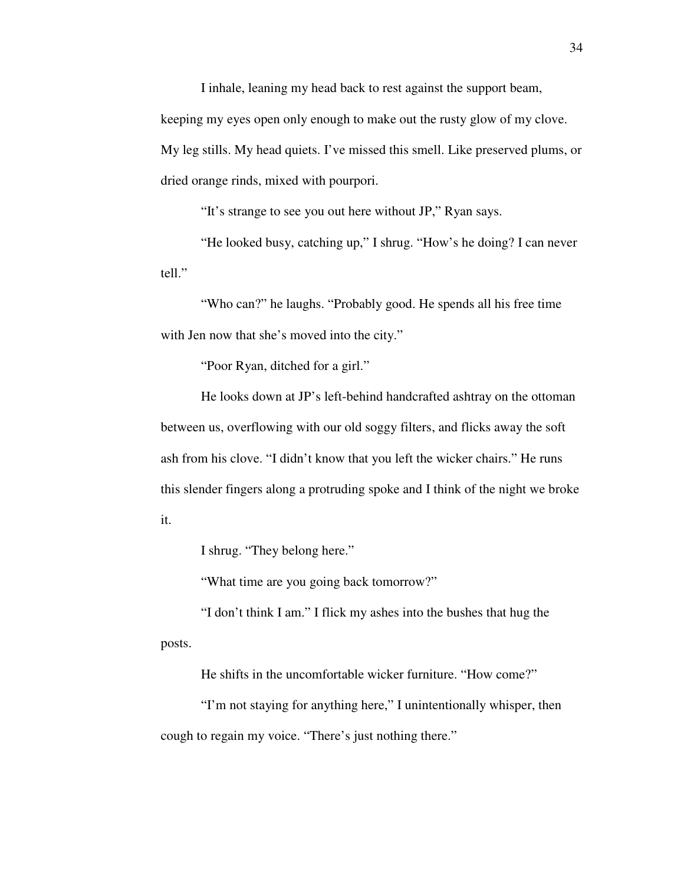I inhale, leaning my head back to rest against the support beam, keeping my eyes open only enough to make out the rusty glow of my clove. My leg stills. My head quiets. I've missed this smell. Like preserved plums, or dried orange rinds, mixed with pourpori.

"It's strange to see you out here without JP," Ryan says.

"He looked busy, catching up," I shrug. "How's he doing? I can never tell."

"Who can?" he laughs. "Probably good. He spends all his free time with Jen now that she's moved into the city."

"Poor Ryan, ditched for a girl."

He looks down at JP's left-behind handcrafted ashtray on the ottoman between us, overflowing with our old soggy filters, and flicks away the soft ash from his clove. "I didn't know that you left the wicker chairs." He runs this slender fingers along a protruding spoke and I think of the night we broke it.

I shrug. "They belong here."

"What time are you going back tomorrow?"

"I don't think I am." I flick my ashes into the bushes that hug the posts.

He shifts in the uncomfortable wicker furniture. "How come?"

"I'm not staying for anything here," I unintentionally whisper, then cough to regain my voice. "There's just nothing there."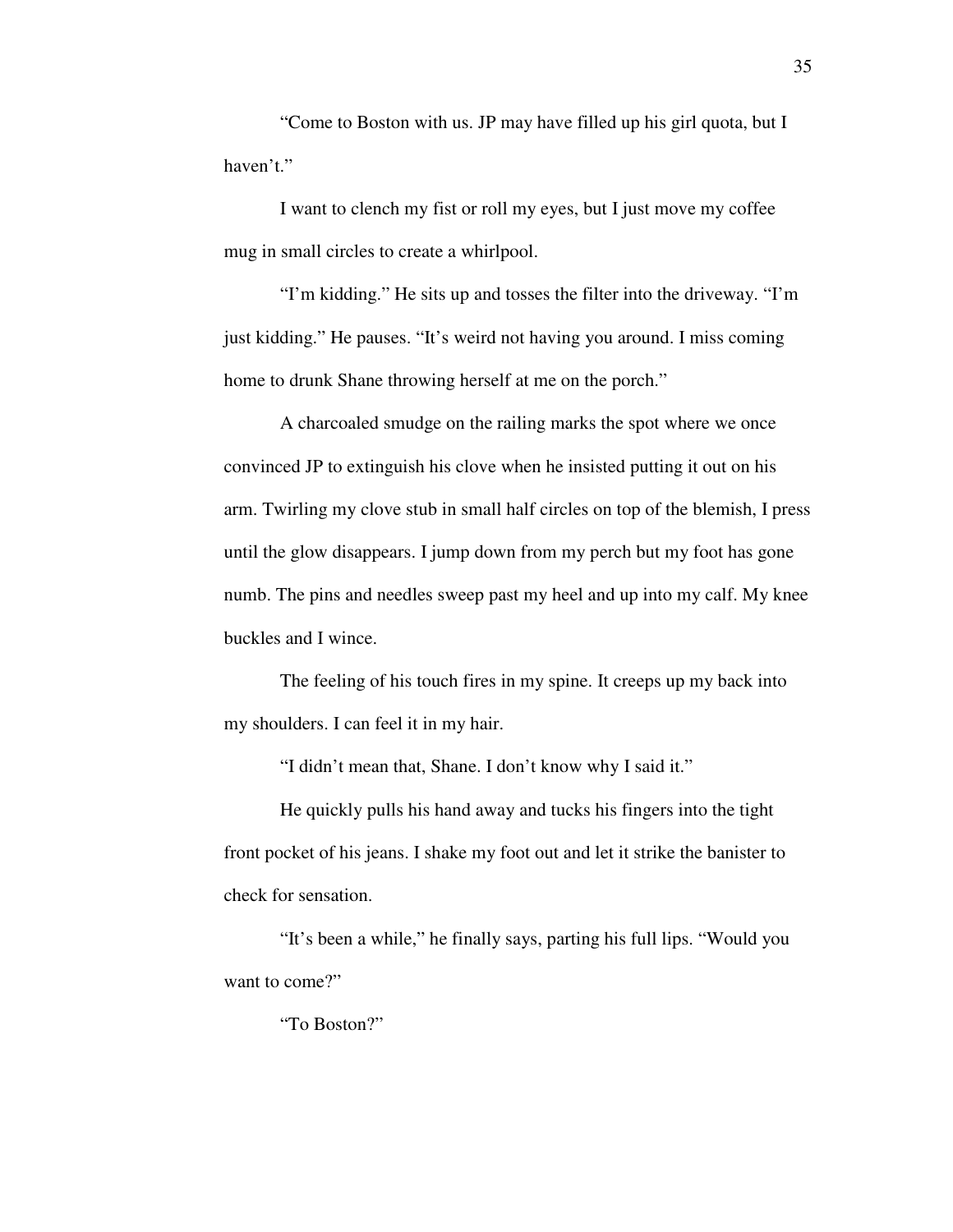"Come to Boston with us. JP may have filled up his girl quota, but I haven't."

I want to clench my fist or roll my eyes, but I just move my coffee mug in small circles to create a whirlpool.

"I'm kidding." He sits up and tosses the filter into the driveway. "I'm just kidding." He pauses. "It's weird not having you around. I miss coming home to drunk Shane throwing herself at me on the porch."

A charcoaled smudge on the railing marks the spot where we once convinced JP to extinguish his clove when he insisted putting it out on his arm. Twirling my clove stub in small half circles on top of the blemish, I press until the glow disappears. I jump down from my perch but my foot has gone numb. The pins and needles sweep past my heel and up into my calf. My knee buckles and I wince.

The feeling of his touch fires in my spine. It creeps up my back into my shoulders. I can feel it in my hair.

"I didn't mean that, Shane. I don't know why I said it."

He quickly pulls his hand away and tucks his fingers into the tight front pocket of his jeans. I shake my foot out and let it strike the banister to check for sensation.

"It's been a while," he finally says, parting his full lips. "Would you want to come?"

"To Boston?"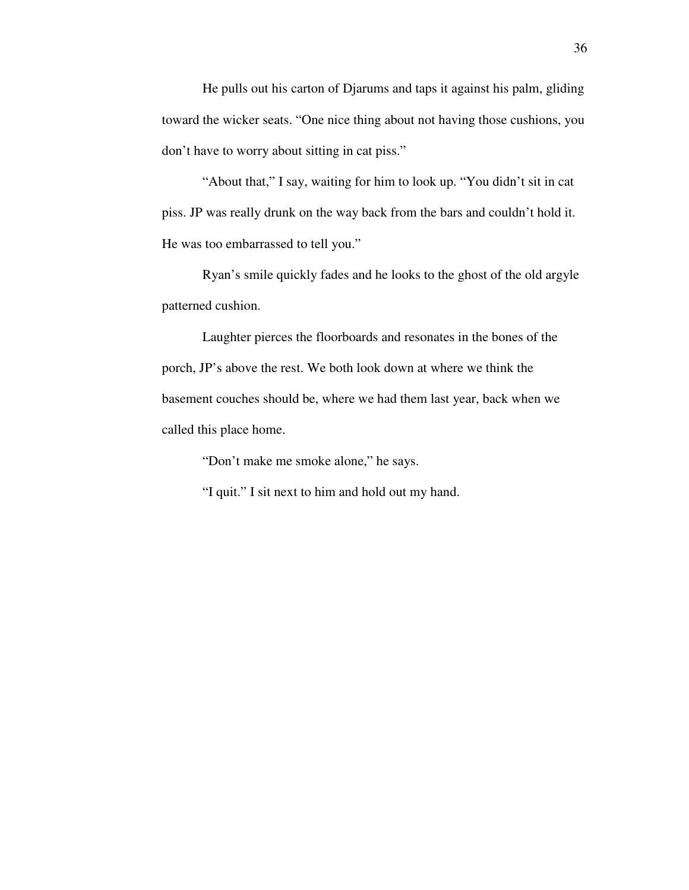He pulls out his carton of Djarums and taps it against his palm, gliding toward the wicker seats. "One nice thing about not having those cushions, you don't have to worry about sitting in cat piss."

"About that," I say, waiting for him to look up. "You didn't sit in cat piss. JP was really drunk on the way back from the bars and couldn't hold it. He was too embarrassed to tell you."

Ryan's smile quickly fades and he looks to the ghost of the old argyle patterned cushion.

Laughter pierces the floorboards and resonates in the bones of the porch, JP's above the rest. We both look down at where we think the basement couches should be, where we had them last year, back when we called this place home.

"Don't make me smoke alone," he says.

"I quit." I sit next to him and hold out my hand.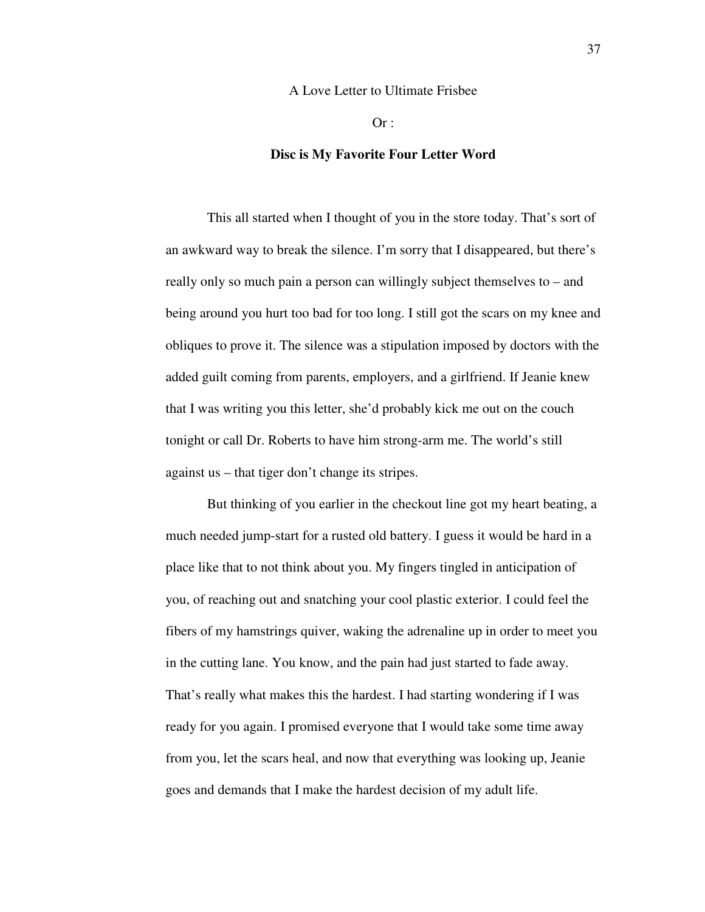A Love Letter to Ultimate Frisbee

Or :

## Disc is My Favorite Four Letter Word

This all started when I thought of you in the store today. That's sort of an awkward way to break the silence. I'm sorry that I disappeared, but there's really only so much pain a person can willingly subject themselves to – and being around you hurt too bad for too long. I still got the scars on my knee and obliques to prove it. The silence was a stipulation imposed by doctors with the added guilt coming from parents, employers, and a girlfriend. If Jeanie knew that I was writing you this letter, she'd probably kick me out on the couch tonight or call Dr. Roberts to have him strong-arm me. The world's still against us – that tiger don't change its stripes.

But thinking of you earlier in the checkout line got my heart beating, a much needed jump-start for a rusted old battery. I guess it would be hard in a place like that to not think about you. My fingers tingled in anticipation of you, of reaching out and snatching your cool plastic exterior. I could feel the fibers of my hamstrings quiver, waking the adrenaline up in order to meet you in the cutting lane. You know, and the pain had just started to fade away. That's really what makes this the hardest. I had starting wondering if I was ready for you again. I promised everyone that I would take some time away from you, let the scars heal, and now that everything was looking up, Jeanie goes and demands that I make the hardest decision of my adult life.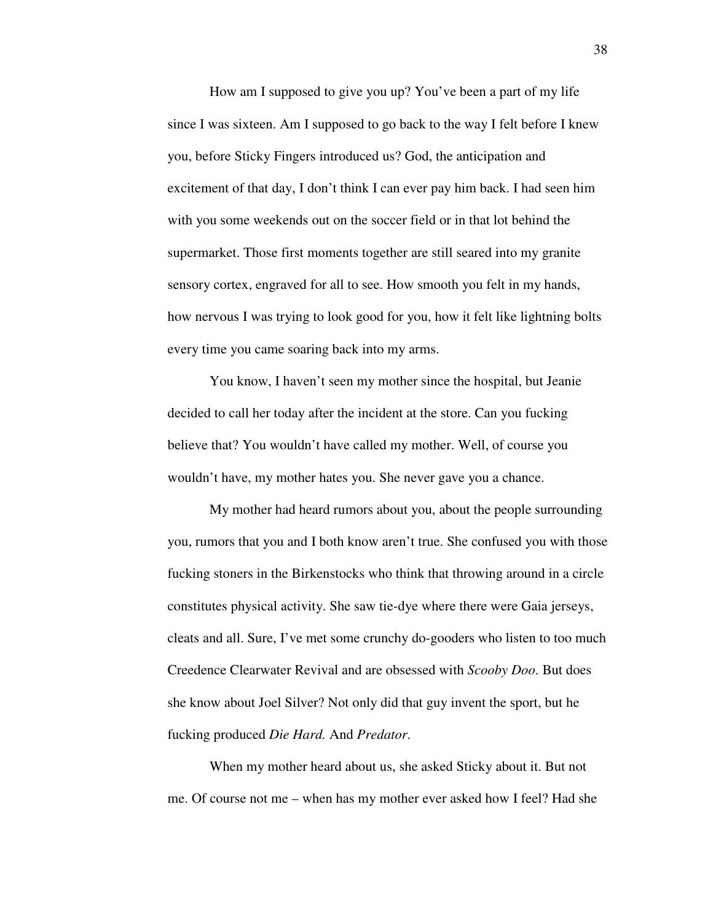How am I supposed to give you up? You've been a part of my life since I was sixteen. Am I supposed to go back to the way I felt before I knew you, before Sticky Fingers introduced us? God, the anticipation and excitement of that day, I don't think I can ever pay him back. I had seen him with you some weekends out on the soccer field or in that lot behind the supermarket. Those first moments together are still seared into my granite sensory cortex, engraved for all to see. How smooth you felt in my hands, how nervous I was trying to look good for you, how it felt like lightning bolts every time you came soaring back into my arms.

You know, I haven't seen my mother since the hospital, but Jeanie decided to call her today after the incident at the store. Can you fucking believe that? You wouldn't have called my mother. Well, of course you wouldn't have, my mother hates you. She never gave you a chance.

My mother had heard rumors about you, about the people surrounding you, rumors that you and I both know aren't true. She confused you with those fucking stoners in the Birkenstocks who think that throwing around in a circle constitutes physical activity. She saw tie-dye where there were Gaia jerseys, cleats and all. Sure, I've met some crunchy do-gooders who listen to too much Creedence Clearwater Revival and are obsessed with *Scooby Doo*. But does she know about Joel Silver? Not only did that guy invent the sport, but he fucking produced *Die Hard.* And *Predator*.

When my mother heard about us, she asked Sticky about it. But not me. Of course not me – when has my mother ever asked how I feel? Had she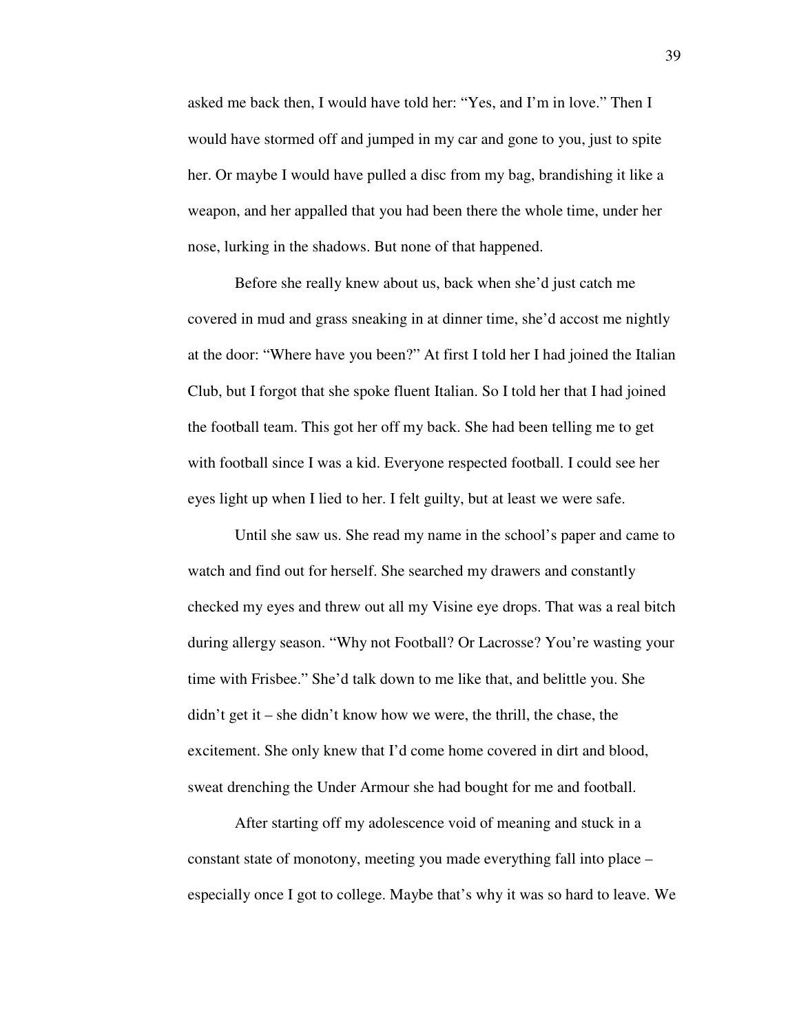asked me back then, I would have told her: "Yes, and I'm in love." Then I would have stormed off and jumped in my car and gone to you, just to spite her. Or maybe I would have pulled a disc from my bag, brandishing it like a weapon, and her appalled that you had been there the whole time, under her nose, lurking in the shadows. But none of that happened.

Before she really knew about us, back when she'd just catch me covered in mud and grass sneaking in at dinner time, she'd accost me nightly at the door: "Where have you been?" At first I told her I had joined the Italian Club, but I forgot that she spoke fluent Italian. So I told her that I had joined the football team. This got her off my back. She had been telling me to get with football since I was a kid. Everyone respected football. I could see her eyes light up when I lied to her. I felt guilty, but at least we were safe.

Until she saw us. She read my name in the school's paper and came to watch and find out for herself. She searched my drawers and constantly checked my eyes and threw out all my Visine eye drops. That was a real bitch during allergy season. "Why not Football? Or Lacrosse? You're wasting your time with Frisbee." She'd talk down to me like that, and belittle you. She didn't get it – she didn't know how we were, the thrill, the chase, the excitement. She only knew that I'd come home covered in dirt and blood, sweat drenching the Under Armour she had bought for me and football.

After starting off my adolescence void of meaning and stuck in a constant state of monotony, meeting you made everything fall into place – especially once I got to college. Maybe that's why it was so hard to leave. We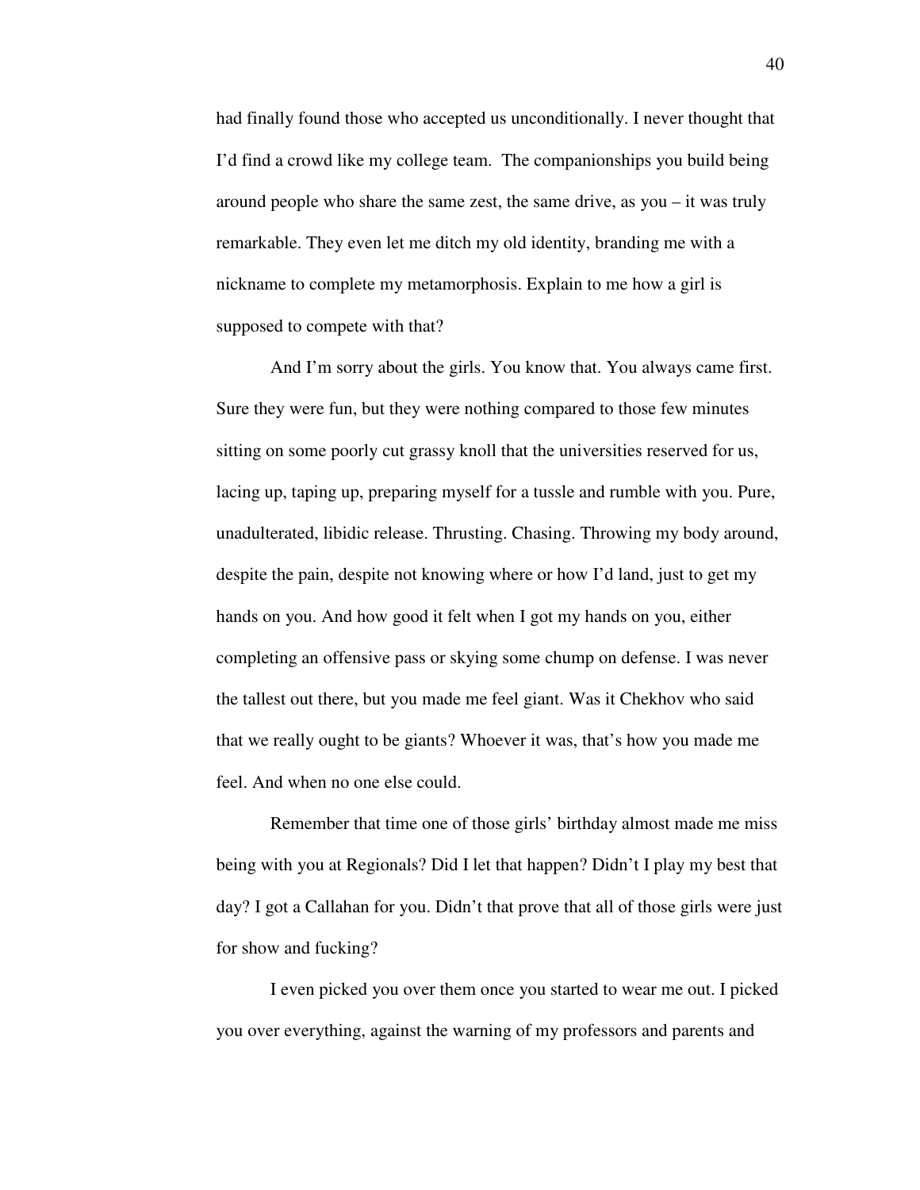had finally found those who accepted us unconditionally. I never thought that I'd find a crowd like my college team. The companionships you build being around people who share the same zest, the same drive, as you – it was truly remarkable. They even let me ditch my old identity, branding me with a nickname to complete my metamorphosis. Explain to me how a girl is supposed to compete with that?

And I'm sorry about the girls. You know that. You always came first. Sure they were fun, but they were nothing compared to those few minutes sitting on some poorly cut grassy knoll that the universities reserved for us, lacing up, taping up, preparing myself for a tussle and rumble with you. Pure, unadulterated, libidic release. Thrusting. Chasing. Throwing my body around, despite the pain, despite not knowing where or how I'd land, just to get my hands on you. And how good it felt when I got my hands on you, either completing an offensive pass or skying some chump on defense. I was never the tallest out there, but you made me feel giant. Was it Chekhov who said that we really ought to be giants? Whoever it was, that's how you made me feel. And when no one else could.

Remember that time one of those girls' birthday almost made me miss being with you at Regionals? Did I let that happen? Didn't I play my best that day? I got a Callahan for you. Didn't that prove that all of those girls were just for show and fucking?

I even picked you over them once you started to wear me out. I picked you over everything, against the warning of my professors and parents and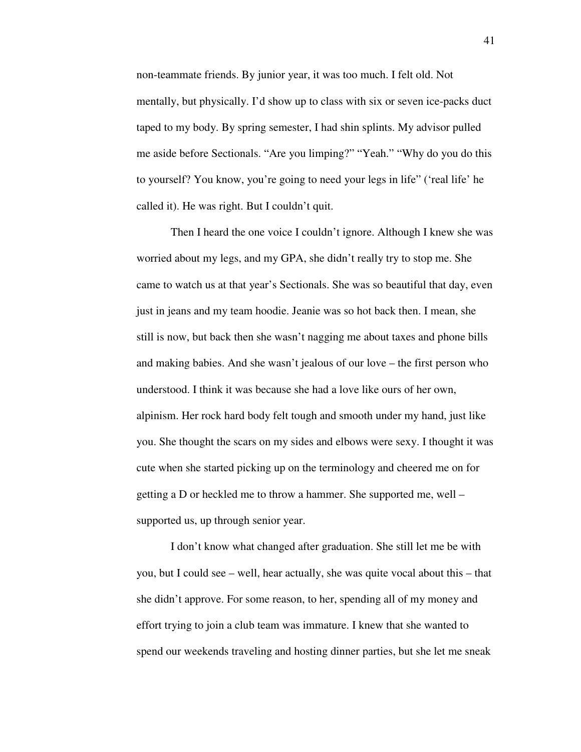non-teammate friends. By junior year, it was too much. I felt old. Not mentally, but physically. I'd show up to class with six or seven ice-packs duct taped to my body. By spring semester, I had shin splints. My advisor pulled me aside before Sectionals. "Are you limping?" "Yeah." "Why do you do this to yourself? You know, you're going to need your legs in life" ('real life' he called it). He was right. But I couldn't quit.

Then I heard the one voice I couldn't ignore. Although I knew she was worried about my legs, and my GPA, she didn't really try to stop me. She came to watch us at that year's Sectionals. She was so beautiful that day, even just in jeans and my team hoodie. Jeanie was so hot back then. I mean, she still is now, but back then she wasn't nagging me about taxes and phone bills and making babies. And she wasn't jealous of our love – the first person who understood. I think it was because she had a love like ours of her own, alpinism. Her rock hard body felt tough and smooth under my hand, just like you. She thought the scars on my sides and elbows were sexy. I thought it was cute when she started picking up on the terminology and cheered me on for getting a D or heckled me to throw a hammer. She supported me, well – supported us, up through senior year.

I don't know what changed after graduation. She still let me be with you, but I could see – well, hear actually, she was quite vocal about this – that she didn't approve. For some reason, to her, spending all of my money and effort trying to join a club team was immature. I knew that she wanted to spend our weekends traveling and hosting dinner parties, but she let me sneak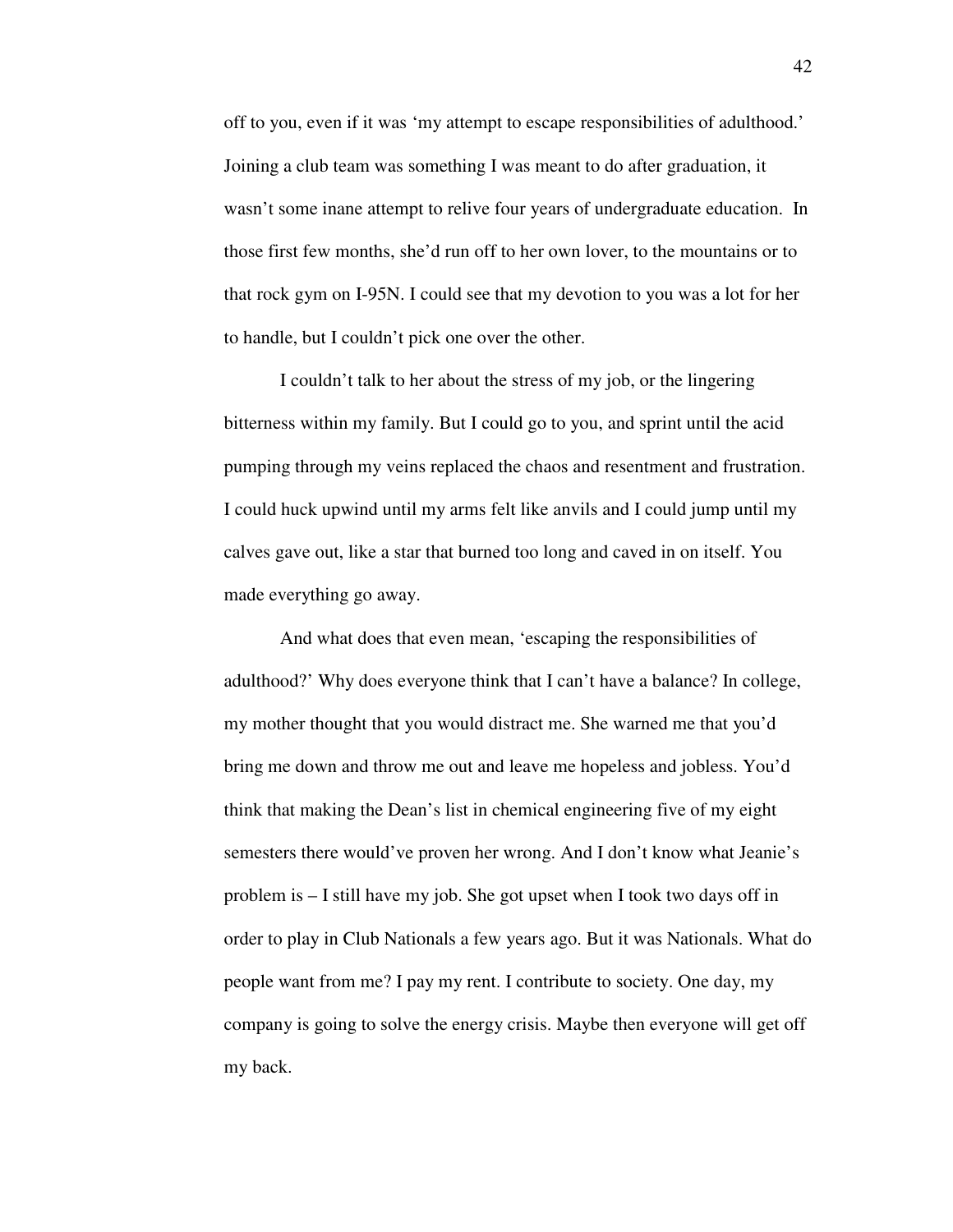off to you, even if it was 'my attempt to escape responsibilities of adulthood.' Joining a club team was something I was meant to do after graduation, it wasn't some inane attempt to relive four years of undergraduate education. In those first few months, she'd run off to her own lover, to the mountains or to that rock gym on I-95N. I could see that my devotion to you was a lot for her to handle, but I couldn't pick one over the other.

I couldn't talk to her about the stress of my job, or the lingering bitterness within my family. But I could go to you, and sprint until the acid pumping through my veins replaced the chaos and resentment and frustration. I could huck upwind until my arms felt like anvils and I could jump until my calves gave out, like a star that burned too long and caved in on itself. You made everything go away.

And what does that even mean, 'escaping the responsibilities of adulthood?' Why does everyone think that I can't have a balance? In college, my mother thought that you would distract me. She warned me that you'd bring me down and throw me out and leave me hopeless and jobless. You'd think that making the Dean's list in chemical engineering five of my eight semesters there would've proven her wrong. And I don't know what Jeanie's problem is – I still have my job. She got upset when I took two days off in order to play in Club Nationals a few years ago. But it was Nationals. What do people want from me? I pay my rent. I contribute to society. One day, my company is going to solve the energy crisis. Maybe then everyone will get off my back.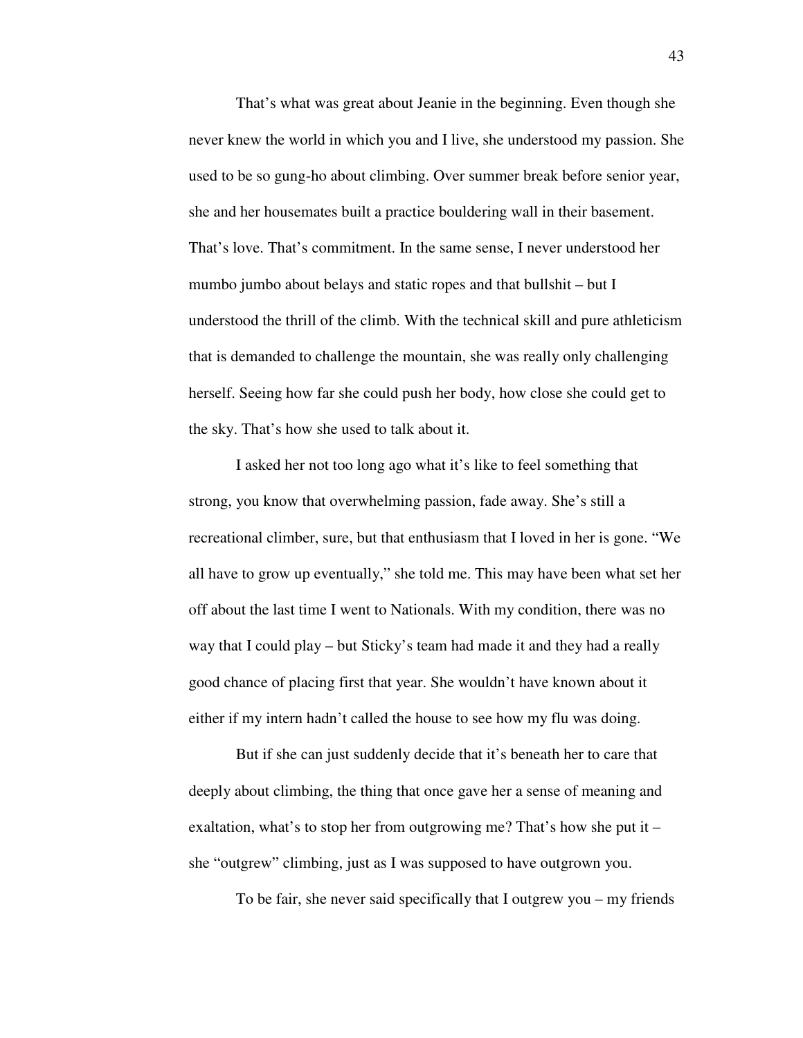That's what was great about Jeanie in the beginning. Even though she never knew the world in which you and I live, she understood my passion. She used to be so gung-ho about climbing. Over summer break before senior year, she and her housemates built a practice bouldering wall in their basement. That's love. That's commitment. In the same sense, I never understood her mumbo jumbo about belays and static ropes and that bullshit – but I understood the thrill of the climb. With the technical skill and pure athleticism that is demanded to challenge the mountain, she was really only challenging herself. Seeing how far she could push her body, how close she could get to the sky. That's how she used to talk about it.

I asked her not too long ago what it's like to feel something that strong, you know that overwhelming passion, fade away. She's still a recreational climber, sure, but that enthusiasm that I loved in her is gone. "We all have to grow up eventually," she told me. This may have been what set her off about the last time I went to Nationals. With my condition, there was no way that I could play – but Sticky's team had made it and they had a really good chance of placing first that year. She wouldn't have known about it either if my intern hadn't called the house to see how my flu was doing.

But if she can just suddenly decide that it's beneath her to care that deeply about climbing, the thing that once gave her a sense of meaning and exaltation, what's to stop her from outgrowing me? That's how she put it – she "outgrew" climbing, just as I was supposed to have outgrown you.

To be fair, she never said specifically that I outgrew you – my friends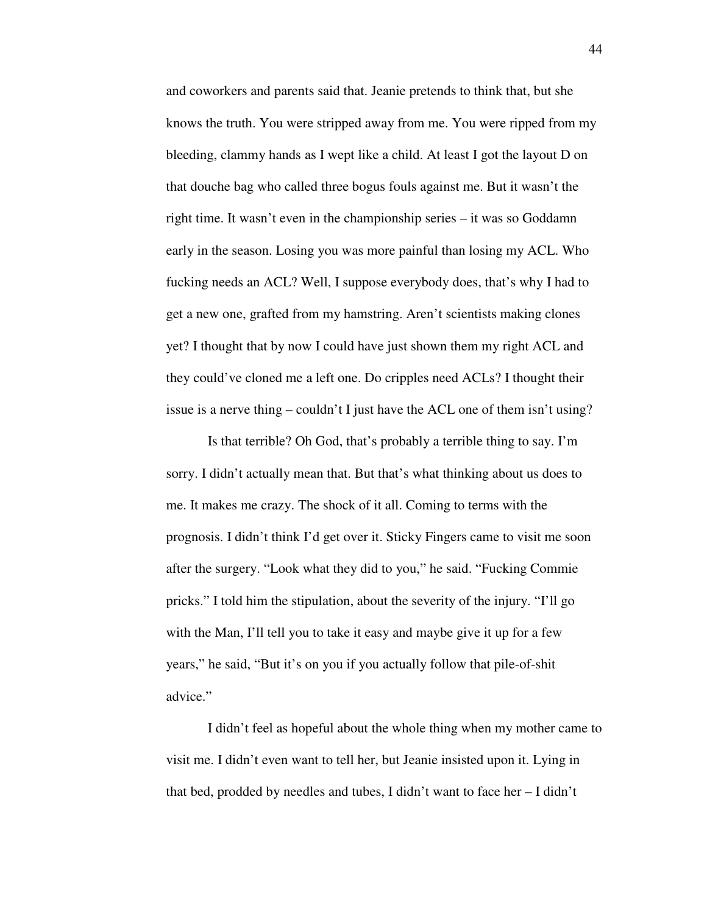and coworkers and parents said that. Jeanie pretends to think that, but she knows the truth. You were stripped away from me. You were ripped from my bleeding, clammy hands as I wept like a child. At least I got the layout D on that douche bag who called three bogus fouls against me. But it wasn't the right time. It wasn't even in the championship series – it was so Goddamn early in the season. Losing you was more painful than losing my ACL. Who fucking needs an ACL? Well, I suppose everybody does, that's why I had to get a new one, grafted from my hamstring. Aren't scientists making clones yet? I thought that by now I could have just shown them my right ACL and they could've cloned me a left one. Do cripples need ACLs? I thought their issue is a nerve thing – couldn't I just have the ACL one of them isn't using?

Is that terrible? Oh God, that's probably a terrible thing to say. I'm sorry. I didn't actually mean that. But that's what thinking about us does to me. It makes me crazy. The shock of it all. Coming to terms with the prognosis. I didn't think I'd get over it. Sticky Fingers came to visit me soon after the surgery. "Look what they did to you," he said. "Fucking Commie pricks." I told him the stipulation, about the severity of the injury. "I'll go with the Man, I'll tell you to take it easy and maybe give it up for a few years," he said, "But it's on you if you actually follow that pile-of-shit advice."

I didn't feel as hopeful about the whole thing when my mother came to visit me. I didn't even want to tell her, but Jeanie insisted upon it. Lying in that bed, prodded by needles and tubes, I didn't want to face her – I didn't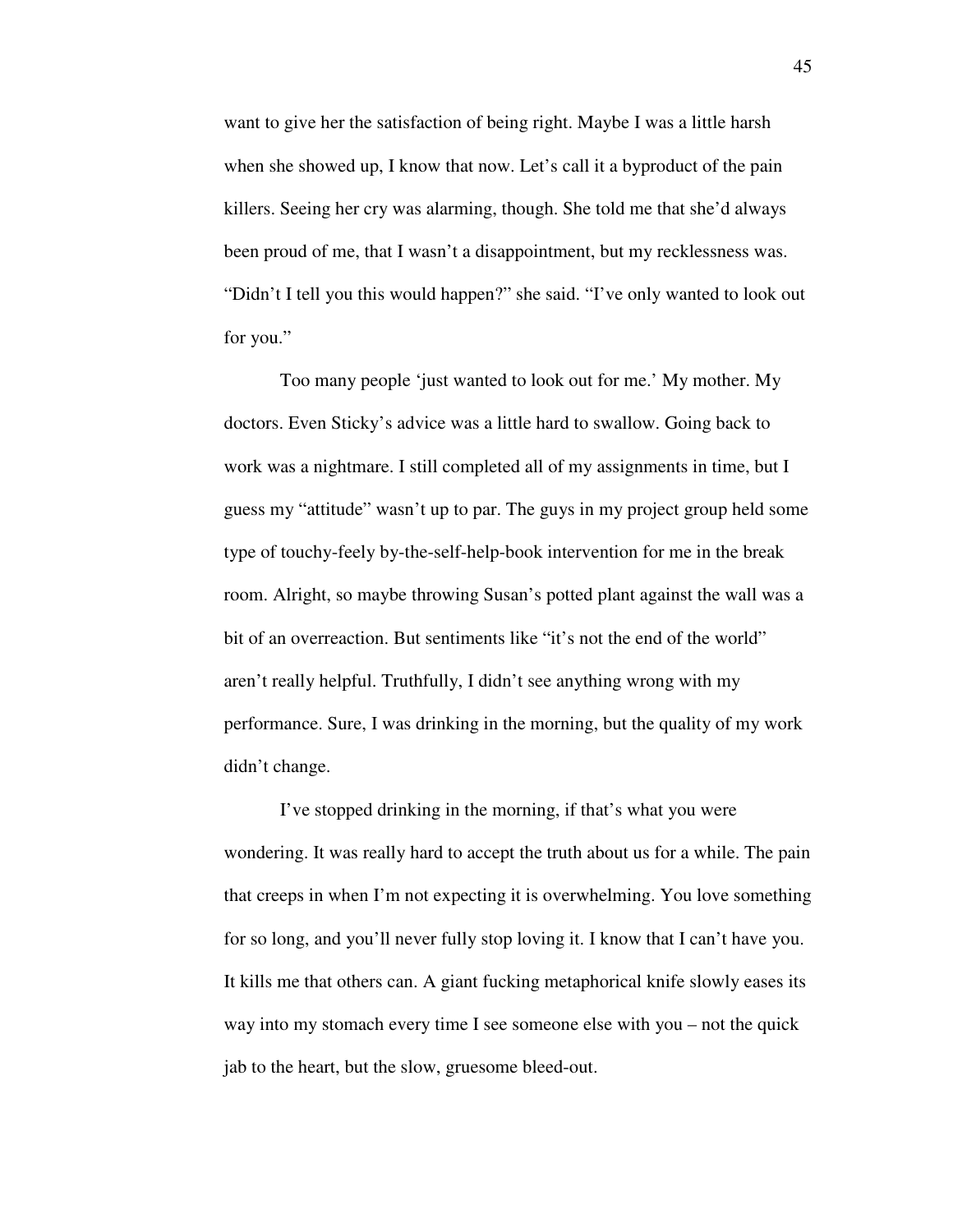want to give her the satisfaction of being right. Maybe I was a little harsh when she showed up, I know that now. Let's call it a byproduct of the pain killers. Seeing her cry was alarming, though. She told me that she'd always been proud of me, that I wasn't a disappointment, but my recklessness was. "Didn't I tell you this would happen?" she said. "I've only wanted to look out for you."

Too many people 'just wanted to look out for me.' My mother. My doctors. Even Sticky's advice was a little hard to swallow. Going back to work was a nightmare. I still completed all of my assignments in time, but I guess my "attitude" wasn't up to par. The guys in my project group held some type of touchy-feely by-the-self-help-book intervention for me in the break room. Alright, so maybe throwing Susan's potted plant against the wall was a bit of an overreaction. But sentiments like "it's not the end of the world" aren't really helpful. Truthfully, I didn't see anything wrong with my performance. Sure, I was drinking in the morning, but the quality of my work didn't change.

I've stopped drinking in the morning, if that's what you were wondering. It was really hard to accept the truth about us for a while. The pain that creeps in when I'm not expecting it is overwhelming. You love something for so long, and you'll never fully stop loving it. I know that I can't have you. It kills me that others can. A giant fucking metaphorical knife slowly eases its way into my stomach every time I see someone else with you – not the quick jab to the heart, but the slow, gruesome bleed-out.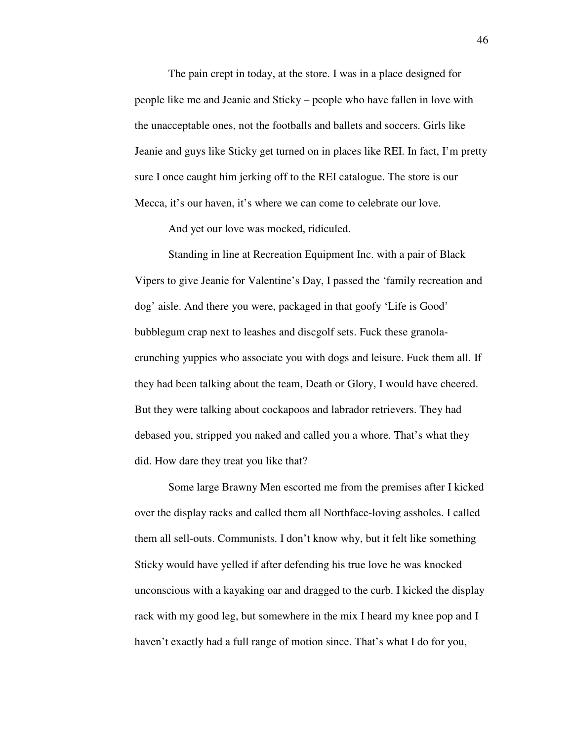The pain crept in today, at the store. I was in a place designed for people like me and Jeanie and Sticky – people who have fallen in love with the unacceptable ones, not the footballs and ballets and soccers. Girls like Jeanie and guys like Sticky get turned on in places like REI. In fact, I'm pretty sure I once caught him jerking off to the REI catalogue. The store is our Mecca, it's our haven, it's where we can come to celebrate our love.

And yet our love was mocked, ridiculed.

Standing in line at Recreation Equipment Inc. with a pair of Black Vipers to give Jeanie for Valentine's Day, I passed the 'family recreation and dog' aisle. And there you were, packaged in that goofy 'Life is Good' bubblegum crap next to leashes and discgolf sets. Fuck these granola-crunching yuppies who associate you with dogs and leisure. Fuck them all. If they had been talking about the team, Death or Glory, I would have cheered. But they were talking about cockapoos and labrador retrievers. They had debased you, stripped you naked and called you a whore. That's what they did. How dare they treat you like that?

Some large Brawny Men escorted me from the premises after I kicked over the display racks and called them all Northface-loving assholes. I called them all sell-outs. Communists. I don't know why, but it felt like something Sticky would have yelled if after defending his true love he was knocked unconscious with a kayaking oar and dragged to the curb. I kicked the display rack with my good leg, but somewhere in the mix I heard my knee pop and I haven't exactly had a full range of motion since. That's what I do for you,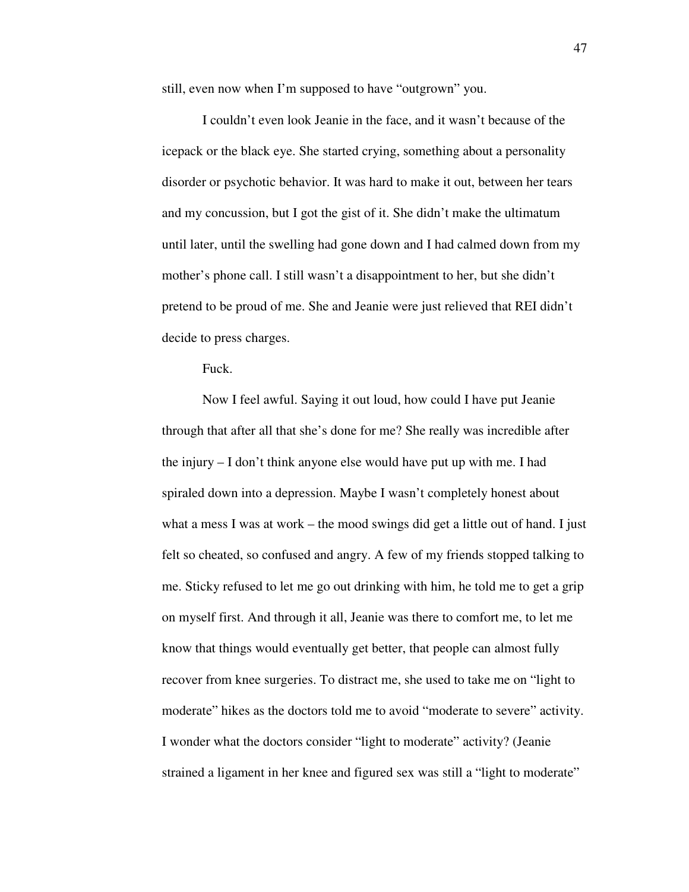still, even now when I'm supposed to have "outgrown" you.

I couldn't even look Jeanie in the face, and it wasn't because of the icepack or the black eye. She started crying, something about a personality disorder or psychotic behavior. It was hard to make it out, between her tears and my concussion, but I got the gist of it. She didn't make the ultimatum until later, until the swelling had gone down and I had calmed down from my mother's phone call. I still wasn't a disappointment to her, but she didn't pretend to be proud of me. She and Jeanie were just relieved that REI didn't decide to press charges.

Fuck.

Now I feel awful. Saying it out loud, how could I have put Jeanie through that after all that she's done for me? She really was incredible after the injury – I don't think anyone else would have put up with me. I had spiraled down into a depression. Maybe I wasn't completely honest about what a mess I was at work – the mood swings did get a little out of hand. I just felt so cheated, so confused and angry. A few of my friends stopped talking to me. Sticky refused to let me go out drinking with him, he told me to get a grip on myself first. And through it all, Jeanie was there to comfort me, to let me know that things would eventually get better, that people can almost fully recover from knee surgeries. To distract me, she used to take me on "light to moderate" hikes as the doctors told me to avoid "moderate to severe" activity. I wonder what the doctors consider "light to moderate" activity? (Jeanie strained a ligament in her knee and figured sex was still a "light to moderate"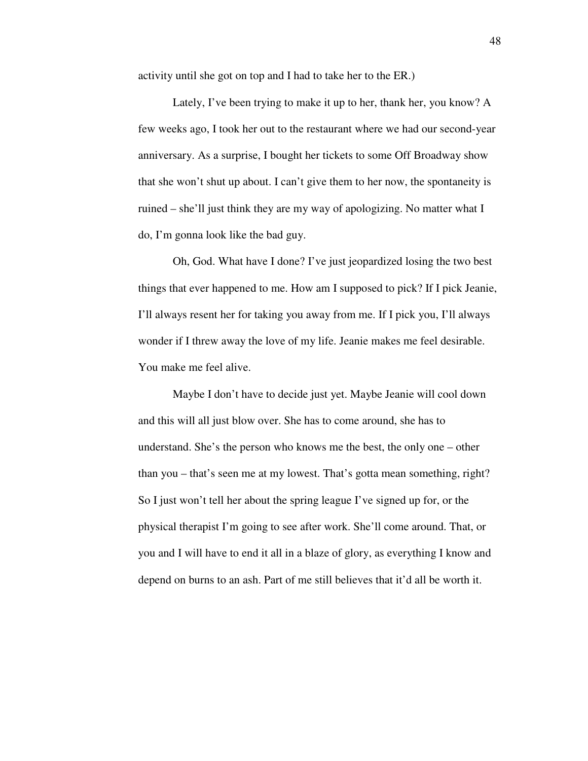activity until she got on top and I had to take her to the ER.)

Lately, I've been trying to make it up to her, thank her, you know? A few weeks ago, I took her out to the restaurant where we had our second-year anniversary. As a surprise, I bought her tickets to some Off Broadway show that she won't shut up about. I can't give them to her now, the spontaneity is ruined – she'll just think they are my way of apologizing. No matter what I do, I'm gonna look like the bad guy.

Oh, God. What have I done? I've just jeopardized losing the two best things that ever happened to me. How am I supposed to pick? If I pick Jeanie, I'll always resent her for taking you away from me. If I pick you, I'll always wonder if I threw away the love of my life. Jeanie makes me feel desirable. You make me feel alive.

Maybe I don't have to decide just yet. Maybe Jeanie will cool down and this will all just blow over. She has to come around, she has to understand. She's the person who knows me the best, the only one – other than you – that's seen me at my lowest. That's gotta mean something, right? So I just won't tell her about the spring league I've signed up for, or the physical therapist I'm going to see after work. She'll come around. That, or you and I will have to end it all in a blaze of glory, as everything I know and depend on burns to an ash. Part of me still believes that it'd all be worth it.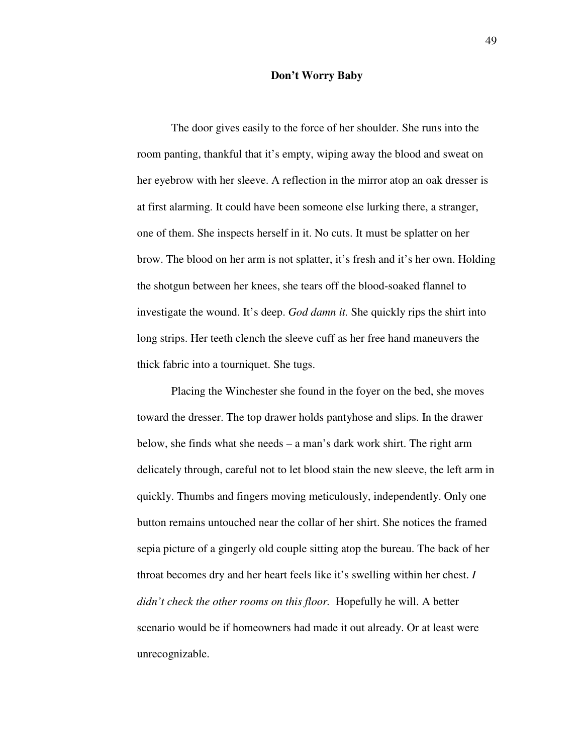# Don't Worry Baby

The door gives easily to the force of her shoulder. She runs into the room panting, thankful that it's empty, wiping away the blood and sweat on her eyebrow with her sleeve. A reflection in the mirror atop an oak dresser is at first alarming. It could have been someone else lurking there, a stranger, one of them. She inspects herself in it. No cuts. It must be splatter on her brow. The blood on her arm is not splatter, it's fresh and it's her own. Holding the shotgun between her knees, she tears off the blood-soaked flannel to investigate the wound. It's deep. *God damn it.* She quickly rips the shirt into long strips. Her teeth clench the sleeve cuff as her free hand maneuvers the thick fabric into a tourniquet. She tugs.

Placing the Winchester she found in the foyer on the bed, she moves toward the dresser. The top drawer holds pantyhose and slips. In the drawer below, she finds what she needs – a man's dark work shirt. The right arm delicately through, careful not to let blood stain the new sleeve, the left arm in quickly. Thumbs and fingers moving meticulously, independently. Only one button remains untouched near the collar of her shirt. She notices the framed sepia picture of a gingerly old couple sitting atop the bureau. The back of her throat becomes dry and her heart feels like it's swelling within her chest. *I didn't check the other rooms on this floor.* Hopefully he will. A better scenario would be if homeowners had made it out already. Or at least were unrecognizable.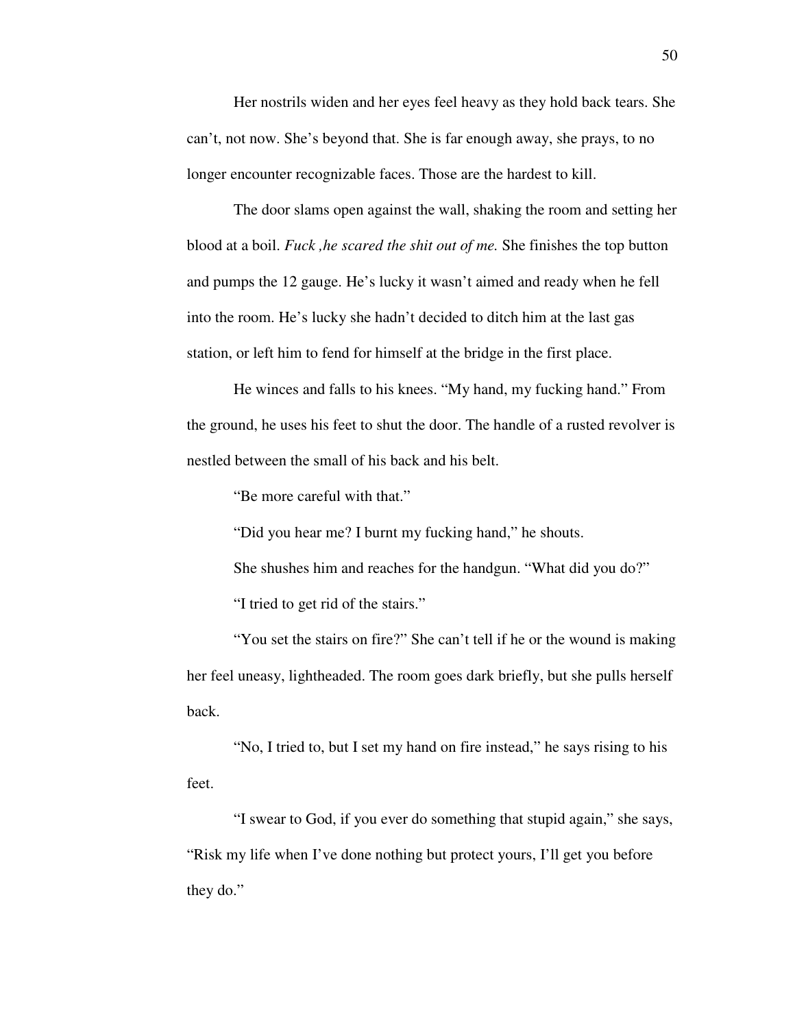Her nostrils widen and her eyes feel heavy as they hold back tears. She can't, not now. She's beyond that. She is far enough away, she prays, to no longer encounter recognizable faces. Those are the hardest to kill.

The door slams open against the wall, shaking the room and setting her blood at a boil. *Fuck ,he scared the shit out of me.* She finishes the top button and pumps the 12 gauge. He's lucky it wasn't aimed and ready when he fell into the room. He's lucky she hadn't decided to ditch him at the last gas station, or left him to fend for himself at the bridge in the first place.

He winces and falls to his knees. "My hand, my fucking hand." From the ground, he uses his feet to shut the door. The handle of a rusted revolver is nestled between the small of his back and his belt.

"Be more careful with that."

"Did you hear me? I burnt my fucking hand," he shouts.

She shushes him and reaches for the handgun. "What did you do?"

"I tried to get rid of the stairs."

"You set the stairs on fire?" She can't tell if he or the wound is making her feel uneasy, lightheaded. The room goes dark briefly, but she pulls herself back.

"No, I tried to, but I set my hand on fire instead," he says rising to his feet.

"I swear to God, if you ever do something that stupid again," she says, "Risk my life when I've done nothing but protect yours, I'll get you before they do."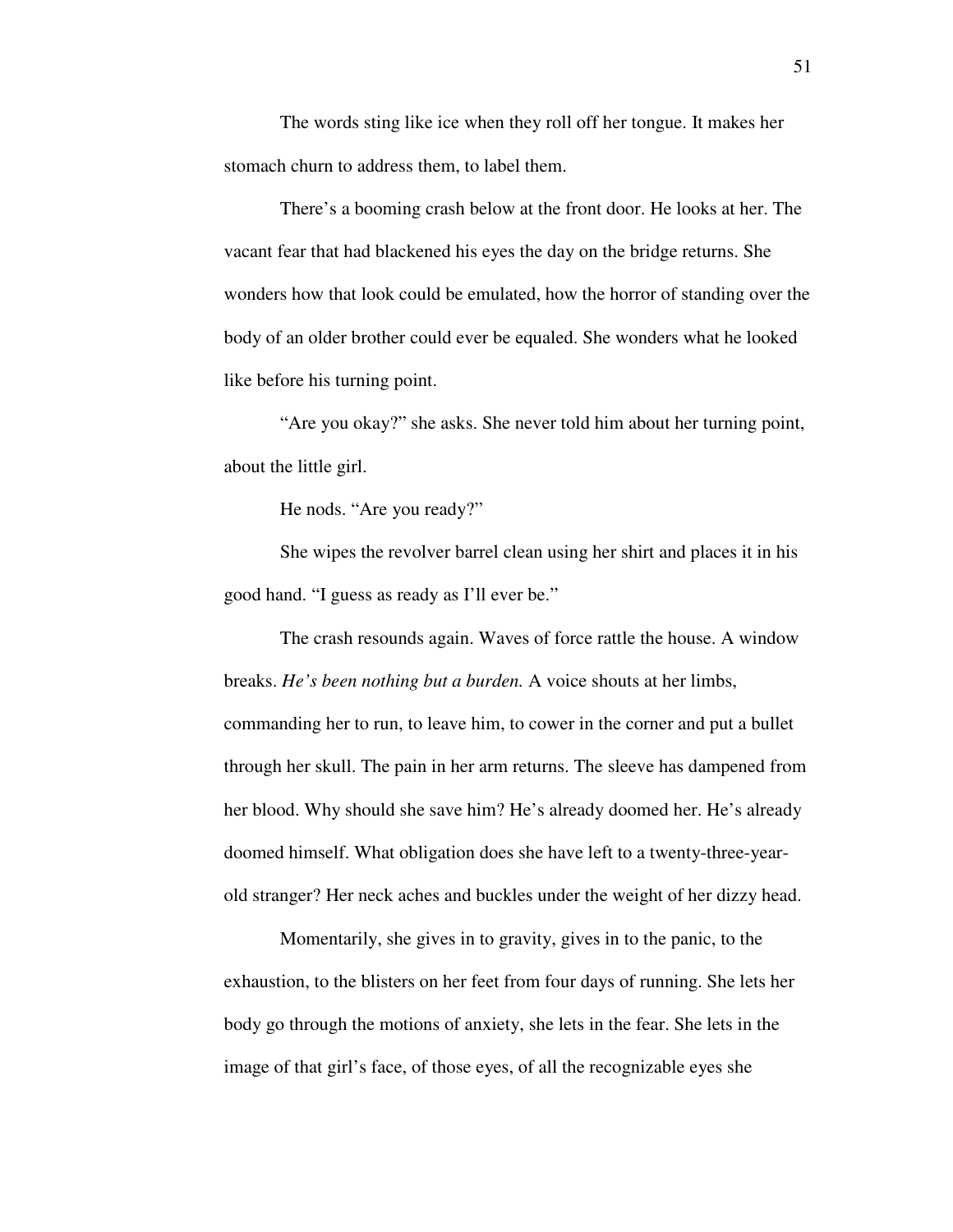The words sting like ice when they roll off her tongue. It makes her stomach churn to address them, to label them.

There's a booming crash below at the front door. He looks at her. The vacant fear that had blackened his eyes the day on the bridge returns. She wonders how that look could be emulated, how the horror of standing over the body of an older brother could ever be equaled. She wonders what he looked like before his turning point.

"Are you okay?" she asks. She never told him about her turning point, about the little girl.

He nods. "Are you ready?"

She wipes the revolver barrel clean using her shirt and places it in his good hand. "I guess as ready as I'll ever be."

The crash resounds again. Waves of force rattle the house. A window breaks. *He's been nothing but a burden.* A voice shouts at her limbs, commanding her to run, to leave him, to cower in the corner and put a bullet through her skull. The pain in her arm returns. The sleeve has dampened from her blood. Why should she save him? He's already doomed her. He's already doomed himself. What obligation does she have left to a twenty-three-year-old stranger? Her neck aches and buckles under the weight of her dizzy head.

Momentarily, she gives in to gravity, gives in to the panic, to the exhaustion, to the blisters on her feet from four days of running. She lets her body go through the motions of anxiety, she lets in the fear. She lets in the image of that girl's face, of those eyes, of all the recognizable eyes she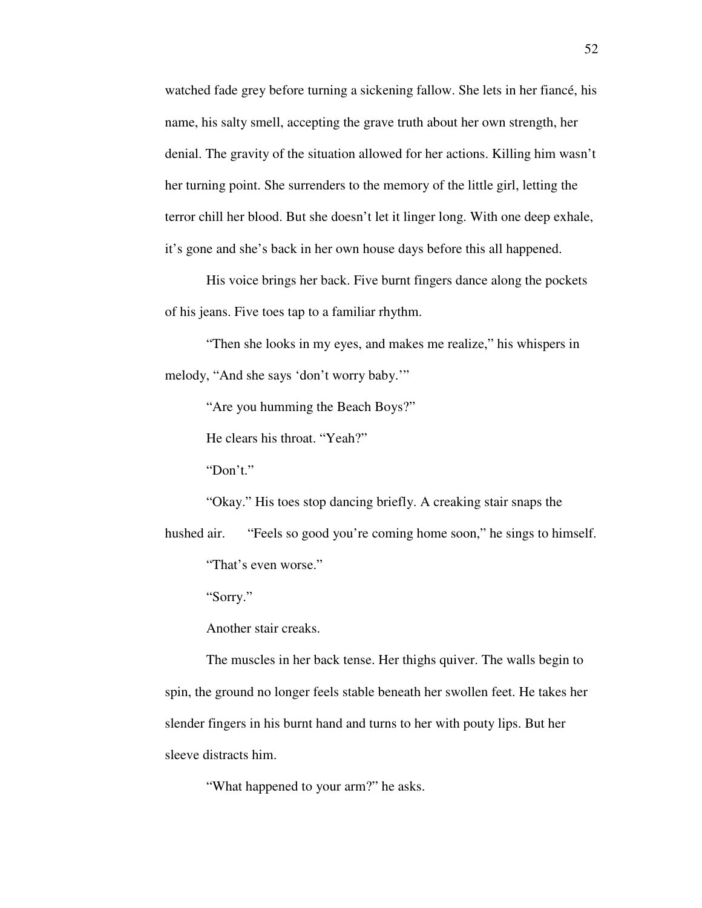watched fade grey before turning a sickening fallow. She lets in her fiancé, his name, his salty smell, accepting the grave truth about her own strength, her denial. The gravity of the situation allowed for her actions. Killing him wasn't her turning point. She surrenders to the memory of the little girl, letting the terror chill her blood. But she doesn't let it linger long. With one deep exhale, it's gone and she's back in her own house days before this all happened.

His voice brings her back. Five burnt fingers dance along the pockets of his jeans. Five toes tap to a familiar rhythm.

"Then she looks in my eyes, and makes me realize," his whispers in melody, "And she says 'don't worry baby.'"

"Are you humming the Beach Boys?"

He clears his throat. "Yeah?"

"Don't."

"Okay." His toes stop dancing briefly. A creaking stair snaps the hushed air. "Feels so good you're coming home soon," he sings to himself.

"That's even worse."

"Sorry."

Another stair creaks.

The muscles in her back tense. Her thighs quiver. The walls begin to spin, the ground no longer feels stable beneath her swollen feet. He takes her slender fingers in his burnt hand and turns to her with pouty lips. But her sleeve distracts him.

"What happened to your arm?" he asks.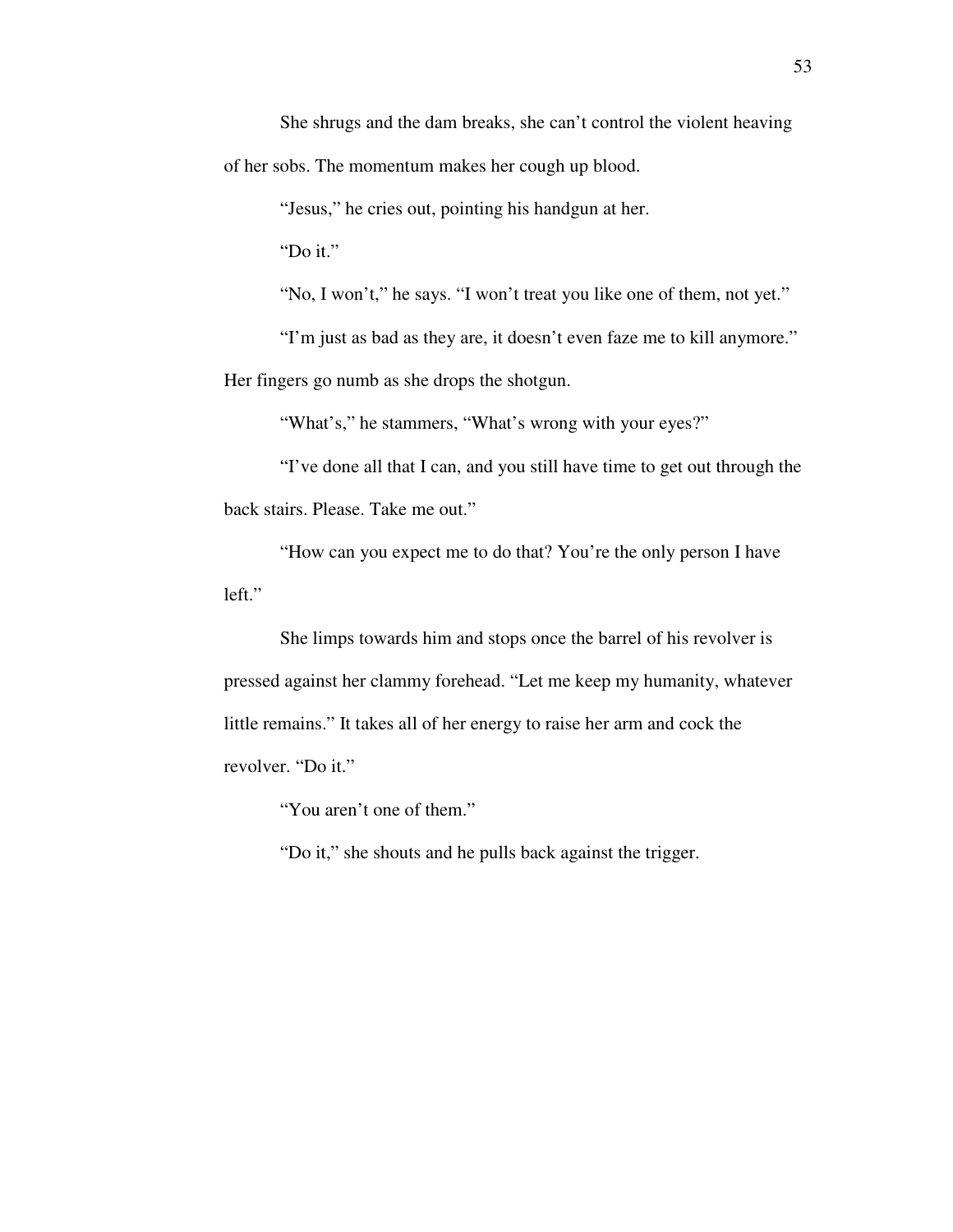She shrugs and the dam breaks, she can't control the violent heaving of her sobs. The momentum makes her cough up blood.

"Jesus," he cries out, pointing his handgun at her.

"Do it."

"No, I won't," he says. "I won't treat you like one of them, not yet."

"I'm just as bad as they are, it doesn't even faze me to kill anymore." Her fingers go numb as she drops the shotgun.

"What's," he stammers, "What's wrong with your eyes?"

"I've done all that I can, and you still have time to get out through the back stairs. Please. Take me out."

"How can you expect me to do that? You're the only person I have left."

She limps towards him and stops once the barrel of his revolver is pressed against her clammy forehead. "Let me keep my humanity, whatever little remains." It takes all of her energy to raise her arm and cock the revolver. "Do it."

"You aren't one of them."

"Do it," she shouts and he pulls back against the trigger.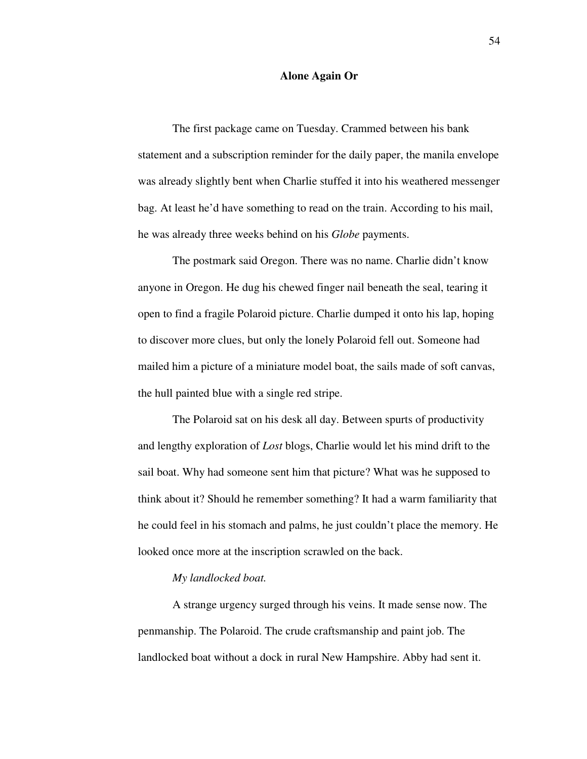## Alone Again Or

The first package came on Tuesday. Crammed between his bank statement and a subscription reminder for the daily paper, the manila envelope was already slightly bent when Charlie stuffed it into his weathered messenger bag. At least he'd have something to read on the train. According to his mail, he was already three weeks behind on his *Globe* payments.

The postmark said Oregon. There was no name. Charlie didn't know anyone in Oregon. He dug his chewed finger nail beneath the seal, tearing it open to find a fragile Polaroid picture. Charlie dumped it onto his lap, hoping to discover more clues, but only the lonely Polaroid fell out. Someone had mailed him a picture of a miniature model boat, the sails made of soft canvas, the hull painted blue with a single red stripe.

The Polaroid sat on his desk all day. Between spurts of productivity and lengthy exploration of *Lost* blogs, Charlie would let his mind drift to the sail boat. Why had someone sent him that picture? What was he supposed to think about it? Should he remember something? It had a warm familiarity that he could feel in his stomach and palms, he just couldn't place the memory. He looked once more at the inscription scrawled on the back.

*My landlocked boat.*

A strange urgency surged through his veins. It made sense now. The penmanship. The Polaroid. The crude craftsmanship and paint job. The landlocked boat without a dock in rural New Hampshire. Abby had sent it.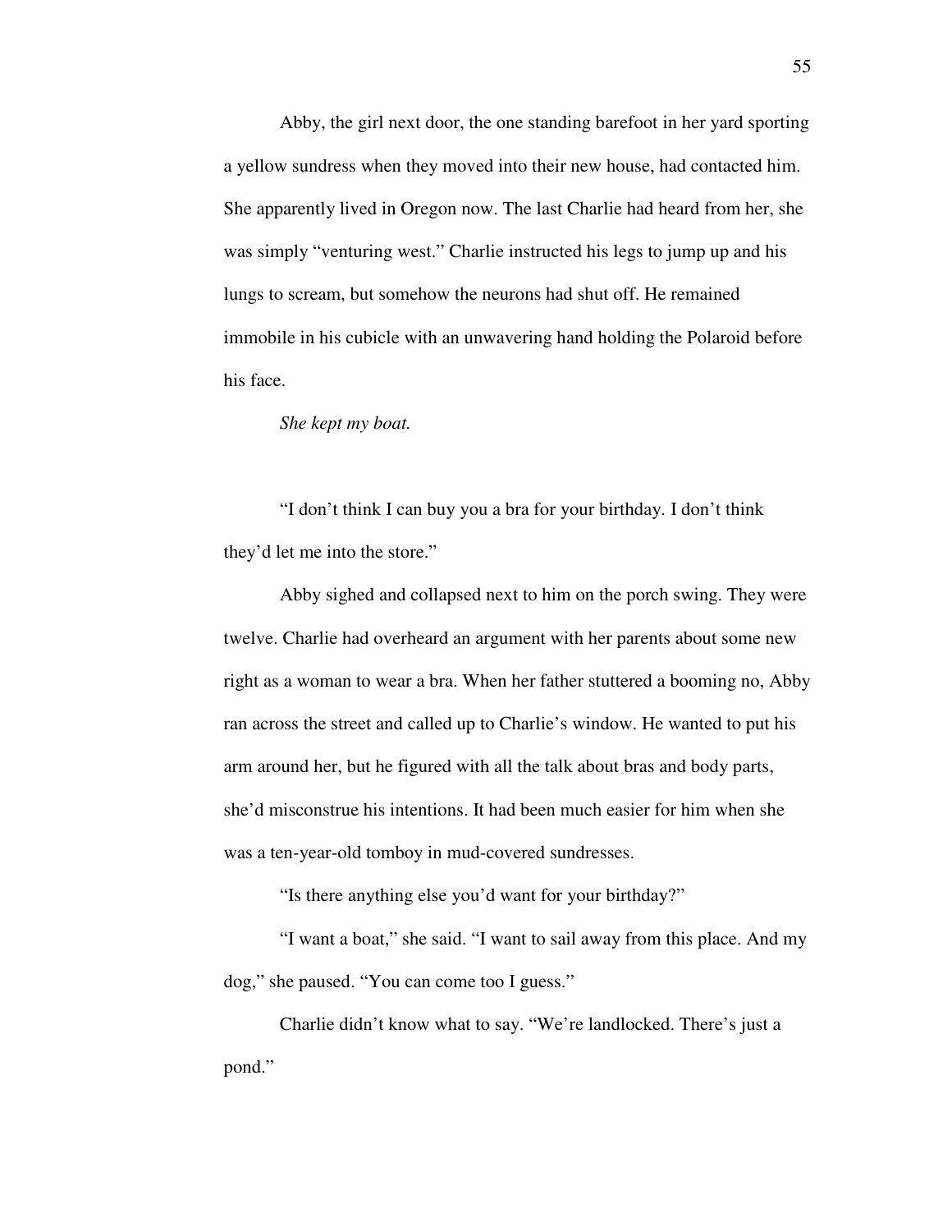Abby, the girl next door, the one standing barefoot in her yard sporting a yellow sundress when they moved into their new house, had contacted him. She apparently lived in Oregon now. The last Charlie had heard from her, she was simply "venturing west." Charlie instructed his legs to jump up and his lungs to scream, but somehow the neurons had shut off. He remained immobile in his cubicle with an unwavering hand holding the Polaroid before his face.

*She kept my boat.*

"I don't think I can buy you a bra for your birthday. I don't think they'd let me into the store."

Abby sighed and collapsed next to him on the porch swing. They were twelve. Charlie had overheard an argument with her parents about some new right as a woman to wear a bra. When her father stuttered a booming no, Abby ran across the street and called up to Charlie's window. He wanted to put his arm around her, but he figured with all the talk about bras and body parts, she'd misconstrue his intentions. It had been much easier for him when she was a ten-year-old tomboy in mud-covered sundresses.

"Is there anything else you'd want for your birthday?"

"I want a boat," she said. "I want to sail away from this place. And my dog," she paused. "You can come too I guess."

Charlie didn't know what to say. "We're landlocked. There's just a pond."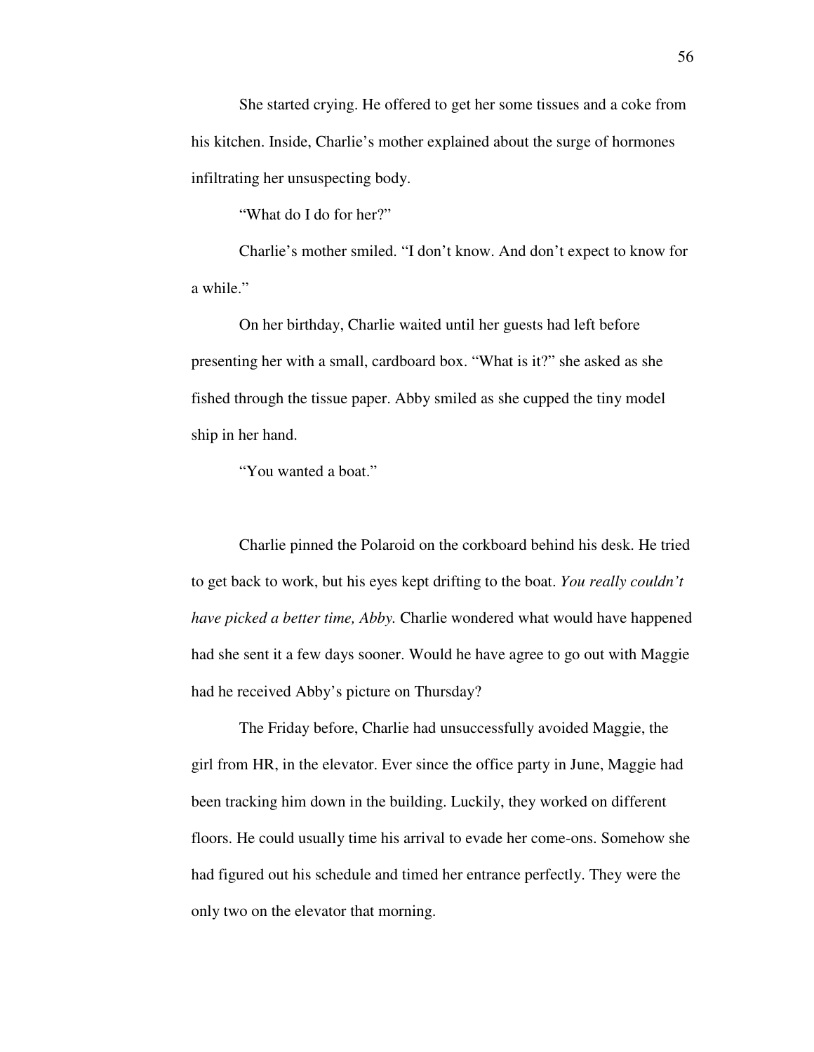She started crying. He offered to get her some tissues and a coke from his kitchen. Inside, Charlie's mother explained about the surge of hormones infiltrating her unsuspecting body.

"What do I do for her?"

Charlie's mother smiled. "I don't know. And don't expect to know for a while."

On her birthday, Charlie waited until her guests had left before presenting her with a small, cardboard box. "What is it?" she asked as she fished through the tissue paper. Abby smiled as she cupped the tiny model ship in her hand.

"You wanted a boat."

Charlie pinned the Polaroid on the corkboard behind his desk. He tried to get back to work, but his eyes kept drifting to the boat. *You really couldn't have picked a better time, Abby.* Charlie wondered what would have happened had she sent it a few days sooner. Would he have agree to go out with Maggie had he received Abby's picture on Thursday?

The Friday before, Charlie had unsuccessfully avoided Maggie, the girl from HR, in the elevator. Ever since the office party in June, Maggie had been tracking him down in the building. Luckily, they worked on different floors. He could usually time his arrival to evade her come-ons. Somehow she had figured out his schedule and timed her entrance perfectly. They were the only two on the elevator that morning.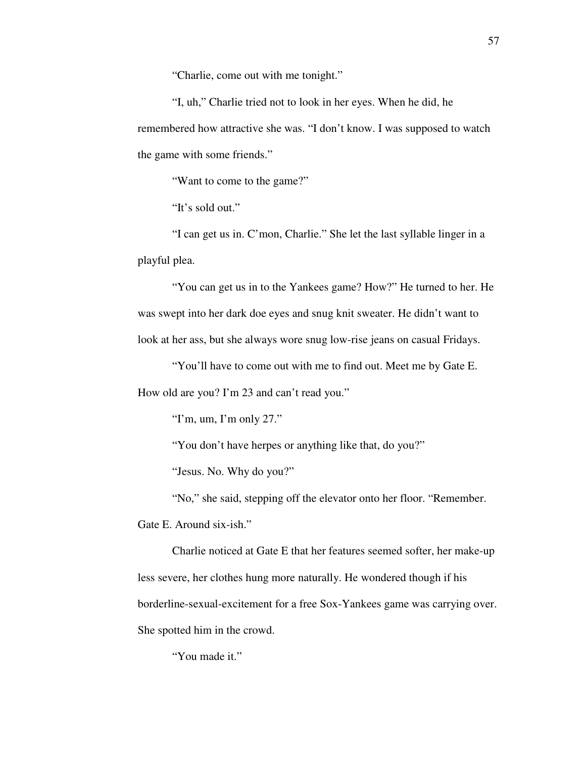"Charlie, come out with me tonight."

"I, uh," Charlie tried not to look in her eyes. When he did, he remembered how attractive she was. "I don't know. I was supposed to watch the game with some friends."

"Want to come to the game?"

"It's sold out."

"I can get us in. C'mon, Charlie." She let the last syllable linger in a playful plea.

"You can get us in to the Yankees game? How?" He turned to her. He was swept into her dark doe eyes and snug knit sweater. He didn't want to look at her ass, but she always wore snug low-rise jeans on casual Fridays.

"You'll have to come out with me to find out. Meet me by Gate E. How old are you? I'm 23 and can't read you."

"I'm, um, I'm only 27."

"You don't have herpes or anything like that, do you?"

"Jesus. No. Why do you?"

"No," she said, stepping off the elevator onto her floor. "Remember. Gate E. Around six-ish."

Charlie noticed at Gate E that her features seemed softer, her make-up less severe, her clothes hung more naturally. He wondered though if his borderline-sexual-excitement for a free Sox-Yankees game was carrying over. She spotted him in the crowd.

"You made it."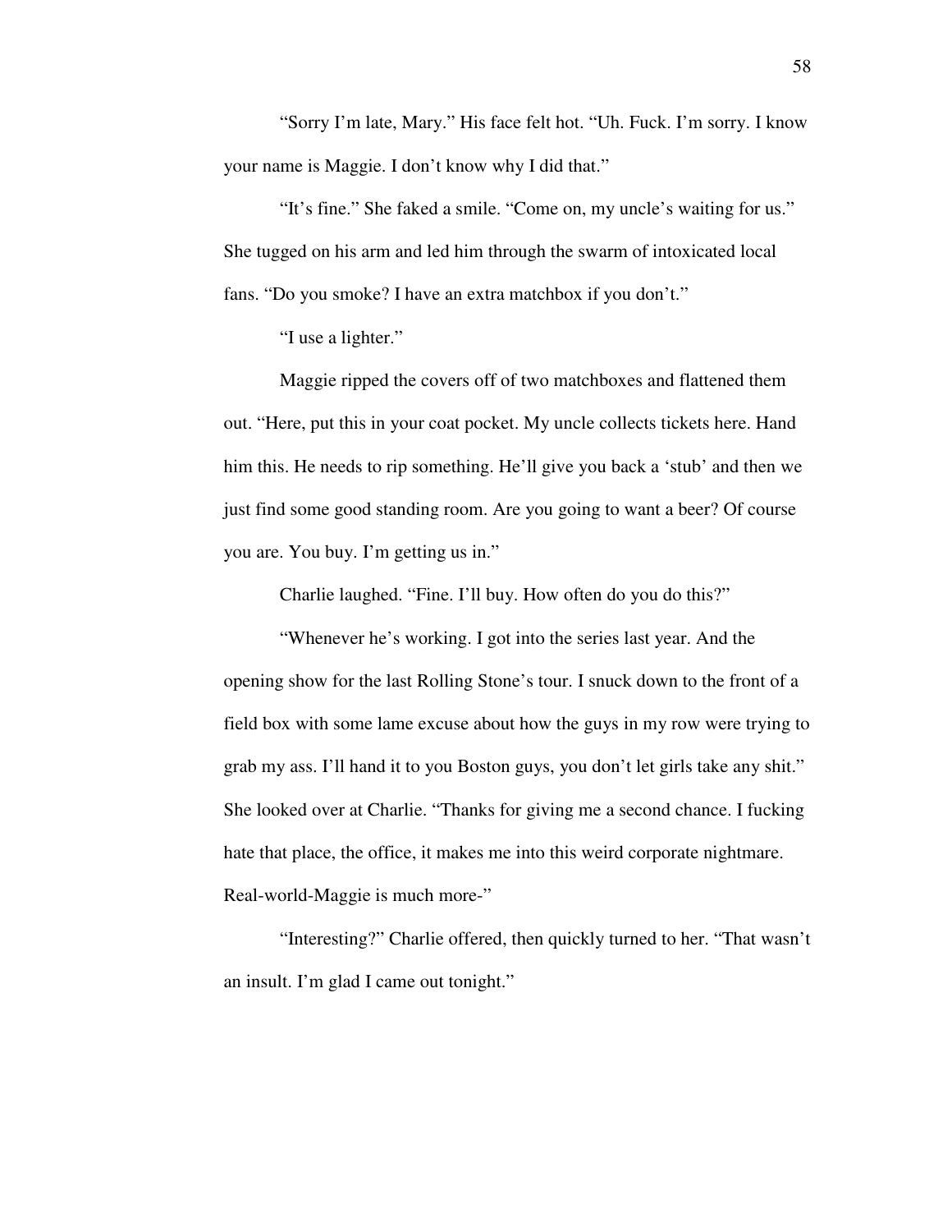"Sorry I'm late, Mary." His face felt hot. "Uh. Fuck. I'm sorry. I know your name is Maggie. I don't know why I did that."

"It's fine." She faked a smile. "Come on, my uncle's waiting for us." She tugged on his arm and led him through the swarm of intoxicated local fans. "Do you smoke? I have an extra matchbox if you don't."

"I use a lighter."

Maggie ripped the covers off of two matchboxes and flattened them out. "Here, put this in your coat pocket. My uncle collects tickets here. Hand him this. He needs to rip something. He'll give you back a 'stub' and then we just find some good standing room. Are you going to want a beer? Of course you are. You buy. I'm getting us in."

Charlie laughed. "Fine. I'll buy. How often do you do this?"

"Whenever he's working. I got into the series last year. And the opening show for the last Rolling Stone's tour. I snuck down to the front of a field box with some lame excuse about how the guys in my row were trying to grab my ass. I'll hand it to you Boston guys, you don't let girls take any shit." She looked over at Charlie. "Thanks for giving me a second chance. I fucking hate that place, the office, it makes me into this weird corporate nightmare. Real-world-Maggie is much more-"

"Interesting?" Charlie offered, then quickly turned to her. "That wasn't an insult. I'm glad I came out tonight."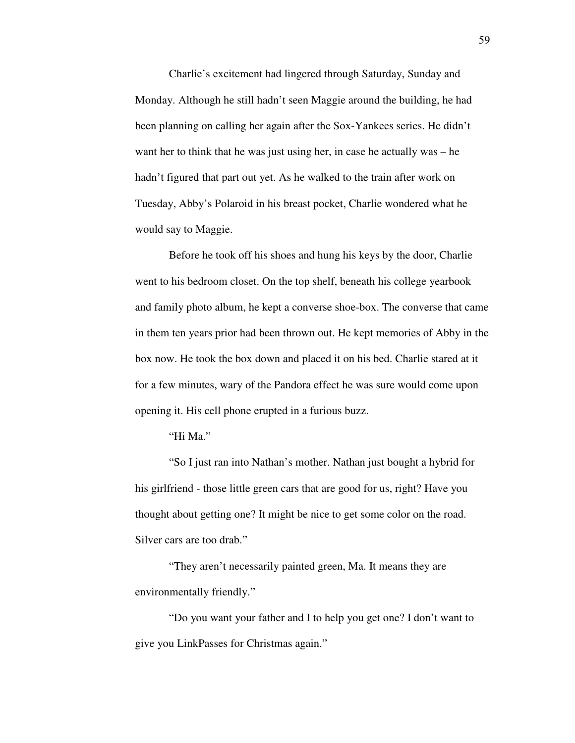Charlie's excitement had lingered through Saturday, Sunday and Monday. Although he still hadn't seen Maggie around the building, he had been planning on calling her again after the Sox-Yankees series. He didn't want her to think that he was just using her, in case he actually was – he hadn't figured that part out yet. As he walked to the train after work on Tuesday, Abby's Polaroid in his breast pocket, Charlie wondered what he would say to Maggie.

Before he took off his shoes and hung his keys by the door, Charlie went to his bedroom closet. On the top shelf, beneath his college yearbook and family photo album, he kept a converse shoe-box. The converse that came in them ten years prior had been thrown out. He kept memories of Abby in the box now. He took the box down and placed it on his bed. Charlie stared at it for a few minutes, wary of the Pandora effect he was sure would come upon opening it. His cell phone erupted in a furious buzz.

"Hi Ma."

"So I just ran into Nathan's mother. Nathan just bought a hybrid for his girlfriend - those little green cars that are good for us, right? Have you thought about getting one? It might be nice to get some color on the road. Silver cars are too drab."

"They aren't necessarily painted green, Ma. It means they are environmentally friendly."

"Do you want your father and I to help you get one? I don't want to give you LinkPasses for Christmas again."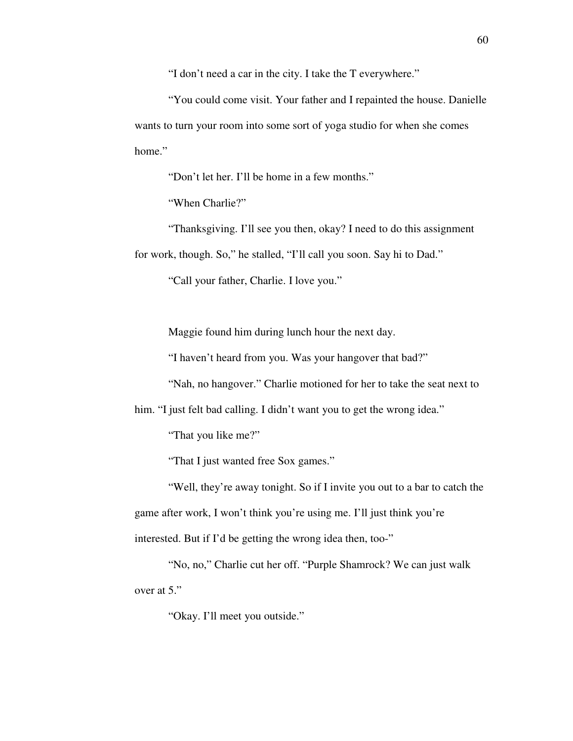"I don't need a car in the city. I take the T everywhere."

"You could come visit. Your father and I repainted the house. Danielle wants to turn your room into some sort of yoga studio for when she comes home."

"Don't let her. I'll be home in a few months."

"When Charlie?"

"Thanksgiving. I'll see you then, okay? I need to do this assignment for work, though. So," he stalled, "I'll call you soon. Say hi to Dad."

"Call your father, Charlie. I love you."

Maggie found him during lunch hour the next day.

"I haven't heard from you. Was your hangover that bad?"

"Nah, no hangover." Charlie motioned for her to take the seat next to him. "I just felt bad calling. I didn't want you to get the wrong idea."

"That you like me?"

"That I just wanted free Sox games."

"Well, they're away tonight. So if I invite you out to a bar to catch the game after work, I won't think you're using me. I'll just think you're interested. But if I'd be getting the wrong idea then, too-"

"No, no," Charlie cut her off. "Purple Shamrock? We can just walk over at 5."

"Okay. I'll meet you outside."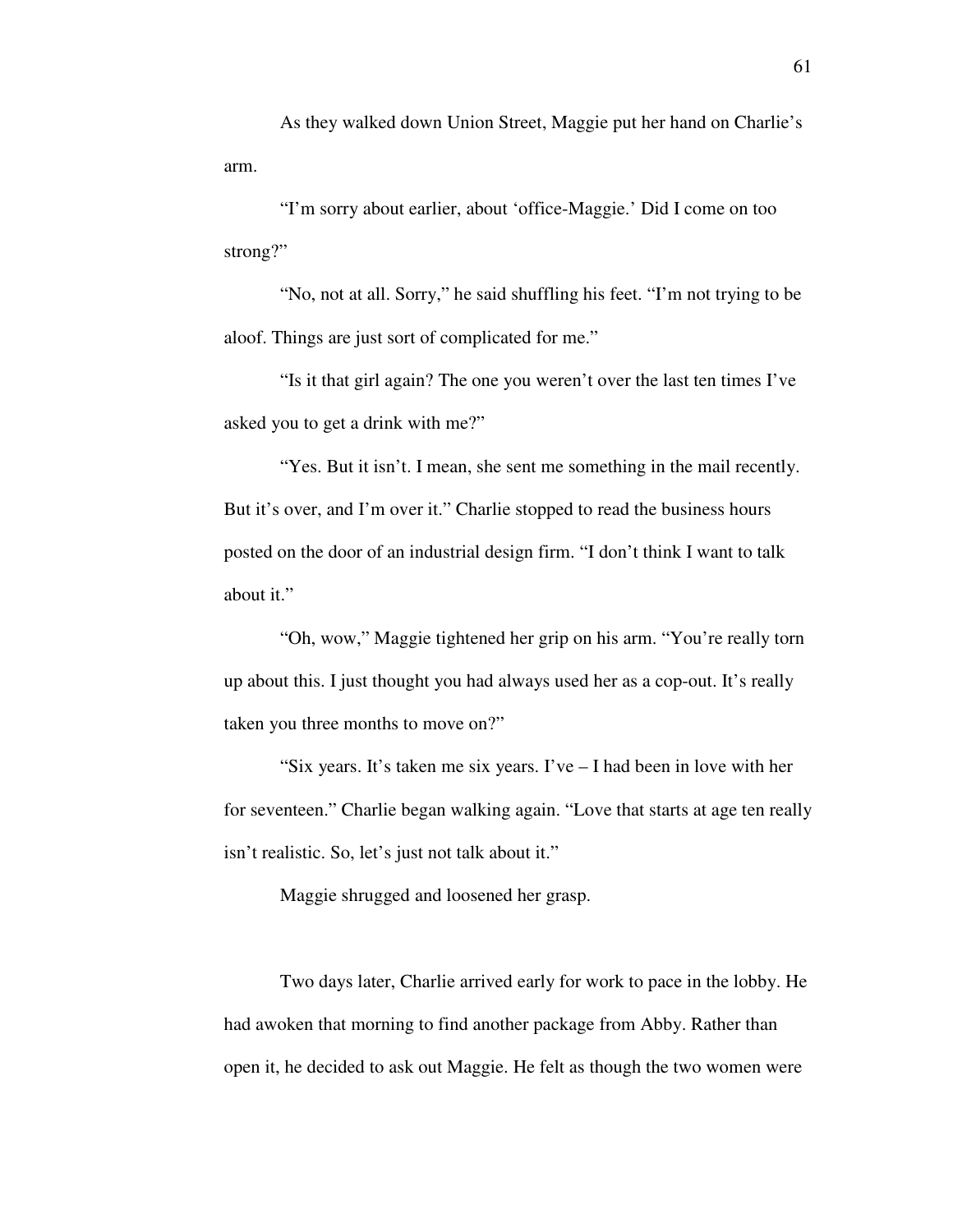As they walked down Union Street, Maggie put her hand on Charlie's arm.

"I'm sorry about earlier, about 'office-Maggie.' Did I come on too strong?"

"No, not at all. Sorry," he said shuffling his feet. "I'm not trying to be aloof. Things are just sort of complicated for me."

"Is it that girl again? The one you weren't over the last ten times I've asked you to get a drink with me?"

"Yes. But it isn't. I mean, she sent me something in the mail recently. But it's over, and I'm over it." Charlie stopped to read the business hours posted on the door of an industrial design firm. "I don't think I want to talk about it."

"Oh, wow," Maggie tightened her grip on his arm. "You're really torn up about this. I just thought you had always used her as a cop-out. It's really taken you three months to move on?"

"Six years. It's taken me six years. I've – I had been in love with her for seventeen." Charlie began walking again. "Love that starts at age ten really isn't realistic. So, let's just not talk about it."

Maggie shrugged and loosened her grasp.

Two days later, Charlie arrived early for work to pace in the lobby. He had awoken that morning to find another package from Abby. Rather than open it, he decided to ask out Maggie. He felt as though the two women were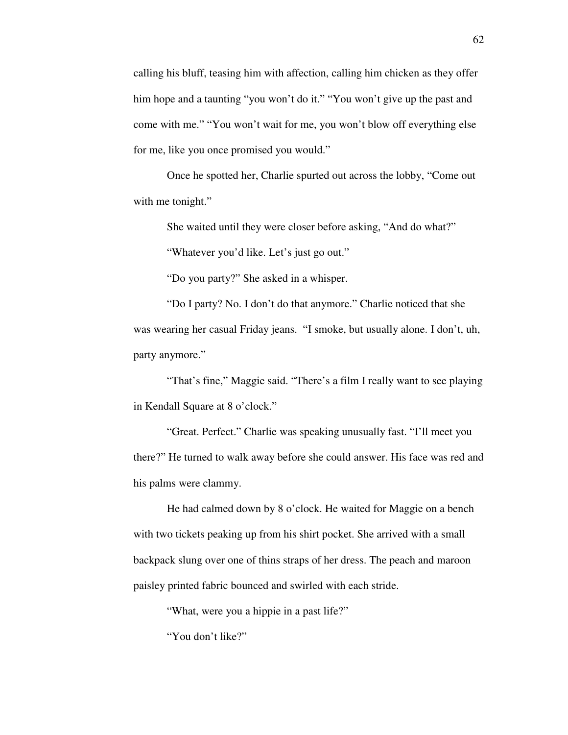calling his bluff, teasing him with affection, calling him chicken as they offer him hope and a taunting "you won't do it." "You won't give up the past and come with me." "You won't wait for me, you won't blow off everything else for me, like you once promised you would."

Once he spotted her, Charlie spurted out across the lobby, "Come out with me tonight."

She waited until they were closer before asking, "And do what?"

"Whatever you'd like. Let's just go out."

"Do you party?" She asked in a whisper.

"Do I party? No. I don't do that anymore." Charlie noticed that she was wearing her casual Friday jeans. "I smoke, but usually alone. I don't, uh, party anymore."

"That's fine," Maggie said. "There's a film I really want to see playing in Kendall Square at 8 o'clock."

"Great. Perfect." Charlie was speaking unusually fast. "I'll meet you there?" He turned to walk away before she could answer. His face was red and his palms were clammy.

He had calmed down by 8 o'clock. He waited for Maggie on a bench with two tickets peaking up from his shirt pocket. She arrived with a small backpack slung over one of thins straps of her dress. The peach and maroon paisley printed fabric bounced and swirled with each stride.

"What, were you a hippie in a past life?"

"You don't like?"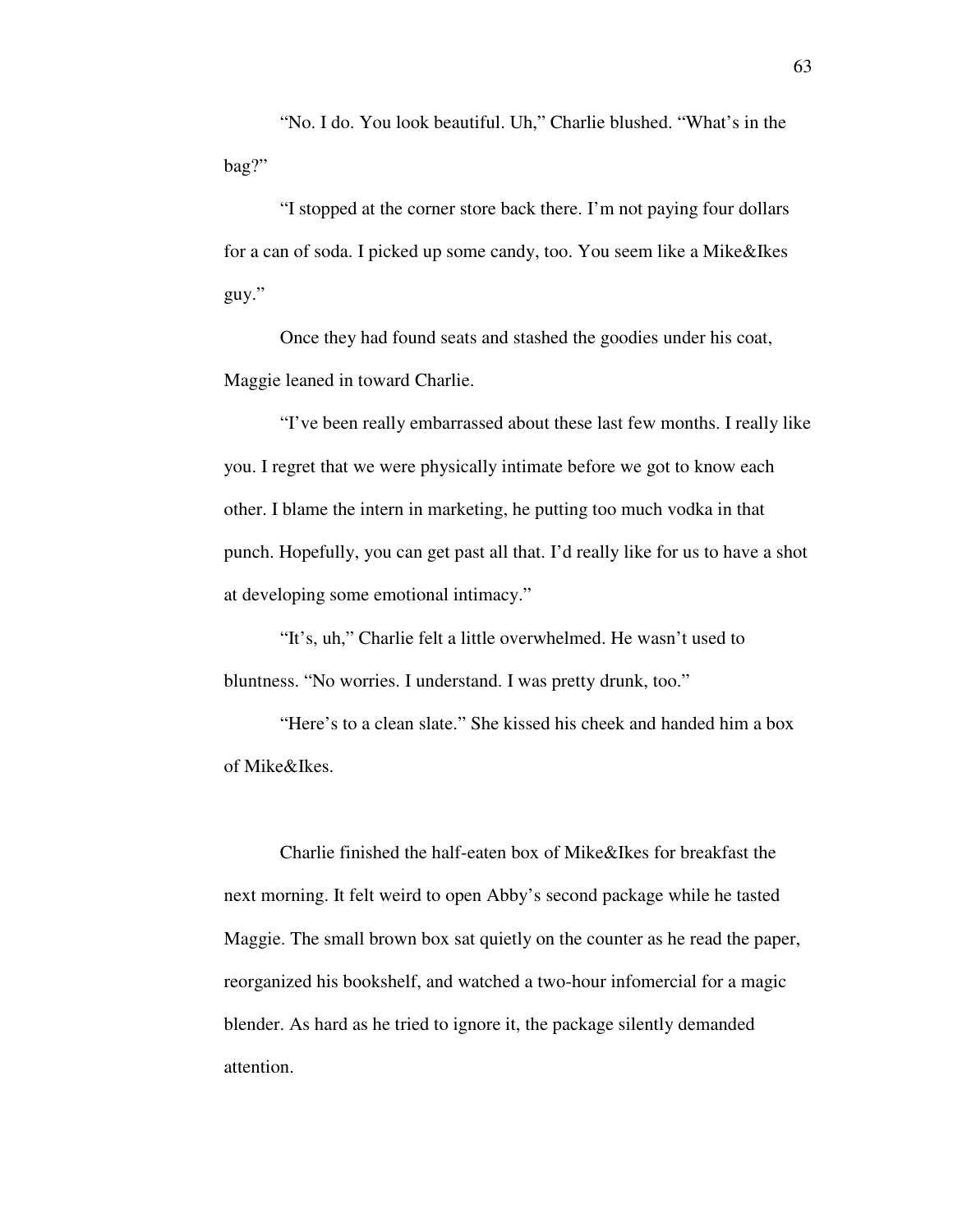"No. I do. You look beautiful. Uh," Charlie blushed. "What's in the bag?"

"I stopped at the corner store back there. I'm not paying four dollars for a can of soda. I picked up some candy, too. You seem like a Mike&Ikes guy."

Once they had found seats and stashed the goodies under his coat, Maggie leaned in toward Charlie.

"I've been really embarrassed about these last few months. I really like you. I regret that we were physically intimate before we got to know each other. I blame the intern in marketing, he putting too much vodka in that punch. Hopefully, you can get past all that. I'd really like for us to have a shot at developing some emotional intimacy."

"It's, uh," Charlie felt a little overwhelmed. He wasn't used to bluntness. "No worries. I understand. I was pretty drunk, too."

"Here's to a clean slate." She kissed his cheek and handed him a box of Mike&Ikes.

Charlie finished the half-eaten box of Mike&Ikes for breakfast the next morning. It felt weird to open Abby's second package while he tasted Maggie. The small brown box sat quietly on the counter as he read the paper, reorganized his bookshelf, and watched a two-hour infomercial for a magic blender. As hard as he tried to ignore it, the package silently demanded attention.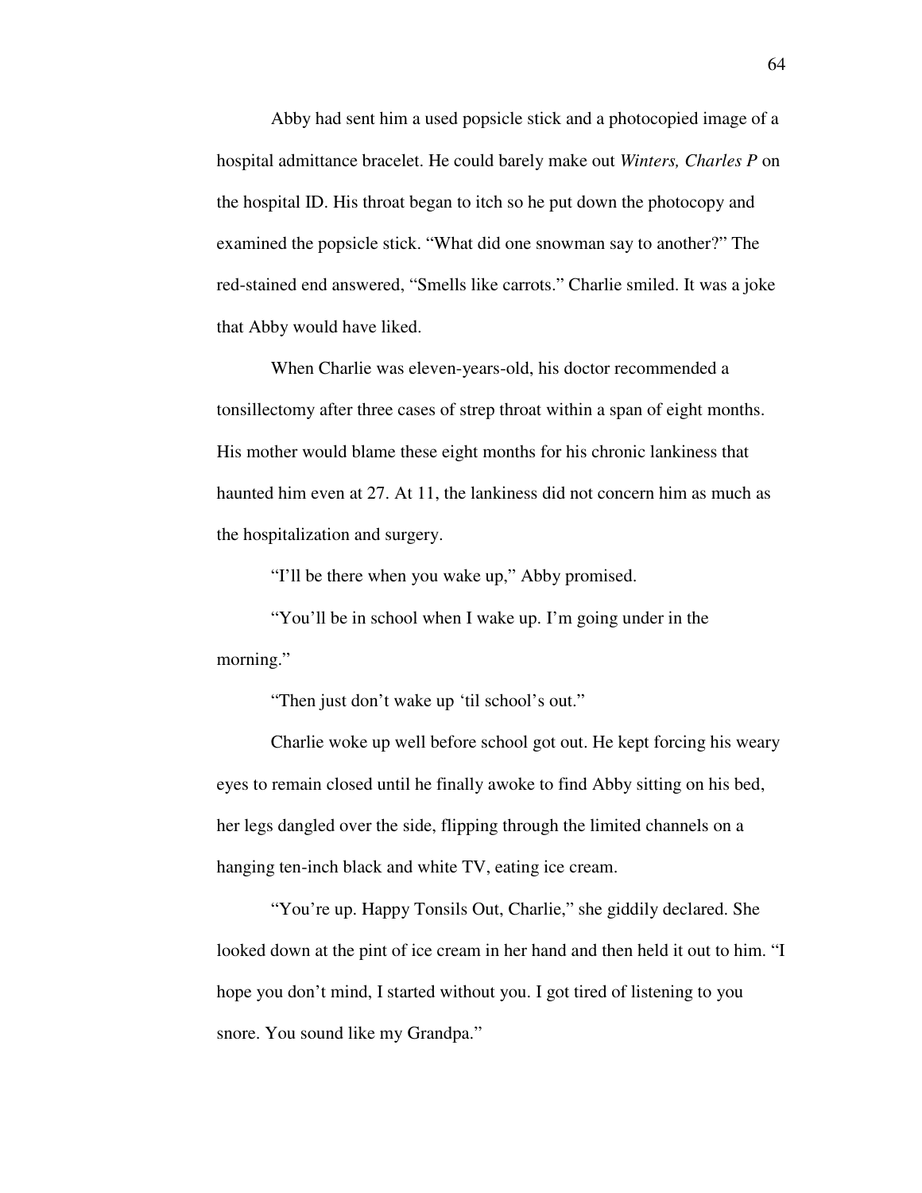Abby had sent him a used popsicle stick and a photocopied image of a hospital admittance bracelet. He could barely make out *Winters, Charles P* on the hospital ID. His throat began to itch so he put down the photocopy and examined the popsicle stick. "What did one snowman say to another?" The red-stained end answered, "Smells like carrots." Charlie smiled. It was a joke that Abby would have liked.

When Charlie was eleven-years-old, his doctor recommended a tonsillectomy after three cases of strep throat within a span of eight months. His mother would blame these eight months for his chronic lankiness that haunted him even at 27. At 11, the lankiness did not concern him as much as the hospitalization and surgery.

"I'll be there when you wake up," Abby promised.

"You'll be in school when I wake up. I'm going under in the morning."

"Then just don't wake up 'til school's out."

Charlie woke up well before school got out. He kept forcing his weary eyes to remain closed until he finally awoke to find Abby sitting on his bed, her legs dangled over the side, flipping through the limited channels on a hanging ten-inch black and white TV, eating ice cream.

"You're up. Happy Tonsils Out, Charlie," she giddily declared. She looked down at the pint of ice cream in her hand and then held it out to him. "I hope you don't mind, I started without you. I got tired of listening to you snore. You sound like my Grandpa."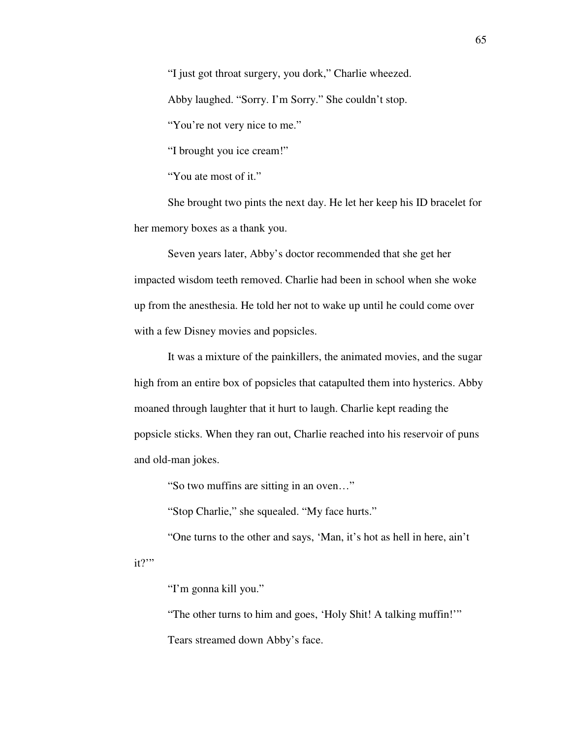"I just got throat surgery, you dork," Charlie wheezed.

Abby laughed. "Sorry. I'm Sorry." She couldn't stop.

"You're not very nice to me."

"I brought you ice cream!"

"You ate most of it."

She brought two pints the next day. He let her keep his ID bracelet for her memory boxes as a thank you.

Seven years later, Abby's doctor recommended that she get her impacted wisdom teeth removed. Charlie had been in school when she woke up from the anesthesia. He told her not to wake up until he could come over with a few Disney movies and popsicles.

It was a mixture of the painkillers, the animated movies, and the sugar high from an entire box of popsicles that catapulted them into hysterics. Abby moaned through laughter that it hurt to laugh. Charlie kept reading the popsicle sticks. When they ran out, Charlie reached into his reservoir of puns and old-man jokes.

"So two muffins are sitting in an oven…"

"Stop Charlie," she squealed. "My face hurts."

"One turns to the other and says, 'Man, it's hot as hell in here, ain't it?'"

"I'm gonna kill you."

"The other turns to him and goes, 'Holy Shit! A talking muffin!'"

Tears streamed down Abby's face.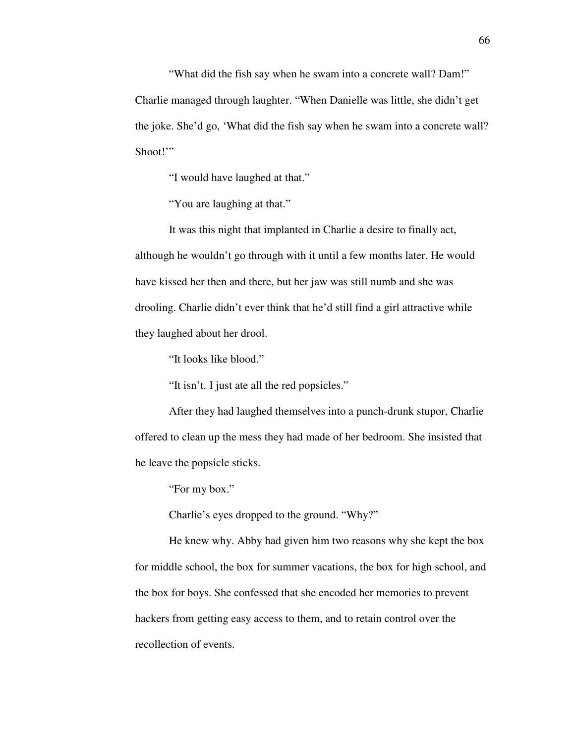"What did the fish say when he swam into a concrete wall? Dam!" Charlie managed through laughter. "When Danielle was little, she didn't get the joke. She'd go, 'What did the fish say when he swam into a concrete wall? Shoot!'"

"I would have laughed at that."

"You are laughing at that."

It was this night that implanted in Charlie a desire to finally act, although he wouldn't go through with it until a few months later. He would have kissed her then and there, but her jaw was still numb and she was drooling. Charlie didn't ever think that he'd still find a girl attractive while they laughed about her drool.

"It looks like blood."

"It isn't. I just ate all the red popsicles."

After they had laughed themselves into a punch-drunk stupor, Charlie offered to clean up the mess they had made of her bedroom. She insisted that he leave the popsicle sticks.

"For my box."

Charlie's eyes dropped to the ground. "Why?"

He knew why. Abby had given him two reasons why she kept the box for middle school, the box for summer vacations, the box for high school, and the box for boys. She confessed that she encoded her memories to prevent hackers from getting easy access to them, and to retain control over the recollection of events.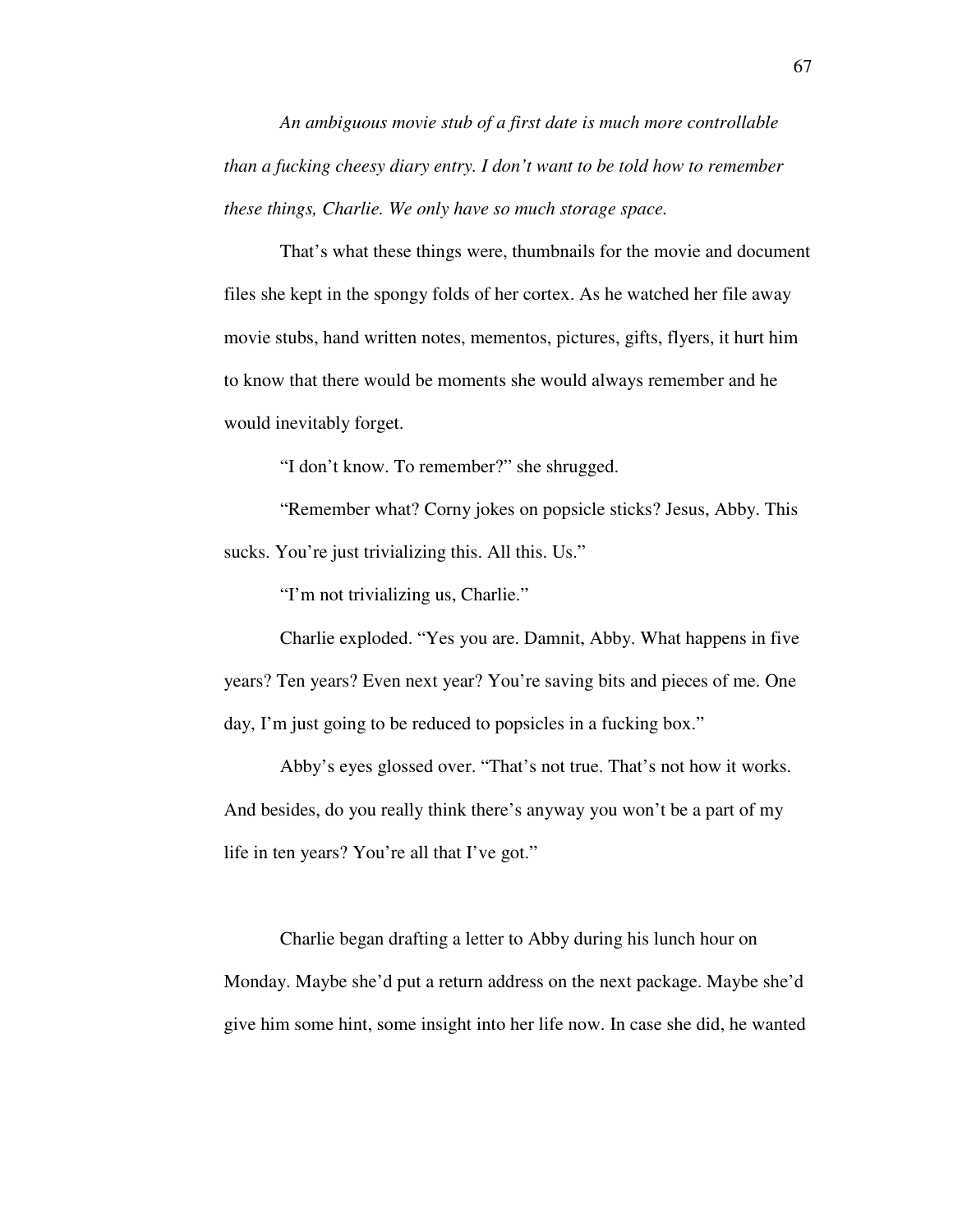*An ambiguous movie stub of a first date is much more controllable than a fucking cheesy diary entry. I don't want to be told how to remember these things, Charlie. We only have so much storage space.*

That's what these things were, thumbnails for the movie and document files she kept in the spongy folds of her cortex. As he watched her file away movie stubs, hand written notes, mementos, pictures, gifts, flyers, it hurt him to know that there would be moments she would always remember and he would inevitably forget.

"I don't know. To remember?" she shrugged.

"Remember what? Corny jokes on popsicle sticks? Jesus, Abby. This sucks. You're just trivializing this. All this. Us."

"I'm not trivializing us, Charlie."

Charlie exploded. "Yes you are. Damnit, Abby. What happens in five years? Ten years? Even next year? You're saving bits and pieces of me. One day, I'm just going to be reduced to popsicles in a fucking box."

Abby's eyes glossed over. "That's not true. That's not how it works. And besides, do you really think there's anyway you won't be a part of my life in ten years? You're all that I've got."

Charlie began drafting a letter to Abby during his lunch hour on Monday. Maybe she'd put a return address on the next package. Maybe she'd give him some hint, some insight into her life now. In case she did, he wanted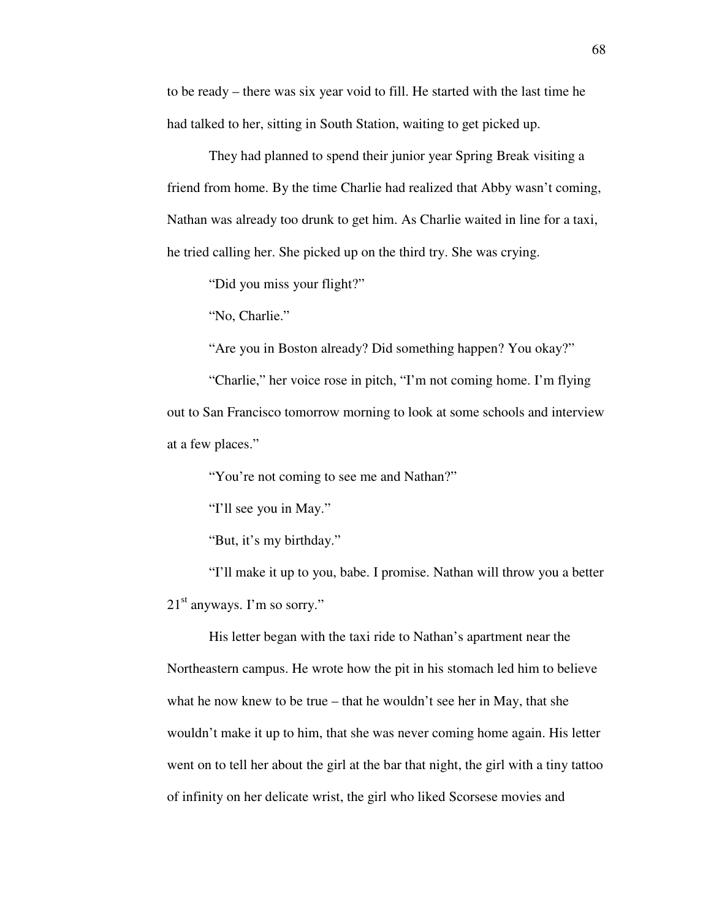to be ready – there was six year void to fill. He started with the last time he had talked to her, sitting in South Station, waiting to get picked up.

They had planned to spend their junior year Spring Break visiting a friend from home. By the time Charlie had realized that Abby wasn't coming, Nathan was already too drunk to get him. As Charlie waited in line for a taxi, he tried calling her. She picked up on the third try. She was crying.

"Did you miss your flight?"

"No, Charlie."

"Are you in Boston already? Did something happen? You okay?"

"Charlie," her voice rose in pitch, "I'm not coming home. I'm flying out to San Francisco tomorrow morning to look at some schools and interview at a few places."

"You're not coming to see me and Nathan?"

"I'll see you in May."

"But, it's my birthday."

"I'll make it up to you, babe. I promise. Nathan will throw you a better 21st anyways. I'm so sorry."

His letter began with the taxi ride to Nathan's apartment near the Northeastern campus. He wrote how the pit in his stomach led him to believe what he now knew to be true – that he wouldn't see her in May, that she wouldn't make it up to him, that she was never coming home again. His letter went on to tell her about the girl at the bar that night, the girl with a tiny tattoo of infinity on her delicate wrist, the girl who liked Scorsese movies and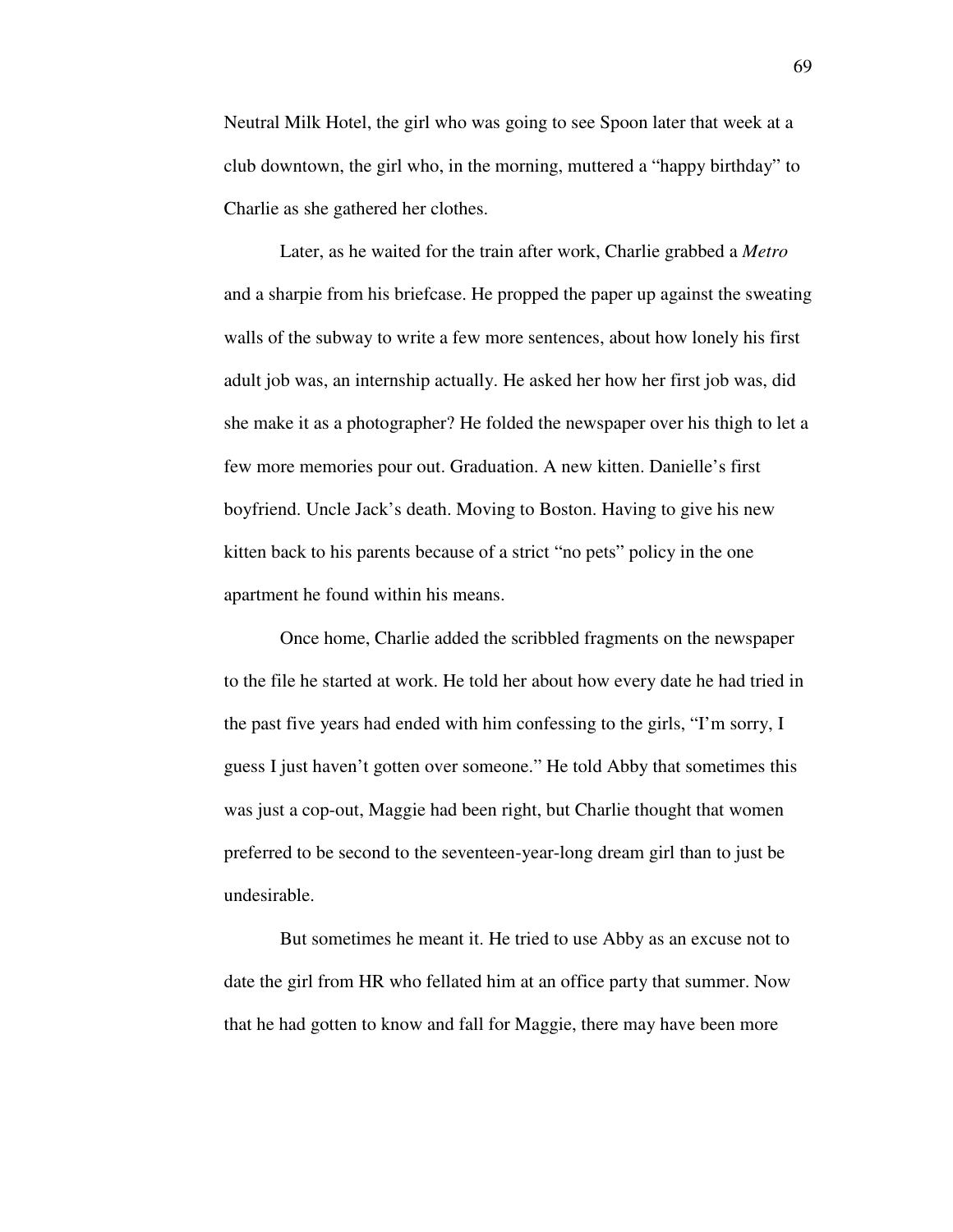Neutral Milk Hotel, the girl who was going to see Spoon later that week at a club downtown, the girl who, in the morning, muttered a "happy birthday" to Charlie as she gathered her clothes.

Later, as he waited for the train after work, Charlie grabbed a *Metro* and a sharpie from his briefcase. He propped the paper up against the sweating walls of the subway to write a few more sentences, about how lonely his first adult job was, an internship actually. He asked her how her first job was, did she make it as a photographer? He folded the newspaper over his thigh to let a few more memories pour out. Graduation. A new kitten. Danielle's first boyfriend. Uncle Jack's death. Moving to Boston. Having to give his new kitten back to his parents because of a strict "no pets" policy in the one apartment he found within his means.

Once home, Charlie added the scribbled fragments on the newspaper to the file he started at work. He told her about how every date he had tried in the past five years had ended with him confessing to the girls, "I'm sorry, I guess I just haven't gotten over someone." He told Abby that sometimes this was just a cop-out, Maggie had been right, but Charlie thought that women preferred to be second to the seventeen-year-long dream girl than to just be undesirable.

But sometimes he meant it. He tried to use Abby as an excuse not to date the girl from HR who fellated him at an office party that summer. Now that he had gotten to know and fall for Maggie, there may have been more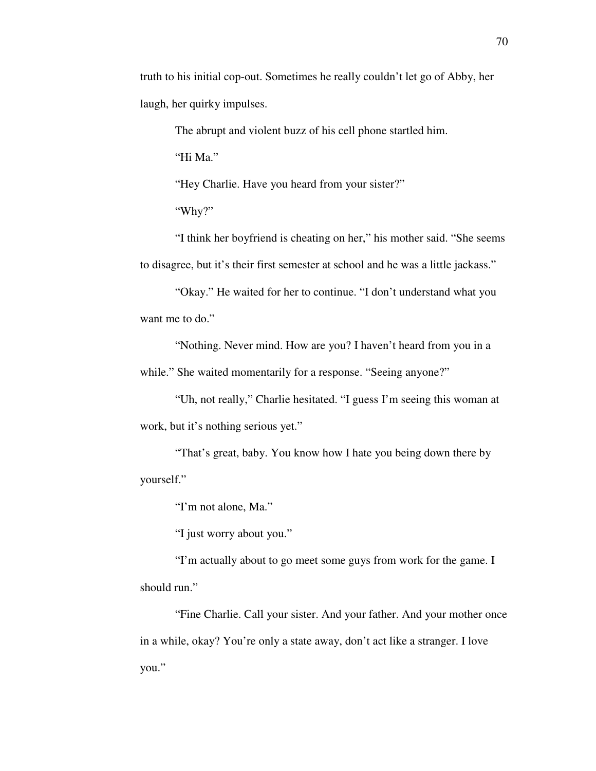truth to his initial cop-out. Sometimes he really couldn't let go of Abby, her laugh, her quirky impulses.

The abrupt and violent buzz of his cell phone startled him.

"Hi Ma."

"Hey Charlie. Have you heard from your sister?"

"Why?"

"I think her boyfriend is cheating on her," his mother said. "She seems to disagree, but it's their first semester at school and he was a little jackass."

"Okay." He waited for her to continue. "I don't understand what you want me to do."

"Nothing. Never mind. How are you? I haven't heard from you in a while." She waited momentarily for a response. "Seeing anyone?"

"Uh, not really," Charlie hesitated. "I guess I'm seeing this woman at work, but it's nothing serious yet."

"That's great, baby. You know how I hate you being down there by yourself."

"I'm not alone, Ma."

"I just worry about you."

"I'm actually about to go meet some guys from work for the game. I should run."

"Fine Charlie. Call your sister. And your father. And your mother once in a while, okay? You're only a state away, don't act like a stranger. I love you."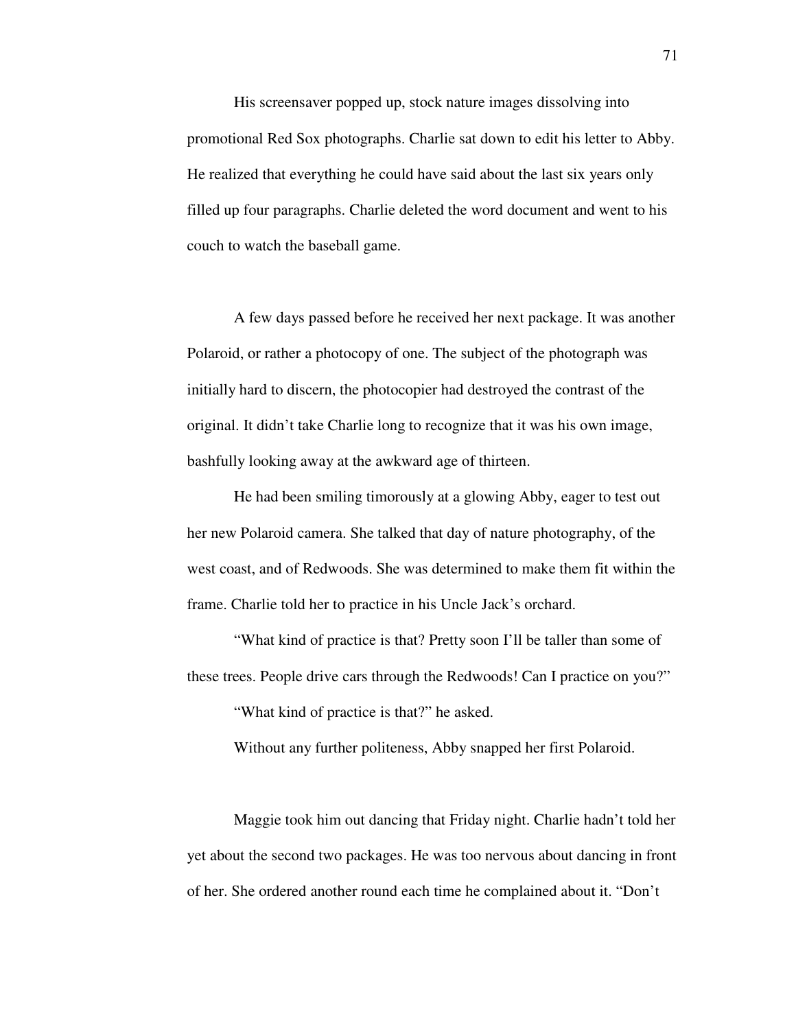His screensaver popped up, stock nature images dissolving into promotional Red Sox photographs. Charlie sat down to edit his letter to Abby. He realized that everything he could have said about the last six years only filled up four paragraphs. Charlie deleted the word document and went to his couch to watch the baseball game.

A few days passed before he received her next package. It was another Polaroid, or rather a photocopy of one. The subject of the photograph was initially hard to discern, the photocopier had destroyed the contrast of the original. It didn't take Charlie long to recognize that it was his own image, bashfully looking away at the awkward age of thirteen.

He had been smiling timorously at a glowing Abby, eager to test out her new Polaroid camera. She talked that day of nature photography, of the west coast, and of Redwoods. She was determined to make them fit within the frame. Charlie told her to practice in his Uncle Jack's orchard.

"What kind of practice is that? Pretty soon I'll be taller than some of these trees. People drive cars through the Redwoods! Can I practice on you?"

"What kind of practice is that?" he asked.

Without any further politeness, Abby snapped her first Polaroid.

Maggie took him out dancing that Friday night. Charlie hadn't told her yet about the second two packages. He was too nervous about dancing in front of her. She ordered another round each time he complained about it. "Don't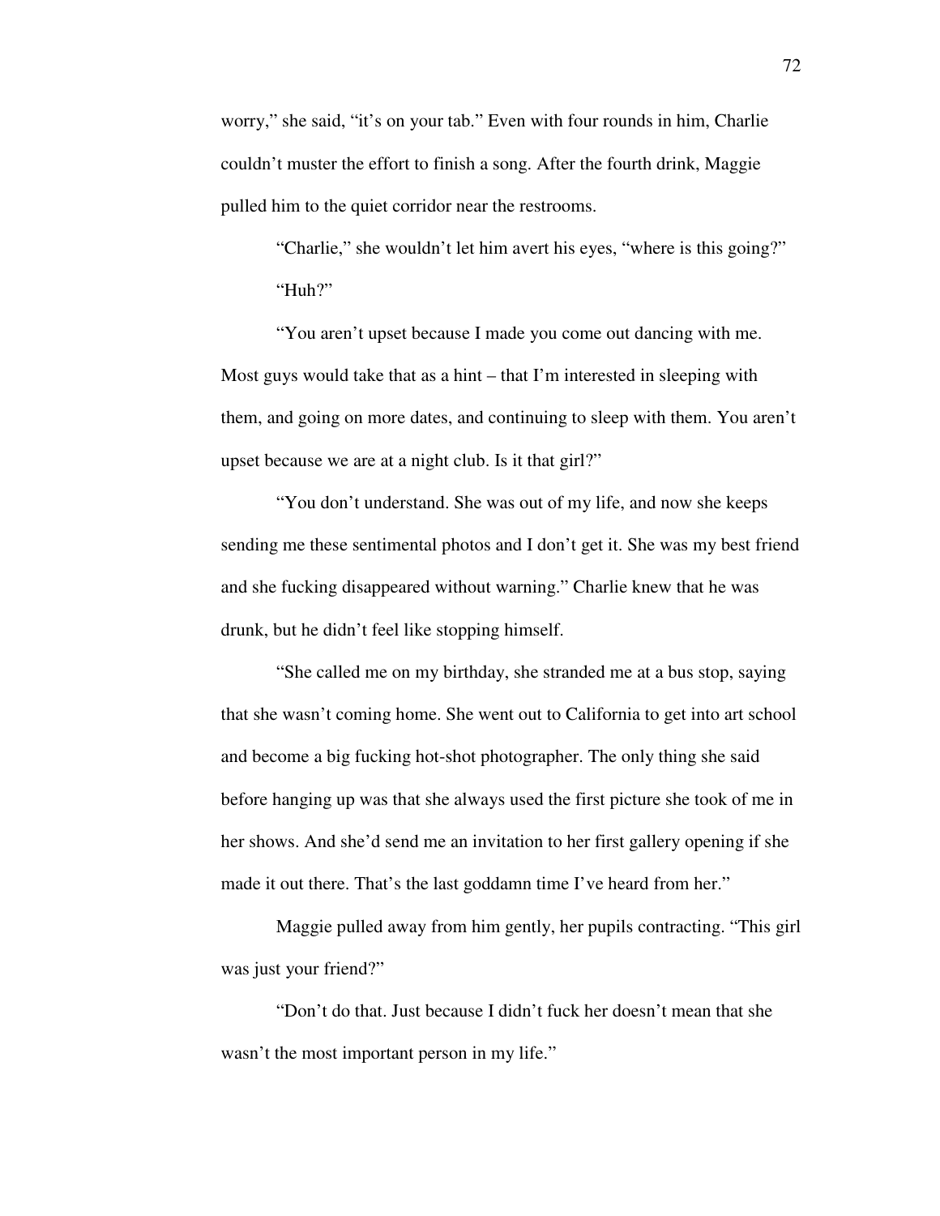worry," she said, "it's on your tab." Even with four rounds in him, Charlie couldn't muster the effort to finish a song. After the fourth drink, Maggie pulled him to the quiet corridor near the restrooms.

"Charlie," she wouldn't let him avert his eyes, "where is this going?"

"Huh?"

"You aren't upset because I made you come out dancing with me. Most guys would take that as a hint – that I'm interested in sleeping with them, and going on more dates, and continuing to sleep with them. You aren't upset because we are at a night club. Is it that girl?"

"You don't understand. She was out of my life, and now she keeps sending me these sentimental photos and I don't get it. She was my best friend and she fucking disappeared without warning." Charlie knew that he was drunk, but he didn't feel like stopping himself.

"She called me on my birthday, she stranded me at a bus stop, saying that she wasn't coming home. She went out to California to get into art school and become a big fucking hot-shot photographer. The only thing she said before hanging up was that she always used the first picture she took of me in her shows. And she'd send me an invitation to her first gallery opening if she made it out there. That's the last goddamn time I've heard from her."

Maggie pulled away from him gently, her pupils contracting. "This girl was just your friend?"

"Don't do that. Just because I didn't fuck her doesn't mean that she wasn't the most important person in my life."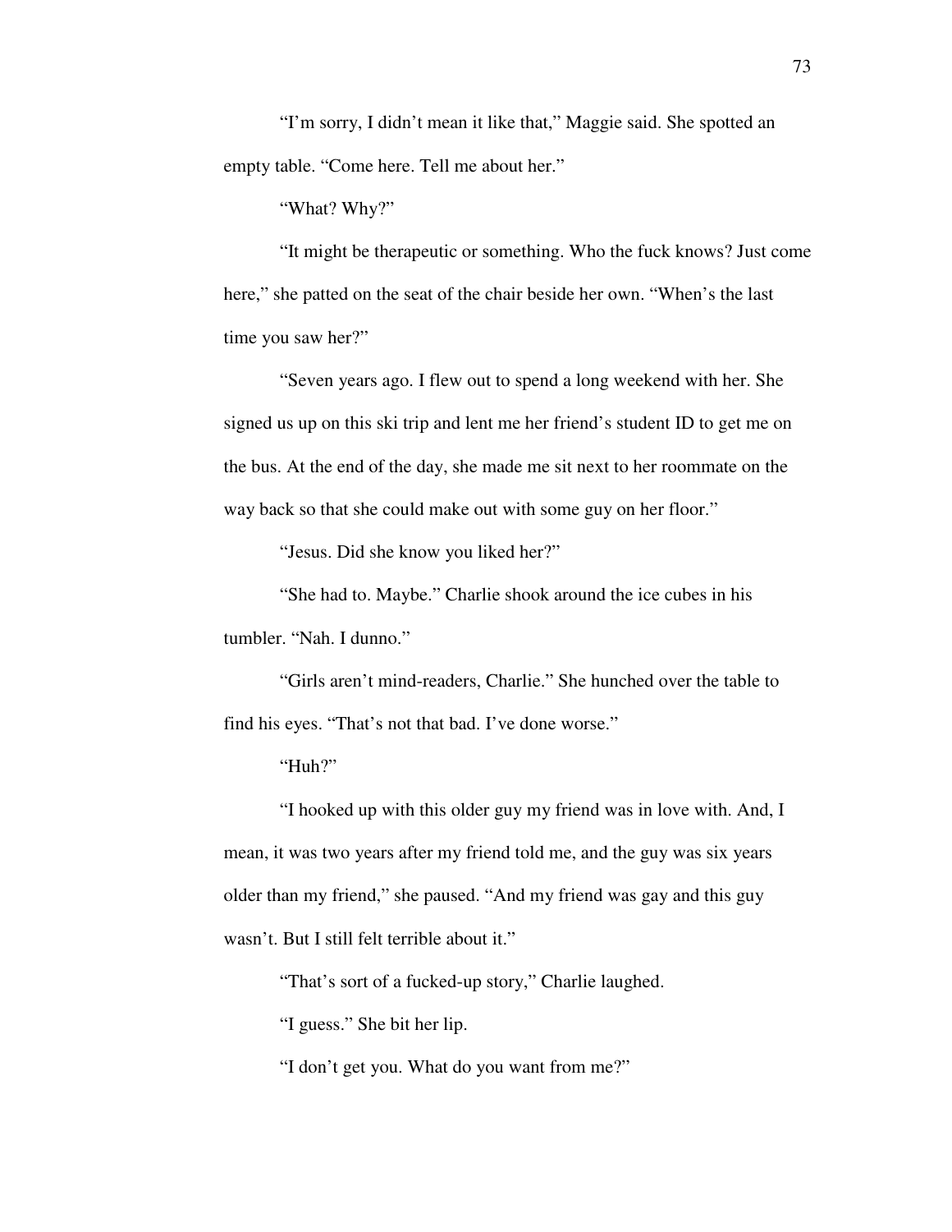"I'm sorry, I didn't mean it like that," Maggie said. She spotted an empty table. "Come here. Tell me about her."

"What? Why?"

"It might be therapeutic or something. Who the fuck knows? Just come here," she patted on the seat of the chair beside her own. "When's the last time you saw her?"

"Seven years ago. I flew out to spend a long weekend with her. She signed us up on this ski trip and lent me her friend's student ID to get me on the bus. At the end of the day, she made me sit next to her roommate on the way back so that she could make out with some guy on her floor."

"Jesus. Did she know you liked her?"

"She had to. Maybe." Charlie shook around the ice cubes in his tumbler. "Nah. I dunno."

"Girls aren't mind-readers, Charlie." She hunched over the table to find his eyes. "That's not that bad. I've done worse."

"Huh?"

"I hooked up with this older guy my friend was in love with. And, I mean, it was two years after my friend told me, and the guy was six years older than my friend," she paused. "And my friend was gay and this guy wasn't. But I still felt terrible about it."

"That's sort of a fucked-up story," Charlie laughed.

"I guess." She bit her lip.

"I don't get you. What do you want from me?"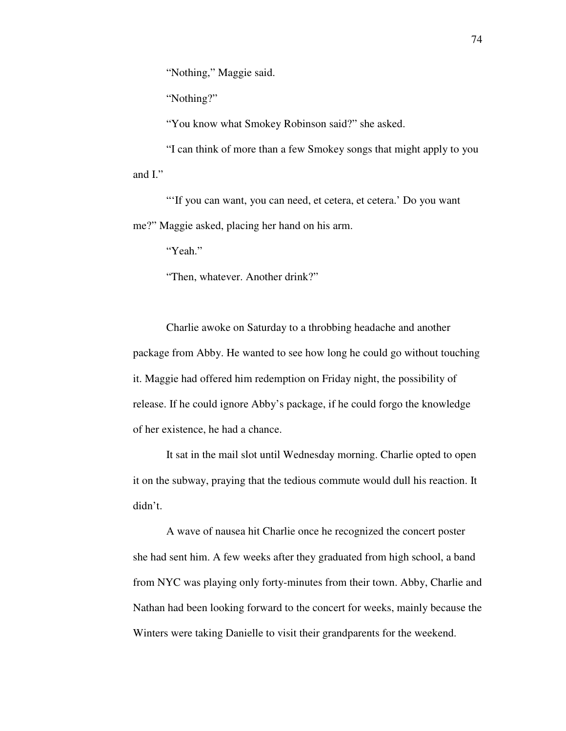"Nothing," Maggie said.

"Nothing?"

"You know what Smokey Robinson said?" she asked.

"I can think of more than a few Smokey songs that might apply to you and I."

"'If you can want, you can need, et cetera, et cetera.' Do you want me?" Maggie asked, placing her hand on his arm.

"Yeah."

"Then, whatever. Another drink?"

Charlie awoke on Saturday to a throbbing headache and another package from Abby. He wanted to see how long he could go without touching it. Maggie had offered him redemption on Friday night, the possibility of release. If he could ignore Abby's package, if he could forgo the knowledge of her existence, he had a chance.

It sat in the mail slot until Wednesday morning. Charlie opted to open it on the subway, praying that the tedious commute would dull his reaction. It didn't.

A wave of nausea hit Charlie once he recognized the concert poster she had sent him. A few weeks after they graduated from high school, a band from NYC was playing only forty-minutes from their town. Abby, Charlie and Nathan had been looking forward to the concert for weeks, mainly because the Winters were taking Danielle to visit their grandparents for the weekend.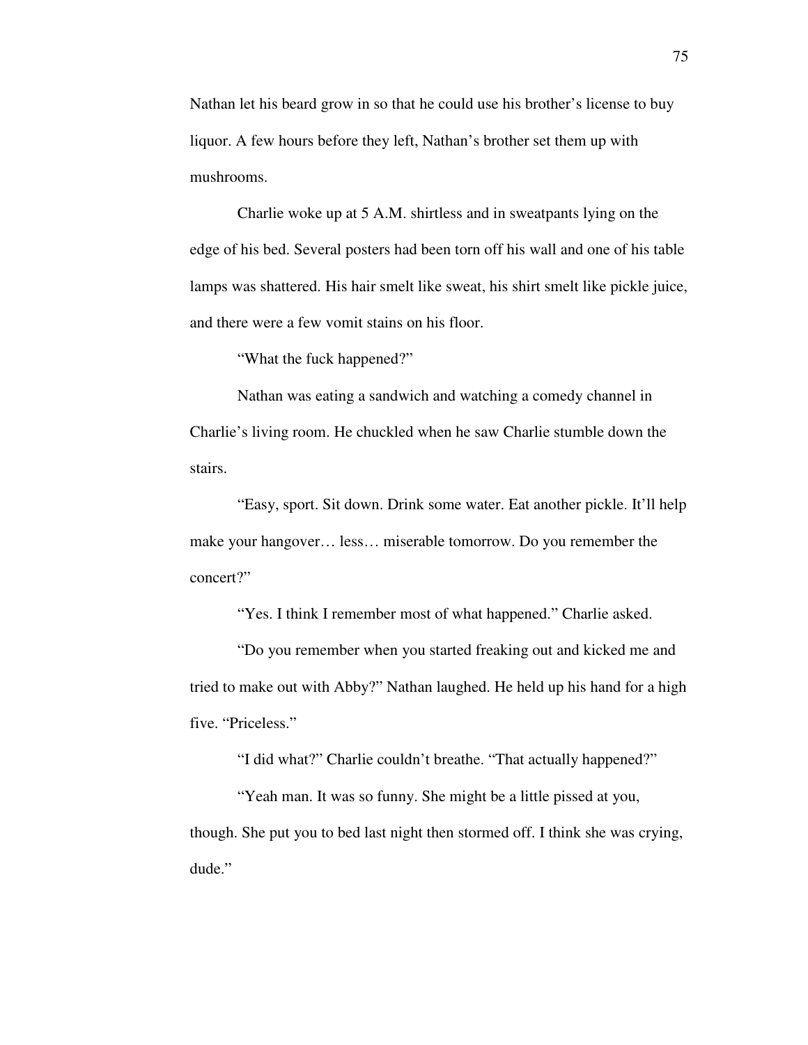Nathan let his beard grow in so that he could use his brother's license to buy liquor. A few hours before they left, Nathan's brother set them up with mushrooms.

Charlie woke up at 5 A.M. shirtless and in sweatpants lying on the edge of his bed. Several posters had been torn off his wall and one of his table lamps was shattered. His hair smelt like sweat, his shirt smelt like pickle juice, and there were a few vomit stains on his floor.

"What the fuck happened?"

Nathan was eating a sandwich and watching a comedy channel in Charlie's living room. He chuckled when he saw Charlie stumble down the stairs.

"Easy, sport. Sit down. Drink some water. Eat another pickle. It'll help make your hangover… less… miserable tomorrow. Do you remember the concert?"

"Yes. I think I remember most of what happened." Charlie asked.

"Do you remember when you started freaking out and kicked me and tried to make out with Abby?" Nathan laughed. He held up his hand for a high five. "Priceless."

"I did what?" Charlie couldn't breathe. "That actually happened?"

"Yeah man. It was so funny. She might be a little pissed at you, though. She put you to bed last night then stormed off. I think she was crying, dude."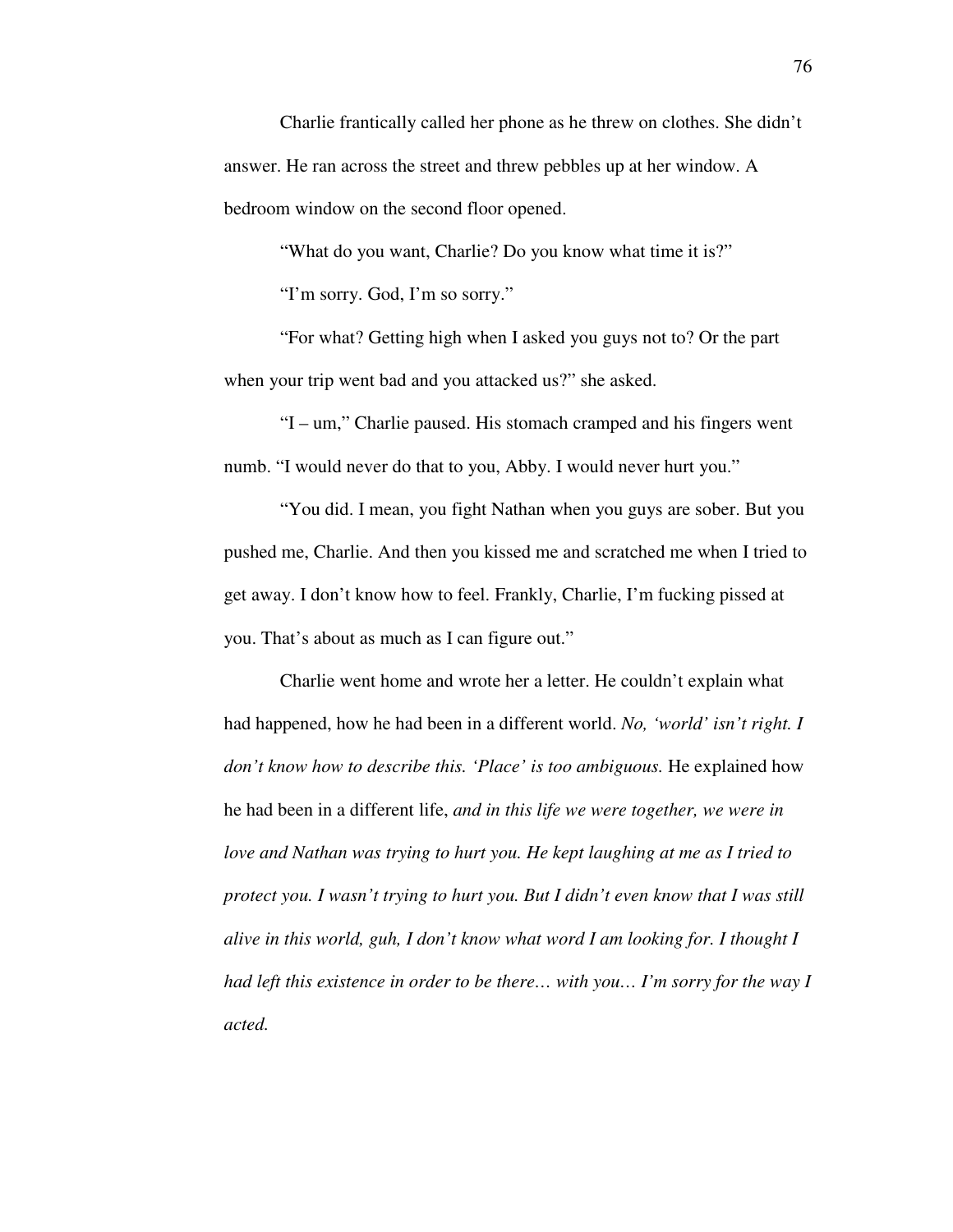Charlie frantically called her phone as he threw on clothes. She didn't answer. He ran across the street and threw pebbles up at her window. A bedroom window on the second floor opened.

"What do you want, Charlie? Do you know what time it is?"

"I'm sorry. God, I'm so sorry."

"For what? Getting high when I asked you guys not to? Or the part when your trip went bad and you attacked us?" she asked.

"I – um," Charlie paused. His stomach cramped and his fingers went numb. "I would never do that to you, Abby. I would never hurt you."

"You did. I mean, you fight Nathan when you guys are sober. But you pushed me, Charlie. And then you kissed me and scratched me when I tried to get away. I don't know how to feel. Frankly, Charlie, I'm fucking pissed at you. That's about as much as I can figure out."

Charlie went home and wrote her a letter. He couldn't explain what had happened, how he had been in a different world. *No, 'world' isn't right. I don't know how to describe this. 'Place' is too ambiguous.* He explained how he had been in a different life, *and in this life we were together, we were in love and Nathan was trying to hurt you. He kept laughing at me as I tried to protect you. I wasn't trying to hurt you. But I didn't even know that I was still alive in this world, guh, I don't know what word I am looking for. I thought I had left this existence in order to be there… with you… I'm sorry for the way I acted.*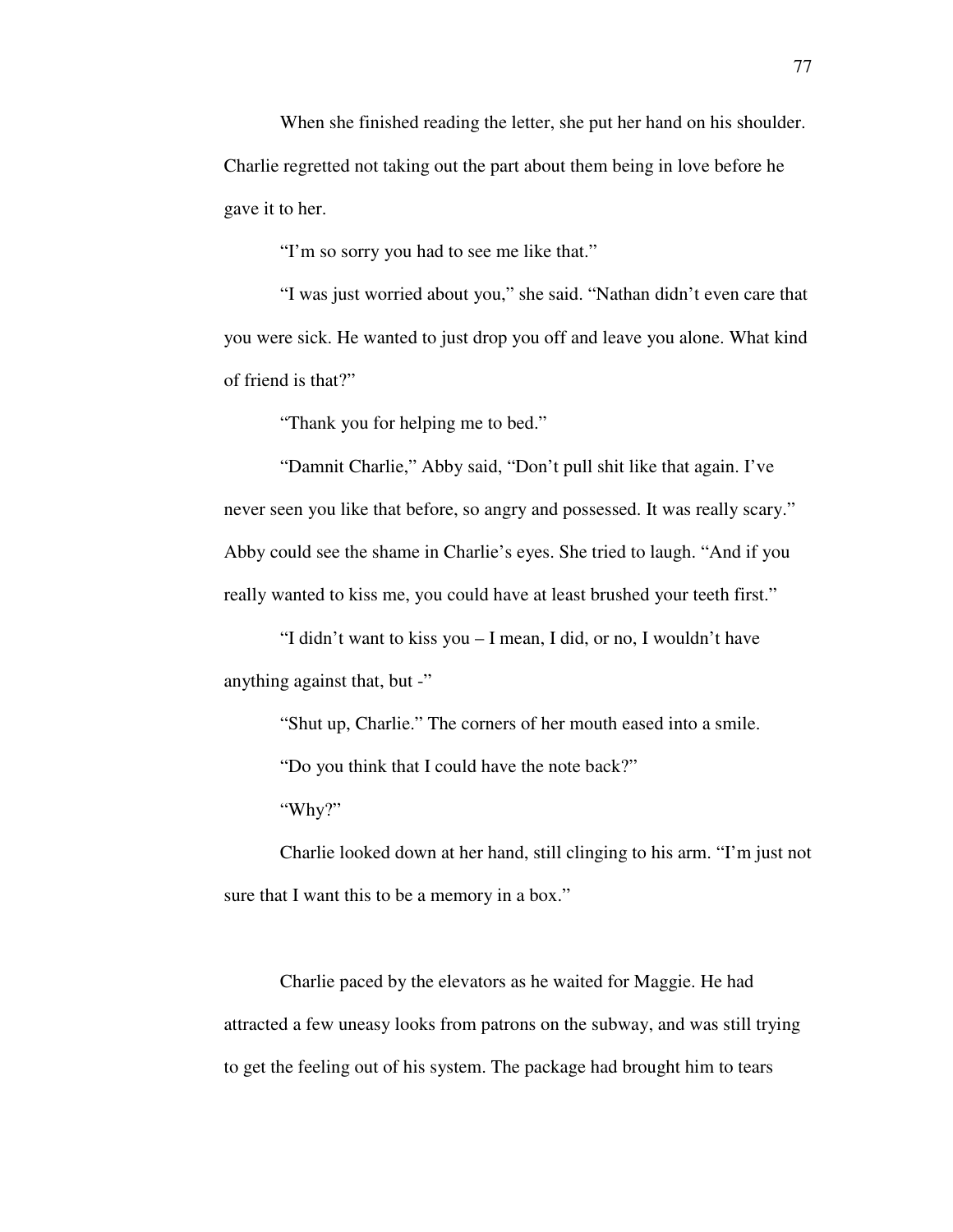When she finished reading the letter, she put her hand on his shoulder. Charlie regretted not taking out the part about them being in love before he gave it to her.

"I'm so sorry you had to see me like that."

"I was just worried about you," she said. "Nathan didn't even care that you were sick. He wanted to just drop you off and leave you alone. What kind of friend is that?"

"Thank you for helping me to bed."

"Damnit Charlie," Abby said, "Don't pull shit like that again. I've never seen you like that before, so angry and possessed. It was really scary." Abby could see the shame in Charlie's eyes. She tried to laugh. "And if you really wanted to kiss me, you could have at least brushed your teeth first."

"I didn't want to kiss you – I mean, I did, or no, I wouldn't have anything against that, but -"

"Shut up, Charlie." The corners of her mouth eased into a smile.

"Do you think that I could have the note back?"

"Why?"

Charlie looked down at her hand, still clinging to his arm. "I'm just not sure that I want this to be a memory in a box."

Charlie paced by the elevators as he waited for Maggie. He had attracted a few uneasy looks from patrons on the subway, and was still trying to get the feeling out of his system. The package had brought him to tears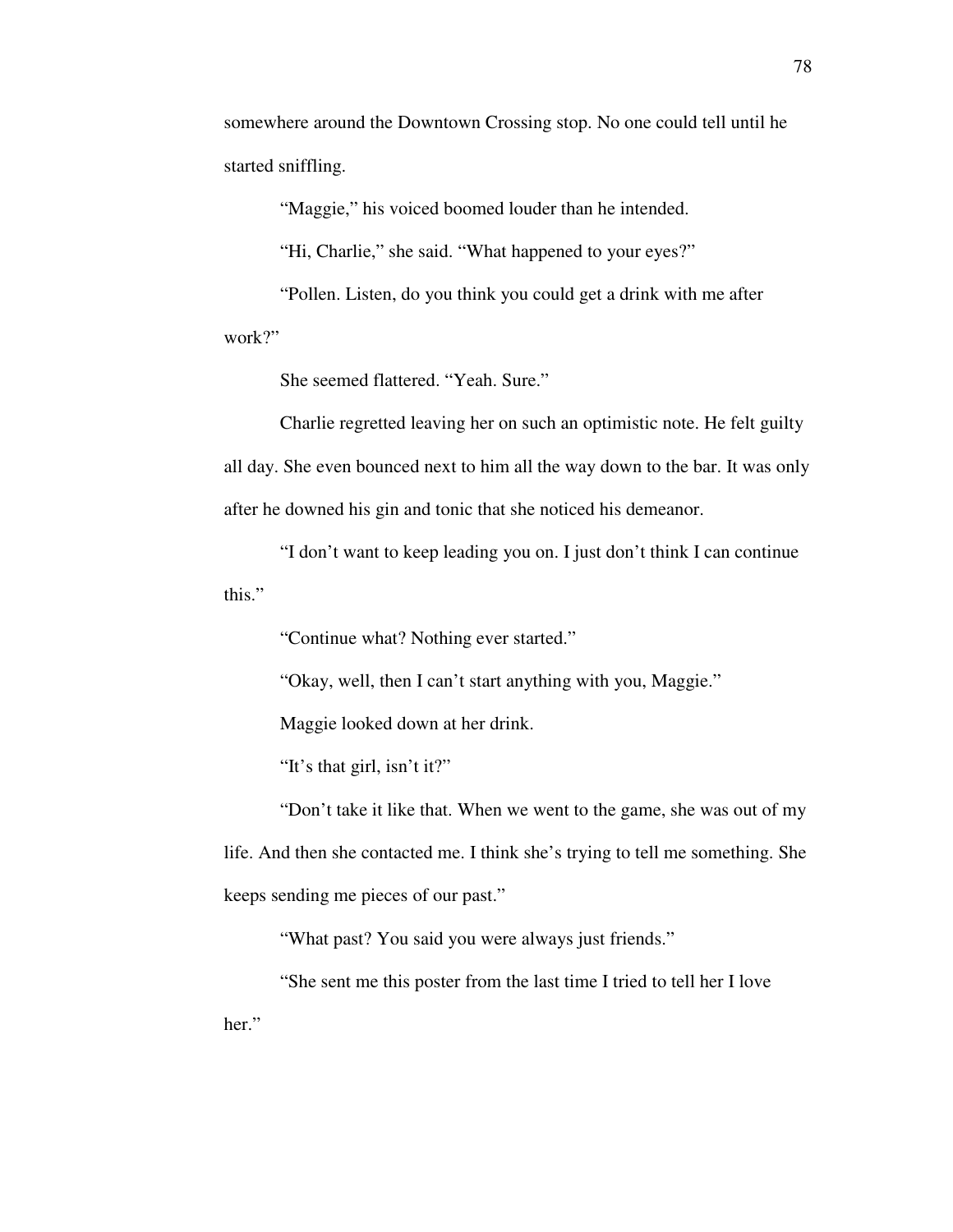somewhere around the Downtown Crossing stop. No one could tell until he started sniffling.

"Maggie," his voiced boomed louder than he intended.

"Hi, Charlie," she said. "What happened to your eyes?"

"Pollen. Listen, do you think you could get a drink with me after work?"

She seemed flattered. "Yeah. Sure."

Charlie regretted leaving her on such an optimistic note. He felt guilty all day. She even bounced next to him all the way down to the bar. It was only after he downed his gin and tonic that she noticed his demeanor.

"I don't want to keep leading you on. I just don't think I can continue this."

"Continue what? Nothing ever started."

"Okay, well, then I can't start anything with you, Maggie."

Maggie looked down at her drink.

"It's that girl, isn't it?"

"Don't take it like that. When we went to the game, she was out of my life. And then she contacted me. I think she's trying to tell me something. She keeps sending me pieces of our past."

"What past? You said you were always just friends."

"She sent me this poster from the last time I tried to tell her I love her."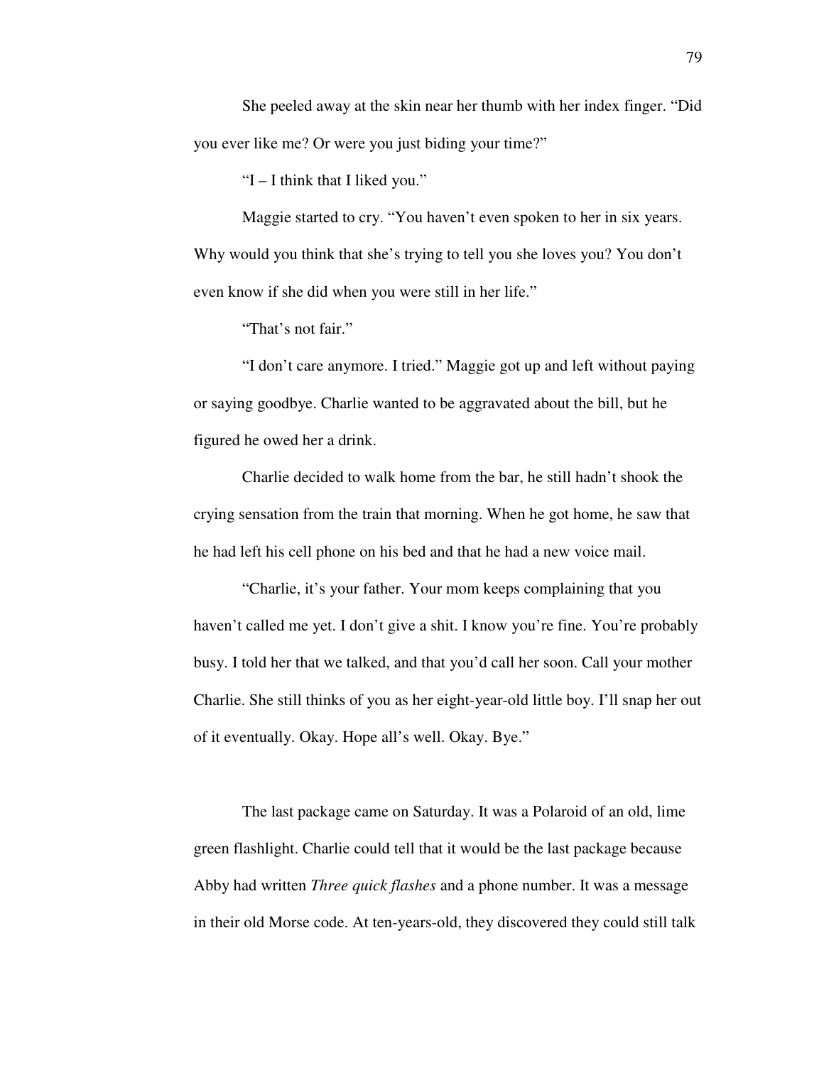She peeled away at the skin near her thumb with her index finger. "Did you ever like me? Or were you just biding your time?"

"I – I think that I liked you."

Maggie started to cry. "You haven't even spoken to her in six years. Why would you think that she's trying to tell you she loves you? You don't even know if she did when you were still in her life."

"That's not fair."

"I don't care anymore. I tried." Maggie got up and left without paying or saying goodbye. Charlie wanted to be aggravated about the bill, but he figured he owed her a drink.

Charlie decided to walk home from the bar, he still hadn't shook the crying sensation from the train that morning. When he got home, he saw that he had left his cell phone on his bed and that he had a new voice mail.

"Charlie, it's your father. Your mom keeps complaining that you haven't called me yet. I don't give a shit. I know you're fine. You're probably busy. I told her that we talked, and that you'd call her soon. Call your mother Charlie. She still thinks of you as her eight-year-old little boy. I'll snap her out of it eventually. Okay. Hope all's well. Okay. Bye."

The last package came on Saturday. It was a Polaroid of an old, lime green flashlight. Charlie could tell that it would be the last package because Abby had written *Three quick flashes* and a phone number. It was a message in their old Morse code. At ten-years-old, they discovered they could still talk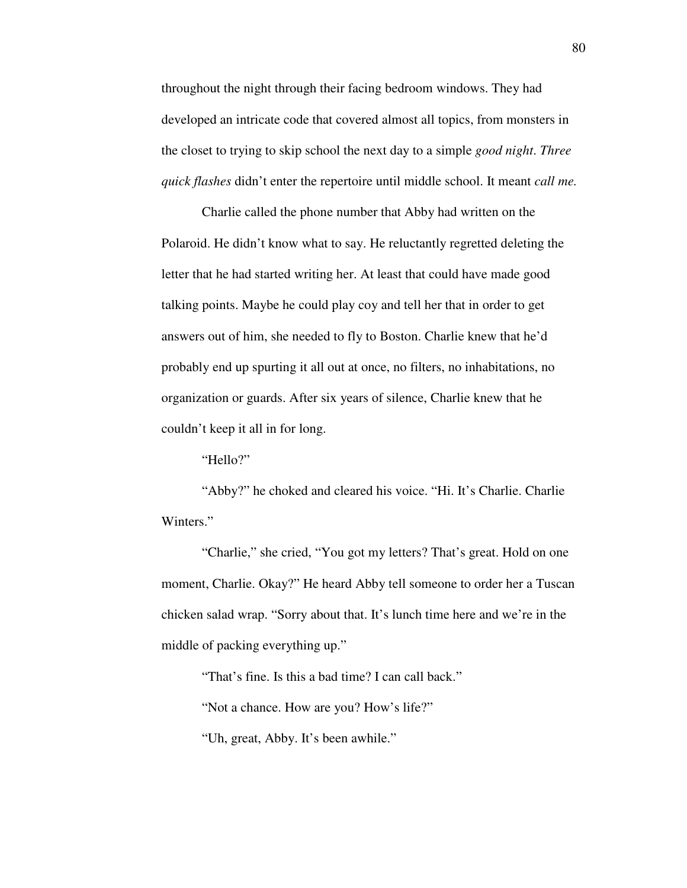throughout the night through their facing bedroom windows. They had developed an intricate code that covered almost all topics, from monsters in the closet to trying to skip school the next day to a simple *good night*. *Three quick flashes* didn't enter the repertoire until middle school. It meant *call me.*

Charlie called the phone number that Abby had written on the Polaroid. He didn't know what to say. He reluctantly regretted deleting the letter that he had started writing her. At least that could have made good talking points. Maybe he could play coy and tell her that in order to get answers out of him, she needed to fly to Boston. Charlie knew that he'd probably end up spurting it all out at once, no filters, no inhabitations, no organization or guards. After six years of silence, Charlie knew that he couldn't keep it all in for long.

"Hello?"

"Abby?" he choked and cleared his voice. "Hi. It's Charlie. Charlie Winters."

"Charlie," she cried, "You got my letters? That's great. Hold on one moment, Charlie. Okay?" He heard Abby tell someone to order her a Tuscan chicken salad wrap. "Sorry about that. It's lunch time here and we're in the middle of packing everything up."

"That's fine. Is this a bad time? I can call back."

"Not a chance. How are you? How's life?"

"Uh, great, Abby. It's been awhile."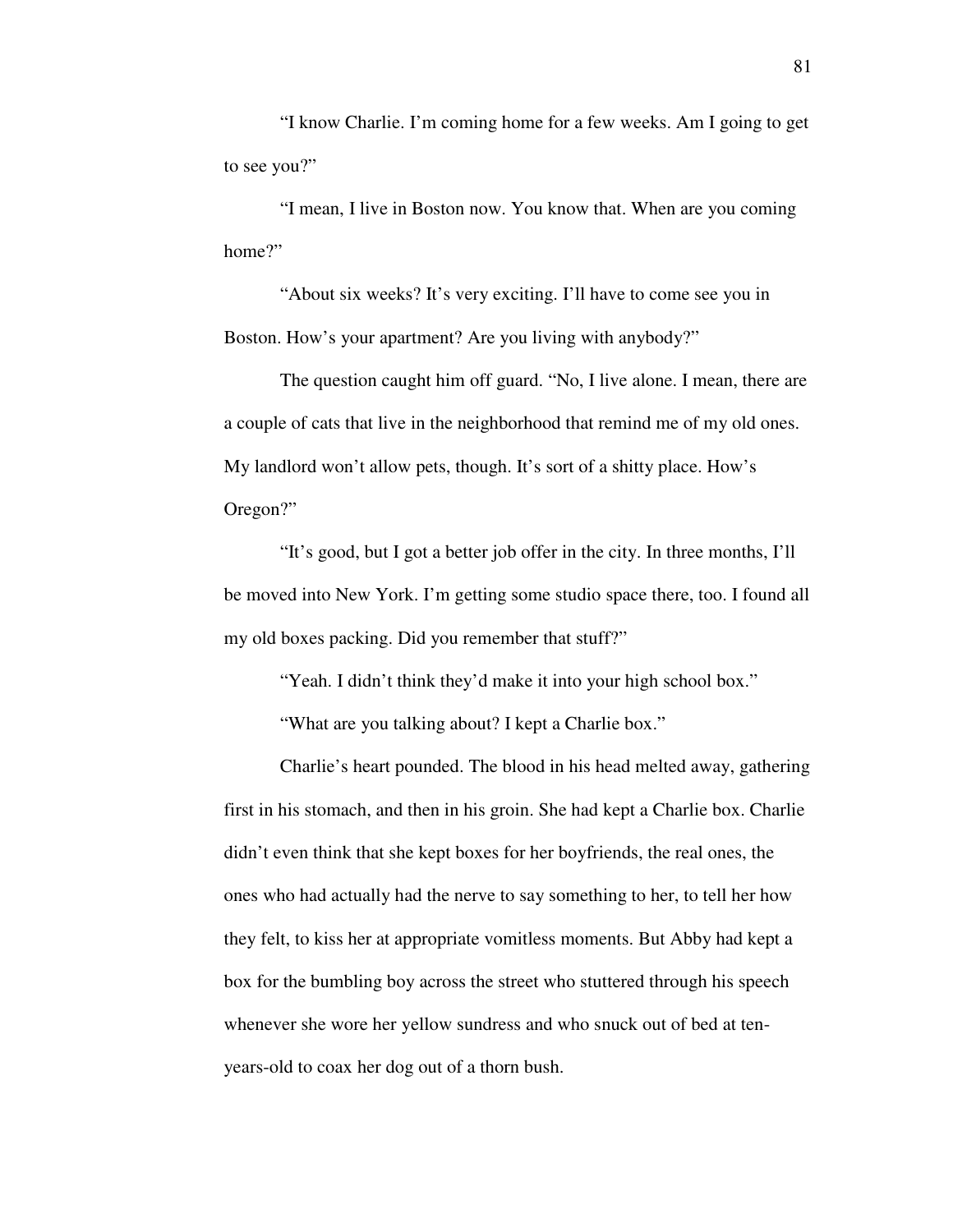"I know Charlie. I'm coming home for a few weeks. Am I going to get to see you?"

"I mean, I live in Boston now. You know that. When are you coming home?"

"About six weeks? It's very exciting. I'll have to come see you in Boston. How's your apartment? Are you living with anybody?"

The question caught him off guard. "No, I live alone. I mean, there are a couple of cats that live in the neighborhood that remind me of my old ones. My landlord won't allow pets, though. It's sort of a shitty place. How's Oregon?"

"It's good, but I got a better job offer in the city. In three months, I'll be moved into New York. I'm getting some studio space there, too. I found all my old boxes packing. Did you remember that stuff?"

"Yeah. I didn't think they'd make it into your high school box."

"What are you talking about? I kept a Charlie box."

Charlie's heart pounded. The blood in his head melted away, gathering first in his stomach, and then in his groin. She had kept a Charlie box. Charlie didn't even think that she kept boxes for her boyfriends, the real ones, the ones who had actually had the nerve to say something to her, to tell her how they felt, to kiss her at appropriate vomitless moments. But Abby had kept a box for the bumbling boy across the street who stuttered through his speech whenever she wore her yellow sundress and who snuck out of bed at ten-years-old to coax her dog out of a thorn bush.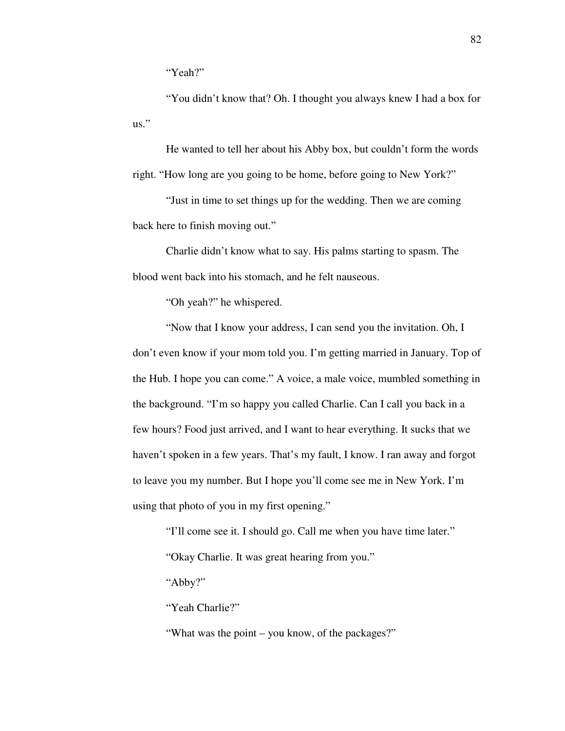"Yeah?"

"You didn't know that? Oh. I thought you always knew I had a box for us."

He wanted to tell her about his Abby box, but couldn't form the words right. "How long are you going to be home, before going to New York?"

"Just in time to set things up for the wedding. Then we are coming back here to finish moving out."

Charlie didn't know what to say. His palms starting to spasm. The blood went back into his stomach, and he felt nauseous.

"Oh yeah?" he whispered.

"Now that I know your address, I can send you the invitation. Oh, I don't even know if your mom told you. I'm getting married in January. Top of the Hub. I hope you can come." A voice, a male voice, mumbled something in the background. "I'm so happy you called Charlie. Can I call you back in a few hours? Food just arrived, and I want to hear everything. It sucks that we haven't spoken in a few years. That's my fault, I know. I ran away and forgot to leave you my number. But I hope you'll come see me in New York. I'm using that photo of you in my first opening."

"I'll come see it. I should go. Call me when you have time later."

"Okay Charlie. It was great hearing from you."

"Abby?"

"Yeah Charlie?"

"What was the point – you know, of the packages?"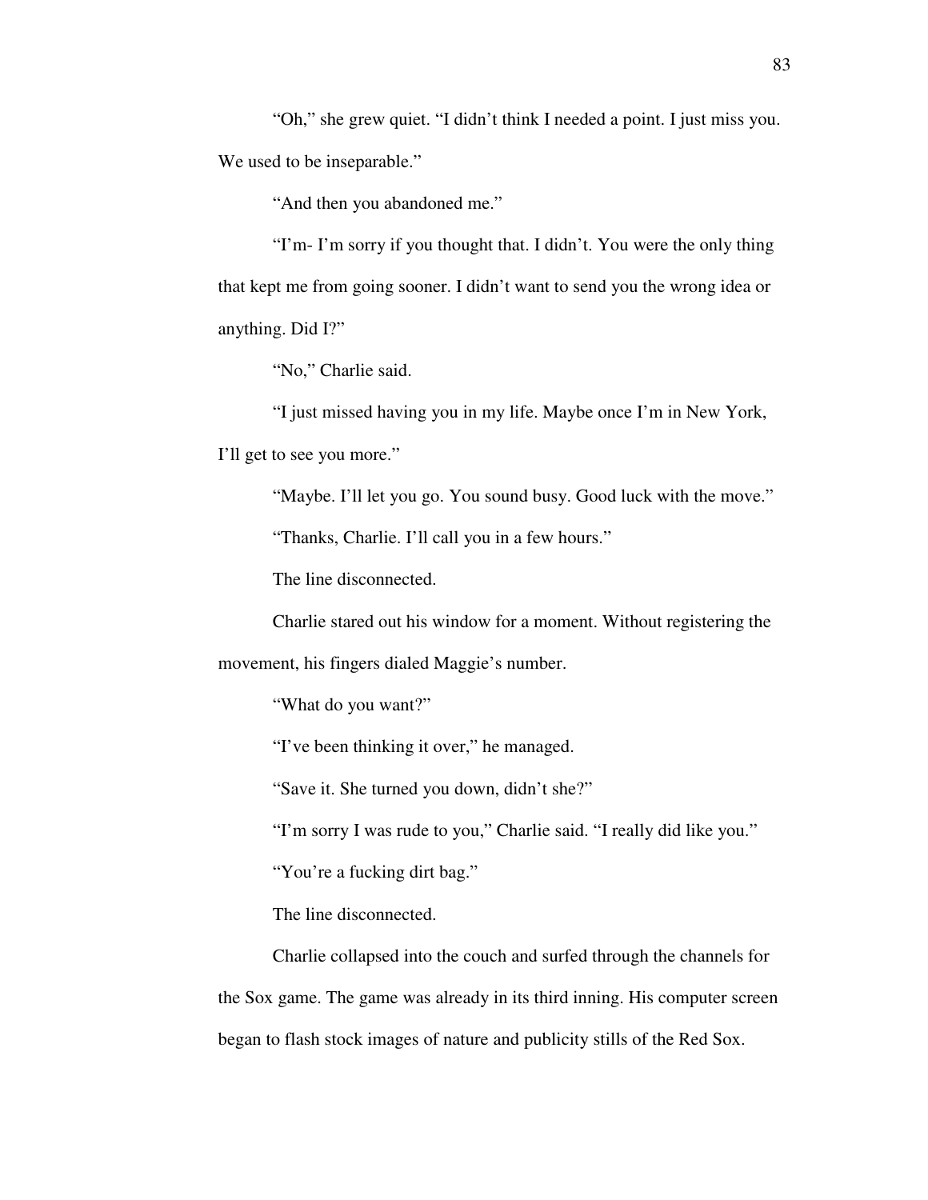"Oh," she grew quiet. "I didn't think I needed a point. I just miss you. We used to be inseparable."

"And then you abandoned me."

"I'm- I'm sorry if you thought that. I didn't. You were the only thing that kept me from going sooner. I didn't want to send you the wrong idea or anything. Did I?"

"No," Charlie said.

"I just missed having you in my life. Maybe once I'm in New York, I'll get to see you more."

"Maybe. I'll let you go. You sound busy. Good luck with the move."

"Thanks, Charlie. I'll call you in a few hours."

The line disconnected.

Charlie stared out his window for a moment. Without registering the movement, his fingers dialed Maggie's number.

"What do you want?"

"I've been thinking it over," he managed.

"Save it. She turned you down, didn't she?"

"I'm sorry I was rude to you," Charlie said. "I really did like you."

"You're a fucking dirt bag."

The line disconnected.

Charlie collapsed into the couch and surfed through the channels for the Sox game. The game was already in its third inning. His computer screen began to flash stock images of nature and publicity stills of the Red Sox.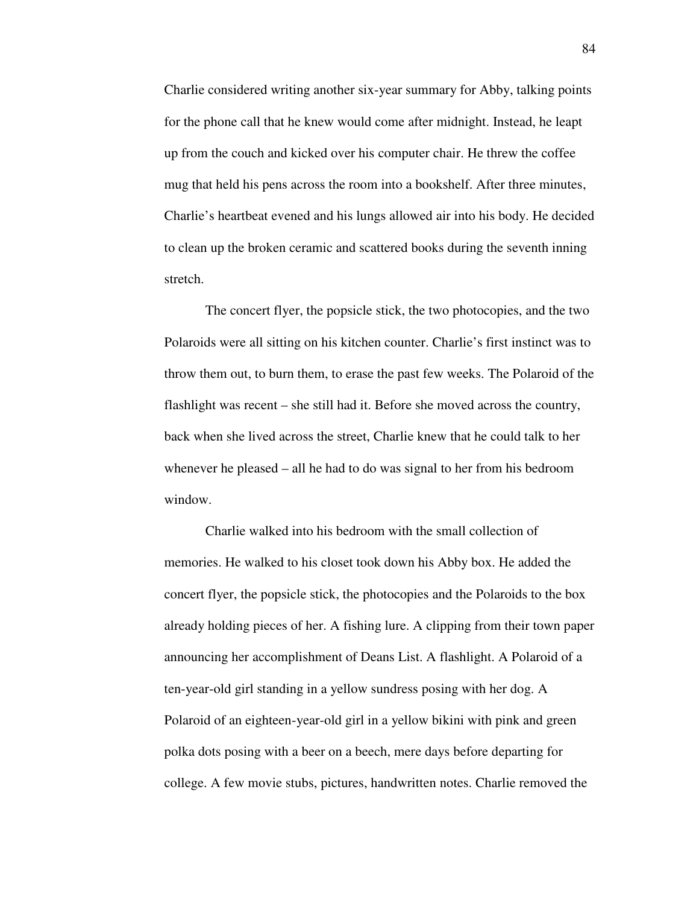Charlie considered writing another six-year summary for Abby, talking points for the phone call that he knew would come after midnight. Instead, he leapt up from the couch and kicked over his computer chair. He threw the coffee mug that held his pens across the room into a bookshelf. After three minutes, Charlie's heartbeat evened and his lungs allowed air into his body. He decided to clean up the broken ceramic and scattered books during the seventh inning stretch.

The concert flyer, the popsicle stick, the two photocopies, and the two Polaroids were all sitting on his kitchen counter. Charlie's first instinct was to throw them out, to burn them, to erase the past few weeks. The Polaroid of the flashlight was recent – she still had it. Before she moved across the country, back when she lived across the street, Charlie knew that he could talk to her whenever he pleased – all he had to do was signal to her from his bedroom window.

Charlie walked into his bedroom with the small collection of memories. He walked to his closet took down his Abby box. He added the concert flyer, the popsicle stick, the photocopies and the Polaroids to the box already holding pieces of her. A fishing lure. A clipping from their town paper announcing her accomplishment of Deans List. A flashlight. A Polaroid of a ten-year-old girl standing in a yellow sundress posing with her dog. A Polaroid of an eighteen-year-old girl in a yellow bikini with pink and green polka dots posing with a beer on a beech, mere days before departing for college. A few movie stubs, pictures, handwritten notes. Charlie removed the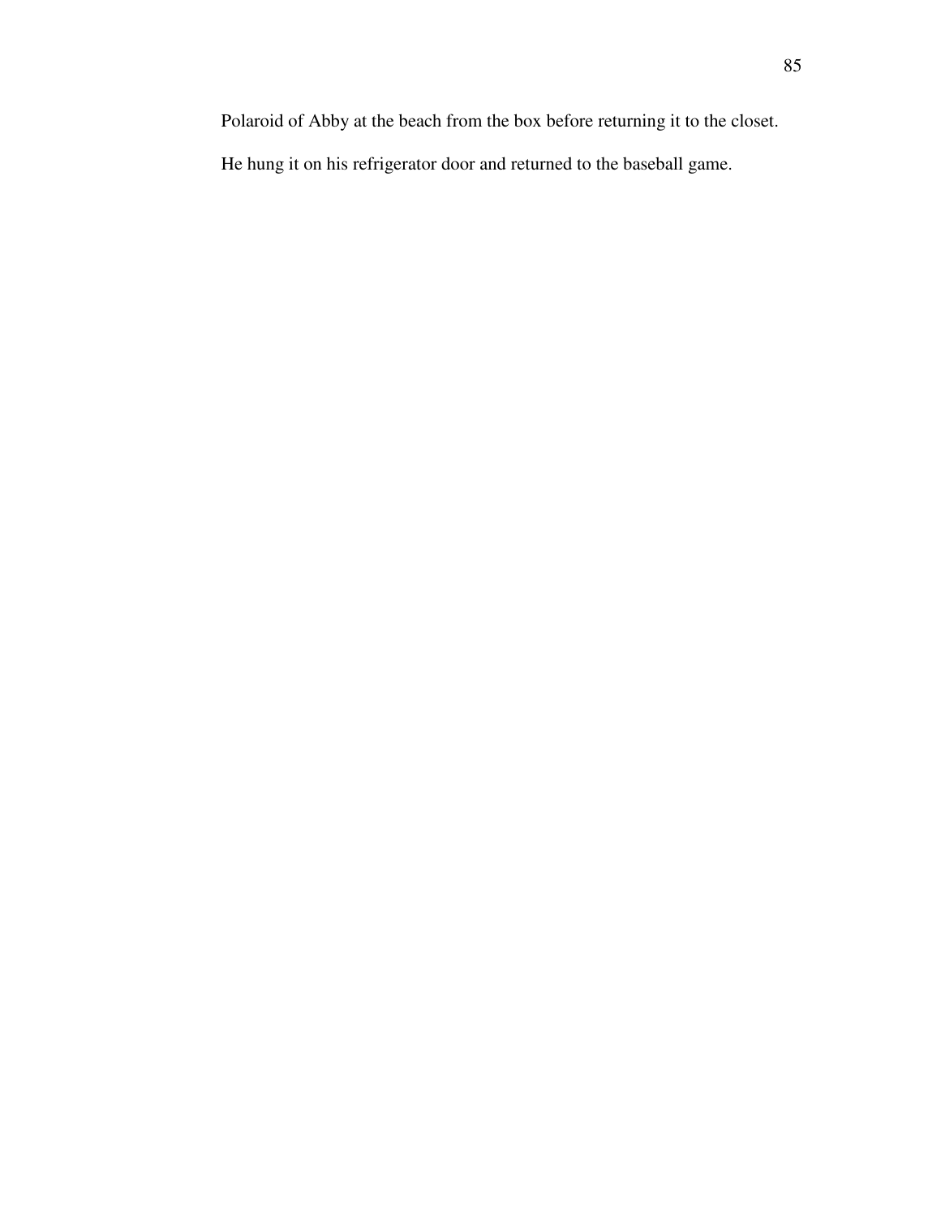Polaroid of Abby at the beach from the box before returning it to the closet.

He hung it on his refrigerator door and returned to the baseball game.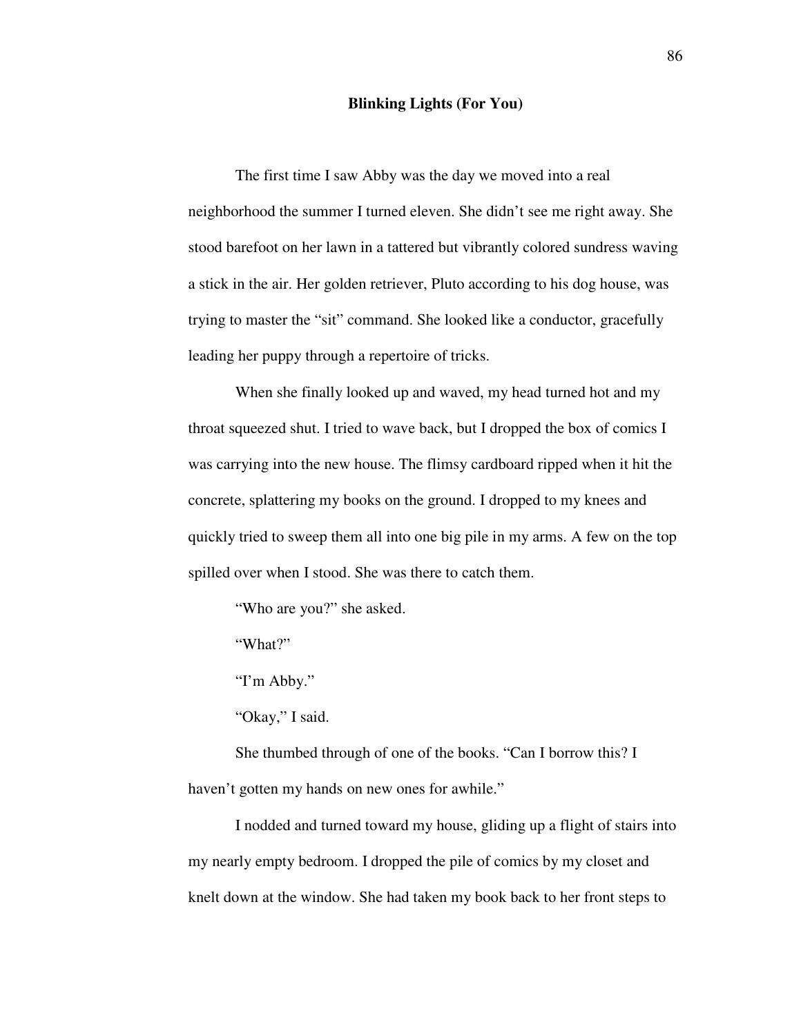# Blinking Lights (For You)

The first time I saw Abby was the day we moved into a real neighborhood the summer I turned eleven. She didn't see me right away. She stood barefoot on her lawn in a tattered but vibrantly colored sundress waving a stick in the air. Her golden retriever, Pluto according to his dog house, was trying to master the "sit" command. She looked like a conductor, gracefully leading her puppy through a repertoire of tricks.

When she finally looked up and waved, my head turned hot and my throat squeezed shut. I tried to wave back, but I dropped the box of comics I was carrying into the new house. The flimsy cardboard ripped when it hit the concrete, splattering my books on the ground. I dropped to my knees and quickly tried to sweep them all into one big pile in my arms. A few on the top spilled over when I stood. She was there to catch them.

"Who are you?" she asked.

"What?"

"I'm Abby."

"Okay," I said.

She thumbed through of one of the books. "Can I borrow this? I haven't gotten my hands on new ones for awhile."

I nodded and turned toward my house, gliding up a flight of stairs into my nearly empty bedroom. I dropped the pile of comics by my closet and knelt down at the window. She had taken my book back to her front steps to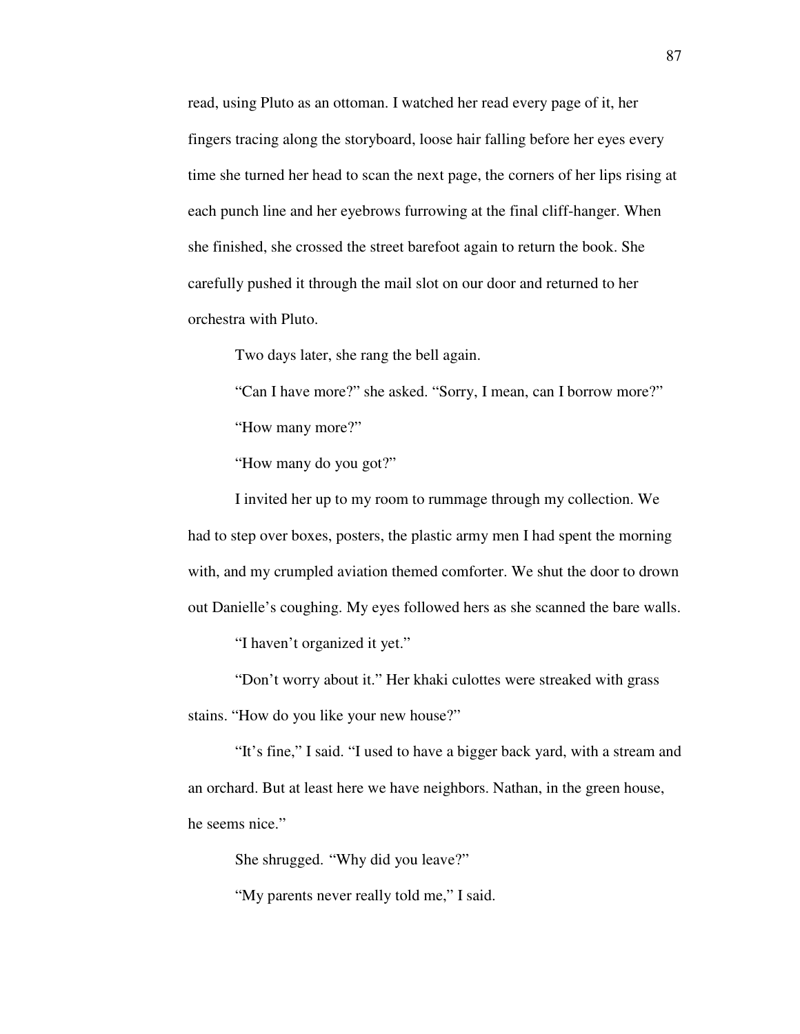read, using Pluto as an ottoman. I watched her read every page of it, her fingers tracing along the storyboard, loose hair falling before her eyes every time she turned her head to scan the next page, the corners of her lips rising at each punch line and her eyebrows furrowing at the final cliff-hanger. When she finished, she crossed the street barefoot again to return the book. She carefully pushed it through the mail slot on our door and returned to her orchestra with Pluto.

Two days later, she rang the bell again.

"Can I have more?" she asked. "Sorry, I mean, can I borrow more?"

"How many more?"

"How many do you got?"

I invited her up to my room to rummage through my collection. We had to step over boxes, posters, the plastic army men I had spent the morning with, and my crumpled aviation themed comforter. We shut the door to drown out Danielle's coughing. My eyes followed hers as she scanned the bare walls.

"I haven't organized it yet."

"Don't worry about it." Her khaki culottes were streaked with grass stains. "How do you like your new house?"

"It's fine," I said. "I used to have a bigger back yard, with a stream and an orchard. But at least here we have neighbors. Nathan, in the green house, he seems nice."

She shrugged. "Why did you leave?"

"My parents never really told me," I said.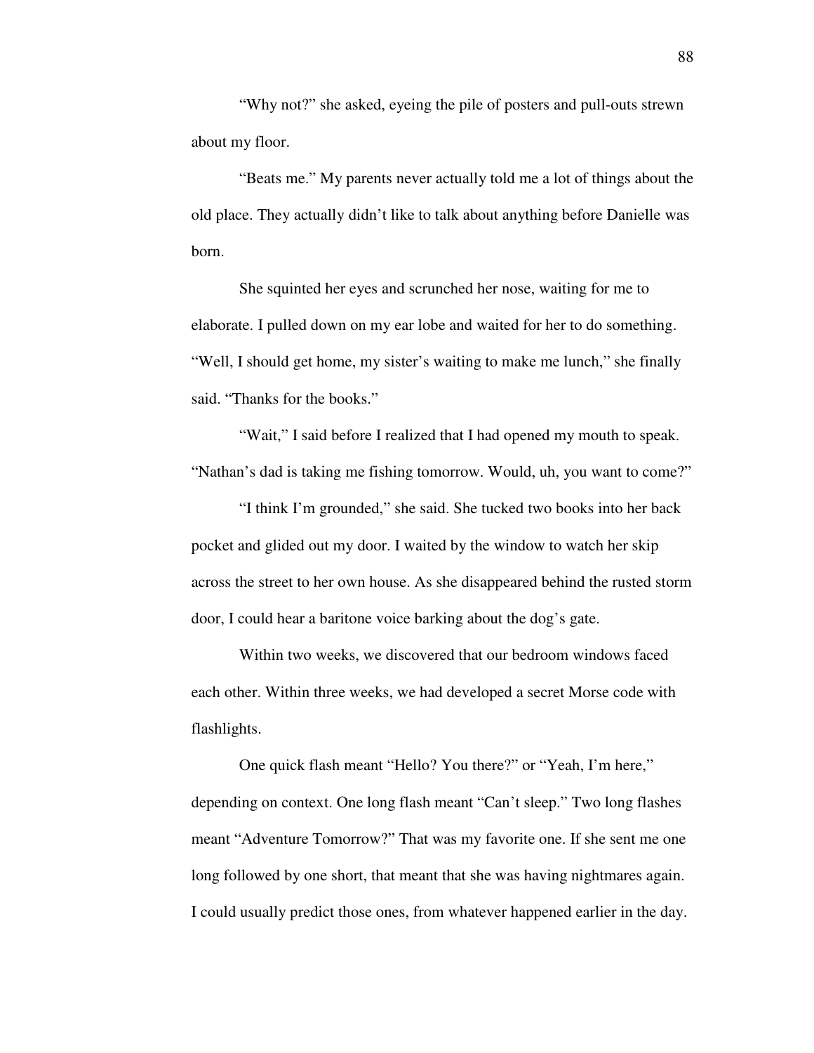"Why not?" she asked, eyeing the pile of posters and pull-outs strewn about my floor.

"Beats me." My parents never actually told me a lot of things about the old place. They actually didn't like to talk about anything before Danielle was born.

She squinted her eyes and scrunched her nose, waiting for me to elaborate. I pulled down on my ear lobe and waited for her to do something. "Well, I should get home, my sister's waiting to make me lunch," she finally said. "Thanks for the books."

"Wait," I said before I realized that I had opened my mouth to speak. "Nathan's dad is taking me fishing tomorrow. Would, uh, you want to come?"

"I think I'm grounded," she said. She tucked two books into her back pocket and glided out my door. I waited by the window to watch her skip across the street to her own house. As she disappeared behind the rusted storm door, I could hear a baritone voice barking about the dog's gate.

Within two weeks, we discovered that our bedroom windows faced each other. Within three weeks, we had developed a secret Morse code with flashlights.

One quick flash meant "Hello? You there?" or "Yeah, I'm here," depending on context. One long flash meant "Can't sleep." Two long flashes meant "Adventure Tomorrow?" That was my favorite one. If she sent me one long followed by one short, that meant that she was having nightmares again. I could usually predict those ones, from whatever happened earlier in the day.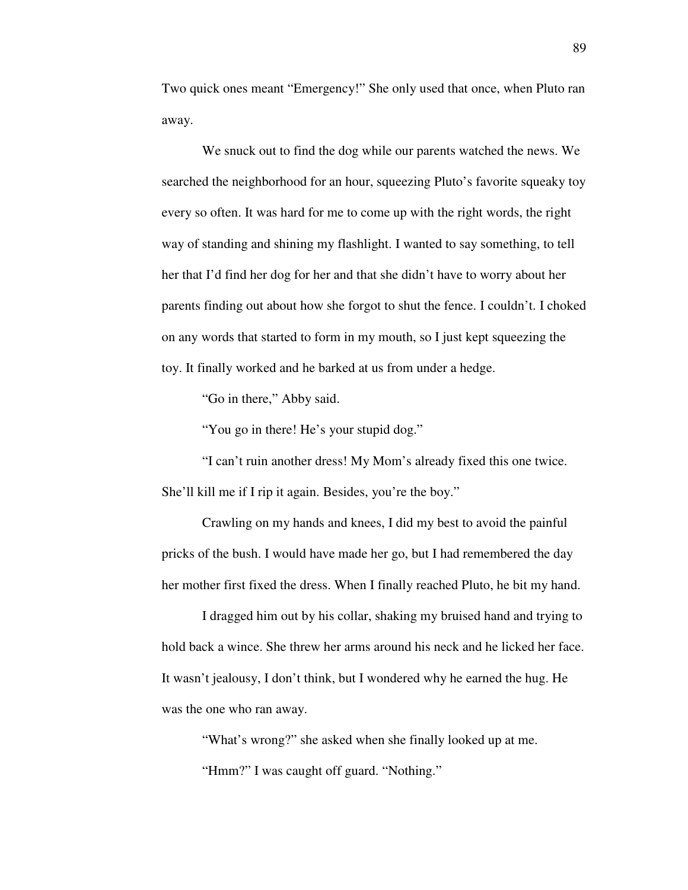Two quick ones meant "Emergency!" She only used that once, when Pluto ran away.

We snuck out to find the dog while our parents watched the news. We searched the neighborhood for an hour, squeezing Pluto's favorite squeaky toy every so often. It was hard for me to come up with the right words, the right way of standing and shining my flashlight. I wanted to say something, to tell her that I'd find her dog for her and that she didn't have to worry about her parents finding out about how she forgot to shut the fence. I couldn't. I choked on any words that started to form in my mouth, so I just kept squeezing the toy. It finally worked and he barked at us from under a hedge.

"Go in there," Abby said.

"You go in there! He's your stupid dog."

"I can't ruin another dress! My Mom's already fixed this one twice. She'll kill me if I rip it again. Besides, you're the boy."

Crawling on my hands and knees, I did my best to avoid the painful pricks of the bush. I would have made her go, but I had remembered the day her mother first fixed the dress. When I finally reached Pluto, he bit my hand.

I dragged him out by his collar, shaking my bruised hand and trying to hold back a wince. She threw her arms around his neck and he licked her face. It wasn't jealousy, I don't think, but I wondered why he earned the hug. He was the one who ran away.

"What's wrong?" she asked when she finally looked up at me.

"Hmm?" I was caught off guard. "Nothing."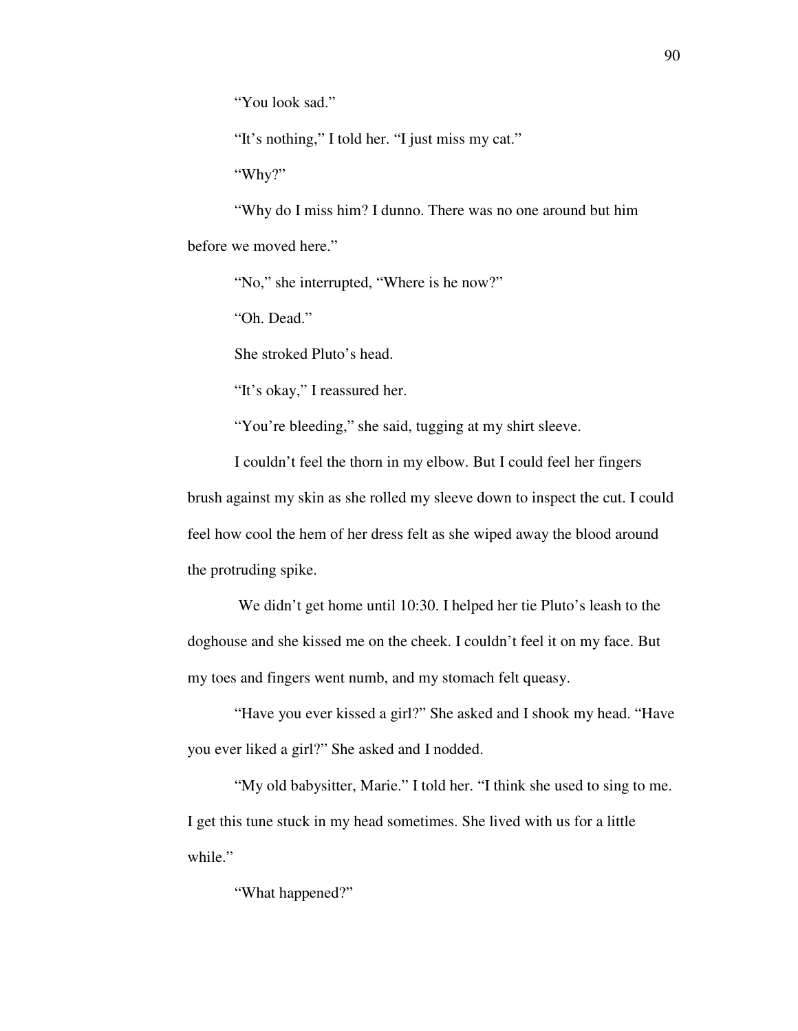"You look sad."

"It's nothing," I told her. "I just miss my cat."

"Why?"

"Why do I miss him? I dunno. There was no one around but him before we moved here."

"No," she interrupted, "Where is he now?"

"Oh. Dead."

She stroked Pluto's head.

"It's okay," I reassured her.

"You're bleeding," she said, tugging at my shirt sleeve.

I couldn't feel the thorn in my elbow. But I could feel her fingers brush against my skin as she rolled my sleeve down to inspect the cut. I could feel how cool the hem of her dress felt as she wiped away the blood around the protruding spike.

We didn't get home until 10:30. I helped her tie Pluto's leash to the doghouse and she kissed me on the cheek. I couldn't feel it on my face. But my toes and fingers went numb, and my stomach felt queasy.

"Have you ever kissed a girl?" She asked and I shook my head. "Have you ever liked a girl?" She asked and I nodded.

"My old babysitter, Marie." I told her. "I think she used to sing to me. I get this tune stuck in my head sometimes. She lived with us for a little while."

"What happened?"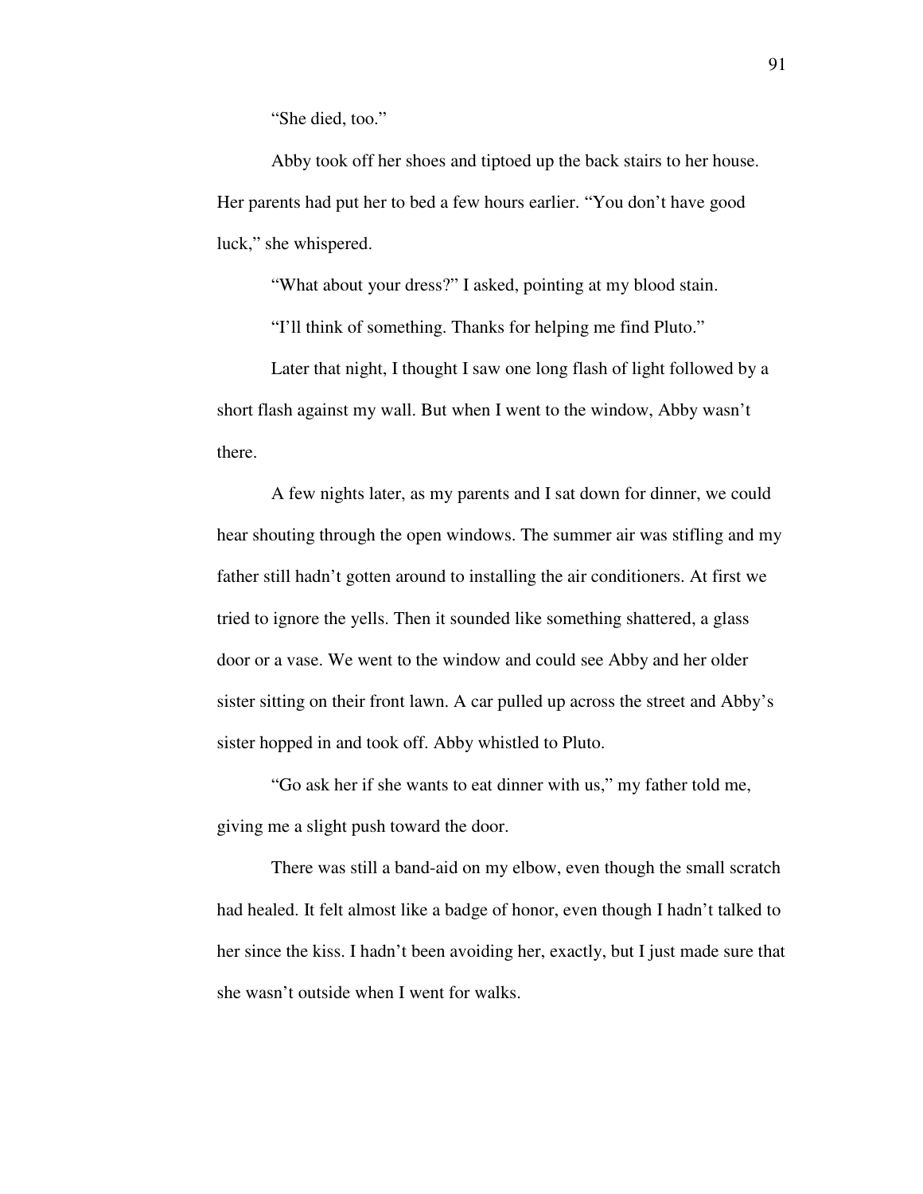"She died, too."

Abby took off her shoes and tiptoed up the back stairs to her house. Her parents had put her to bed a few hours earlier. "You don't have good luck," she whispered.

"What about your dress?" I asked, pointing at my blood stain.

"I'll think of something. Thanks for helping me find Pluto."

Later that night, I thought I saw one long flash of light followed by a short flash against my wall. But when I went to the window, Abby wasn't there.

A few nights later, as my parents and I sat down for dinner, we could hear shouting through the open windows. The summer air was stifling and my father still hadn't gotten around to installing the air conditioners. At first we tried to ignore the yells. Then it sounded like something shattered, a glass door or a vase. We went to the window and could see Abby and her older sister sitting on their front lawn. A car pulled up across the street and Abby's sister hopped in and took off. Abby whistled to Pluto.

"Go ask her if she wants to eat dinner with us," my father told me, giving me a slight push toward the door.

There was still a band-aid on my elbow, even though the small scratch had healed. It felt almost like a badge of honor, even though I hadn't talked to her since the kiss. I hadn't been avoiding her, exactly, but I just made sure that she wasn't outside when I went for walks.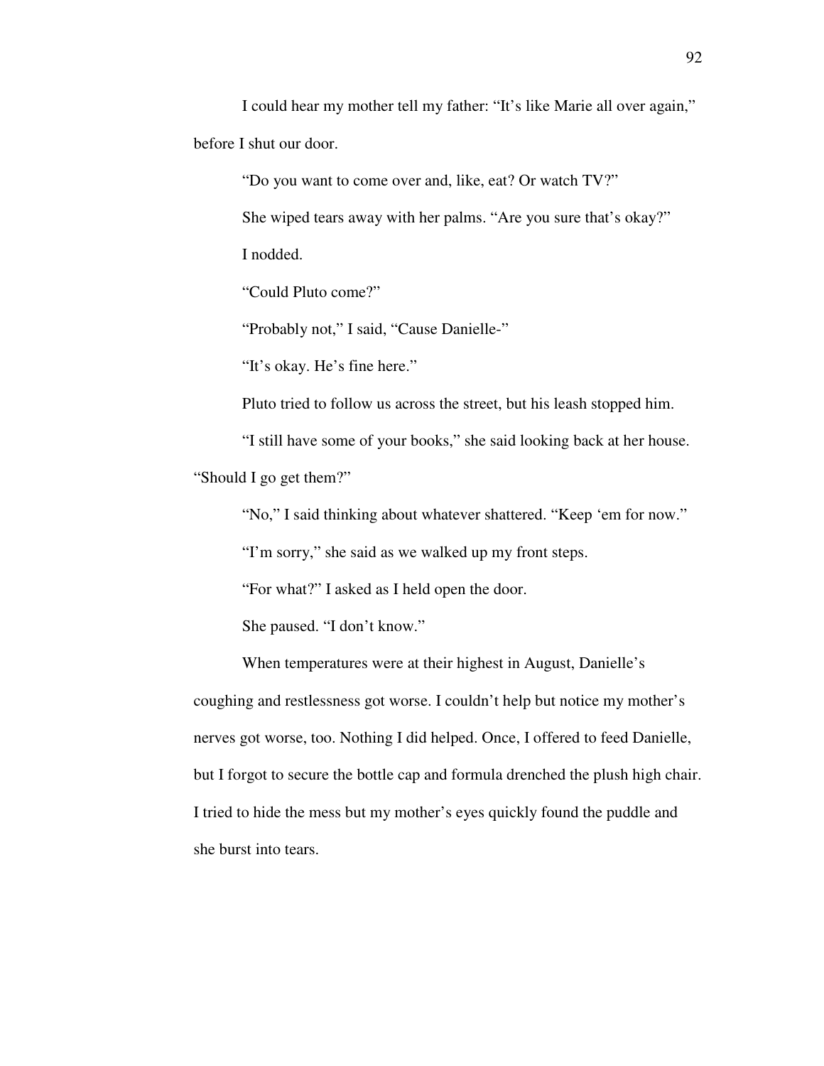I could hear my mother tell my father: "It's like Marie all over again," before I shut our door.

"Do you want to come over and, like, eat? Or watch TV?"

She wiped tears away with her palms. "Are you sure that's okay?"

I nodded.

"Could Pluto come?"

"Probably not," I said, "Cause Danielle-"

"It's okay. He's fine here."

Pluto tried to follow us across the street, but his leash stopped him.

"I still have some of your books," she said looking back at her house. "Should I go get them?"

"No," I said thinking about whatever shattered. "Keep 'em for now."

"I'm sorry," she said as we walked up my front steps.

"For what?" I asked as I held open the door.

She paused. "I don't know."

When temperatures were at their highest in August, Danielle's coughing and restlessness got worse. I couldn't help but notice my mother's nerves got worse, too. Nothing I did helped. Once, I offered to feed Danielle, but I forgot to secure the bottle cap and formula drenched the plush high chair. I tried to hide the mess but my mother's eyes quickly found the puddle and she burst into tears.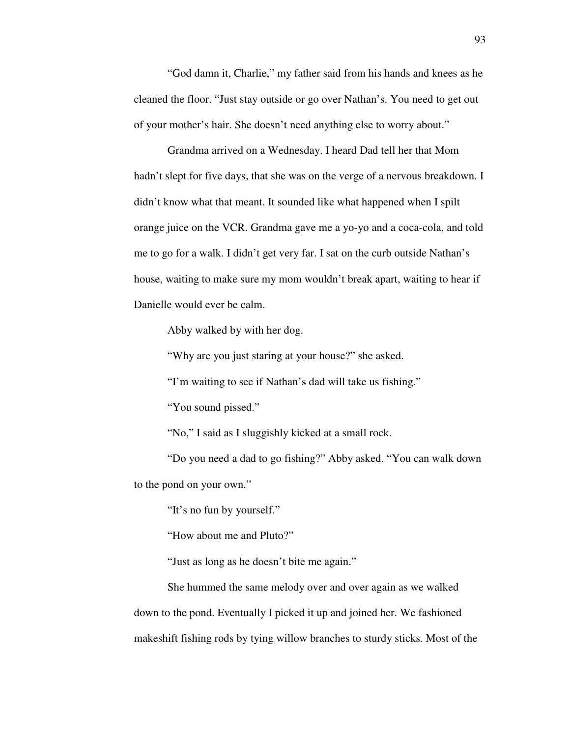"God damn it, Charlie," my father said from his hands and knees as he cleaned the floor. "Just stay outside or go over Nathan's. You need to get out of your mother's hair. She doesn't need anything else to worry about."

Grandma arrived on a Wednesday. I heard Dad tell her that Mom hadn't slept for five days, that she was on the verge of a nervous breakdown. I didn't know what that meant. It sounded like what happened when I spilt orange juice on the VCR. Grandma gave me a yo-yo and a coca-cola, and told me to go for a walk. I didn't get very far. I sat on the curb outside Nathan's house, waiting to make sure my mom wouldn't break apart, waiting to hear if Danielle would ever be calm.

Abby walked by with her dog.

"Why are you just staring at your house?" she asked.

"I'm waiting to see if Nathan's dad will take us fishing."

"You sound pissed."

"No," I said as I sluggishly kicked at a small rock.

"Do you need a dad to go fishing?" Abby asked. "You can walk down to the pond on your own."

"It's no fun by yourself."

"How about me and Pluto?"

"Just as long as he doesn't bite me again."

She hummed the same melody over and over again as we walked down to the pond. Eventually I picked it up and joined her. We fashioned makeshift fishing rods by tying willow branches to sturdy sticks. Most of the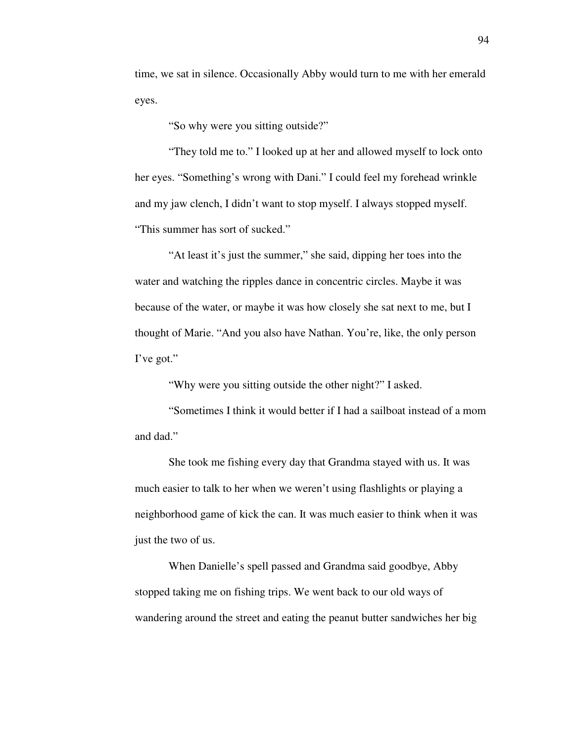time, we sat in silence. Occasionally Abby would turn to me with her emerald eyes.

"So why were you sitting outside?"

"They told me to." I looked up at her and allowed myself to lock onto her eyes. "Something's wrong with Dani." I could feel my forehead wrinkle and my jaw clench, I didn't want to stop myself. I always stopped myself. "This summer has sort of sucked."

"At least it's just the summer," she said, dipping her toes into the water and watching the ripples dance in concentric circles. Maybe it was because of the water, or maybe it was how closely she sat next to me, but I thought of Marie. "And you also have Nathan. You're, like, the only person I've got."

"Why were you sitting outside the other night?" I asked.

"Sometimes I think it would better if I had a sailboat instead of a mom and dad."

She took me fishing every day that Grandma stayed with us. It was much easier to talk to her when we weren't using flashlights or playing a neighborhood game of kick the can. It was much easier to think when it was just the two of us.

When Danielle's spell passed and Grandma said goodbye, Abby stopped taking me on fishing trips. We went back to our old ways of wandering around the street and eating the peanut butter sandwiches her big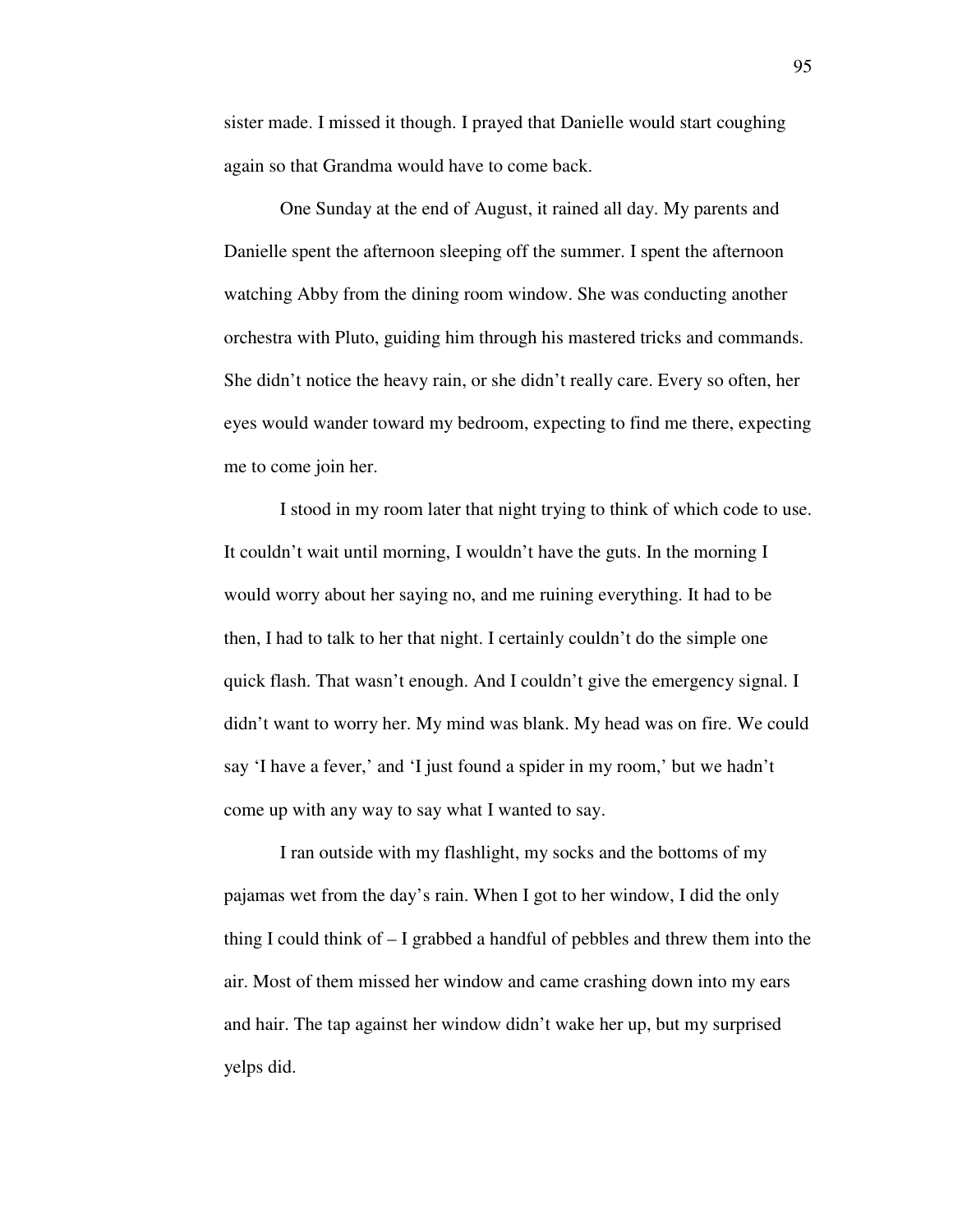sister made. I missed it though. I prayed that Danielle would start coughing again so that Grandma would have to come back.

One Sunday at the end of August, it rained all day. My parents and Danielle spent the afternoon sleeping off the summer. I spent the afternoon watching Abby from the dining room window. She was conducting another orchestra with Pluto, guiding him through his mastered tricks and commands. She didn't notice the heavy rain, or she didn't really care. Every so often, her eyes would wander toward my bedroom, expecting to find me there, expecting me to come join her.

I stood in my room later that night trying to think of which code to use. It couldn't wait until morning, I wouldn't have the guts. In the morning I would worry about her saying no, and me ruining everything. It had to be then, I had to talk to her that night. I certainly couldn't do the simple one quick flash. That wasn't enough. And I couldn't give the emergency signal. I didn't want to worry her. My mind was blank. My head was on fire. We could say 'I have a fever,' and 'I just found a spider in my room,' but we hadn't come up with any way to say what I wanted to say.

I ran outside with my flashlight, my socks and the bottoms of my pajamas wet from the day's rain. When I got to her window, I did the only thing I could think of – I grabbed a handful of pebbles and threw them into the air. Most of them missed her window and came crashing down into my ears and hair. The tap against her window didn't wake her up, but my surprised yelps did.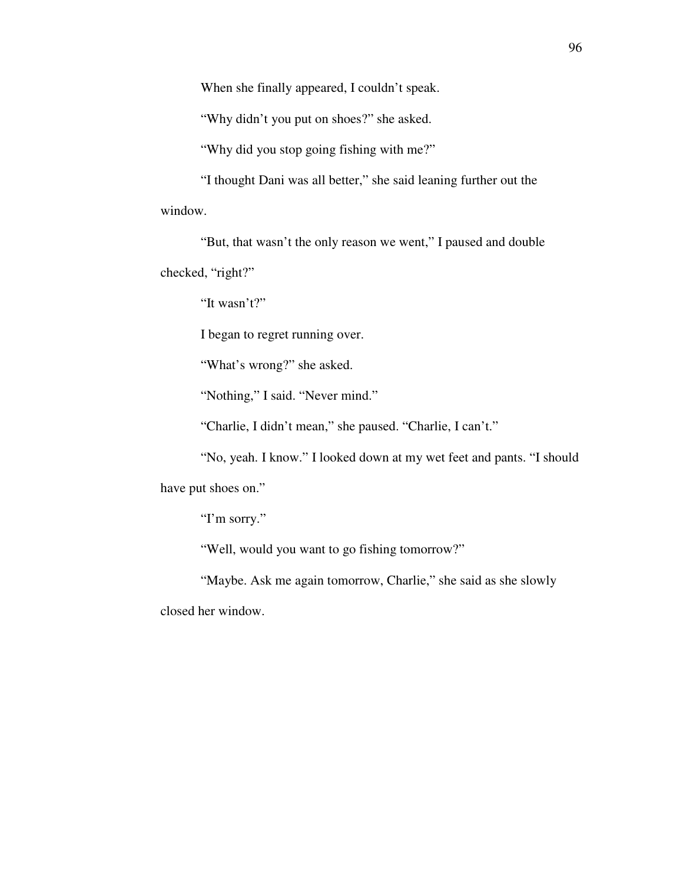When she finally appeared, I couldn't speak.

"Why didn't you put on shoes?" she asked.

"Why did you stop going fishing with me?"

"I thought Dani was all better," she said leaning further out the window.

"But, that wasn't the only reason we went," I paused and double checked, "right?"

"It wasn't?"

I began to regret running over.

"What's wrong?" she asked.

"Nothing," I said. "Never mind."

"Charlie, I didn't mean," she paused. "Charlie, I can't."

"No, yeah. I know." I looked down at my wet feet and pants. "I should have put shoes on."

"I'm sorry."

"Well, would you want to go fishing tomorrow?"

"Maybe. Ask me again tomorrow, Charlie," she said as she slowly closed her window.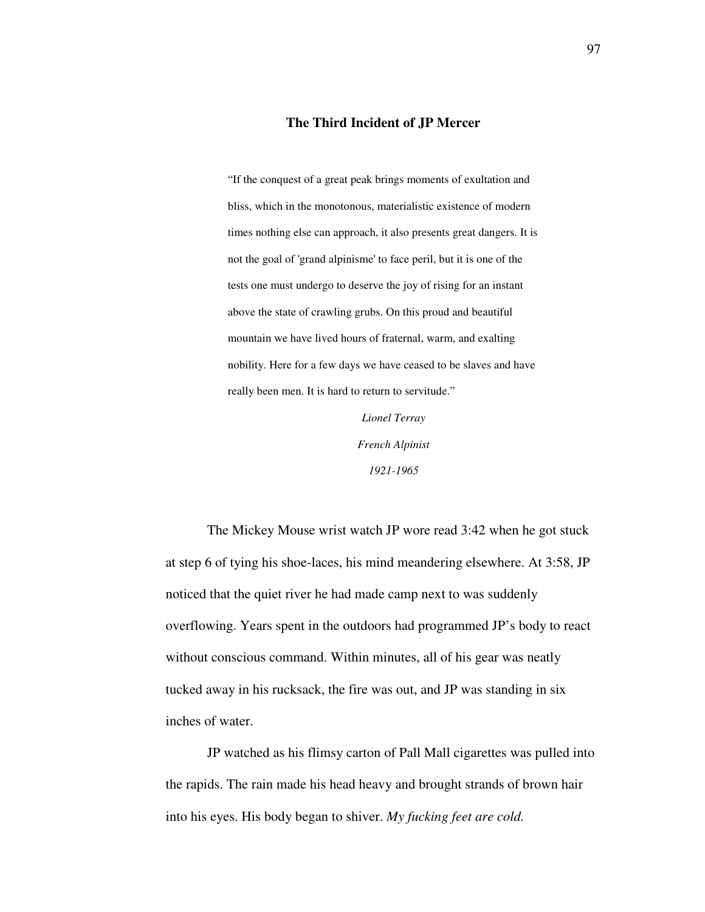## The Third Incident of JP Mercer

> "If the conquest of a great peak brings moments of exultation and bliss, which in the monotonous, materialistic existence of modern times nothing else can approach, it also presents great dangers. It is not the goal of 'grand alpinisme' to face peril, but it is one of the tests one must undergo to deserve the joy of rising for an instant above the state of crawling grubs. On this proud and beautiful mountain we have lived hours of fraternal, warm, and exalting nobility. Here for a few days we have ceased to be slaves and have really been men. It is hard to return to servitude."
>
> *Lionel Terray*
>
> *French Alpinist*
>
> *1921-1965*

The Mickey Mouse wrist watch JP wore read 3:42 when he got stuck at step 6 of tying his shoe-laces, his mind meandering elsewhere. At 3:58, JP noticed that the quiet river he had made camp next to was suddenly overflowing. Years spent in the outdoors had programmed JP's body to react without conscious command. Within minutes, all of his gear was neatly tucked away in his rucksack, the fire was out, and JP was standing in six inches of water.

JP watched as his flimsy carton of Pall Mall cigarettes was pulled into the rapids. The rain made his head heavy and brought strands of brown hair into his eyes. His body began to shiver. *My fucking feet are cold.*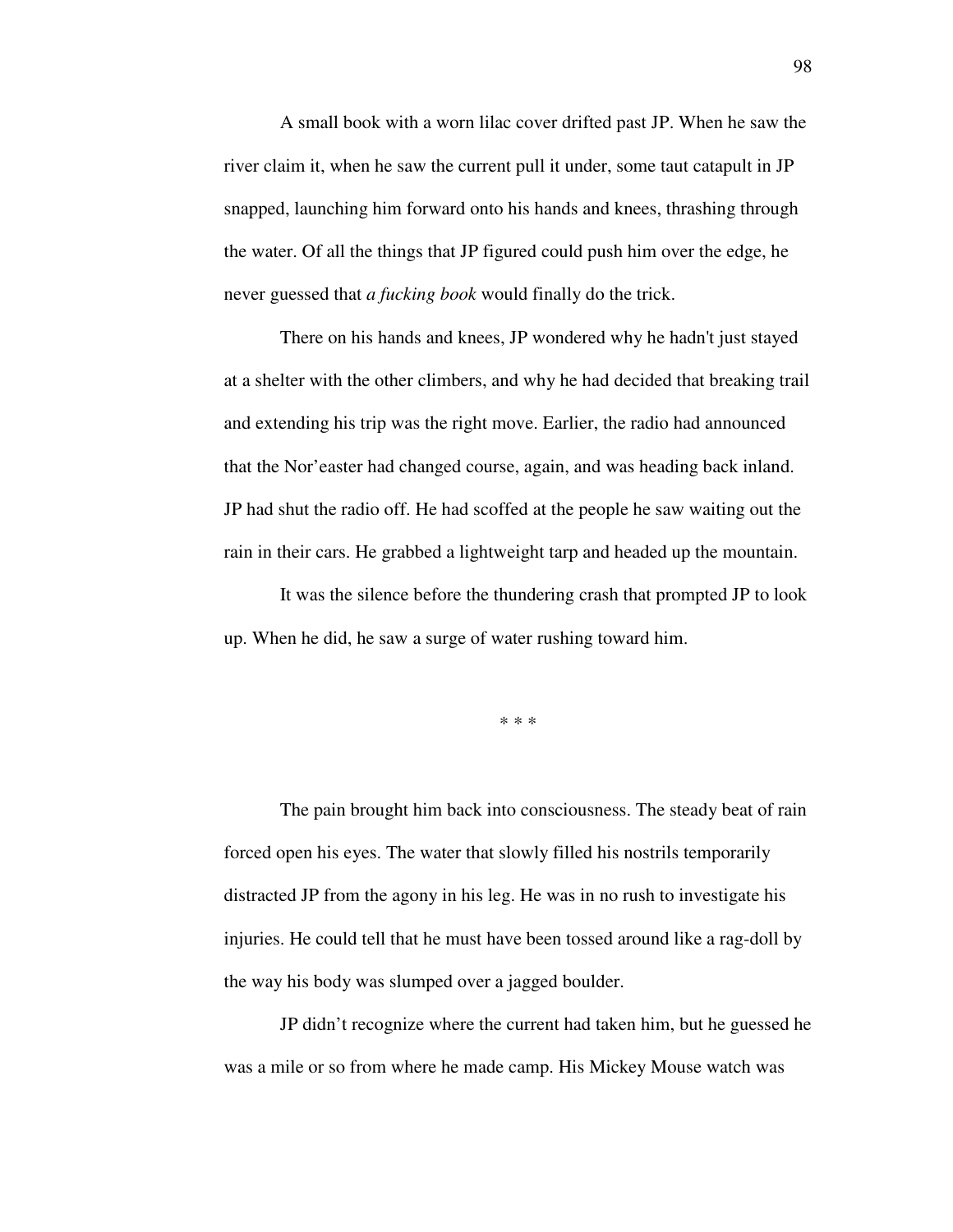A small book with a worn lilac cover drifted past JP. When he saw the river claim it, when he saw the current pull it under, some taut catapult in JP snapped, launching him forward onto his hands and knees, thrashing through the water. Of all the things that JP figured could push him over the edge, he never guessed that *a fucking book* would finally do the trick.

There on his hands and knees, JP wondered why he hadn't just stayed at a shelter with the other climbers, and why he had decided that breaking trail and extending his trip was the right move. Earlier, the radio had announced that the Nor'easter had changed course, again, and was heading back inland. JP had shut the radio off. He had scoffed at the people he saw waiting out the rain in their cars. He grabbed a lightweight tarp and headed up the mountain.

It was the silence before the thundering crash that prompted JP to look up. When he did, he saw a surge of water rushing toward him.

\* \* \*

The pain brought him back into consciousness. The steady beat of rain forced open his eyes. The water that slowly filled his nostrils temporarily distracted JP from the agony in his leg. He was in no rush to investigate his injuries. He could tell that he must have been tossed around like a rag-doll by the way his body was slumped over a jagged boulder.

JP didn't recognize where the current had taken him, but he guessed he was a mile or so from where he made camp. His Mickey Mouse watch was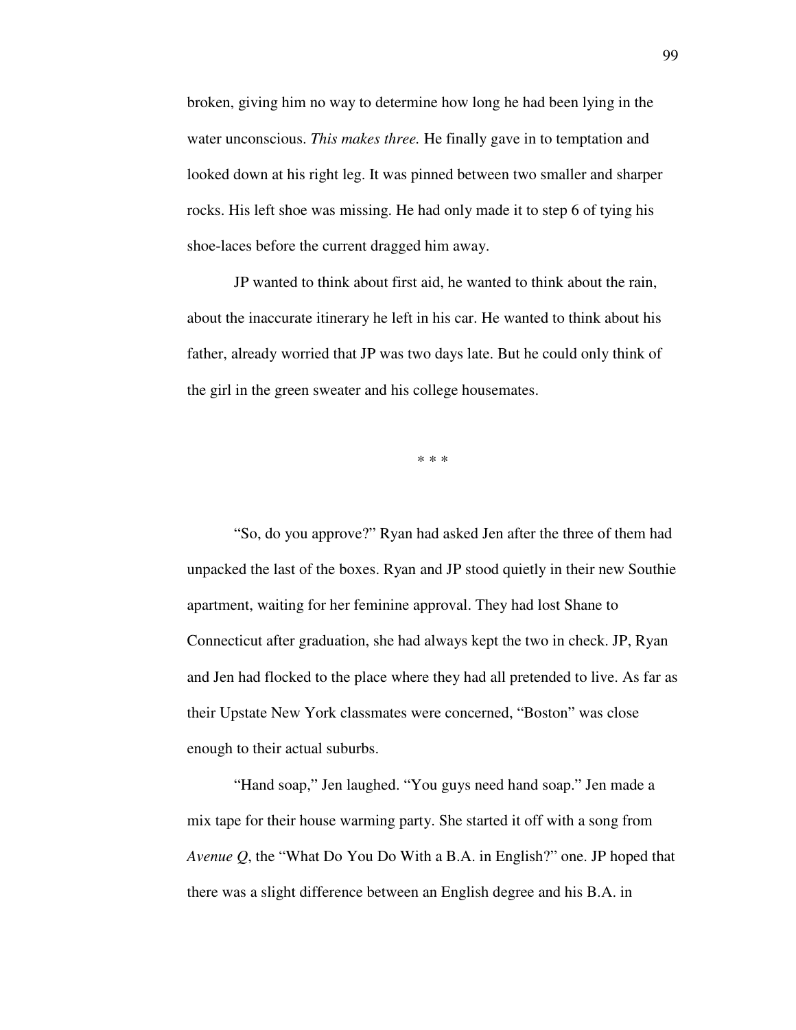broken, giving him no way to determine how long he had been lying in the water unconscious. *This makes three.* He finally gave in to temptation and looked down at his right leg. It was pinned between two smaller and sharper rocks. His left shoe was missing. He had only made it to step 6 of tying his shoe-laces before the current dragged him away.

JP wanted to think about first aid, he wanted to think about the rain, about the inaccurate itinerary he left in his car. He wanted to think about his father, already worried that JP was two days late. But he could only think of the girl in the green sweater and his college housemates.

\* \* \*

"So, do you approve?" Ryan had asked Jen after the three of them had unpacked the last of the boxes. Ryan and JP stood quietly in their new Southie apartment, waiting for her feminine approval. They had lost Shane to Connecticut after graduation, she had always kept the two in check. JP, Ryan and Jen had flocked to the place where they had all pretended to live. As far as their Upstate New York classmates were concerned, "Boston" was close enough to their actual suburbs.

"Hand soap," Jen laughed. "You guys need hand soap." Jen made a mix tape for their house warming party. She started it off with a song from *Avenue Q*, the "What Do You Do With a B.A. in English?" one. JP hoped that there was a slight difference between an English degree and his B.A. in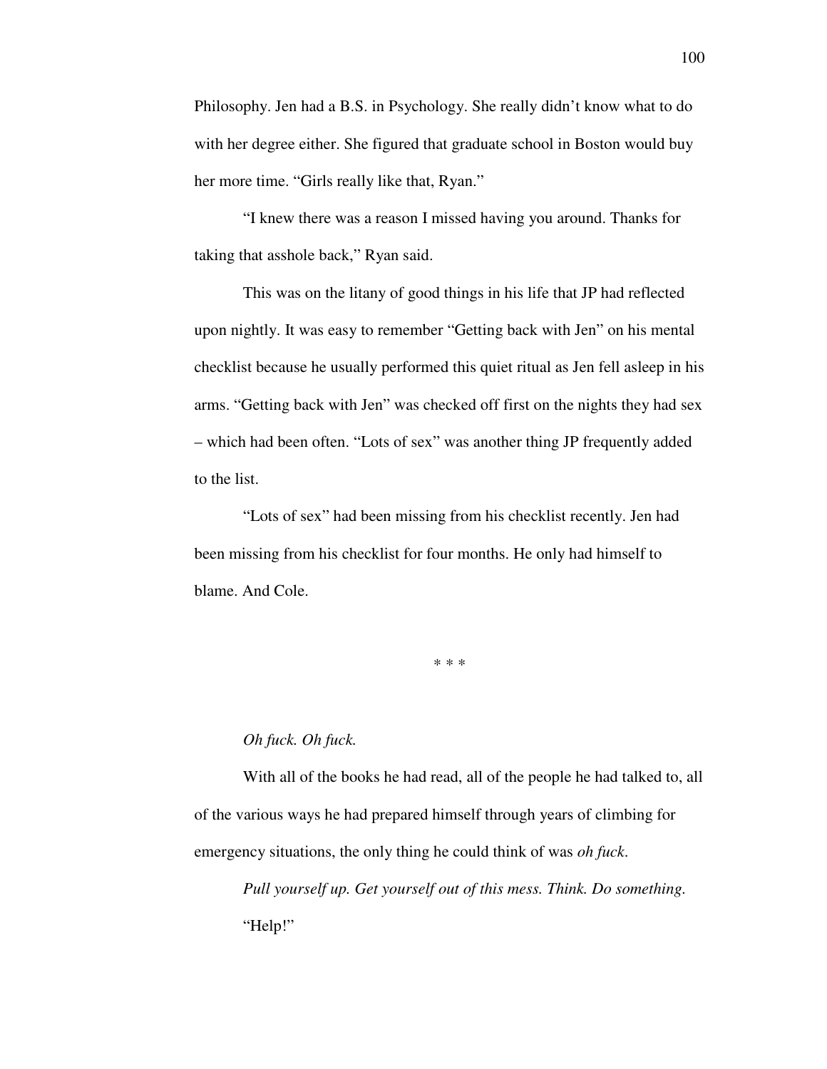Philosophy. Jen had a B.S. in Psychology. She really didn't know what to do with her degree either. She figured that graduate school in Boston would buy her more time. "Girls really like that, Ryan."

"I knew there was a reason I missed having you around. Thanks for taking that asshole back," Ryan said.

This was on the litany of good things in his life that JP had reflected upon nightly. It was easy to remember "Getting back with Jen" on his mental checklist because he usually performed this quiet ritual as Jen fell asleep in his arms. "Getting back with Jen" was checked off first on the nights they had sex – which had been often. "Lots of sex" was another thing JP frequently added to the list.

"Lots of sex" had been missing from his checklist recently. Jen had been missing from his checklist for four months. He only had himself to blame. And Cole.

\* \* \*

*Oh fuck. Oh fuck.*

With all of the books he had read, all of the people he had talked to, all of the various ways he had prepared himself through years of climbing for emergency situations, the only thing he could think of was *oh fuck*.

*Pull yourself up. Get yourself out of this mess. Think. Do something.*

"Help!"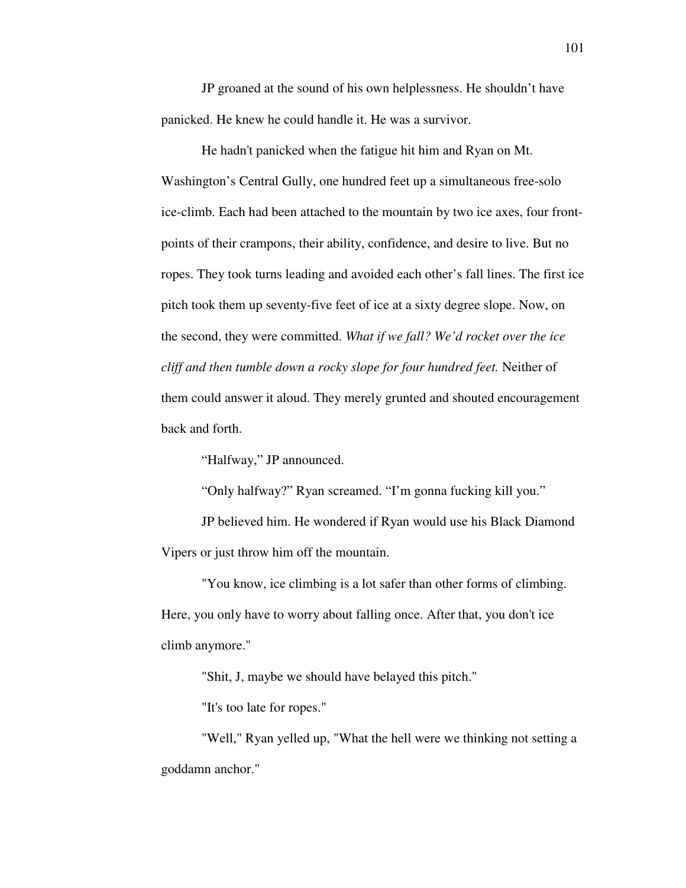JP groaned at the sound of his own helplessness. He shouldn't have panicked. He knew he could handle it. He was a survivor.

He hadn't panicked when the fatigue hit him and Ryan on Mt. Washington's Central Gully, one hundred feet up a simultaneous free-solo ice-climb. Each had been attached to the mountain by two ice axes, four front-points of their crampons, their ability, confidence, and desire to live. But no ropes. They took turns leading and avoided each other's fall lines. The first ice pitch took them up seventy-five feet of ice at a sixty degree slope. Now, on the second, they were committed. *What if we fall? We'd rocket over the ice cliff and then tumble down a rocky slope for four hundred feet.* Neither of them could answer it aloud. They merely grunted and shouted encouragement back and forth.

"Halfway," JP announced.

"Only halfway?" Ryan screamed. "I'm gonna fucking kill you."

JP believed him. He wondered if Ryan would use his Black Diamond Vipers or just throw him off the mountain.

"You know, ice climbing is a lot safer than other forms of climbing. Here, you only have to worry about falling once. After that, you don't ice climb anymore."

"Shit, J, maybe we should have belayed this pitch."

"It's too late for ropes."

"Well," Ryan yelled up, "What the hell were we thinking not setting a goddamn anchor."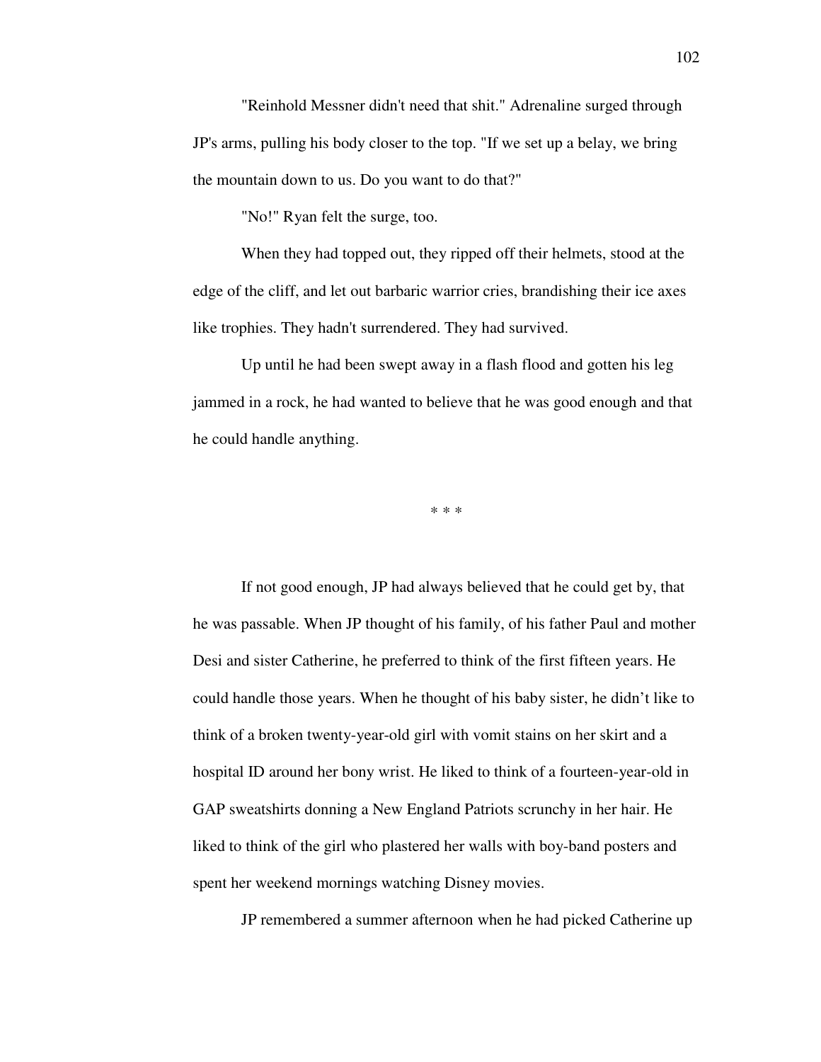"Reinhold Messner didn't need that shit." Adrenaline surged through JP's arms, pulling his body closer to the top. "If we set up a belay, we bring the mountain down to us. Do you want to do that?"

"No!" Ryan felt the surge, too.

When they had topped out, they ripped off their helmets, stood at the edge of the cliff, and let out barbaric warrior cries, brandishing their ice axes like trophies. They hadn't surrendered. They had survived.

Up until he had been swept away in a flash flood and gotten his leg jammed in a rock, he had wanted to believe that he was good enough and that he could handle anything.

* * *

If not good enough, JP had always believed that he could get by, that he was passable. When JP thought of his family, of his father Paul and mother Desi and sister Catherine, he preferred to think of the first fifteen years. He could handle those years. When he thought of his baby sister, he didn't like to think of a broken twenty-year-old girl with vomit stains on her skirt and a hospital ID around her bony wrist. He liked to think of a fourteen-year-old in GAP sweatshirts donning a New England Patriots scrunchy in her hair. He liked to think of the girl who plastered her walls with boy-band posters and spent her weekend mornings watching Disney movies.

JP remembered a summer afternoon when he had picked Catherine up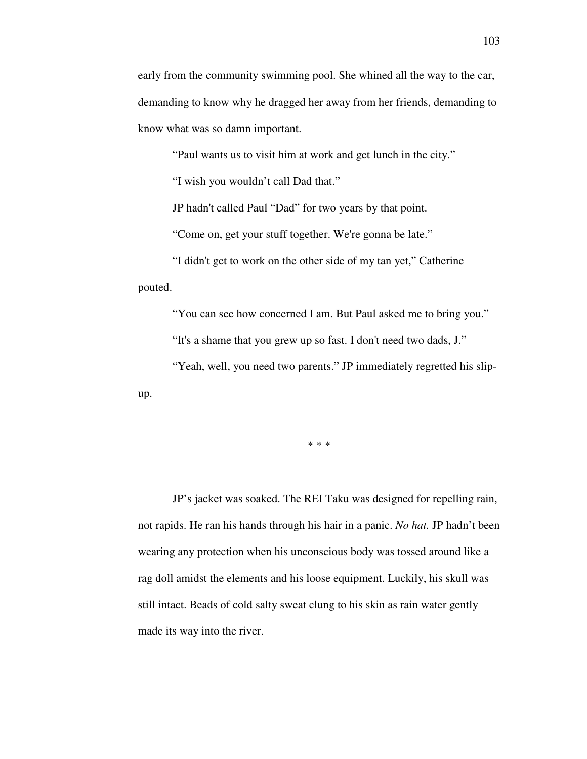early from the community swimming pool. She whined all the way to the car, demanding to know why he dragged her away from her friends, demanding to know what was so damn important.

"Paul wants us to visit him at work and get lunch in the city."

"I wish you wouldn't call Dad that."

JP hadn't called Paul "Dad" for two years by that point.

"Come on, get your stuff together. We're gonna be late."

"I didn't get to work on the other side of my tan yet," Catherine pouted.

"You can see how concerned I am. But Paul asked me to bring you."

"It's a shame that you grew up so fast. I don't need two dads, J."

"Yeah, well, you need two parents." JP immediately regretted his slip-up.

\* \* \*

JP's jacket was soaked. The REI Taku was designed for repelling rain, not rapids. He ran his hands through his hair in a panic. *No hat.* JP hadn't been wearing any protection when his unconscious body was tossed around like a rag doll amidst the elements and his loose equipment. Luckily, his skull was still intact. Beads of cold salty sweat clung to his skin as rain water gently made its way into the river.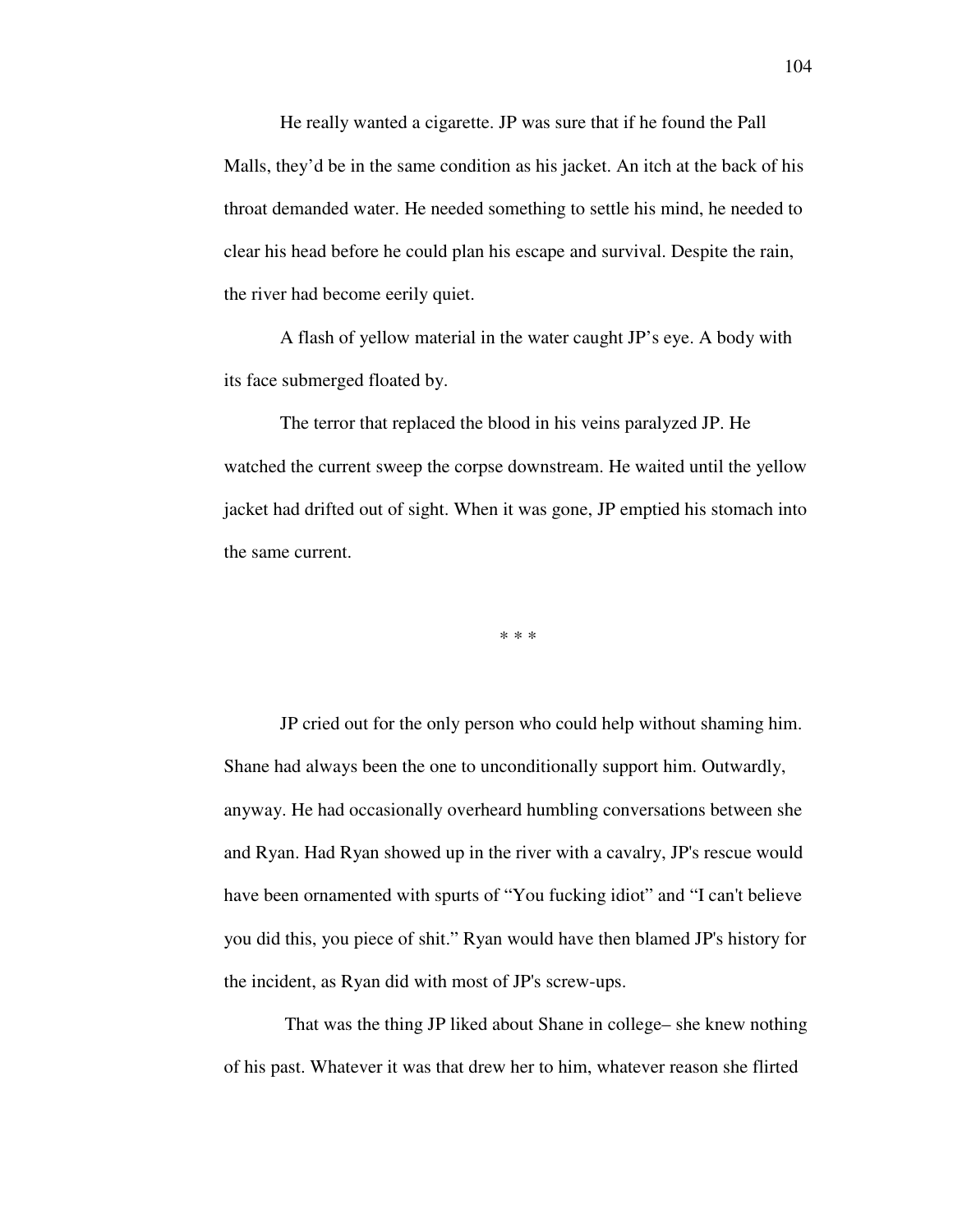He really wanted a cigarette. JP was sure that if he found the Pall Malls, they'd be in the same condition as his jacket. An itch at the back of his throat demanded water. He needed something to settle his mind, he needed to clear his head before he could plan his escape and survival. Despite the rain, the river had become eerily quiet.

A flash of yellow material in the water caught JP's eye. A body with its face submerged floated by.

The terror that replaced the blood in his veins paralyzed JP. He watched the current sweep the corpse downstream. He waited until the yellow jacket had drifted out of sight. When it was gone, JP emptied his stomach into the same current.

\* \* \*

JP cried out for the only person who could help without shaming him. Shane had always been the one to unconditionally support him. Outwardly, anyway. He had occasionally overheard humbling conversations between she and Ryan. Had Ryan showed up in the river with a cavalry, JP's rescue would have been ornamented with spurts of "You fucking idiot" and "I can't believe you did this, you piece of shit." Ryan would have then blamed JP's history for the incident, as Ryan did with most of JP's screw-ups.

That was the thing JP liked about Shane in college– she knew nothing of his past. Whatever it was that drew her to him, whatever reason she flirted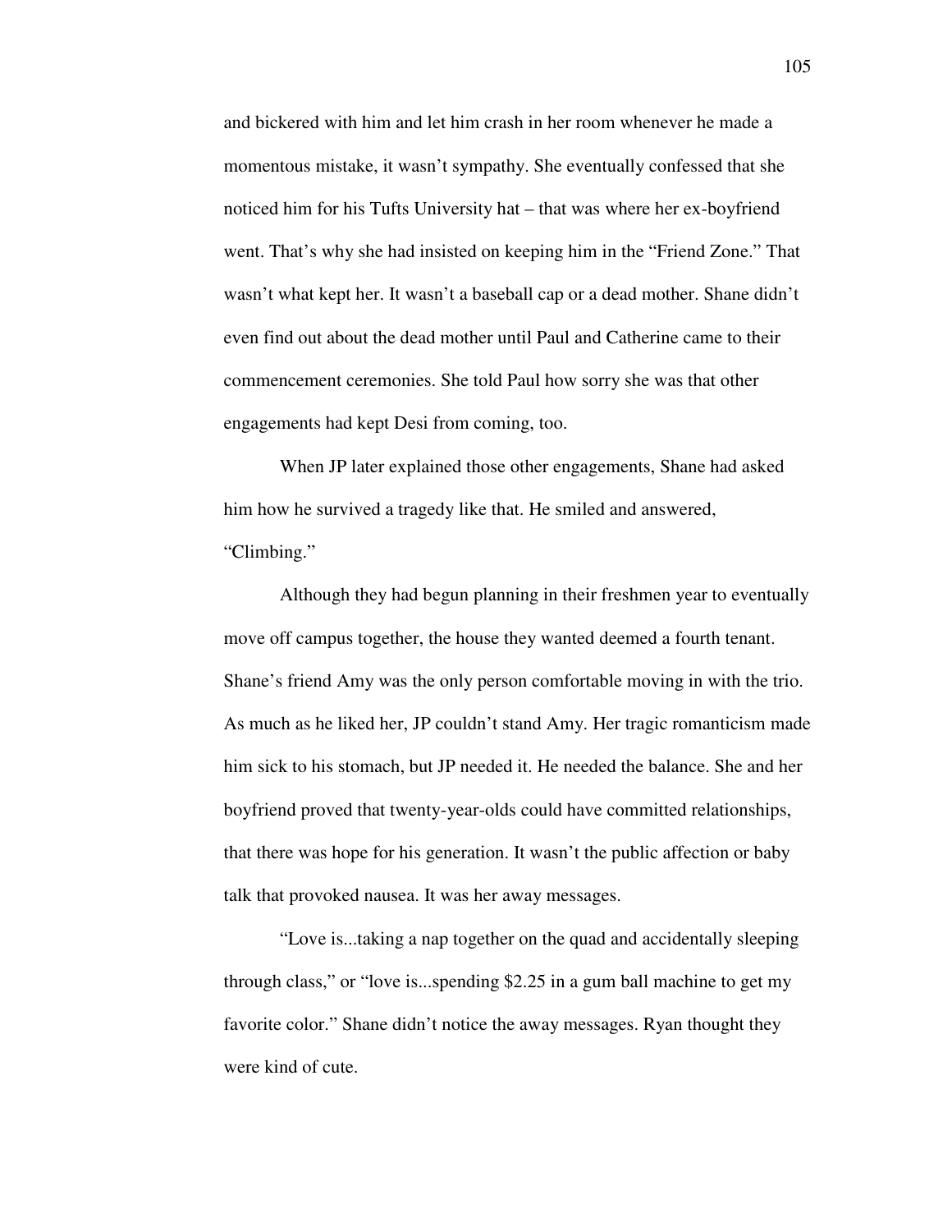and bickered with him and let him crash in her room whenever he made a momentous mistake, it wasn't sympathy. She eventually confessed that she noticed him for his Tufts University hat – that was where her ex-boyfriend went. That's why she had insisted on keeping him in the "Friend Zone." That wasn't what kept her. It wasn't a baseball cap or a dead mother. Shane didn't even find out about the dead mother until Paul and Catherine came to their commencement ceremonies. She told Paul how sorry she was that other engagements had kept Desi from coming, too.

When JP later explained those other engagements, Shane had asked him how he survived a tragedy like that. He smiled and answered, "Climbing."

Although they had begun planning in their freshmen year to eventually move off campus together, the house they wanted deemed a fourth tenant. Shane's friend Amy was the only person comfortable moving in with the trio. As much as he liked her, JP couldn't stand Amy. Her tragic romanticism made him sick to his stomach, but JP needed it. He needed the balance. She and her boyfriend proved that twenty-year-olds could have committed relationships, that there was hope for his generation. It wasn't the public affection or baby talk that provoked nausea. It was her away messages.

"Love is...taking a nap together on the quad and accidentally sleeping through class," or "love is...spending $2.25 in a gum ball machine to get my favorite color." Shane didn't notice the away messages. Ryan thought they were kind of cute.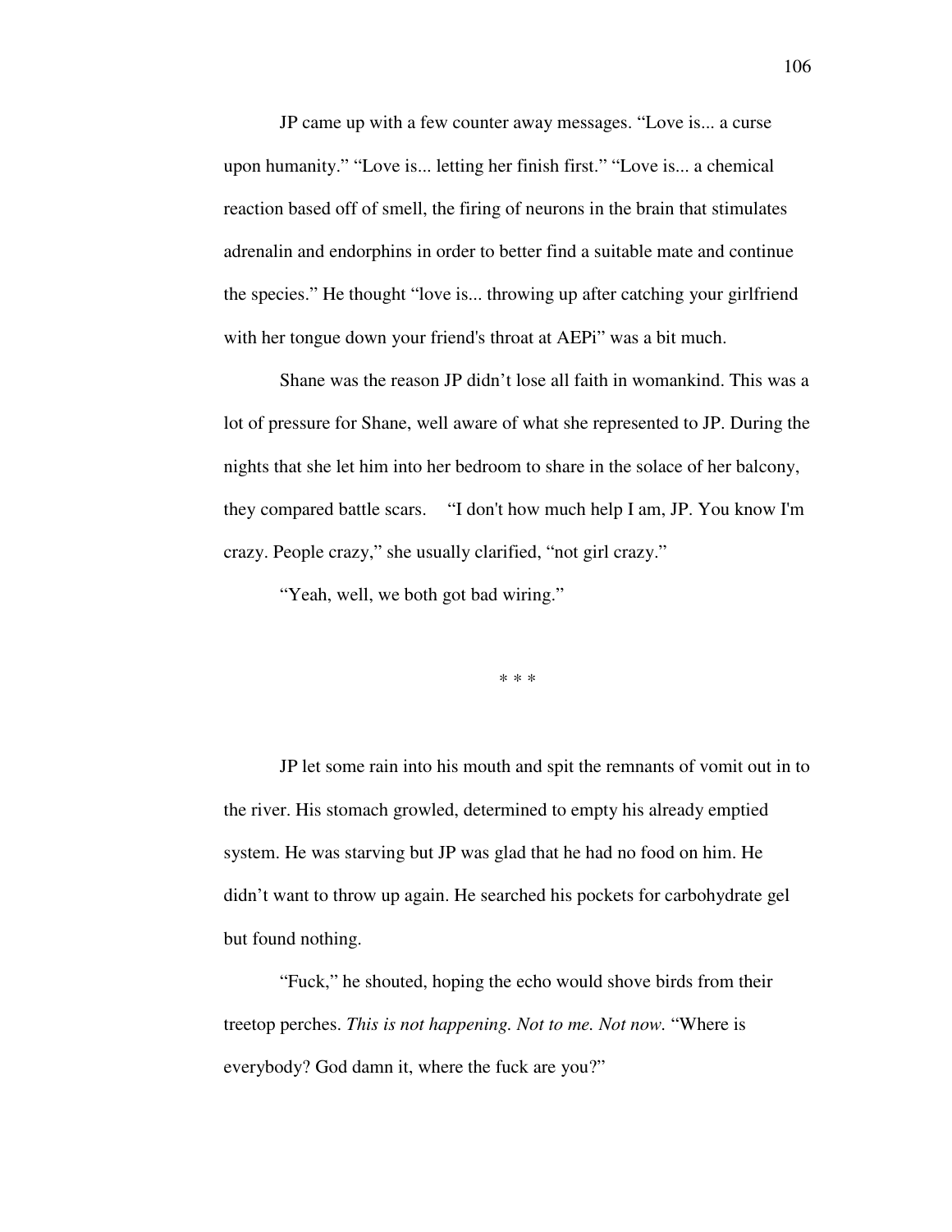JP came up with a few counter away messages. “Love is... a curse upon humanity.” “Love is... letting her finish first.” “Love is... a chemical reaction based off of smell, the firing of neurons in the brain that stimulates adrenalin and endorphins in order to better find a suitable mate and continue the species.” He thought “love is... throwing up after catching your girlfriend with her tongue down your friend's throat at AEPi” was a bit much.

Shane was the reason JP didn’t lose all faith in womankind. This was a lot of pressure for Shane, well aware of what she represented to JP. During the nights that she let him into her bedroom to share in the solace of her balcony, they compared battle scars. “I don't how much help I am, JP. You know I'm crazy. People crazy,” she usually clarified, “not girl crazy.”

“Yeah, well, we both got bad wiring.”

\* \* \*

JP let some rain into his mouth and spit the remnants of vomit out in to the river. His stomach growled, determined to empty his already emptied system. He was starving but JP was glad that he had no food on him. He didn’t want to throw up again. He searched his pockets for carbohydrate gel but found nothing.

“Fuck,” he shouted, hoping the echo would shove birds from their treetop perches. *This is not happening. Not to me. Not now.* “Where is everybody? God damn it, where the fuck are you?”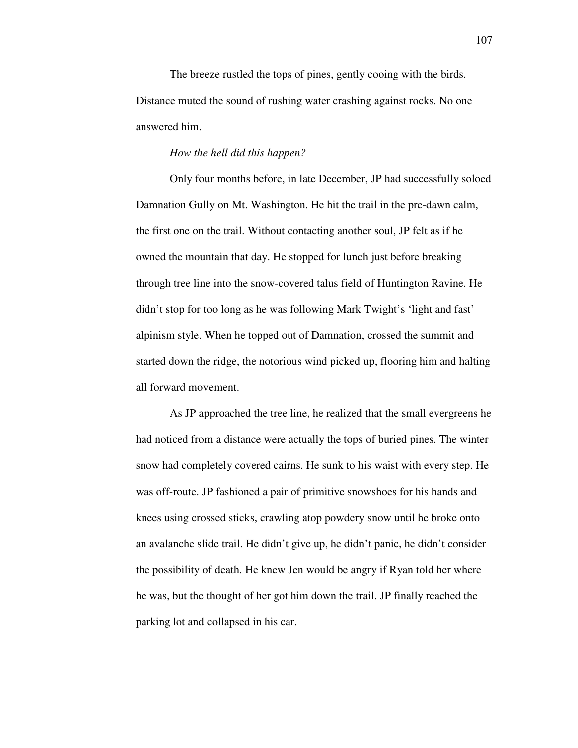The breeze rustled the tops of pines, gently cooing with the birds. Distance muted the sound of rushing water crashing against rocks. No one answered him.

*How the hell did this happen?*

Only four months before, in late December, JP had successfully soloed Damnation Gully on Mt. Washington. He hit the trail in the pre-dawn calm, the first one on the trail. Without contacting another soul, JP felt as if he owned the mountain that day. He stopped for lunch just before breaking through tree line into the snow-covered talus field of Huntington Ravine. He didn't stop for too long as he was following Mark Twight's 'light and fast' alpinism style. When he topped out of Damnation, crossed the summit and started down the ridge, the notorious wind picked up, flooring him and halting all forward movement.

As JP approached the tree line, he realized that the small evergreens he had noticed from a distance were actually the tops of buried pines. The winter snow had completely covered cairns. He sunk to his waist with every step. He was off-route. JP fashioned a pair of primitive snowshoes for his hands and knees using crossed sticks, crawling atop powdery snow until he broke onto an avalanche slide trail. He didn't give up, he didn't panic, he didn't consider the possibility of death. He knew Jen would be angry if Ryan told her where he was, but the thought of her got him down the trail. JP finally reached the parking lot and collapsed in his car.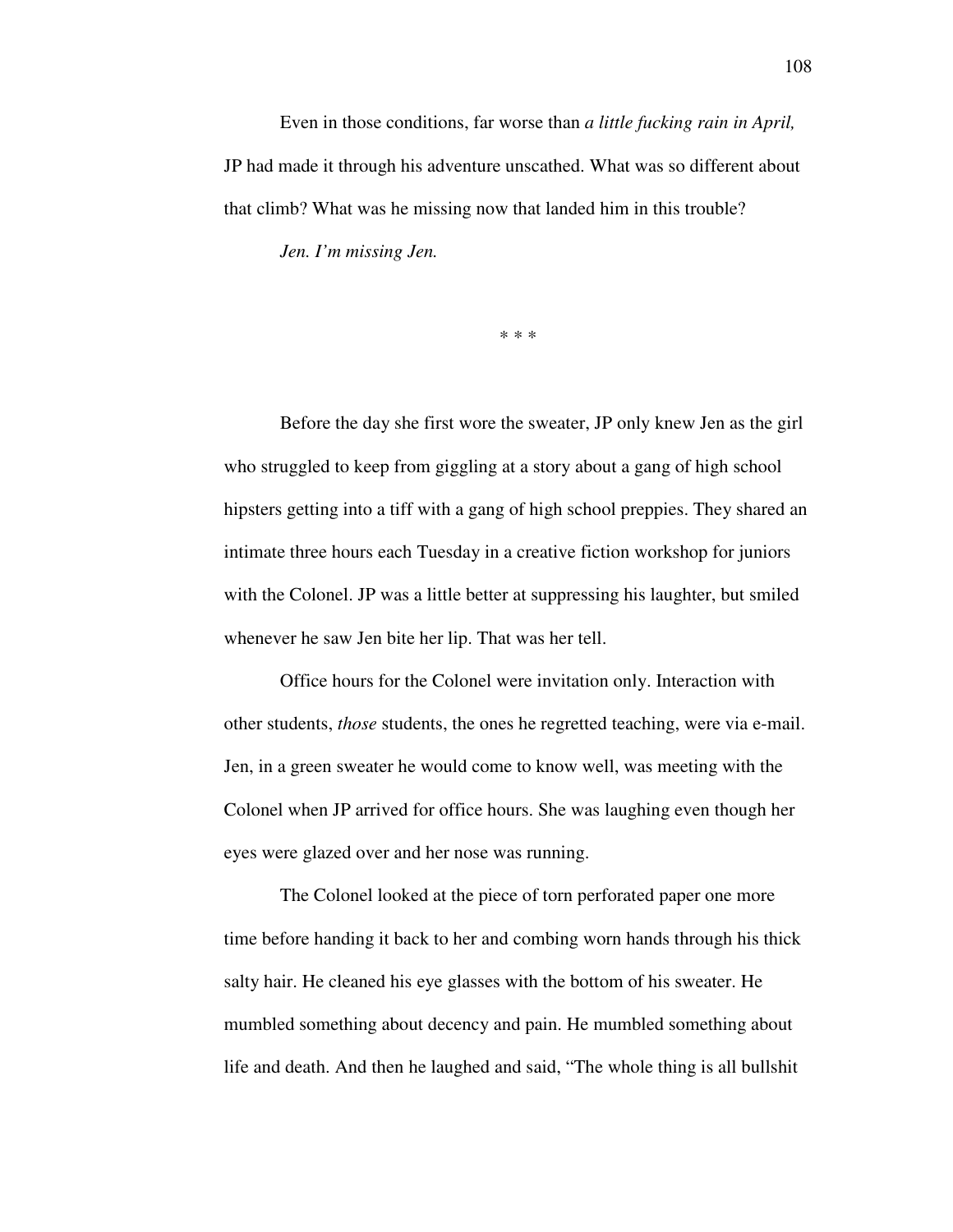Even in those conditions, far worse than *a little fucking rain in April,* JP had made it through his adventure unscathed. What was so different about that climb? What was he missing now that landed him in this trouble?

*Jen. I'm missing Jen.*

\* \* \*

Before the day she first wore the sweater, JP only knew Jen as the girl who struggled to keep from giggling at a story about a gang of high school hipsters getting into a tiff with a gang of high school preppies. They shared an intimate three hours each Tuesday in a creative fiction workshop for juniors with the Colonel. JP was a little better at suppressing his laughter, but smiled whenever he saw Jen bite her lip. That was her tell.

Office hours for the Colonel were invitation only. Interaction with other students, *those* students, the ones he regretted teaching, were via e-mail. Jen, in a green sweater he would come to know well, was meeting with the Colonel when JP arrived for office hours. She was laughing even though her eyes were glazed over and her nose was running.

The Colonel looked at the piece of torn perforated paper one more time before handing it back to her and combing worn hands through his thick salty hair. He cleaned his eye glasses with the bottom of his sweater. He mumbled something about decency and pain. He mumbled something about life and death. And then he laughed and said, "The whole thing is all bullshit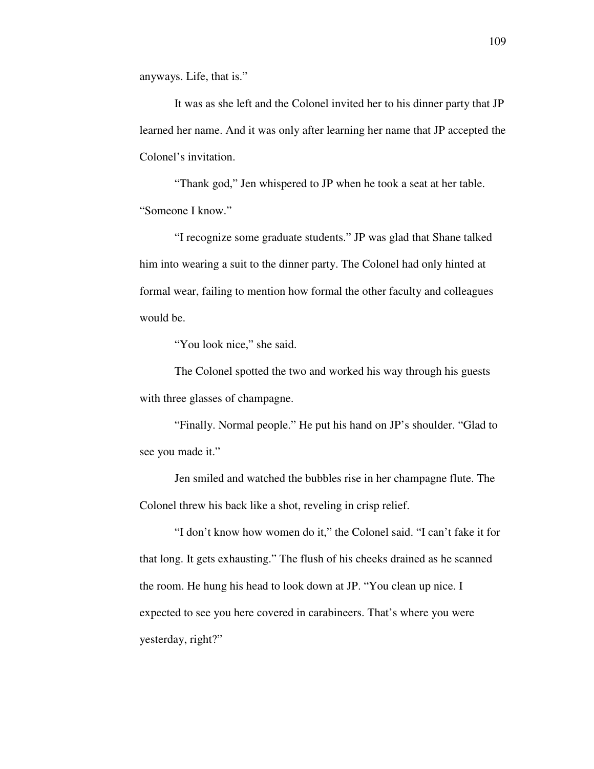anyways. Life, that is."

It was as she left and the Colonel invited her to his dinner party that JP learned her name. And it was only after learning her name that JP accepted the Colonel's invitation.

"Thank god," Jen whispered to JP when he took a seat at her table. "Someone I know."

"I recognize some graduate students." JP was glad that Shane talked him into wearing a suit to the dinner party. The Colonel had only hinted at formal wear, failing to mention how formal the other faculty and colleagues would be.

"You look nice," she said.

The Colonel spotted the two and worked his way through his guests with three glasses of champagne.

"Finally. Normal people." He put his hand on JP's shoulder. "Glad to see you made it."

Jen smiled and watched the bubbles rise in her champagne flute. The Colonel threw his back like a shot, reveling in crisp relief.

"I don't know how women do it," the Colonel said. "I can't fake it for that long. It gets exhausting." The flush of his cheeks drained as he scanned the room. He hung his head to look down at JP. "You clean up nice. I expected to see you here covered in carabineers. That's where you were yesterday, right?"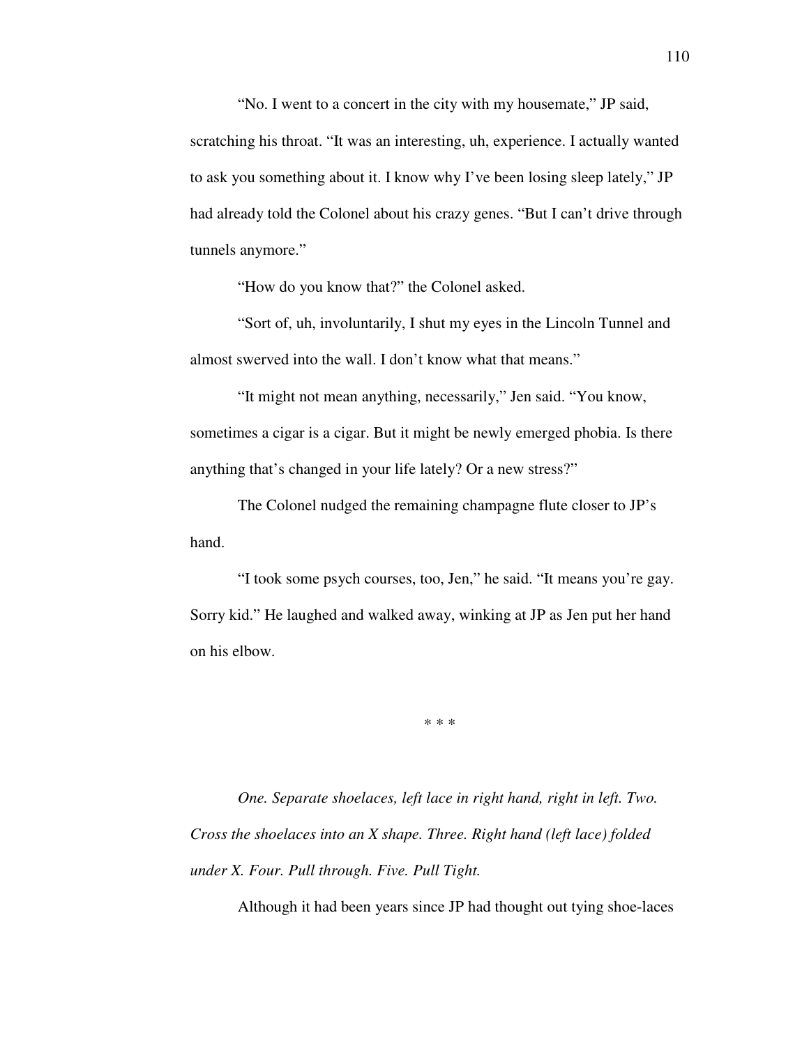"No. I went to a concert in the city with my housemate," JP said, scratching his throat. "It was an interesting, uh, experience. I actually wanted to ask you something about it. I know why I've been losing sleep lately," JP had already told the Colonel about his crazy genes. "But I can't drive through tunnels anymore."

"How do you know that?" the Colonel asked.

"Sort of, uh, involuntarily, I shut my eyes in the Lincoln Tunnel and almost swerved into the wall. I don't know what that means."

"It might not mean anything, necessarily," Jen said. "You know, sometimes a cigar is a cigar. But it might be newly emerged phobia. Is there anything that's changed in your life lately? Or a new stress?"

The Colonel nudged the remaining champagne flute closer to JP's hand.

"I took some psych courses, too, Jen," he said. "It means you're gay. Sorry kid." He laughed and walked away, winking at JP as Jen put her hand on his elbow.

\* \* \*

*One. Separate shoelaces, left lace in right hand, right in left. Two. Cross the shoelaces into an X shape. Three. Right hand (left lace) folded under X. Four. Pull through. Five. Pull Tight.*

Although it had been years since JP had thought out tying shoe-laces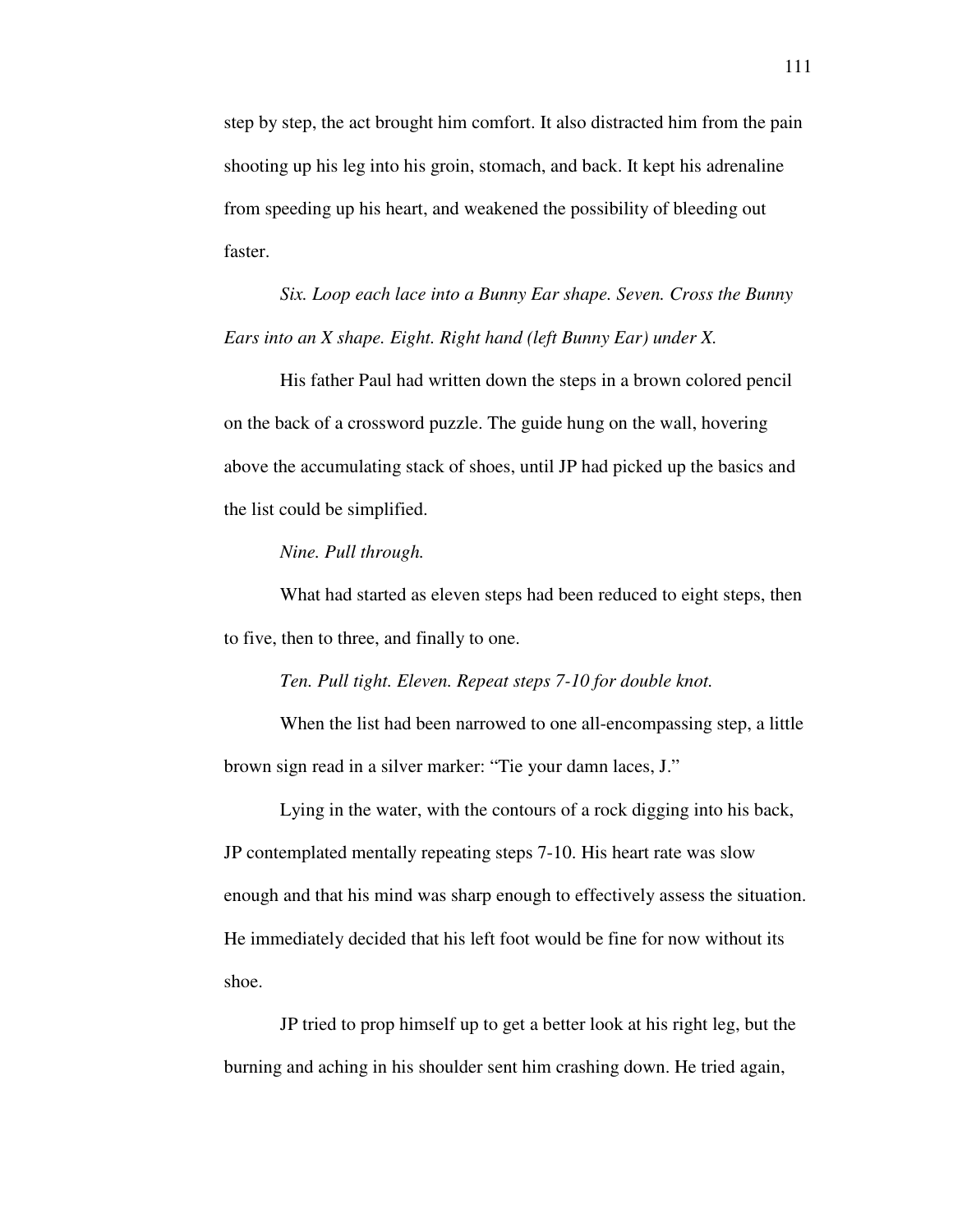step by step, the act brought him comfort. It also distracted him from the pain shooting up his leg into his groin, stomach, and back. It kept his adrenaline from speeding up his heart, and weakened the possibility of bleeding out faster.

*Six. Loop each lace into a Bunny Ear shape. Seven. Cross the Bunny Ears into an X shape. Eight. Right hand (left Bunny Ear) under X.*

His father Paul had written down the steps in a brown colored pencil on the back of a crossword puzzle. The guide hung on the wall, hovering above the accumulating stack of shoes, until JP had picked up the basics and the list could be simplified.

*Nine. Pull through.*

What had started as eleven steps had been reduced to eight steps, then to five, then to three, and finally to one.

*Ten. Pull tight. Eleven. Repeat steps 7-10 for double knot.*

When the list had been narrowed to one all-encompassing step, a little brown sign read in a silver marker: "Tie your damn laces, J."

Lying in the water, with the contours of a rock digging into his back, JP contemplated mentally repeating steps 7-10. His heart rate was slow enough and that his mind was sharp enough to effectively assess the situation. He immediately decided that his left foot would be fine for now without its shoe.

JP tried to prop himself up to get a better look at his right leg, but the burning and aching in his shoulder sent him crashing down. He tried again,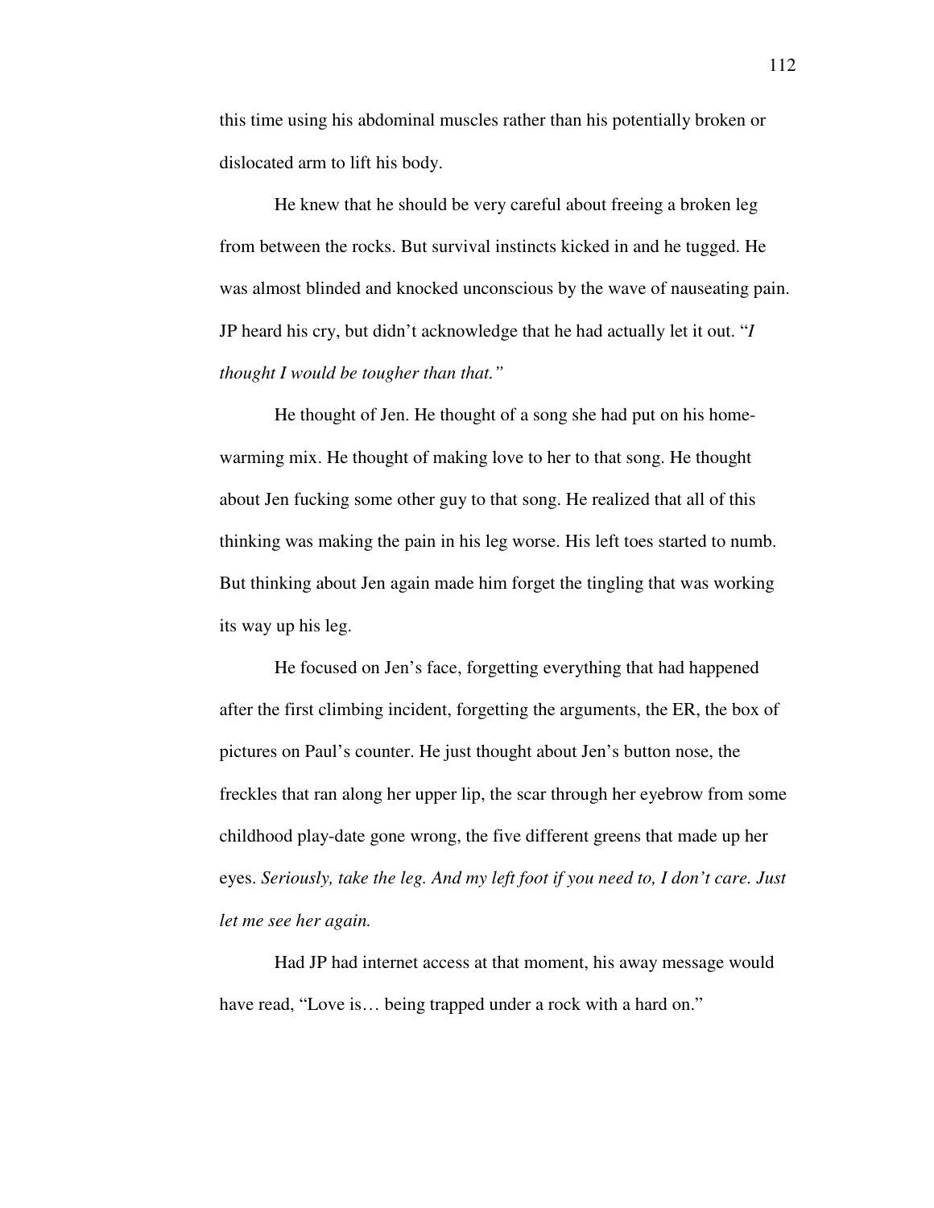this time using his abdominal muscles rather than his potentially broken or dislocated arm to lift his body.

He knew that he should be very careful about freeing a broken leg from between the rocks. But survival instincts kicked in and he tugged. He was almost blinded and knocked unconscious by the wave of nauseating pain. JP heard his cry, but didn't acknowledge that he had actually let it out. "*I thought I would be tougher than that."*

He thought of Jen. He thought of a song she had put on his home-warming mix. He thought of making love to her to that song. He thought about Jen fucking some other guy to that song. He realized that all of this thinking was making the pain in his leg worse. His left toes started to numb. But thinking about Jen again made him forget the tingling that was working its way up his leg.

He focused on Jen's face, forgetting everything that had happened after the first climbing incident, forgetting the arguments, the ER, the box of pictures on Paul's counter. He just thought about Jen's button nose, the freckles that ran along her upper lip, the scar through her eyebrow from some childhood play-date gone wrong, the five different greens that made up her eyes. *Seriously, take the leg. And my left foot if you need to, I don't care. Just let me see her again.*

Had JP had internet access at that moment, his away message would have read, "Love is… being trapped under a rock with a hard on."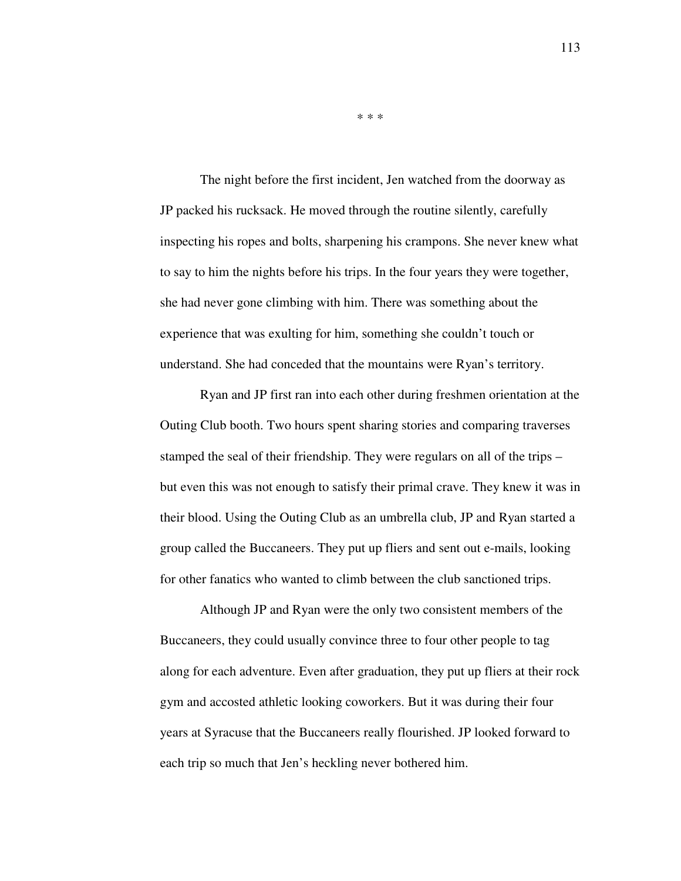\* \* \*

The night before the first incident, Jen watched from the doorway as JP packed his rucksack. He moved through the routine silently, carefully inspecting his ropes and bolts, sharpening his crampons. She never knew what to say to him the nights before his trips. In the four years they were together, she had never gone climbing with him. There was something about the experience that was exulting for him, something she couldn't touch or understand. She had conceded that the mountains were Ryan's territory.

Ryan and JP first ran into each other during freshmen orientation at the Outing Club booth. Two hours spent sharing stories and comparing traverses stamped the seal of their friendship. They were regulars on all of the trips – but even this was not enough to satisfy their primal crave. They knew it was in their blood. Using the Outing Club as an umbrella club, JP and Ryan started a group called the Buccaneers. They put up fliers and sent out e-mails, looking for other fanatics who wanted to climb between the club sanctioned trips.

Although JP and Ryan were the only two consistent members of the Buccaneers, they could usually convince three to four other people to tag along for each adventure. Even after graduation, they put up fliers at their rock gym and accosted athletic looking coworkers. But it was during their four years at Syracuse that the Buccaneers really flourished. JP looked forward to each trip so much that Jen's heckling never bothered him.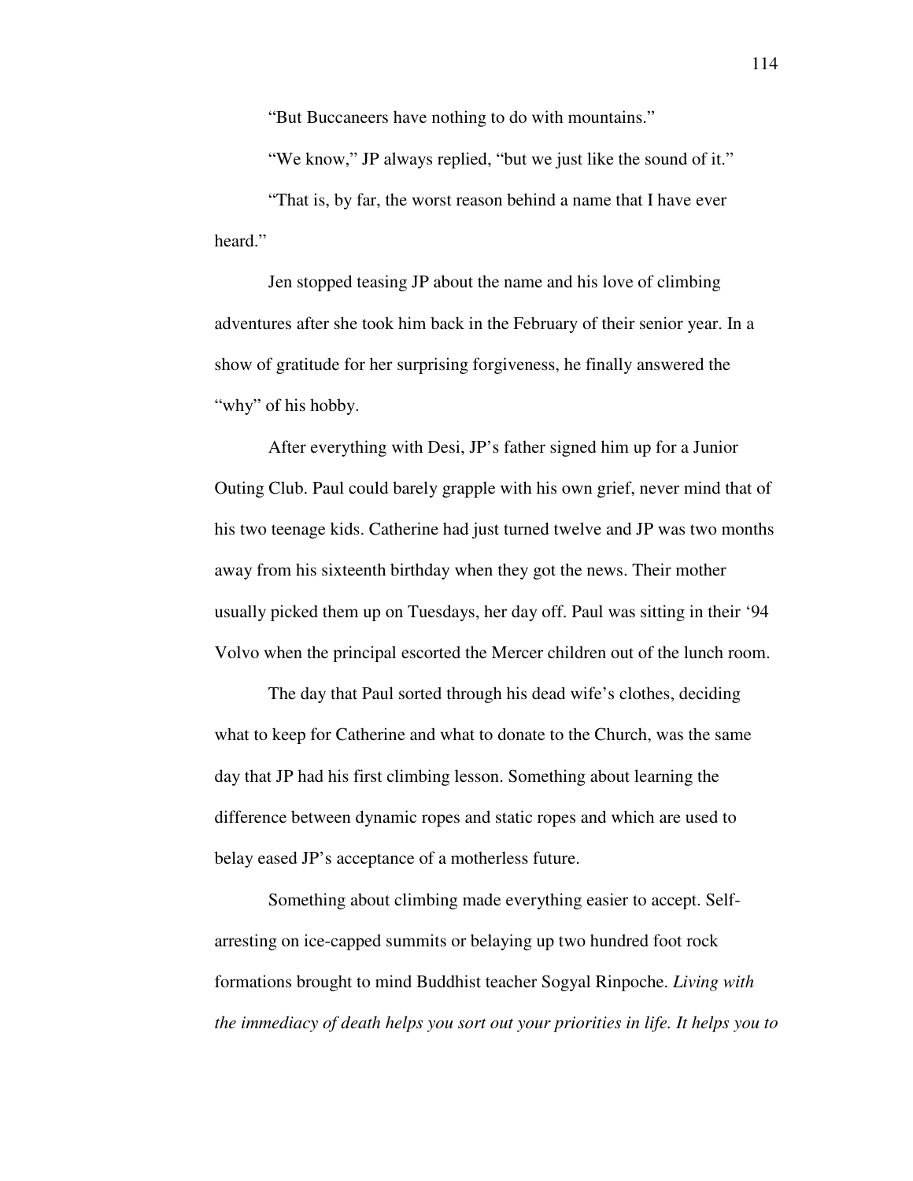"But Buccaneers have nothing to do with mountains."

"We know," JP always replied, "but we just like the sound of it."

"That is, by far, the worst reason behind a name that I have ever heard."

Jen stopped teasing JP about the name and his love of climbing adventures after she took him back in the February of their senior year. In a show of gratitude for her surprising forgiveness, he finally answered the "why" of his hobby.

After everything with Desi, JP's father signed him up for a Junior Outing Club. Paul could barely grapple with his own grief, never mind that of his two teenage kids. Catherine had just turned twelve and JP was two months away from his sixteenth birthday when they got the news. Their mother usually picked them up on Tuesdays, her day off. Paul was sitting in their '94 Volvo when the principal escorted the Mercer children out of the lunch room.

The day that Paul sorted through his dead wife's clothes, deciding what to keep for Catherine and what to donate to the Church, was the same day that JP had his first climbing lesson. Something about learning the difference between dynamic ropes and static ropes and which are used to belay eased JP's acceptance of a motherless future.

Something about climbing made everything easier to accept. Self-arresting on ice-capped summits or belaying up two hundred foot rock formations brought to mind Buddhist teacher Sogyal Rinpoche. *Living with the immediacy of death helps you sort out your priorities in life. It helps you to*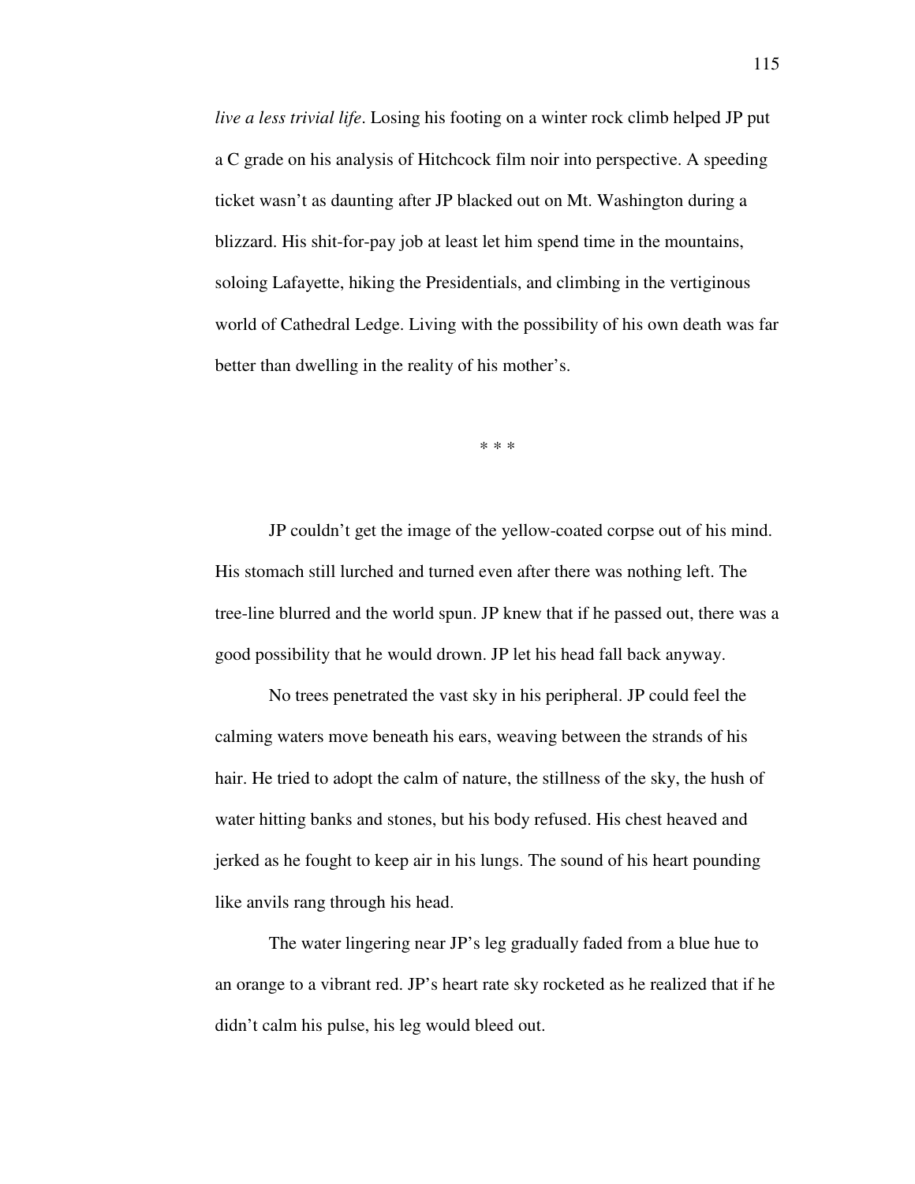*live a less trivial life*. Losing his footing on a winter rock climb helped JP put a C grade on his analysis of Hitchcock film noir into perspective. A speeding ticket wasn't as daunting after JP blacked out on Mt. Washington during a blizzard. His shit-for-pay job at least let him spend time in the mountains, soloing Lafayette, hiking the Presidentials, and climbing in the vertiginous world of Cathedral Ledge. Living with the possibility of his own death was far better than dwelling in the reality of his mother's.

\* \* \*

JP couldn't get the image of the yellow-coated corpse out of his mind. His stomach still lurched and turned even after there was nothing left. The tree-line blurred and the world spun. JP knew that if he passed out, there was a good possibility that he would drown. JP let his head fall back anyway.

No trees penetrated the vast sky in his peripheral. JP could feel the calming waters move beneath his ears, weaving between the strands of his hair. He tried to adopt the calm of nature, the stillness of the sky, the hush of water hitting banks and stones, but his body refused. His chest heaved and jerked as he fought to keep air in his lungs. The sound of his heart pounding like anvils rang through his head.

The water lingering near JP's leg gradually faded from a blue hue to an orange to a vibrant red. JP's heart rate sky rocketed as he realized that if he didn't calm his pulse, his leg would bleed out.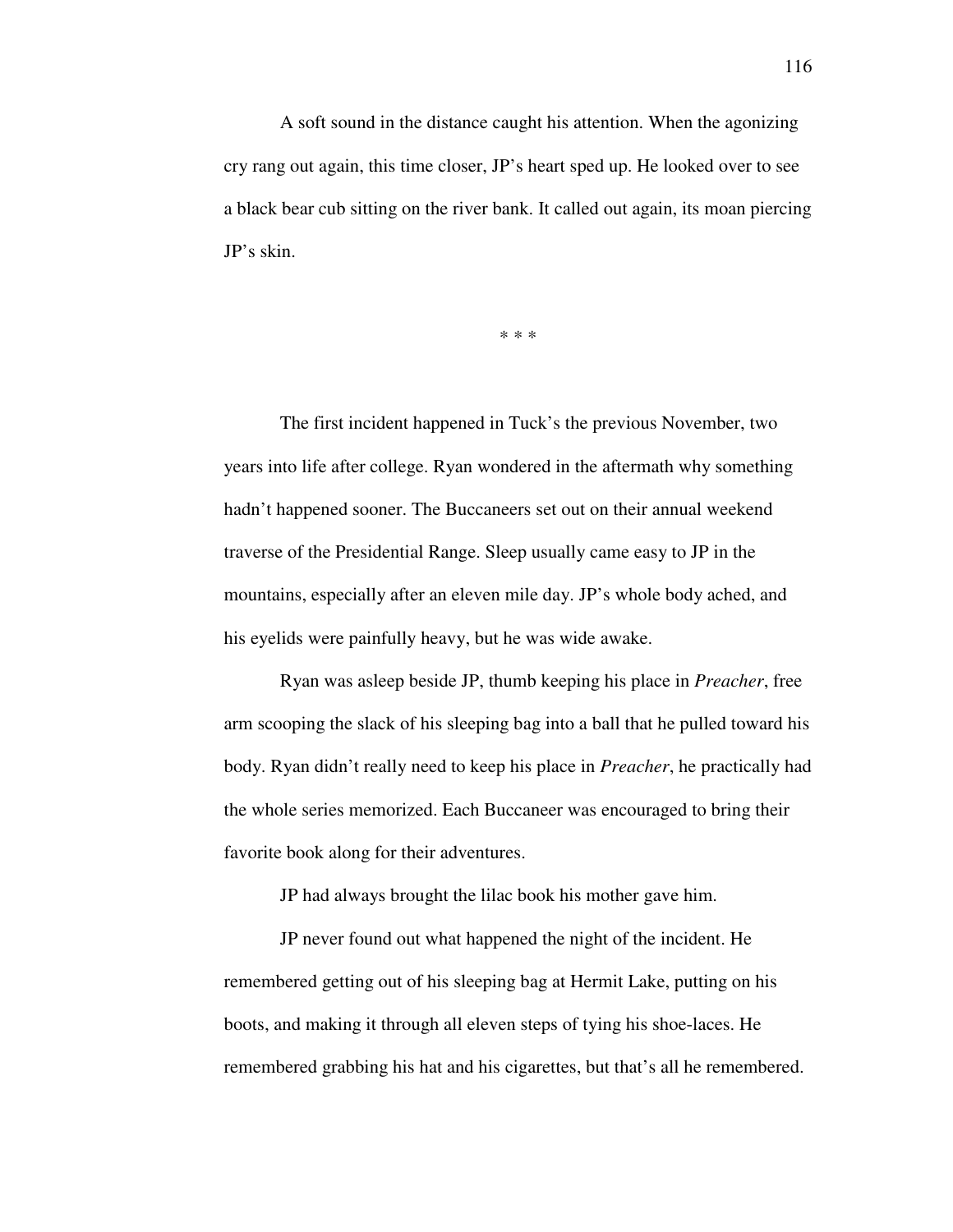A soft sound in the distance caught his attention. When the agonizing cry rang out again, this time closer, JP's heart sped up. He looked over to see a black bear cub sitting on the river bank. It called out again, its moan piercing JP's skin.

\* \* \*

The first incident happened in Tuck's the previous November, two years into life after college. Ryan wondered in the aftermath why something hadn't happened sooner. The Buccaneers set out on their annual weekend traverse of the Presidential Range. Sleep usually came easy to JP in the mountains, especially after an eleven mile day. JP's whole body ached, and his eyelids were painfully heavy, but he was wide awake.

Ryan was asleep beside JP, thumb keeping his place in *Preacher*, free arm scooping the slack of his sleeping bag into a ball that he pulled toward his body. Ryan didn't really need to keep his place in *Preacher*, he practically had the whole series memorized. Each Buccaneer was encouraged to bring their favorite book along for their adventures.

JP had always brought the lilac book his mother gave him.

JP never found out what happened the night of the incident. He remembered getting out of his sleeping bag at Hermit Lake, putting on his boots, and making it through all eleven steps of tying his shoe-laces. He remembered grabbing his hat and his cigarettes, but that's all he remembered.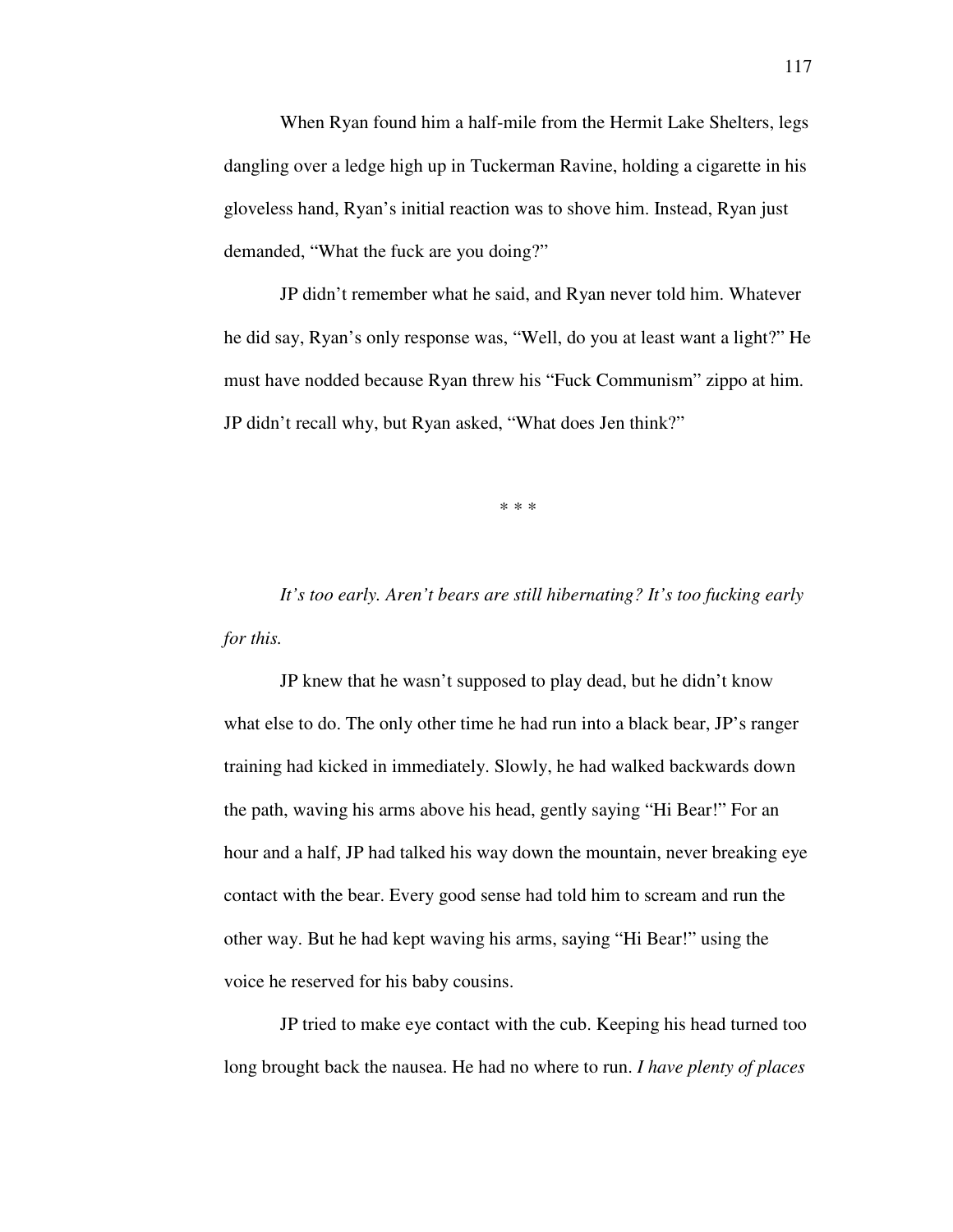When Ryan found him a half-mile from the Hermit Lake Shelters, legs dangling over a ledge high up in Tuckerman Ravine, holding a cigarette in his gloveless hand, Ryan's initial reaction was to shove him. Instead, Ryan just demanded, "What the fuck are you doing?"

JP didn't remember what he said, and Ryan never told him. Whatever he did say, Ryan's only response was, "Well, do you at least want a light?" He must have nodded because Ryan threw his "Fuck Communism" zippo at him. JP didn't recall why, but Ryan asked, "What does Jen think?"

\* \* \*

*It's too early. Aren't bears are still hibernating? It's too fucking early for this.*

JP knew that he wasn't supposed to play dead, but he didn't know what else to do. The only other time he had run into a black bear, JP's ranger training had kicked in immediately. Slowly, he had walked backwards down the path, waving his arms above his head, gently saying "Hi Bear!" For an hour and a half, JP had talked his way down the mountain, never breaking eye contact with the bear. Every good sense had told him to scream and run the other way. But he had kept waving his arms, saying "Hi Bear!" using the voice he reserved for his baby cousins.

JP tried to make eye contact with the cub. Keeping his head turned too long brought back the nausea. He had no where to run. *I have plenty of places*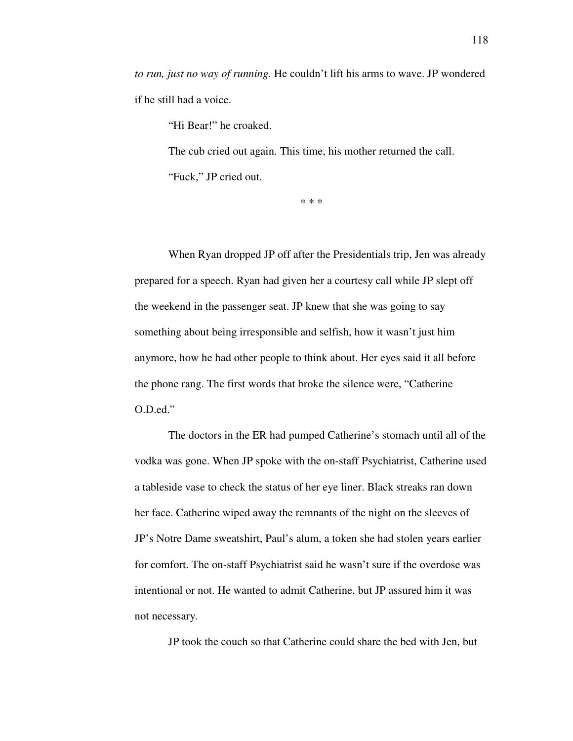*to run, just no way of running.* He couldn't lift his arms to wave. JP wondered if he still had a voice.

"Hi Bear!" he croaked.

The cub cried out again. This time, his mother returned the call.

"Fuck," JP cried out.

\* \* \*

When Ryan dropped JP off after the Presidentials trip, Jen was already prepared for a speech. Ryan had given her a courtesy call while JP slept off the weekend in the passenger seat. JP knew that she was going to say something about being irresponsible and selfish, how it wasn't just him anymore, how he had other people to think about. Her eyes said it all before the phone rang. The first words that broke the silence were, "Catherine O.D.ed."

The doctors in the ER had pumped Catherine's stomach until all of the vodka was gone. When JP spoke with the on-staff Psychiatrist, Catherine used a tableside vase to check the status of her eye liner. Black streaks ran down her face. Catherine wiped away the remnants of the night on the sleeves of JP's Notre Dame sweatshirt, Paul's alum, a token she had stolen years earlier for comfort. The on-staff Psychiatrist said he wasn't sure if the overdose was intentional or not. He wanted to admit Catherine, but JP assured him it was not necessary.

JP took the couch so that Catherine could share the bed with Jen, but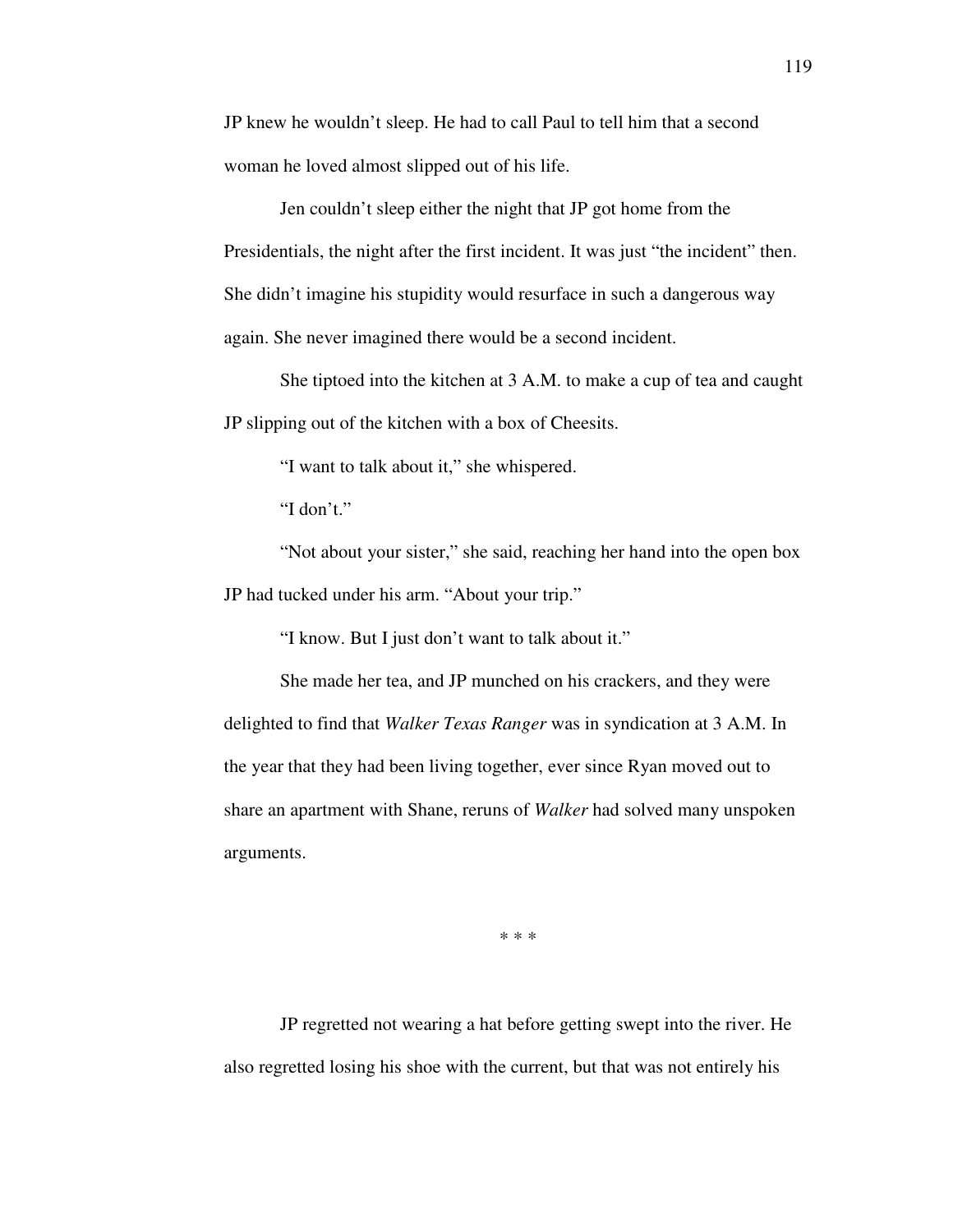JP knew he wouldn't sleep. He had to call Paul to tell him that a second woman he loved almost slipped out of his life.

Jen couldn't sleep either the night that JP got home from the Presidentials, the night after the first incident. It was just "the incident" then. She didn't imagine his stupidity would resurface in such a dangerous way again. She never imagined there would be a second incident.

She tiptoed into the kitchen at 3 A.M. to make a cup of tea and caught JP slipping out of the kitchen with a box of Cheesits.

"I want to talk about it," she whispered.

"I don't."

"Not about your sister," she said, reaching her hand into the open box JP had tucked under his arm. "About your trip."

"I know. But I just don't want to talk about it."

She made her tea, and JP munched on his crackers, and they were delighted to find that *Walker Texas Ranger* was in syndication at 3 A.M. In the year that they had been living together, ever since Ryan moved out to share an apartment with Shane, reruns of *Walker* had solved many unspoken arguments.

* * *

JP regretted not wearing a hat before getting swept into the river. He also regretted losing his shoe with the current, but that was not entirely his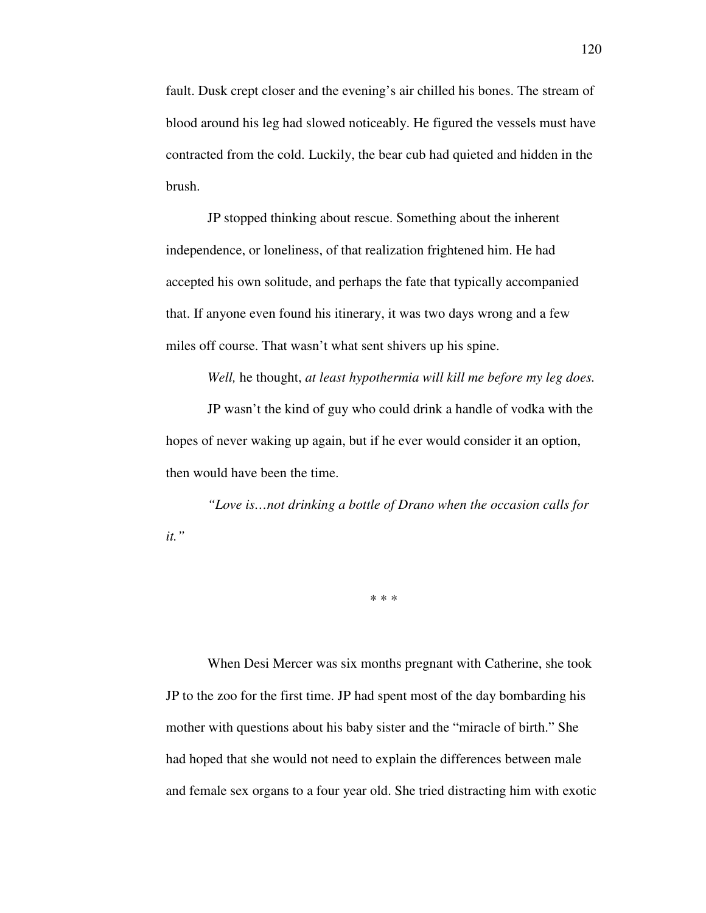fault. Dusk crept closer and the evening's air chilled his bones. The stream of blood around his leg had slowed noticeably. He figured the vessels must have contracted from the cold. Luckily, the bear cub had quieted and hidden in the brush.

JP stopped thinking about rescue. Something about the inherent independence, or loneliness, of that realization frightened him. He had accepted his own solitude, and perhaps the fate that typically accompanied that. If anyone even found his itinerary, it was two days wrong and a few miles off course. That wasn't what sent shivers up his spine.

*Well,* he thought, *at least hypothermia will kill me before my leg does.*

JP wasn't the kind of guy who could drink a handle of vodka with the hopes of never waking up again, but if he ever would consider it an option, then would have been the time.

*"Love is…not drinking a bottle of Drano when the occasion calls for it."*

\* \* \*

When Desi Mercer was six months pregnant with Catherine, she took JP to the zoo for the first time. JP had spent most of the day bombarding his mother with questions about his baby sister and the "miracle of birth." She had hoped that she would not need to explain the differences between male and female sex organs to a four year old. She tried distracting him with exotic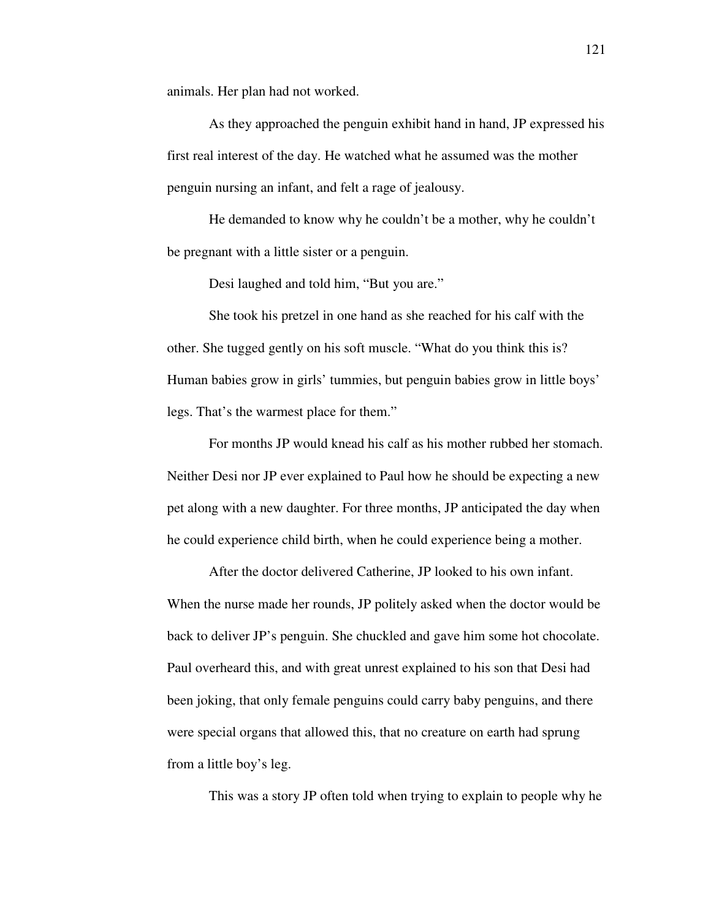animals. Her plan had not worked.

As they approached the penguin exhibit hand in hand, JP expressed his first real interest of the day. He watched what he assumed was the mother penguin nursing an infant, and felt a rage of jealousy.

He demanded to know why he couldn't be a mother, why he couldn't be pregnant with a little sister or a penguin.

Desi laughed and told him, "But you are."

She took his pretzel in one hand as she reached for his calf with the other. She tugged gently on his soft muscle. "What do you think this is? Human babies grow in girls' tummies, but penguin babies grow in little boys' legs. That's the warmest place for them."

For months JP would knead his calf as his mother rubbed her stomach. Neither Desi nor JP ever explained to Paul how he should be expecting a new pet along with a new daughter. For three months, JP anticipated the day when he could experience child birth, when he could experience being a mother.

After the doctor delivered Catherine, JP looked to his own infant. When the nurse made her rounds, JP politely asked when the doctor would be back to deliver JP's penguin. She chuckled and gave him some hot chocolate. Paul overheard this, and with great unrest explained to his son that Desi had been joking, that only female penguins could carry baby penguins, and there were special organs that allowed this, that no creature on earth had sprung from a little boy's leg.

This was a story JP often told when trying to explain to people why he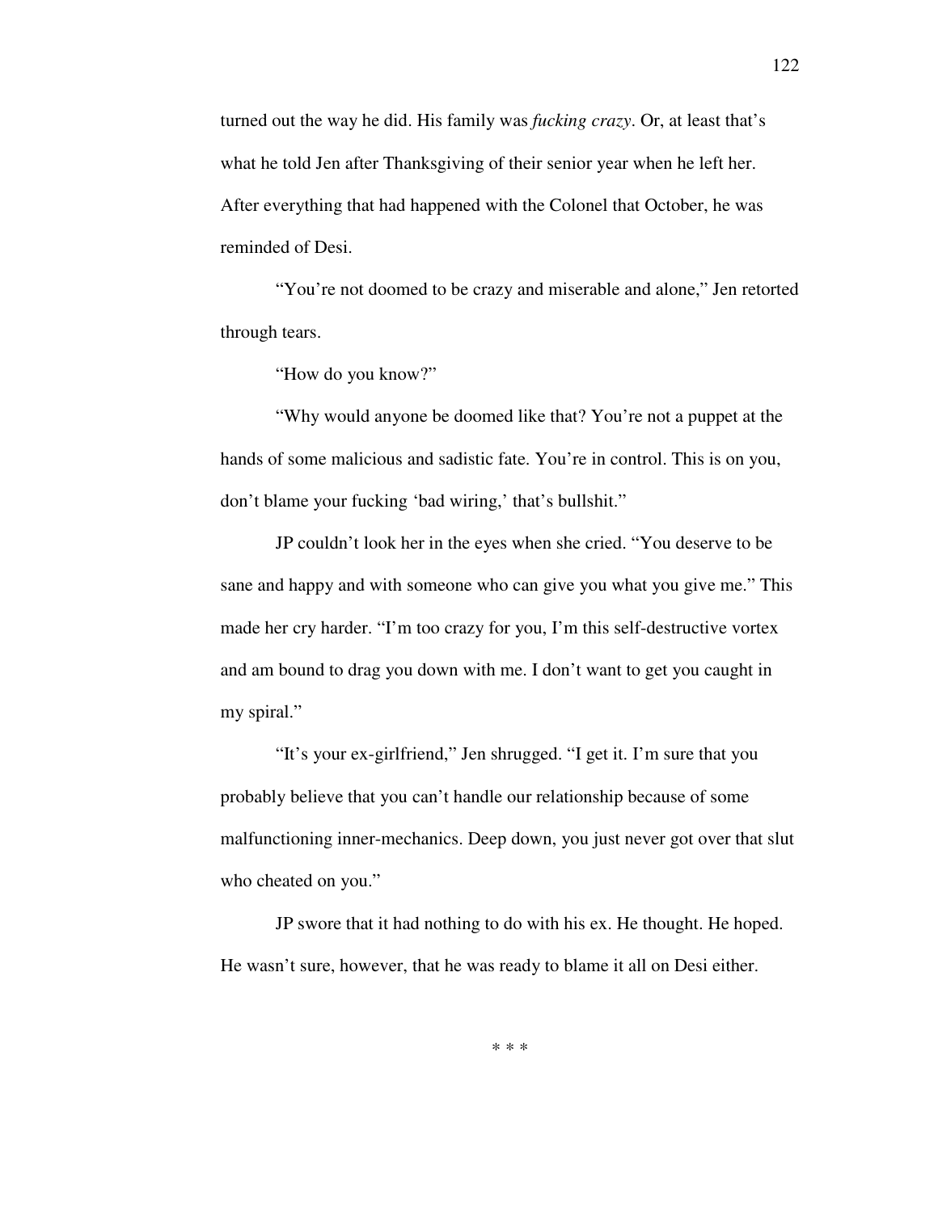turned out the way he did. His family was *fucking crazy*. Or, at least that's what he told Jen after Thanksgiving of their senior year when he left her. After everything that had happened with the Colonel that October, he was reminded of Desi.

"You're not doomed to be crazy and miserable and alone," Jen retorted through tears.

"How do you know?"

"Why would anyone be doomed like that? You're not a puppet at the hands of some malicious and sadistic fate. You're in control. This is on you, don't blame your fucking 'bad wiring,' that's bullshit."

JP couldn't look her in the eyes when she cried. "You deserve to be sane and happy and with someone who can give you what you give me." This made her cry harder. "I'm too crazy for you, I'm this self-destructive vortex and am bound to drag you down with me. I don't want to get you caught in my spiral."

"It's your ex-girlfriend," Jen shrugged. "I get it. I'm sure that you probably believe that you can't handle our relationship because of some malfunctioning inner-mechanics. Deep down, you just never got over that slut who cheated on you."

JP swore that it had nothing to do with his ex. He thought. He hoped. He wasn't sure, however, that he was ready to blame it all on Desi either.

* * *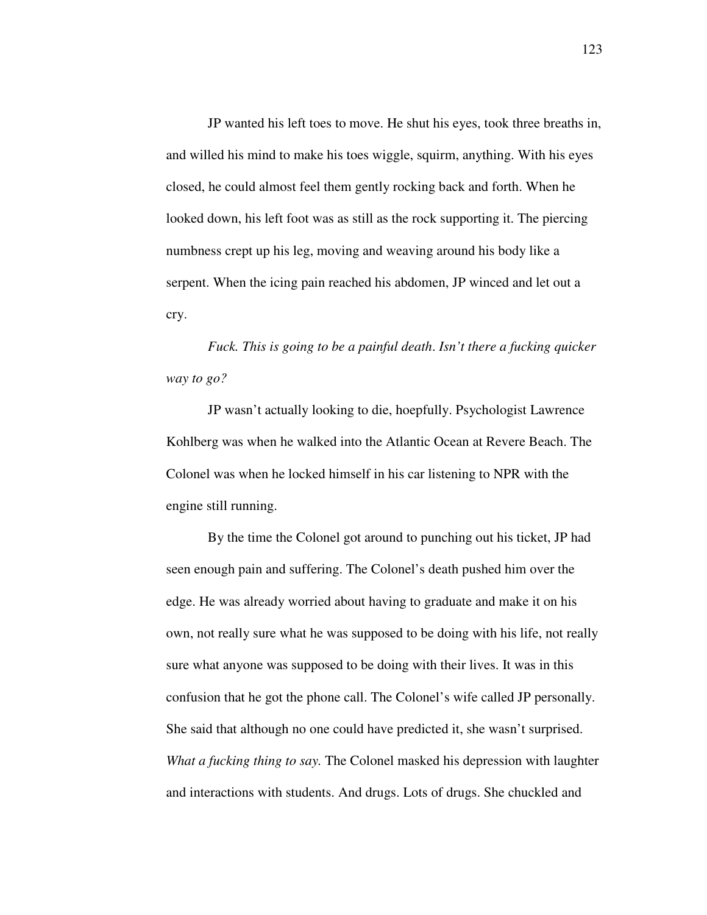JP wanted his left toes to move. He shut his eyes, took three breaths in, and willed his mind to make his toes wiggle, squirm, anything. With his eyes closed, he could almost feel them gently rocking back and forth. When he looked down, his left foot was as still as the rock supporting it. The piercing numbness crept up his leg, moving and weaving around his body like a serpent. When the icing pain reached his abdomen, JP winced and let out a cry.

*Fuck. This is going to be a painful death. Isn't there a fucking quicker way to go?*

JP wasn't actually looking to die, hoepfully. Psychologist Lawrence Kohlberg was when he walked into the Atlantic Ocean at Revere Beach. The Colonel was when he locked himself in his car listening to NPR with the engine still running.

By the time the Colonel got around to punching out his ticket, JP had seen enough pain and suffering. The Colonel's death pushed him over the edge. He was already worried about having to graduate and make it on his own, not really sure what he was supposed to be doing with his life, not really sure what anyone was supposed to be doing with their lives. It was in this confusion that he got the phone call. The Colonel's wife called JP personally. She said that although no one could have predicted it, she wasn't surprised. *What a fucking thing to say.* The Colonel masked his depression with laughter and interactions with students. And drugs. Lots of drugs. She chuckled and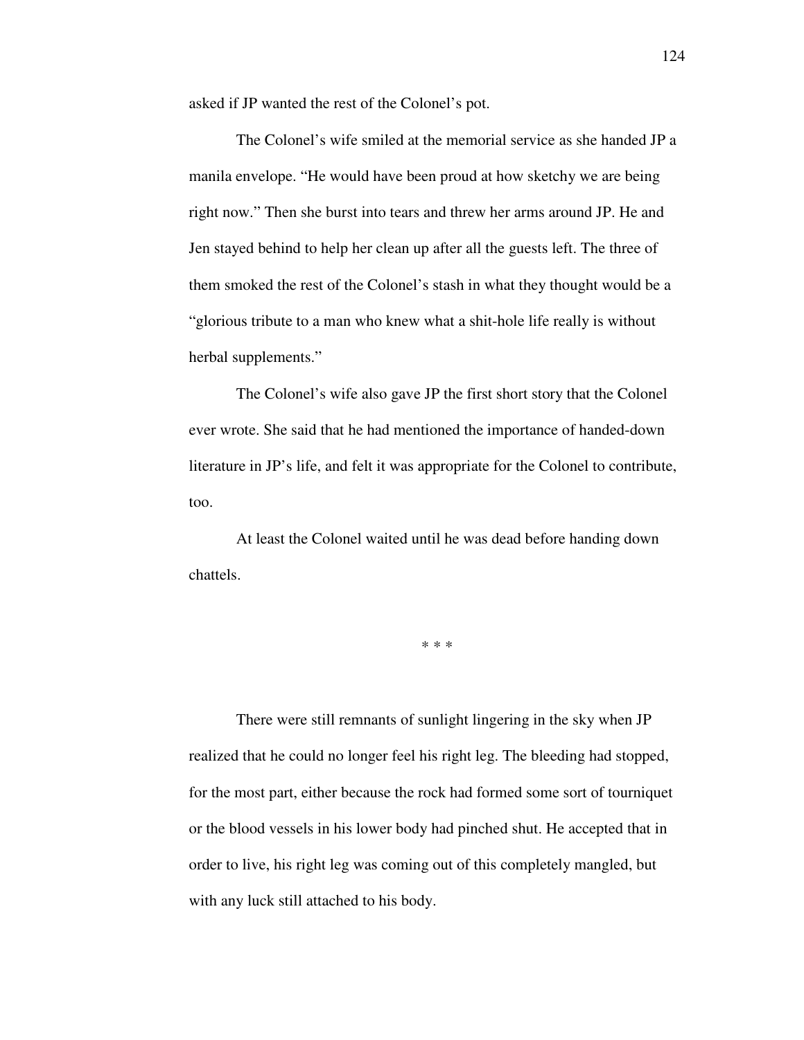asked if JP wanted the rest of the Colonel's pot.

The Colonel's wife smiled at the memorial service as she handed JP a manila envelope. "He would have been proud at how sketchy we are being right now." Then she burst into tears and threw her arms around JP. He and Jen stayed behind to help her clean up after all the guests left. The three of them smoked the rest of the Colonel's stash in what they thought would be a "glorious tribute to a man who knew what a shit-hole life really is without herbal supplements."

The Colonel's wife also gave JP the first short story that the Colonel ever wrote. She said that he had mentioned the importance of handed-down literature in JP's life, and felt it was appropriate for the Colonel to contribute, too.

At least the Colonel waited until he was dead before handing down chattels.

\* \* \*

There were still remnants of sunlight lingering in the sky when JP realized that he could no longer feel his right leg. The bleeding had stopped, for the most part, either because the rock had formed some sort of tourniquet or the blood vessels in his lower body had pinched shut. He accepted that in order to live, his right leg was coming out of this completely mangled, but with any luck still attached to his body.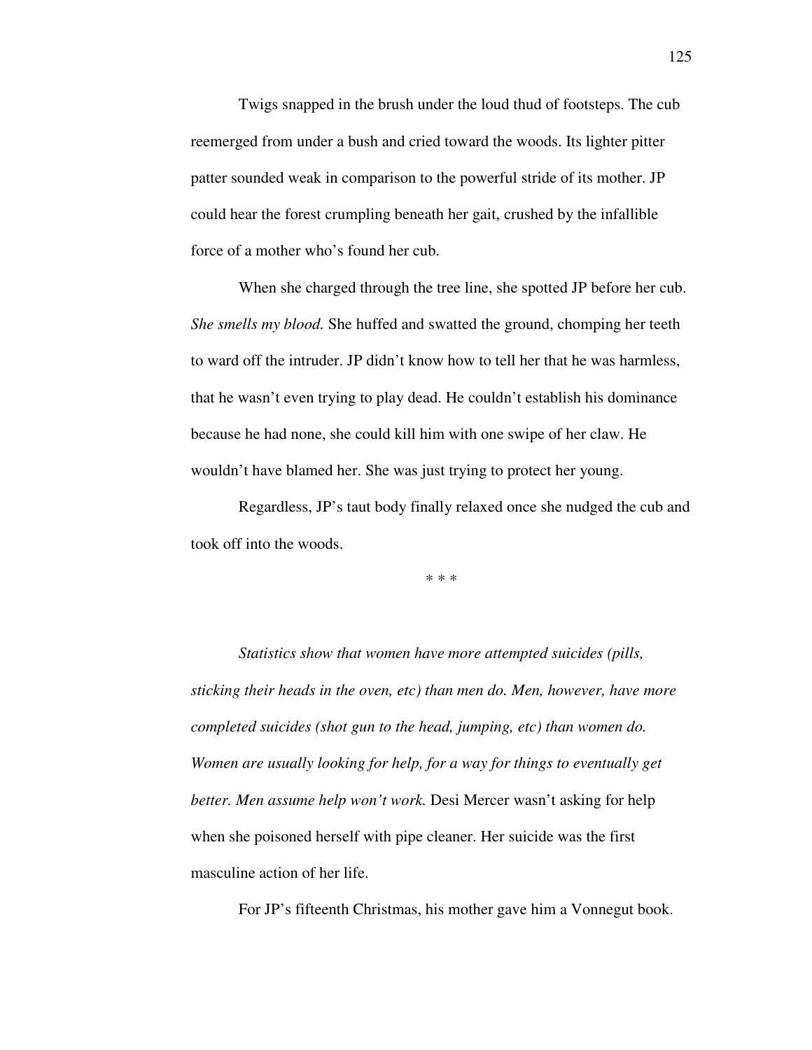Twigs snapped in the brush under the loud thud of footsteps. The cub reemerged from under a bush and cried toward the woods. Its lighter pitter patter sounded weak in comparison to the powerful stride of its mother. JP could hear the forest crumpling beneath her gait, crushed by the infallible force of a mother who's found her cub.

When she charged through the tree line, she spotted JP before her cub. *She smells my blood.* She huffed and swatted the ground, chomping her teeth to ward off the intruder. JP didn't know how to tell her that he was harmless, that he wasn't even trying to play dead. He couldn't establish his dominance because he had none, she could kill him with one swipe of her claw. He wouldn't have blamed her. She was just trying to protect her young.

Regardless, JP's taut body finally relaxed once she nudged the cub and took off into the woods.

\* \* \*

*Statistics show that women have more attempted suicides (pills, sticking their heads in the oven, etc) than men do. Men, however, have more completed suicides (shot gun to the head, jumping, etc) than women do. Women are usually looking for help, for a way for things to eventually get better. Men assume help won't work.* Desi Mercer wasn't asking for help when she poisoned herself with pipe cleaner. Her suicide was the first masculine action of her life.

For JP's fifteenth Christmas, his mother gave him a Vonnegut book.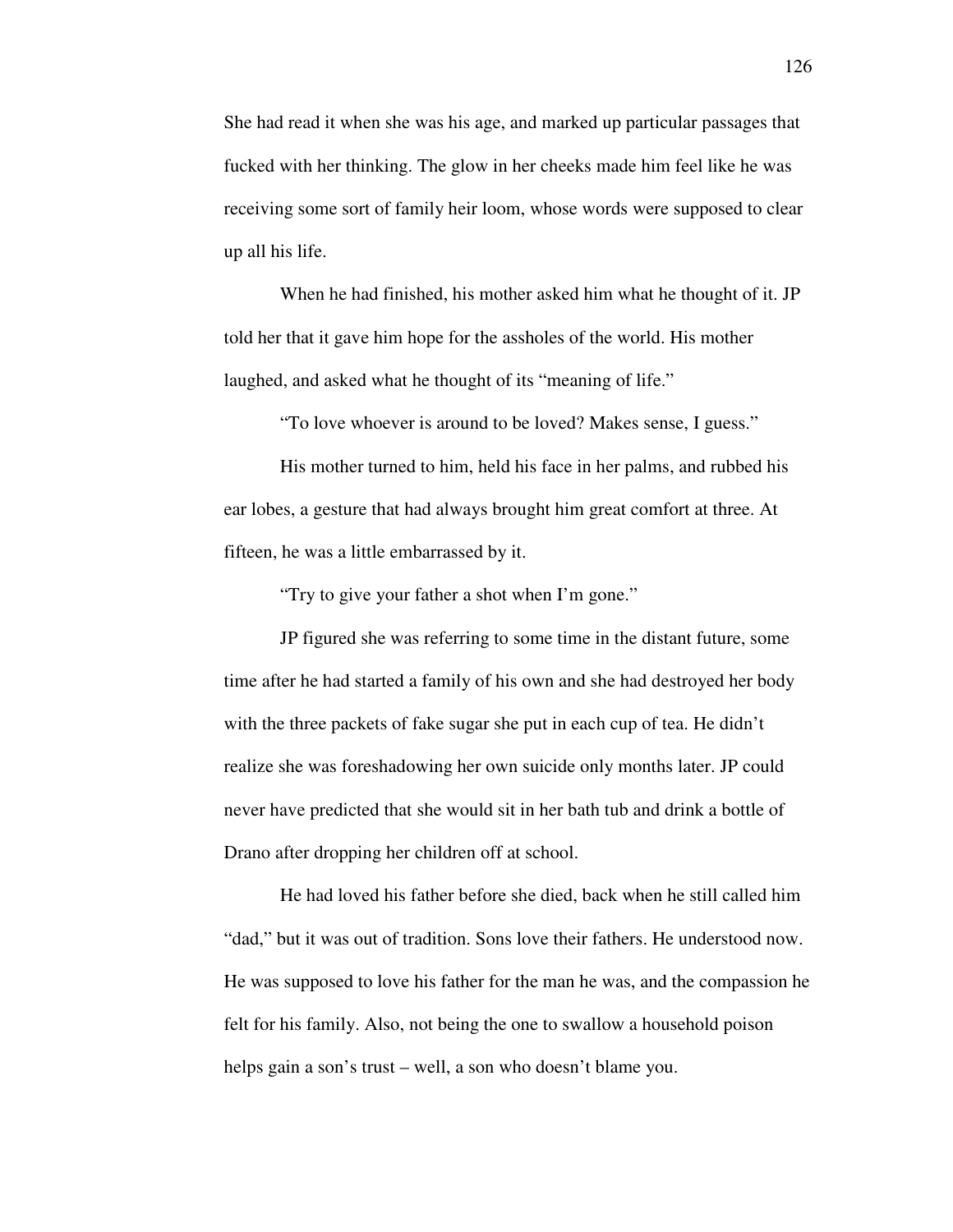She had read it when she was his age, and marked up particular passages that fucked with her thinking. The glow in her cheeks made him feel like he was receiving some sort of family heir loom, whose words were supposed to clear up all his life.

When he had finished, his mother asked him what he thought of it. JP told her that it gave him hope for the assholes of the world. His mother laughed, and asked what he thought of its "meaning of life."

"To love whoever is around to be loved? Makes sense, I guess."

His mother turned to him, held his face in her palms, and rubbed his ear lobes, a gesture that had always brought him great comfort at three. At fifteen, he was a little embarrassed by it.

"Try to give your father a shot when I'm gone."

JP figured she was referring to some time in the distant future, some time after he had started a family of his own and she had destroyed her body with the three packets of fake sugar she put in each cup of tea. He didn't realize she was foreshadowing her own suicide only months later. JP could never have predicted that she would sit in her bath tub and drink a bottle of Drano after dropping her children off at school.

He had loved his father before she died, back when he still called him "dad," but it was out of tradition. Sons love their fathers. He understood now. He was supposed to love his father for the man he was, and the compassion he felt for his family. Also, not being the one to swallow a household poison helps gain a son's trust – well, a son who doesn't blame you.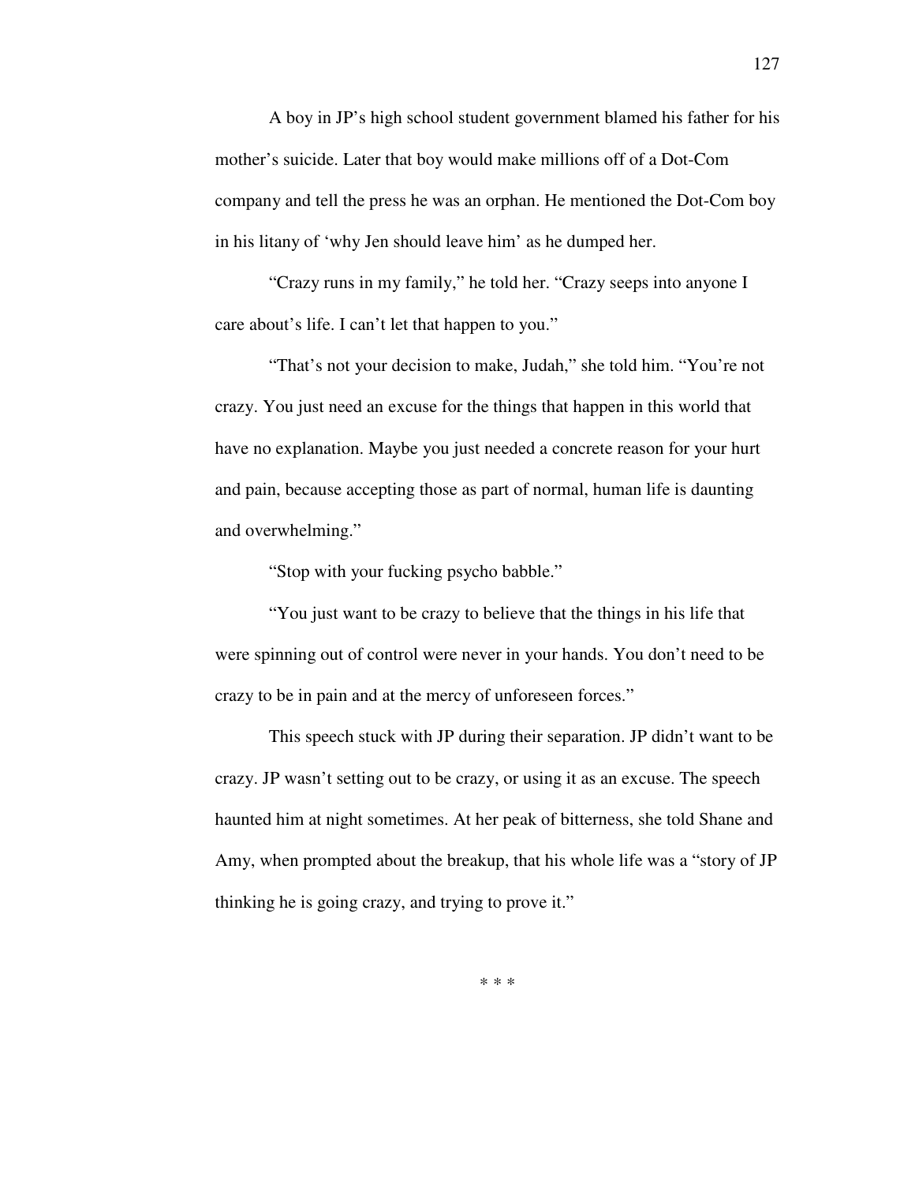A boy in JP's high school student government blamed his father for his mother's suicide. Later that boy would make millions off of a Dot-Com company and tell the press he was an orphan. He mentioned the Dot-Com boy in his litany of 'why Jen should leave him' as he dumped her.

"Crazy runs in my family," he told her. "Crazy seeps into anyone I care about's life. I can't let that happen to you."

"That's not your decision to make, Judah," she told him. "You're not crazy. You just need an excuse for the things that happen in this world that have no explanation. Maybe you just needed a concrete reason for your hurt and pain, because accepting those as part of normal, human life is daunting and overwhelming."

"Stop with your fucking psycho babble."

"You just want to be crazy to believe that the things in his life that were spinning out of control were never in your hands. You don't need to be crazy to be in pain and at the mercy of unforeseen forces."

This speech stuck with JP during their separation. JP didn't want to be crazy. JP wasn't setting out to be crazy, or using it as an excuse. The speech haunted him at night sometimes. At her peak of bitterness, she told Shane and Amy, when prompted about the breakup, that his whole life was a "story of JP thinking he is going crazy, and trying to prove it."

* * *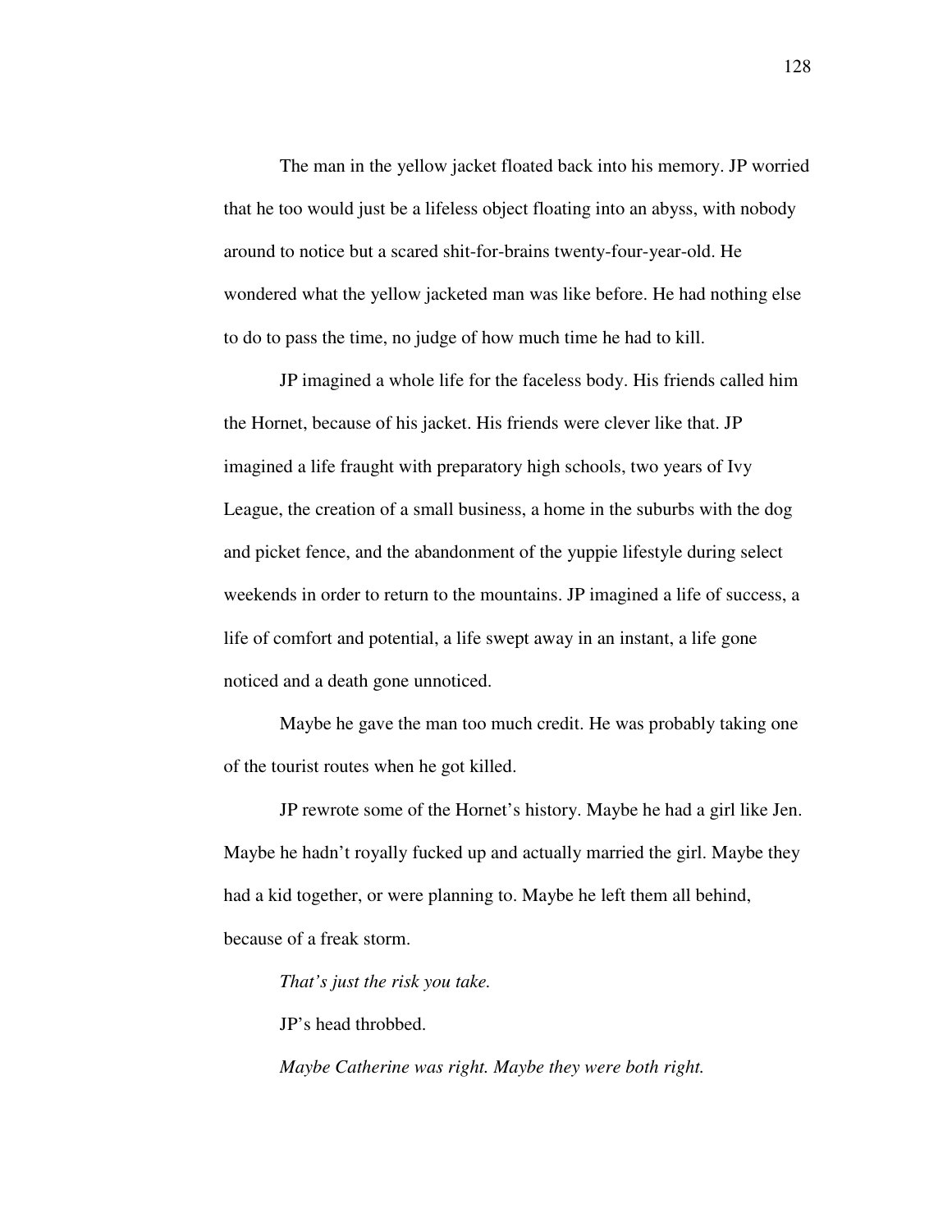The man in the yellow jacket floated back into his memory. JP worried that he too would just be a lifeless object floating into an abyss, with nobody around to notice but a scared shit-for-brains twenty-four-year-old. He wondered what the yellow jacketed man was like before. He had nothing else to do to pass the time, no judge of how much time he had to kill.

JP imagined a whole life for the faceless body. His friends called him the Hornet, because of his jacket. His friends were clever like that. JP imagined a life fraught with preparatory high schools, two years of Ivy League, the creation of a small business, a home in the suburbs with the dog and picket fence, and the abandonment of the yuppie lifestyle during select weekends in order to return to the mountains. JP imagined a life of success, a life of comfort and potential, a life swept away in an instant, a life gone noticed and a death gone unnoticed.

Maybe he gave the man too much credit. He was probably taking one of the tourist routes when he got killed.

JP rewrote some of the Hornet's history. Maybe he had a girl like Jen. Maybe he hadn't royally fucked up and actually married the girl. Maybe they had a kid together, or were planning to. Maybe he left them all behind, because of a freak storm.

*That's just the risk you take.*

JP's head throbbed.

*Maybe Catherine was right. Maybe they were both right.*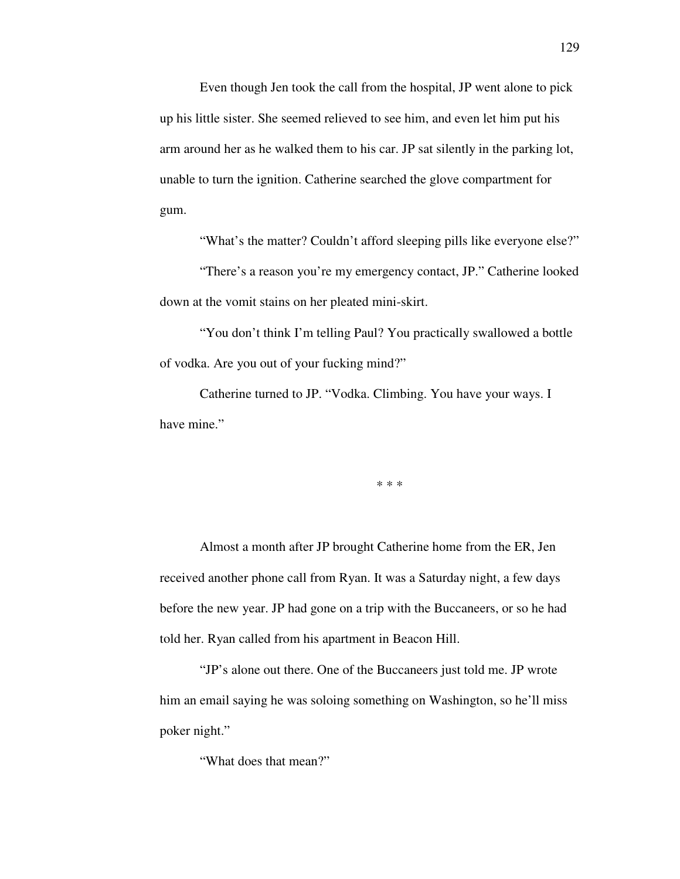Even though Jen took the call from the hospital, JP went alone to pick up his little sister. She seemed relieved to see him, and even let him put his arm around her as he walked them to his car. JP sat silently in the parking lot, unable to turn the ignition. Catherine searched the glove compartment for gum.

"What's the matter? Couldn't afford sleeping pills like everyone else?"

"There's a reason you're my emergency contact, JP." Catherine looked down at the vomit stains on her pleated mini-skirt.

"You don't think I'm telling Paul? You practically swallowed a bottle of vodka. Are you out of your fucking mind?"

Catherine turned to JP. "Vodka. Climbing. You have your ways. I have mine."

* * *

Almost a month after JP brought Catherine home from the ER, Jen received another phone call from Ryan. It was a Saturday night, a few days before the new year. JP had gone on a trip with the Buccaneers, or so he had told her. Ryan called from his apartment in Beacon Hill.

"JP's alone out there. One of the Buccaneers just told me. JP wrote him an email saying he was soloing something on Washington, so he'll miss poker night."

"What does that mean?"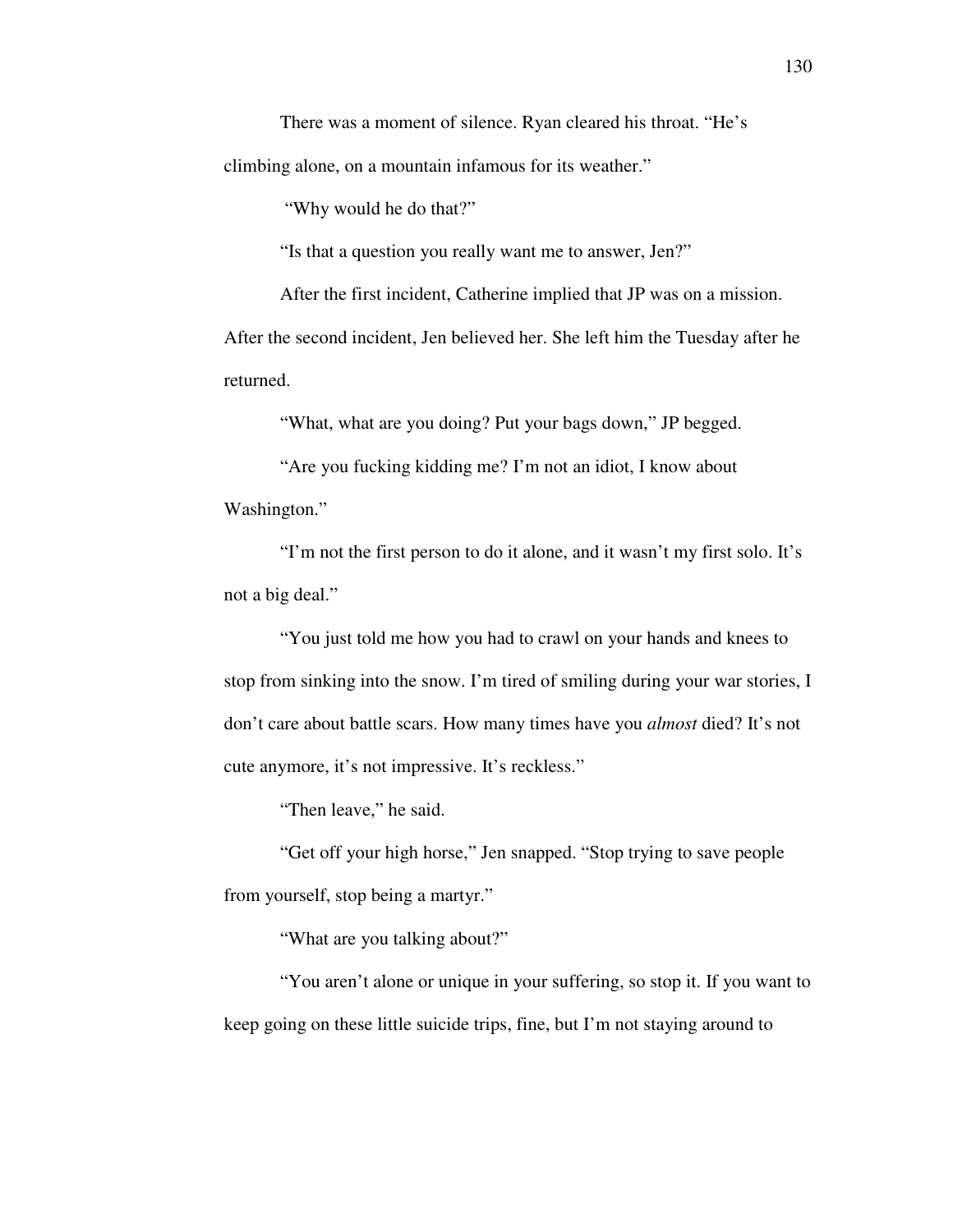There was a moment of silence. Ryan cleared his throat. "He's climbing alone, on a mountain infamous for its weather."

"Why would he do that?"

"Is that a question you really want me to answer, Jen?"

After the first incident, Catherine implied that JP was on a mission. After the second incident, Jen believed her. She left him the Tuesday after he returned.

"What, what are you doing? Put your bags down," JP begged.

"Are you fucking kidding me? I'm not an idiot, I know about Washington."

"I'm not the first person to do it alone, and it wasn't my first solo. It's not a big deal."

"You just told me how you had to crawl on your hands and knees to stop from sinking into the snow. I'm tired of smiling during your war stories, I don't care about battle scars. How many times have you *almost* died? It's not cute anymore, it's not impressive. It's reckless."

"Then leave," he said.

"Get off your high horse," Jen snapped. "Stop trying to save people from yourself, stop being a martyr."

"What are you talking about?"

"You aren't alone or unique in your suffering, so stop it. If you want to keep going on these little suicide trips, fine, but I'm not staying around to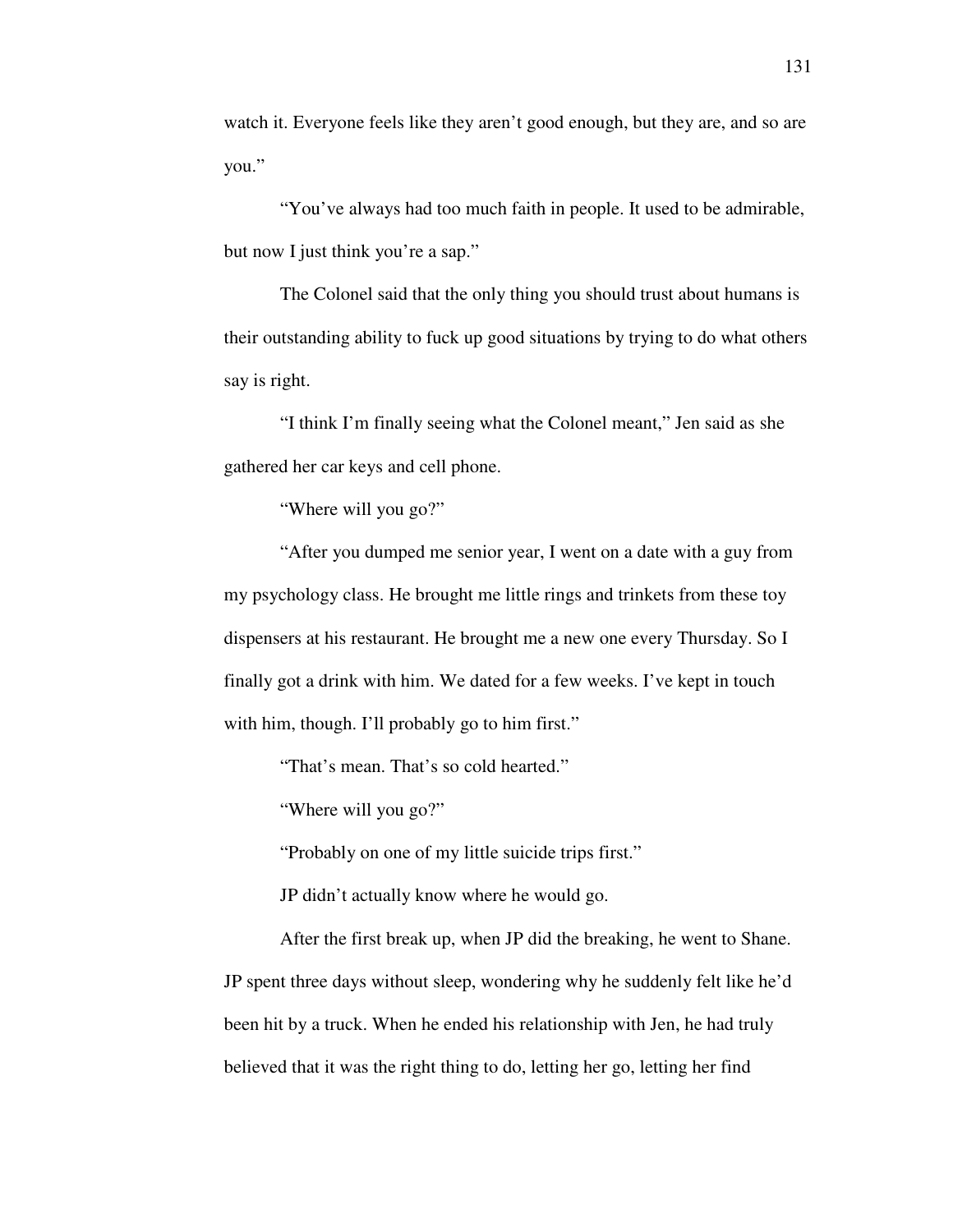watch it. Everyone feels like they aren't good enough, but they are, and so are you."

"You've always had too much faith in people. It used to be admirable, but now I just think you're a sap."

The Colonel said that the only thing you should trust about humans is their outstanding ability to fuck up good situations by trying to do what others say is right.

"I think I'm finally seeing what the Colonel meant," Jen said as she gathered her car keys and cell phone.

"Where will you go?"

"After you dumped me senior year, I went on a date with a guy from my psychology class. He brought me little rings and trinkets from these toy dispensers at his restaurant. He brought me a new one every Thursday. So I finally got a drink with him. We dated for a few weeks. I've kept in touch with him, though. I'll probably go to him first."

"That's mean. That's so cold hearted."

"Where will you go?"

"Probably on one of my little suicide trips first."

JP didn't actually know where he would go.

After the first break up, when JP did the breaking, he went to Shane. JP spent three days without sleep, wondering why he suddenly felt like he'd been hit by a truck. When he ended his relationship with Jen, he had truly believed that it was the right thing to do, letting her go, letting her find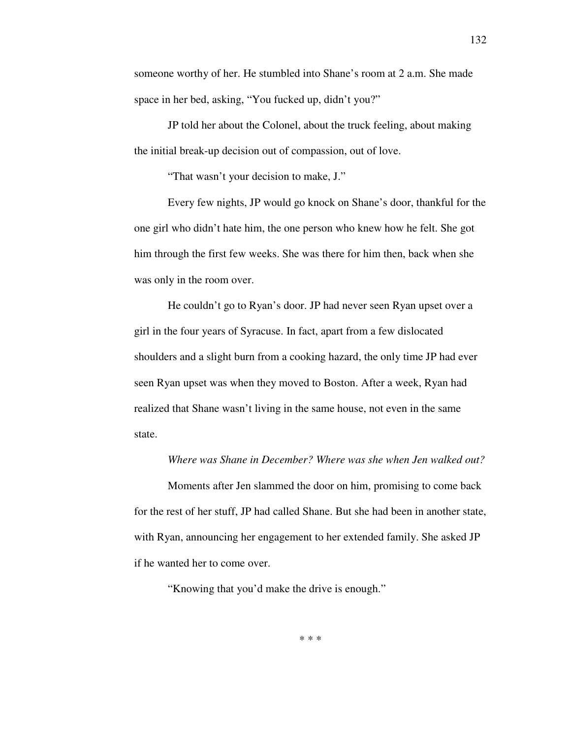someone worthy of her. He stumbled into Shane's room at 2 a.m. She made space in her bed, asking, "You fucked up, didn't you?"

JP told her about the Colonel, about the truck feeling, about making the initial break-up decision out of compassion, out of love.

"That wasn't your decision to make, J."

Every few nights, JP would go knock on Shane's door, thankful for the one girl who didn't hate him, the one person who knew how he felt. She got him through the first few weeks. She was there for him then, back when she was only in the room over.

He couldn't go to Ryan's door. JP had never seen Ryan upset over a girl in the four years of Syracuse. In fact, apart from a few dislocated shoulders and a slight burn from a cooking hazard, the only time JP had ever seen Ryan upset was when they moved to Boston. After a week, Ryan had realized that Shane wasn't living in the same house, not even in the same state.

*Where was Shane in December? Where was she when Jen walked out?*

Moments after Jen slammed the door on him, promising to come back for the rest of her stuff, JP had called Shane. But she had been in another state, with Ryan, announcing her engagement to her extended family. She asked JP if he wanted her to come over.

"Knowing that you'd make the drive is enough."

\* \* \*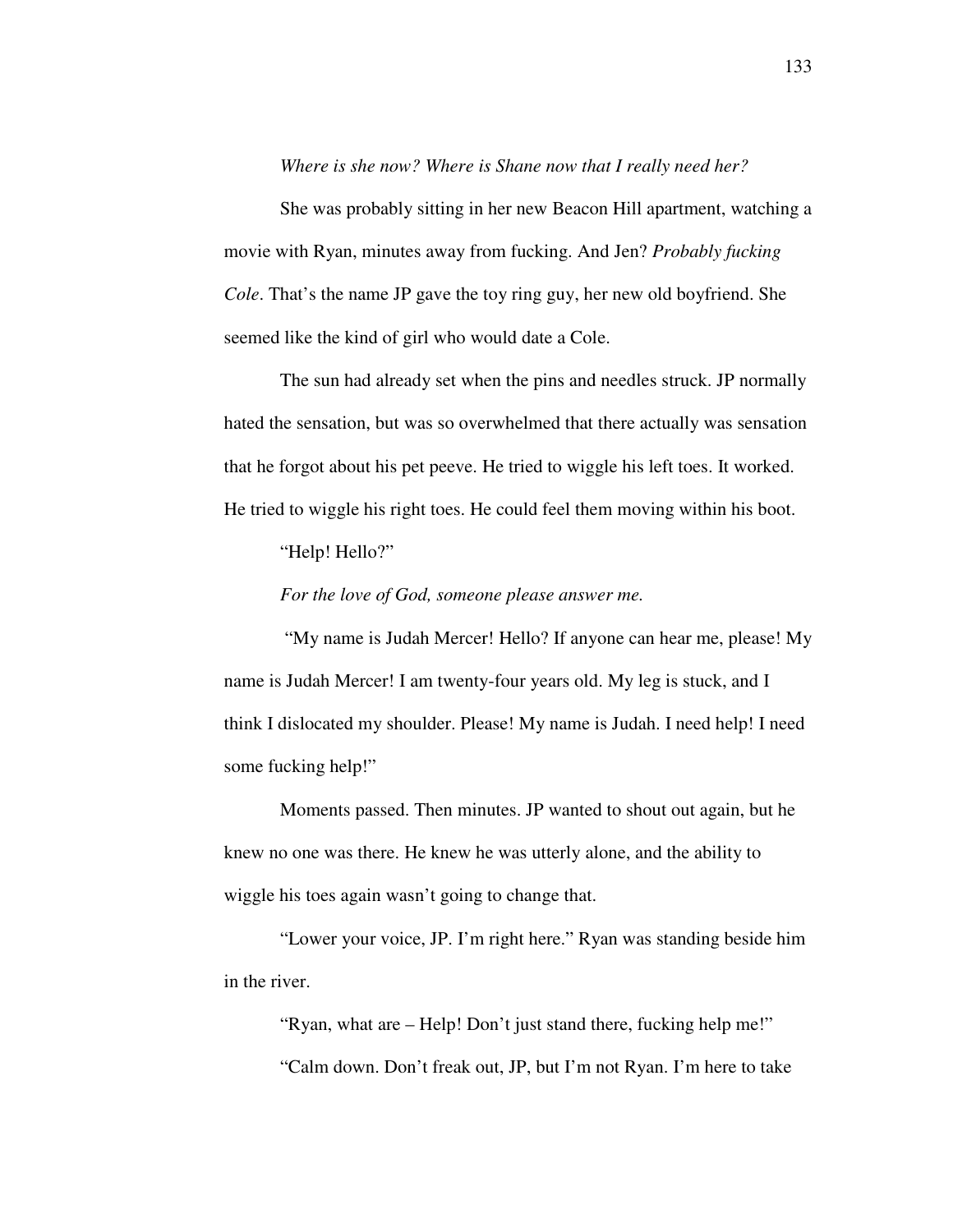*Where is she now? Where is Shane now that I really need her?*

She was probably sitting in her new Beacon Hill apartment, watching a movie with Ryan, minutes away from fucking. And Jen? *Probably fucking Cole*. That's the name JP gave the toy ring guy, her new old boyfriend. She seemed like the kind of girl who would date a Cole.

The sun had already set when the pins and needles struck. JP normally hated the sensation, but was so overwhelmed that there actually was sensation that he forgot about his pet peeve. He tried to wiggle his left toes. It worked. He tried to wiggle his right toes. He could feel them moving within his boot.

"Help! Hello?"

*For the love of God, someone please answer me.*

"My name is Judah Mercer! Hello? If anyone can hear me, please! My name is Judah Mercer! I am twenty-four years old. My leg is stuck, and I think I dislocated my shoulder. Please! My name is Judah. I need help! I need some fucking help!"

Moments passed. Then minutes. JP wanted to shout out again, but he knew no one was there. He knew he was utterly alone, and the ability to wiggle his toes again wasn't going to change that.

"Lower your voice, JP. I'm right here." Ryan was standing beside him in the river.

"Ryan, what are – Help! Don't just stand there, fucking help me!"

"Calm down. Don't freak out, JP, but I'm not Ryan. I'm here to take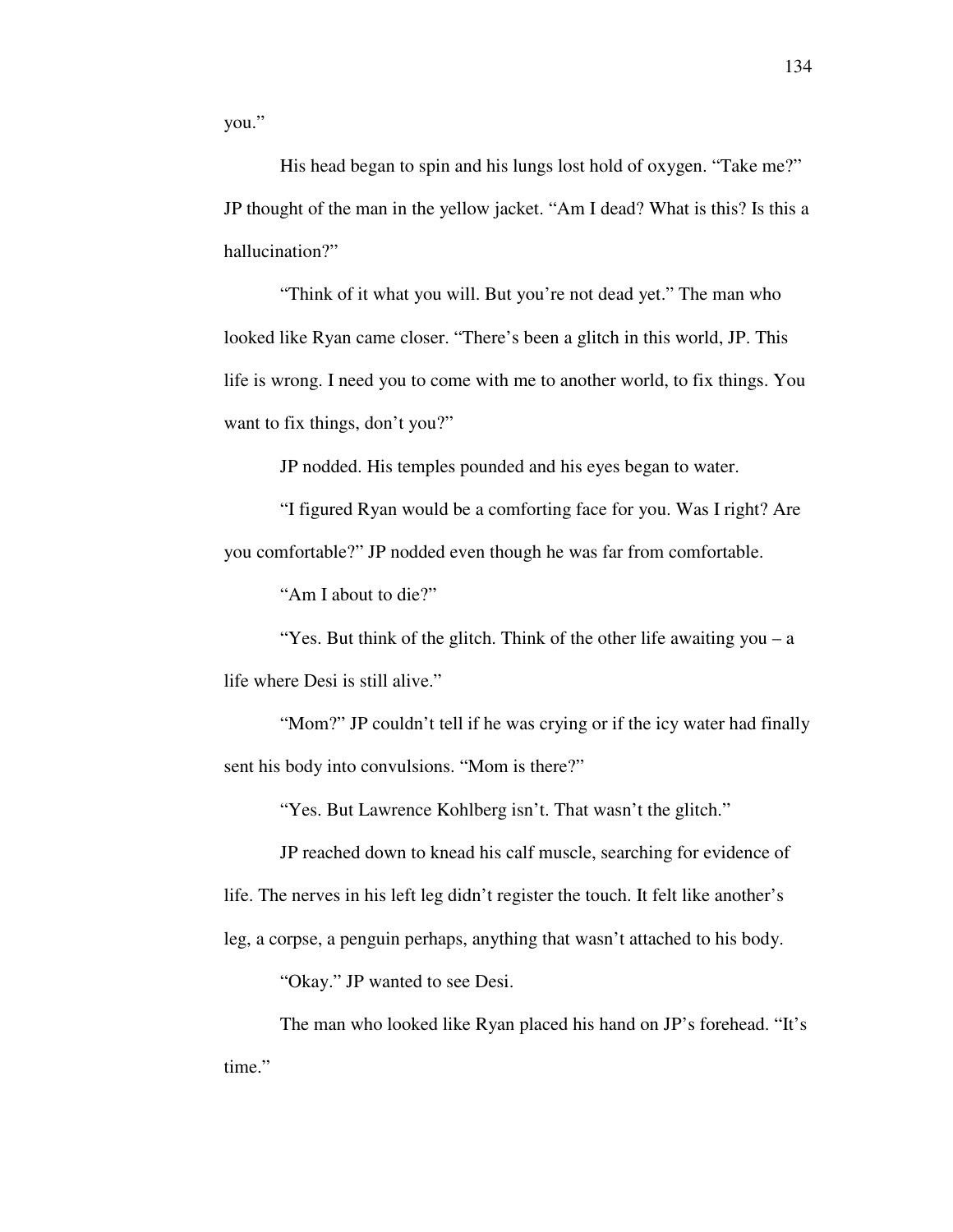you."

His head began to spin and his lungs lost hold of oxygen. "Take me?" JP thought of the man in the yellow jacket. "Am I dead? What is this? Is this a hallucination?"

"Think of it what you will. But you're not dead yet." The man who looked like Ryan came closer. "There's been a glitch in this world, JP. This life is wrong. I need you to come with me to another world, to fix things. You want to fix things, don't you?"

JP nodded. His temples pounded and his eyes began to water.

"I figured Ryan would be a comforting face for you. Was I right? Are you comfortable?" JP nodded even though he was far from comfortable.

"Am I about to die?"

"Yes. But think of the glitch. Think of the other life awaiting you – a life where Desi is still alive."

"Mom?" JP couldn't tell if he was crying or if the icy water had finally sent his body into convulsions. "Mom is there?"

"Yes. But Lawrence Kohlberg isn't. That wasn't the glitch."

JP reached down to knead his calf muscle, searching for evidence of life. The nerves in his left leg didn't register the touch. It felt like another's leg, a corpse, a penguin perhaps, anything that wasn't attached to his body.

"Okay." JP wanted to see Desi.

The man who looked like Ryan placed his hand on JP's forehead. "It's time."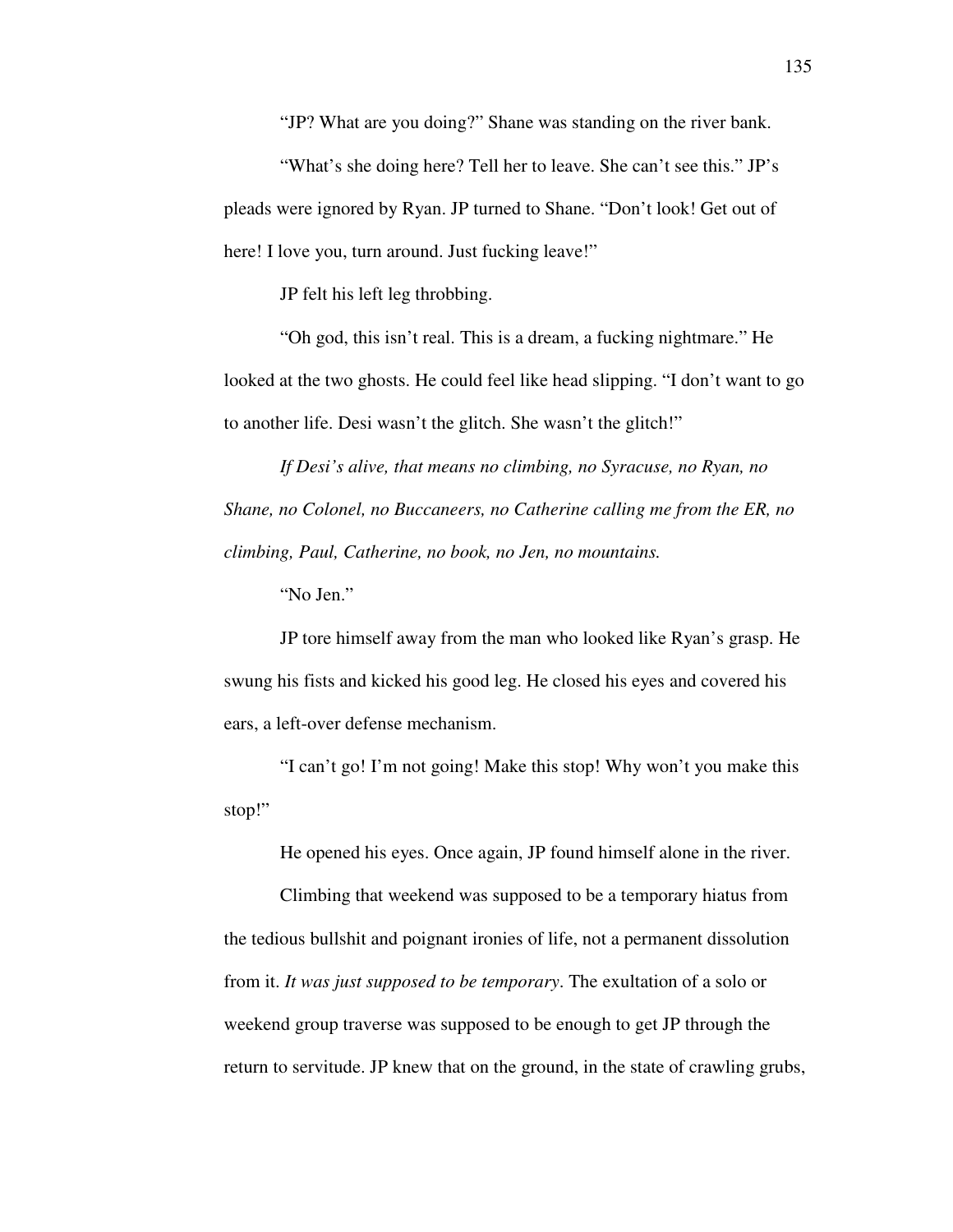"JP? What are you doing?" Shane was standing on the river bank.

"What's she doing here? Tell her to leave. She can't see this." JP's pleads were ignored by Ryan. JP turned to Shane. "Don't look! Get out of here! I love you, turn around. Just fucking leave!"

JP felt his left leg throbbing.

"Oh god, this isn't real. This is a dream, a fucking nightmare." He looked at the two ghosts. He could feel like head slipping. "I don't want to go to another life. Desi wasn't the glitch. She wasn't the glitch!"

*If Desi's alive, that means no climbing, no Syracuse, no Ryan, no Shane, no Colonel, no Buccaneers, no Catherine calling me from the ER, no climbing, Paul, Catherine, no book, no Jen, no mountains.*

"No Jen."

JP tore himself away from the man who looked like Ryan's grasp. He swung his fists and kicked his good leg. He closed his eyes and covered his ears, a left-over defense mechanism.

"I can't go! I'm not going! Make this stop! Why won't you make this stop!"

He opened his eyes. Once again, JP found himself alone in the river.

Climbing that weekend was supposed to be a temporary hiatus from the tedious bullshit and poignant ironies of life, not a permanent dissolution from it. *It was just supposed to be temporary*. The exultation of a solo or weekend group traverse was supposed to be enough to get JP through the return to servitude. JP knew that on the ground, in the state of crawling grubs,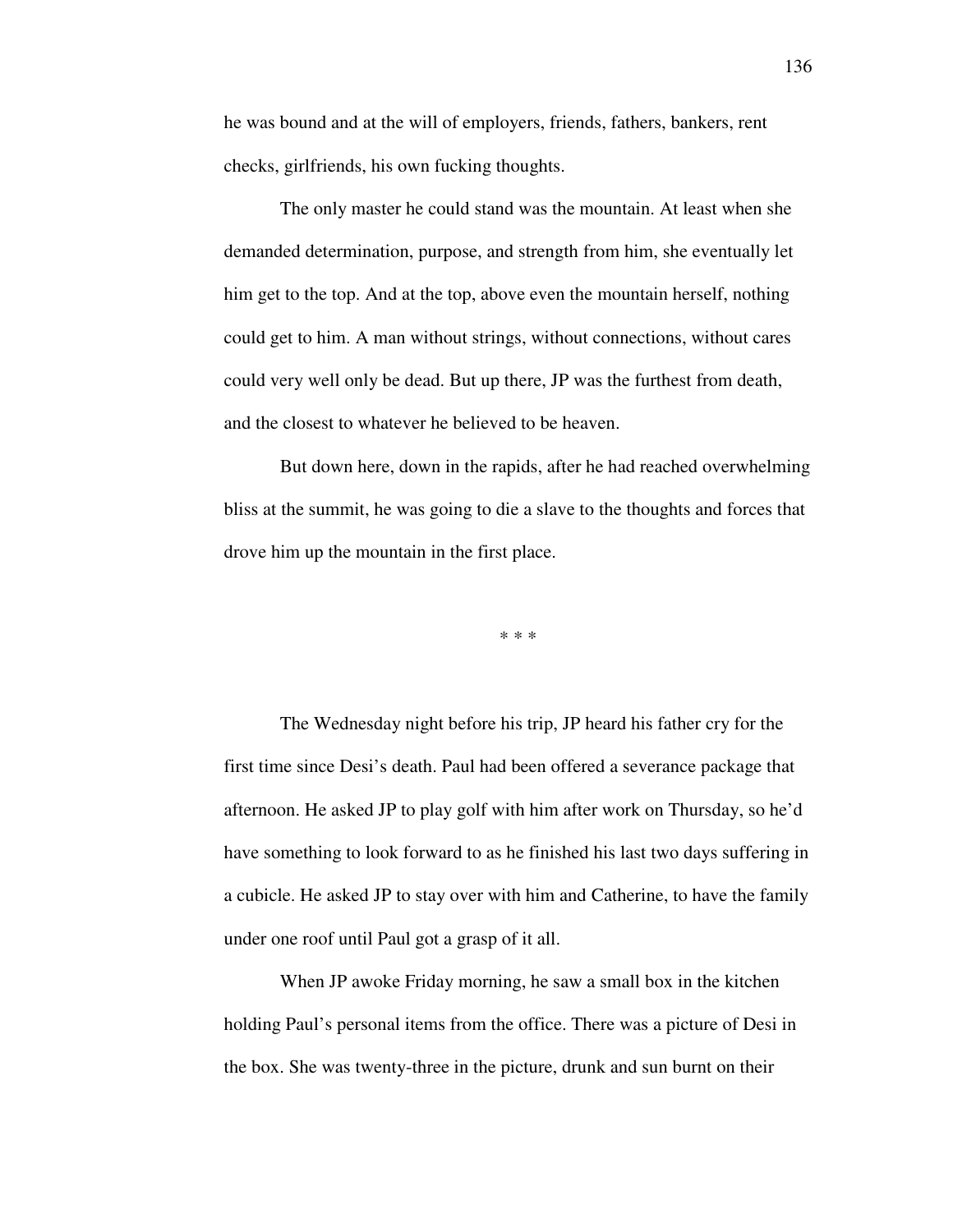he was bound and at the will of employers, friends, fathers, bankers, rent checks, girlfriends, his own fucking thoughts.

The only master he could stand was the mountain. At least when she demanded determination, purpose, and strength from him, she eventually let him get to the top. And at the top, above even the mountain herself, nothing could get to him. A man without strings, without connections, without cares could very well only be dead. But up there, JP was the furthest from death, and the closest to whatever he believed to be heaven.

But down here, down in the rapids, after he had reached overwhelming bliss at the summit, he was going to die a slave to the thoughts and forces that drove him up the mountain in the first place.

* * *

The Wednesday night before his trip, JP heard his father cry for the first time since Desi's death. Paul had been offered a severance package that afternoon. He asked JP to play golf with him after work on Thursday, so he'd have something to look forward to as he finished his last two days suffering in a cubicle. He asked JP to stay over with him and Catherine, to have the family under one roof until Paul got a grasp of it all.

When JP awoke Friday morning, he saw a small box in the kitchen holding Paul's personal items from the office. There was a picture of Desi in the box. She was twenty-three in the picture, drunk and sun burnt on their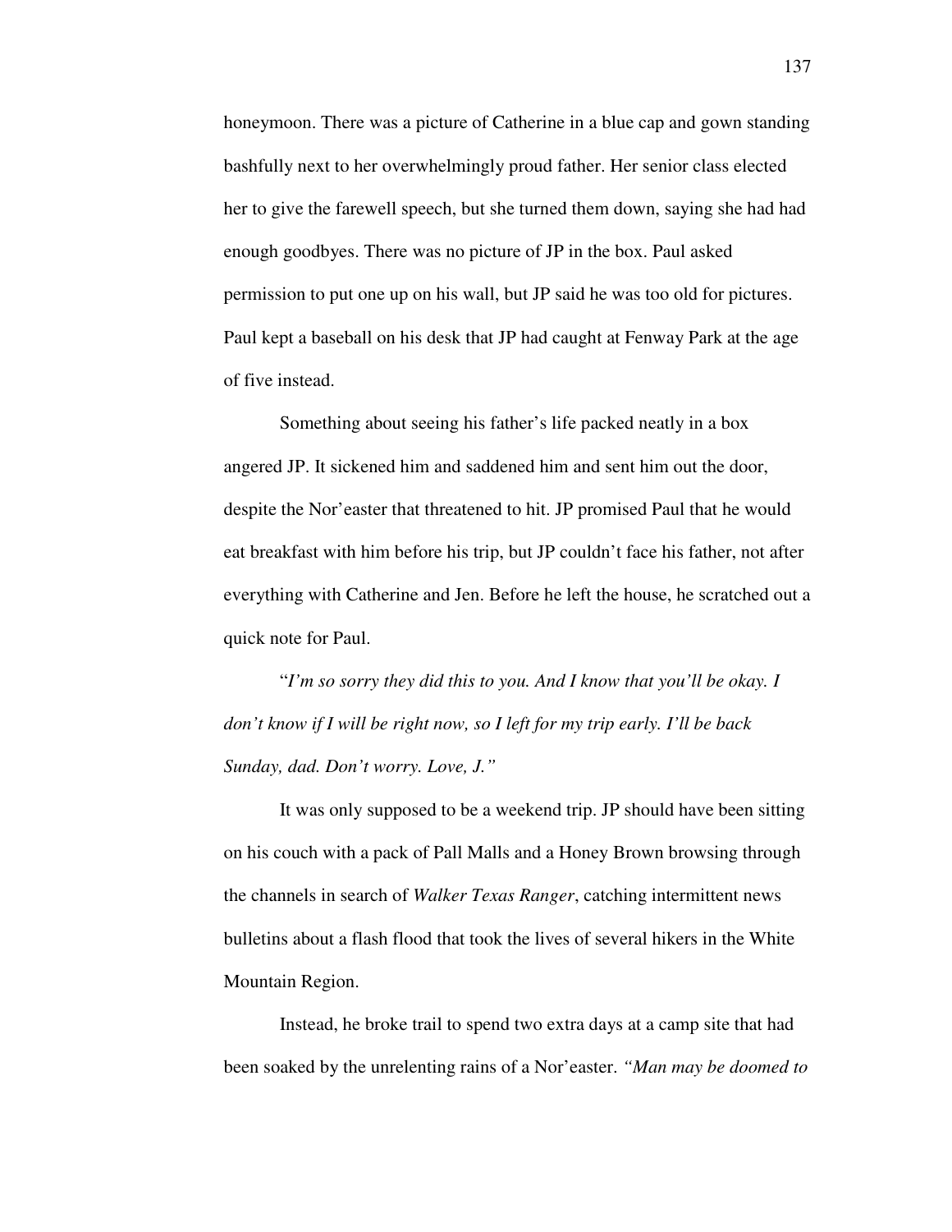honeymoon. There was a picture of Catherine in a blue cap and gown standing bashfully next to her overwhelmingly proud father. Her senior class elected her to give the farewell speech, but she turned them down, saying she had had enough goodbyes. There was no picture of JP in the box. Paul asked permission to put one up on his wall, but JP said he was too old for pictures. Paul kept a baseball on his desk that JP had caught at Fenway Park at the age of five instead.

Something about seeing his father's life packed neatly in a box angered JP. It sickened him and saddened him and sent him out the door, despite the Nor'easter that threatened to hit. JP promised Paul that he would eat breakfast with him before his trip, but JP couldn't face his father, not after everything with Catherine and Jen. Before he left the house, he scratched out a quick note for Paul.

"*I'm so sorry they did this to you. And I know that you'll be okay. I don't know if I will be right now, so I left for my trip early. I'll be back Sunday, dad. Don't worry. Love, J."*

It was only supposed to be a weekend trip. JP should have been sitting on his couch with a pack of Pall Malls and a Honey Brown browsing through the channels in search of *Walker Texas Ranger*, catching intermittent news bulletins about a flash flood that took the lives of several hikers in the White Mountain Region.

Instead, he broke trail to spend two extra days at a camp site that had been soaked by the unrelenting rains of a Nor'easter. *"Man may be doomed to*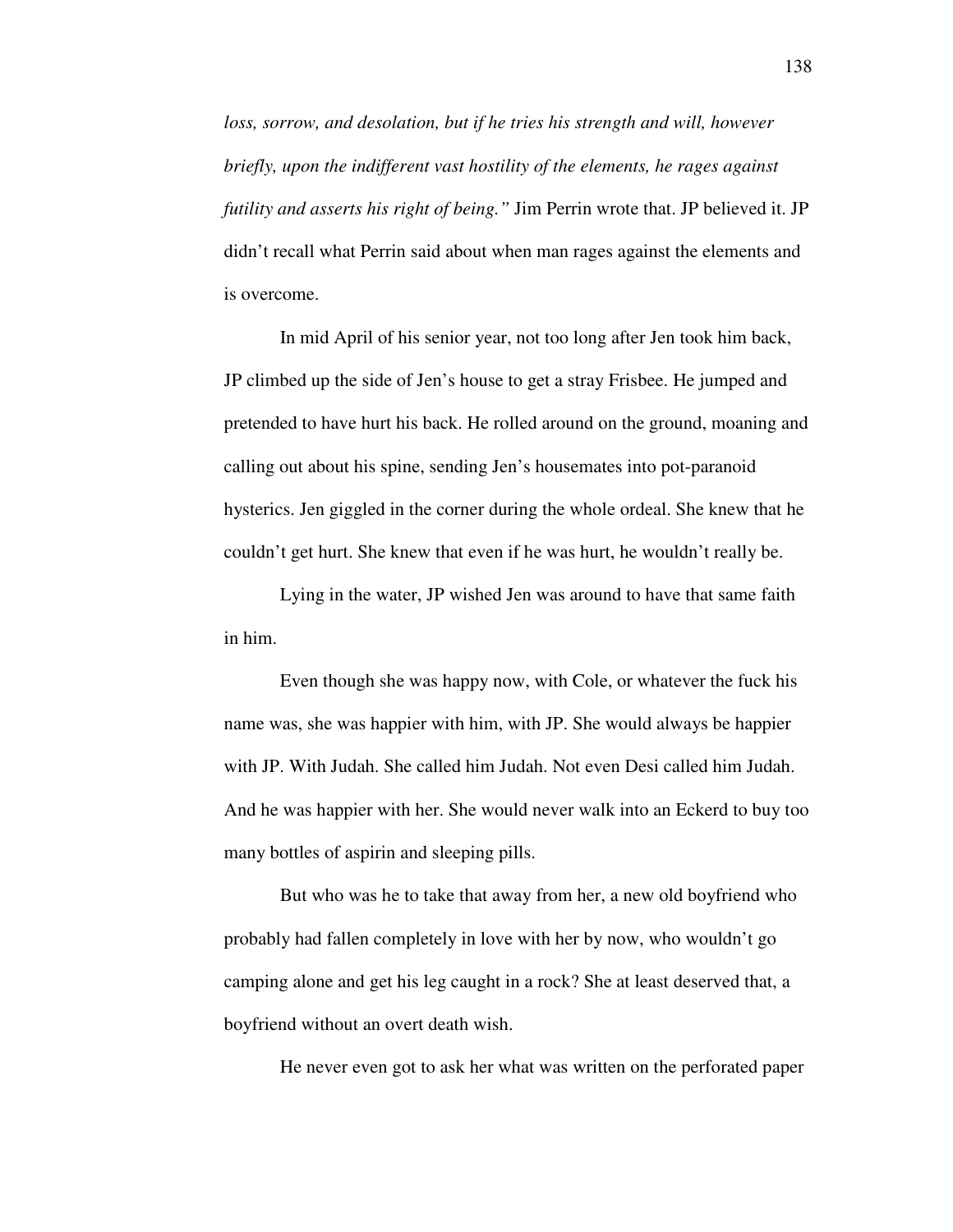*loss, sorrow, and desolation, but if he tries his strength and will, however briefly, upon the indifferent vast hostility of the elements, he rages against futility and asserts his right of being."* Jim Perrin wrote that. JP believed it. JP didn't recall what Perrin said about when man rages against the elements and is overcome.

In mid April of his senior year, not too long after Jen took him back, JP climbed up the side of Jen's house to get a stray Frisbee. He jumped and pretended to have hurt his back. He rolled around on the ground, moaning and calling out about his spine, sending Jen's housemates into pot-paranoid hysterics. Jen giggled in the corner during the whole ordeal. She knew that he couldn't get hurt. She knew that even if he was hurt, he wouldn't really be.

Lying in the water, JP wished Jen was around to have that same faith in him.

Even though she was happy now, with Cole, or whatever the fuck his name was, she was happier with him, with JP. She would always be happier with JP. With Judah. She called him Judah. Not even Desi called him Judah. And he was happier with her. She would never walk into an Eckerd to buy too many bottles of aspirin and sleeping pills.

But who was he to take that away from her, a new old boyfriend who probably had fallen completely in love with her by now, who wouldn't go camping alone and get his leg caught in a rock? She at least deserved that, a boyfriend without an overt death wish.

He never even got to ask her what was written on the perforated paper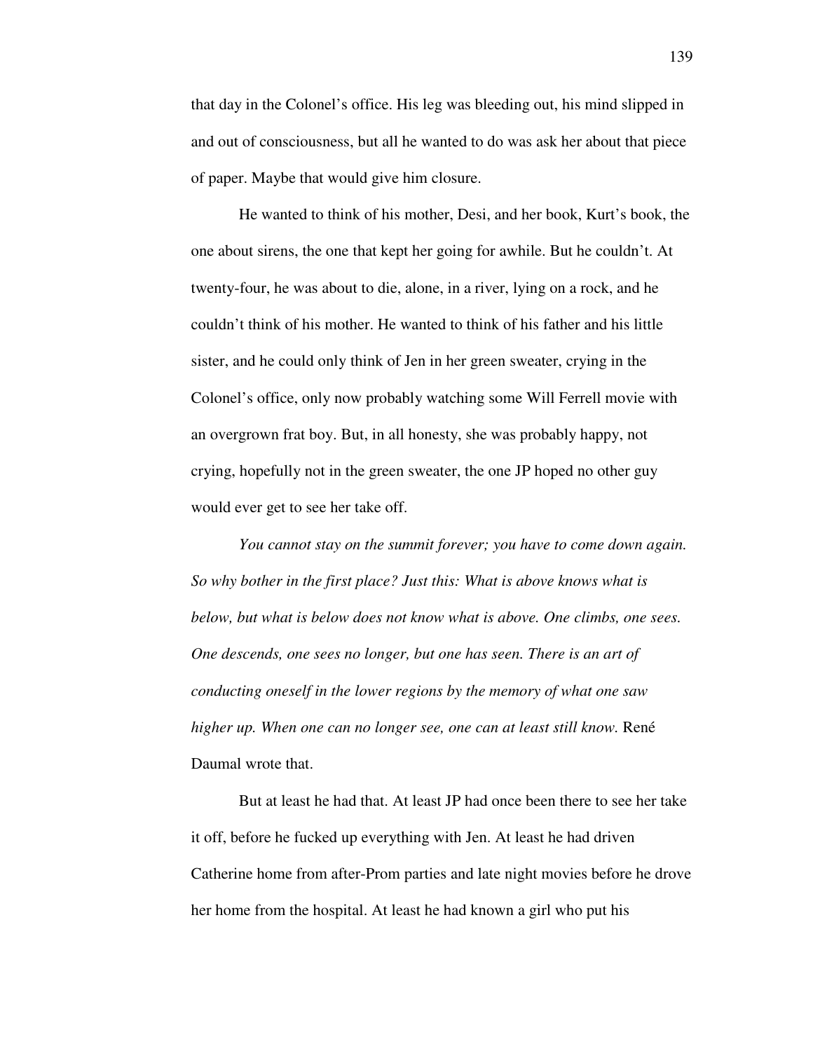that day in the Colonel's office. His leg was bleeding out, his mind slipped in and out of consciousness, but all he wanted to do was ask her about that piece of paper. Maybe that would give him closure.

He wanted to think of his mother, Desi, and her book, Kurt's book, the one about sirens, the one that kept her going for awhile. But he couldn't. At twenty-four, he was about to die, alone, in a river, lying on a rock, and he couldn't think of his mother. He wanted to think of his father and his little sister, and he could only think of Jen in her green sweater, crying in the Colonel's office, only now probably watching some Will Ferrell movie with an overgrown frat boy. But, in all honesty, she was probably happy, not crying, hopefully not in the green sweater, the one JP hoped no other guy would ever get to see her take off.

*You cannot stay on the summit forever; you have to come down again. So why bother in the first place? Just this: What is above knows what is below, but what is below does not know what is above. One climbs, one sees. One descends, one sees no longer, but one has seen. There is an art of conducting oneself in the lower regions by the memory of what one saw higher up. When one can no longer see, one can at least still know.* René Daumal wrote that.

But at least he had that. At least JP had once been there to see her take it off, before he fucked up everything with Jen. At least he had driven Catherine home from after-Prom parties and late night movies before he drove her home from the hospital. At least he had known a girl who put his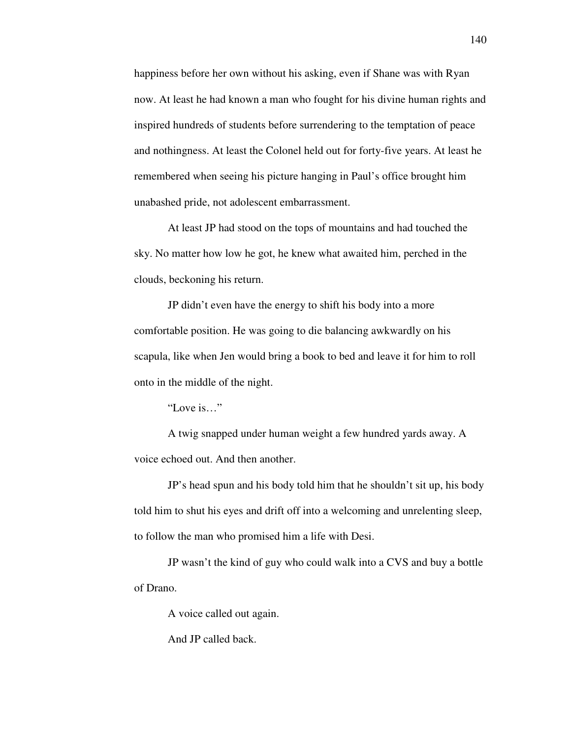happiness before her own without his asking, even if Shane was with Ryan now. At least he had known a man who fought for his divine human rights and inspired hundreds of students before surrendering to the temptation of peace and nothingness. At least the Colonel held out for forty-five years. At least he remembered when seeing his picture hanging in Paul's office brought him unabashed pride, not adolescent embarrassment.

At least JP had stood on the tops of mountains and had touched the sky. No matter how low he got, he knew what awaited him, perched in the clouds, beckoning his return.

JP didn't even have the energy to shift his body into a more comfortable position. He was going to die balancing awkwardly on his scapula, like when Jen would bring a book to bed and leave it for him to roll onto in the middle of the night.

"Love is…"

A twig snapped under human weight a few hundred yards away. A voice echoed out. And then another.

JP's head spun and his body told him that he shouldn't sit up, his body told him to shut his eyes and drift off into a welcoming and unrelenting sleep, to follow the man who promised him a life with Desi.

JP wasn't the kind of guy who could walk into a CVS and buy a bottle of Drano.

A voice called out again.

And JP called back.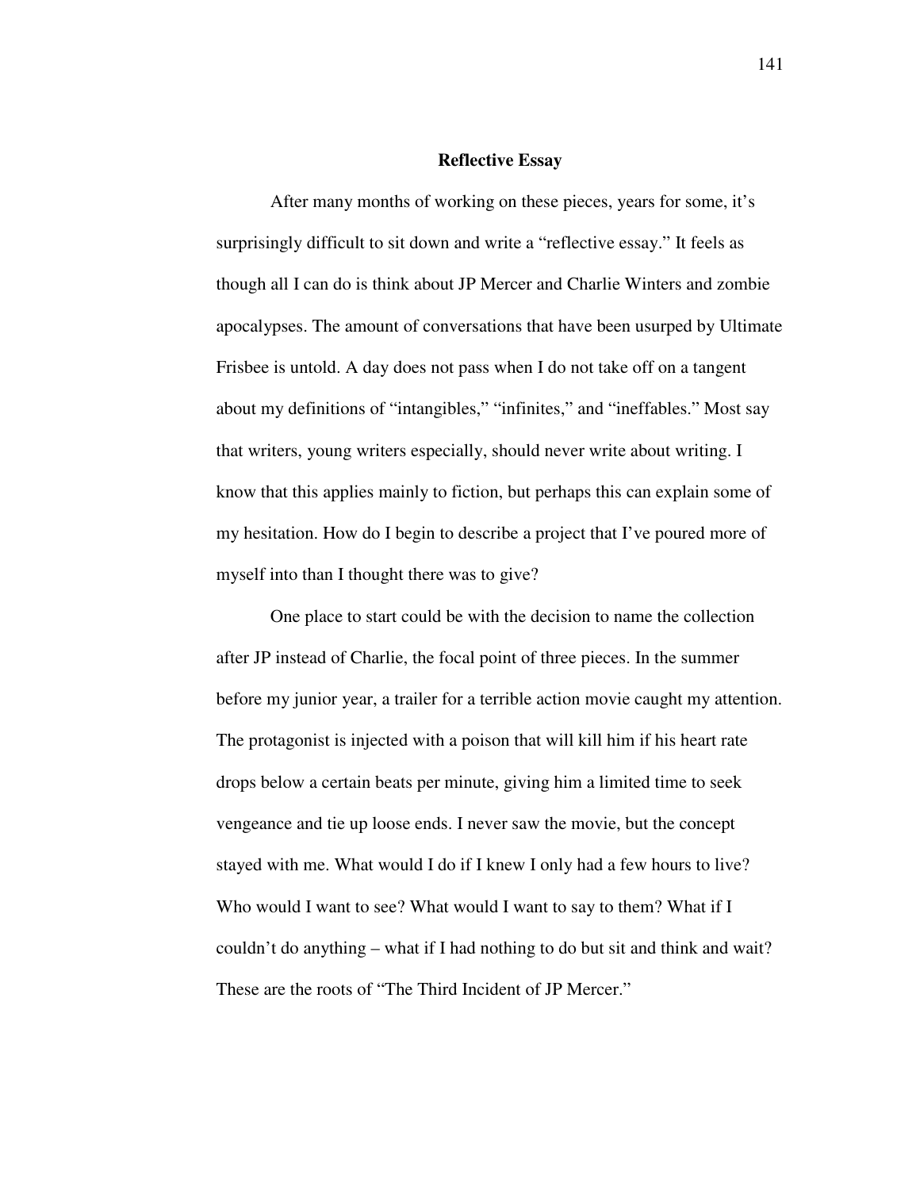## Reflective Essay

After many months of working on these pieces, years for some, it's surprisingly difficult to sit down and write a "reflective essay." It feels as though all I can do is think about JP Mercer and Charlie Winters and zombie apocalypses. The amount of conversations that have been usurped by Ultimate Frisbee is untold. A day does not pass when I do not take off on a tangent about my definitions of "intangibles," "infinites," and "ineffables." Most say that writers, young writers especially, should never write about writing. I know that this applies mainly to fiction, but perhaps this can explain some of my hesitation. How do I begin to describe a project that I've poured more of myself into than I thought there was to give?

One place to start could be with the decision to name the collection after JP instead of Charlie, the focal point of three pieces. In the summer before my junior year, a trailer for a terrible action movie caught my attention. The protagonist is injected with a poison that will kill him if his heart rate drops below a certain beats per minute, giving him a limited time to seek vengeance and tie up loose ends. I never saw the movie, but the concept stayed with me. What would I do if I knew I only had a few hours to live? Who would I want to see? What would I want to say to them? What if I couldn't do anything – what if I had nothing to do but sit and think and wait? These are the roots of "The Third Incident of JP Mercer."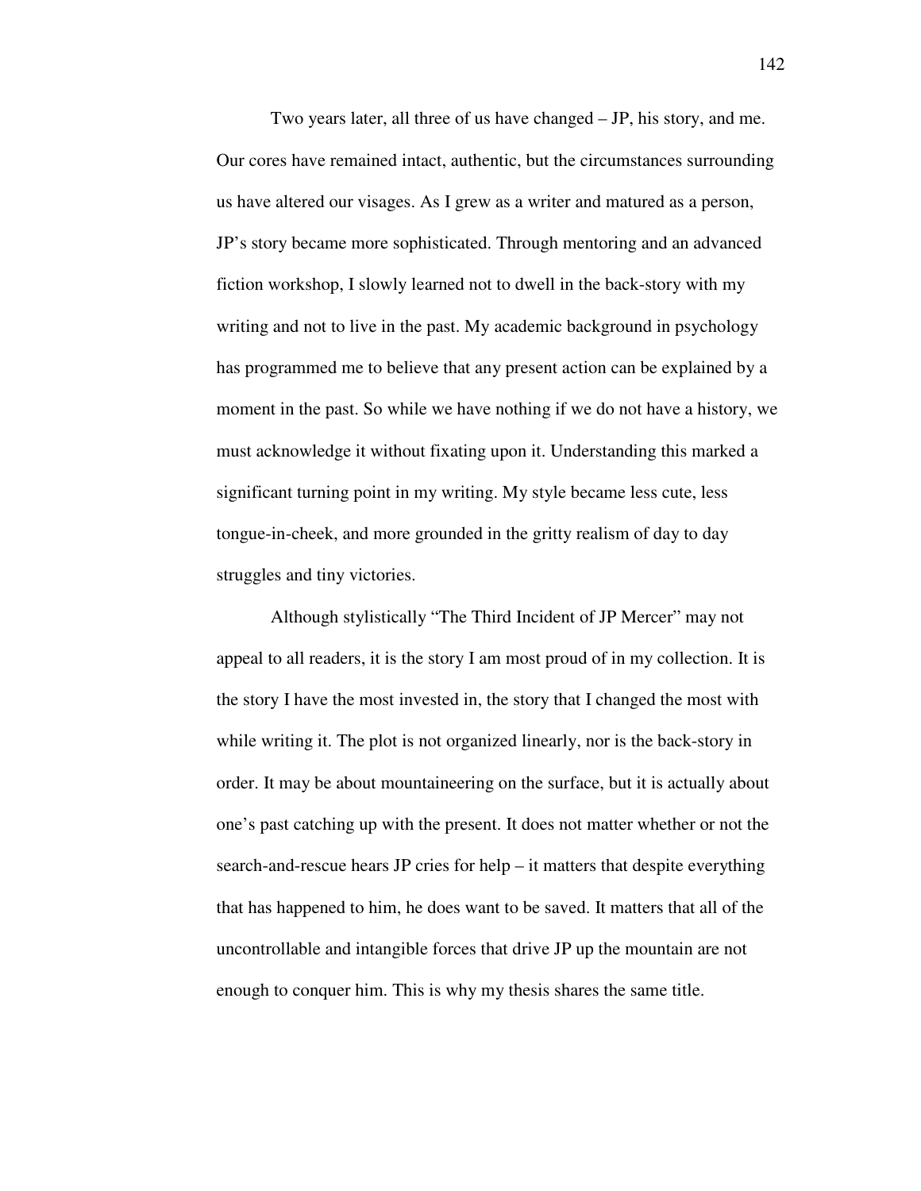Two years later, all three of us have changed – JP, his story, and me. Our cores have remained intact, authentic, but the circumstances surrounding us have altered our visages. As I grew as a writer and matured as a person, JP's story became more sophisticated. Through mentoring and an advanced fiction workshop, I slowly learned not to dwell in the back-story with my writing and not to live in the past. My academic background in psychology has programmed me to believe that any present action can be explained by a moment in the past. So while we have nothing if we do not have a history, we must acknowledge it without fixating upon it. Understanding this marked a significant turning point in my writing. My style became less cute, less tongue-in-cheek, and more grounded in the gritty realism of day to day struggles and tiny victories.

Although stylistically "The Third Incident of JP Mercer" may not appeal to all readers, it is the story I am most proud of in my collection. It is the story I have the most invested in, the story that I changed the most with while writing it. The plot is not organized linearly, nor is the back-story in order. It may be about mountaineering on the surface, but it is actually about one's past catching up with the present. It does not matter whether or not the search-and-rescue hears JP cries for help – it matters that despite everything that has happened to him, he does want to be saved. It matters that all of the uncontrollable and intangible forces that drive JP up the mountain are not enough to conquer him. This is why my thesis shares the same title.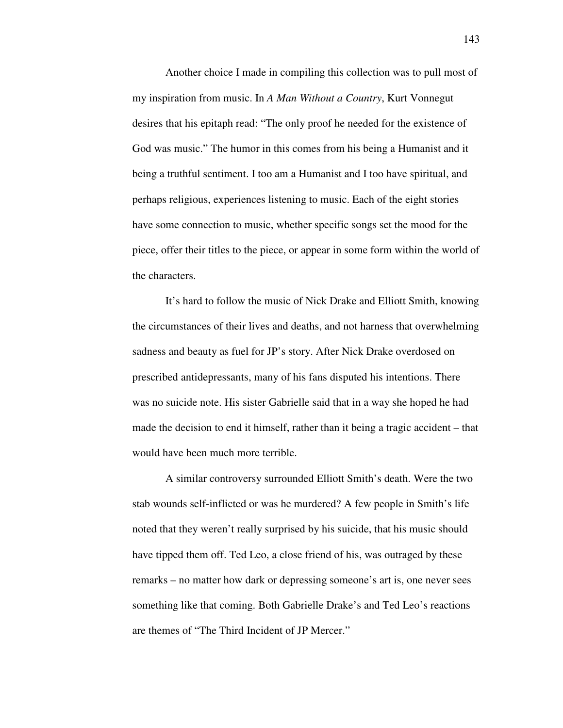Another choice I made in compiling this collection was to pull most of my inspiration from music. In *A Man Without a Country*, Kurt Vonnegut desires that his epitaph read: "The only proof he needed for the existence of God was music." The humor in this comes from his being a Humanist and it being a truthful sentiment. I too am a Humanist and I too have spiritual, and perhaps religious, experiences listening to music. Each of the eight stories have some connection to music, whether specific songs set the mood for the piece, offer their titles to the piece, or appear in some form within the world of the characters.

It's hard to follow the music of Nick Drake and Elliott Smith, knowing the circumstances of their lives and deaths, and not harness that overwhelming sadness and beauty as fuel for JP's story. After Nick Drake overdosed on prescribed antidepressants, many of his fans disputed his intentions. There was no suicide note. His sister Gabrielle said that in a way she hoped he had made the decision to end it himself, rather than it being a tragic accident – that would have been much more terrible.

A similar controversy surrounded Elliott Smith's death. Were the two stab wounds self-inflicted or was he murdered? A few people in Smith's life noted that they weren't really surprised by his suicide, that his music should have tipped them off. Ted Leo, a close friend of his, was outraged by these remarks – no matter how dark or depressing someone's art is, one never sees something like that coming. Both Gabrielle Drake's and Ted Leo's reactions are themes of "The Third Incident of JP Mercer."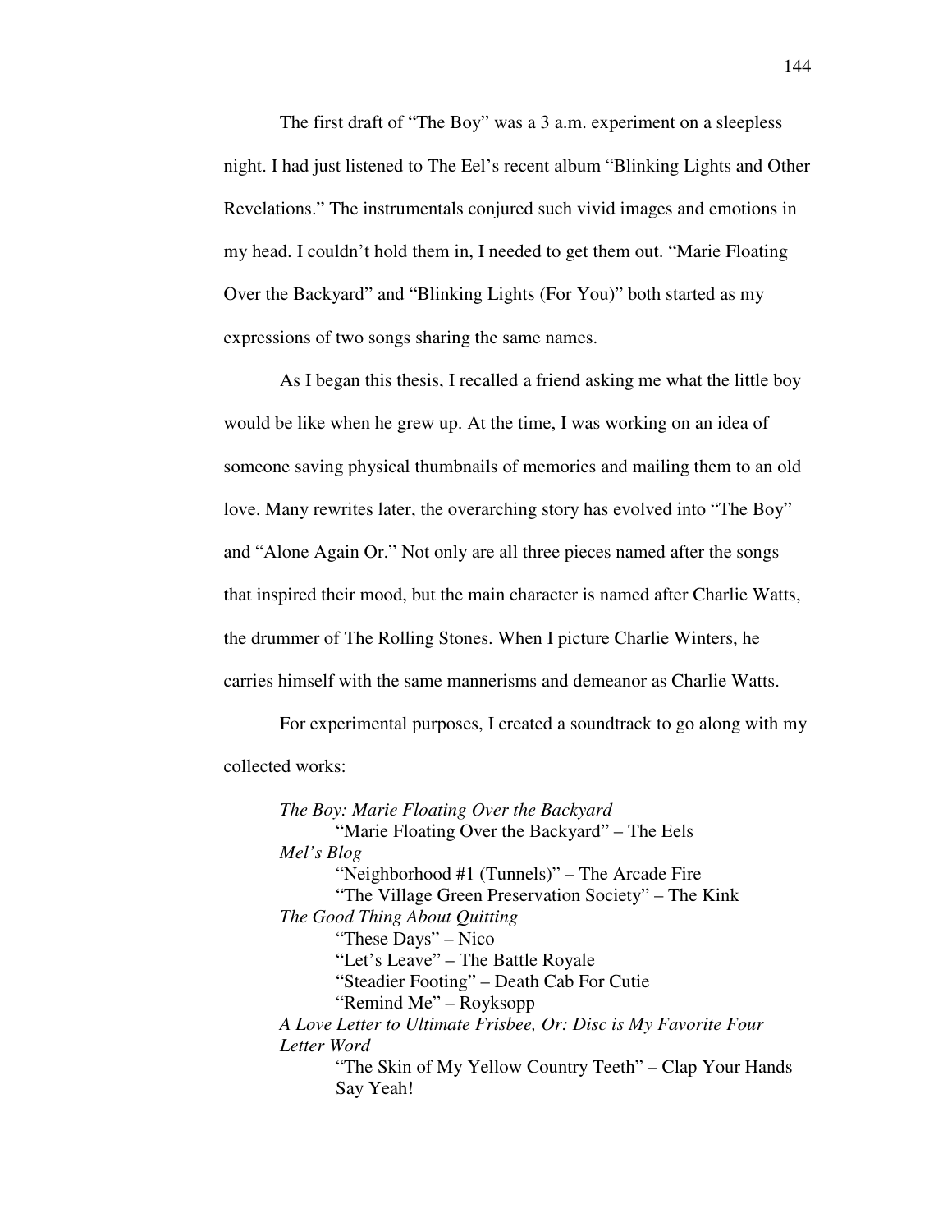The first draft of "The Boy" was a 3 a.m. experiment on a sleepless night. I had just listened to The Eel's recent album "Blinking Lights and Other Revelations." The instrumentals conjured such vivid images and emotions in my head. I couldn't hold them in, I needed to get them out. "Marie Floating Over the Backyard" and "Blinking Lights (For You)" both started as my expressions of two songs sharing the same names.

As I began this thesis, I recalled a friend asking me what the little boy would be like when he grew up. At the time, I was working on an idea of someone saving physical thumbnails of memories and mailing them to an old love. Many rewrites later, the overarching story has evolved into "The Boy" and "Alone Again Or." Not only are all three pieces named after the songs that inspired their mood, but the main character is named after Charlie Watts, the drummer of The Rolling Stones. When I picture Charlie Winters, he carries himself with the same mannerisms and demeanor as Charlie Watts.

For experimental purposes, I created a soundtrack to go along with my collected works:

*The Boy: Marie Floating Over the Backyard*
- "Marie Floating Over the Backyard" – The Eels

*Mel's Blog*
- "Neighborhood #1 (Tunnels)" – The Arcade Fire
- "The Village Green Preservation Society" – The Kink

*The Good Thing About Quitting*
- "These Days" – Nico
- "Let's Leave" – The Battle Royale
- "Steadier Footing" – Death Cab For Cutie
- "Remind Me" – Royksopp

*A Love Letter to Ultimate Frisbee, Or: Disc is My Favorite Four Letter Word*
- "The Skin of My Yellow Country Teeth" – Clap Your Hands Say Yeah!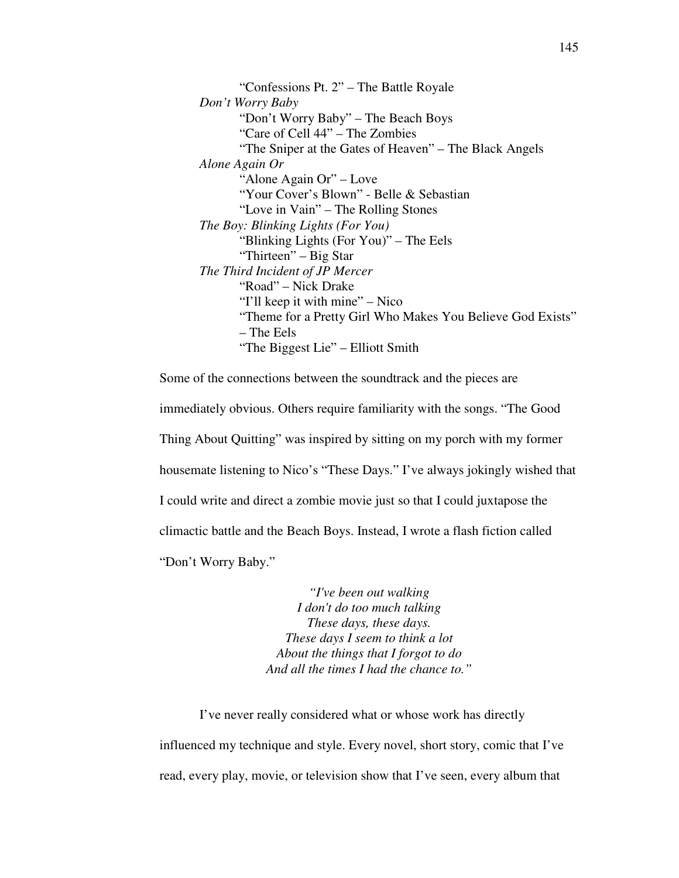"Confessions Pt. 2" – The Battle Royale

*Don't Worry Baby*

"Don't Worry Baby" – The Beach Boys
"Care of Cell 44" – The Zombies
"The Sniper at the Gates of Heaven" – The Black Angels

*Alone Again Or*

"Alone Again Or" – Love
"Your Cover's Blown" - Belle & Sebastian
"Love in Vain" – The Rolling Stones

*The Boy: Blinking Lights (For You)*

"Blinking Lights (For You)" – The Eels
"Thirteen" – Big Star

*The Third Incident of JP Mercer*

"Road" – Nick Drake
"I'll keep it with mine" – Nico
"Theme for a Pretty Girl Who Makes You Believe God Exists" – The Eels
"The Biggest Lie" – Elliott Smith

Some of the connections between the soundtrack and the pieces are immediately obvious. Others require familiarity with the songs. "The Good Thing About Quitting" was inspired by sitting on my porch with my former housemate listening to Nico's "These Days." I've always jokingly wished that I could write and direct a zombie movie just so that I could juxtapose the climactic battle and the Beach Boys. Instead, I wrote a flash fiction called "Don't Worry Baby."

*"I've been out walking*
*I don't do too much talking*
*These days, these days.*
*These days I seem to think a lot*
*About the things that I forgot to do*
*And all the times I had the chance to."*

I've never really considered what or whose work has directly influenced my technique and style. Every novel, short story, comic that I've read, every play, movie, or television show that I've seen, every album that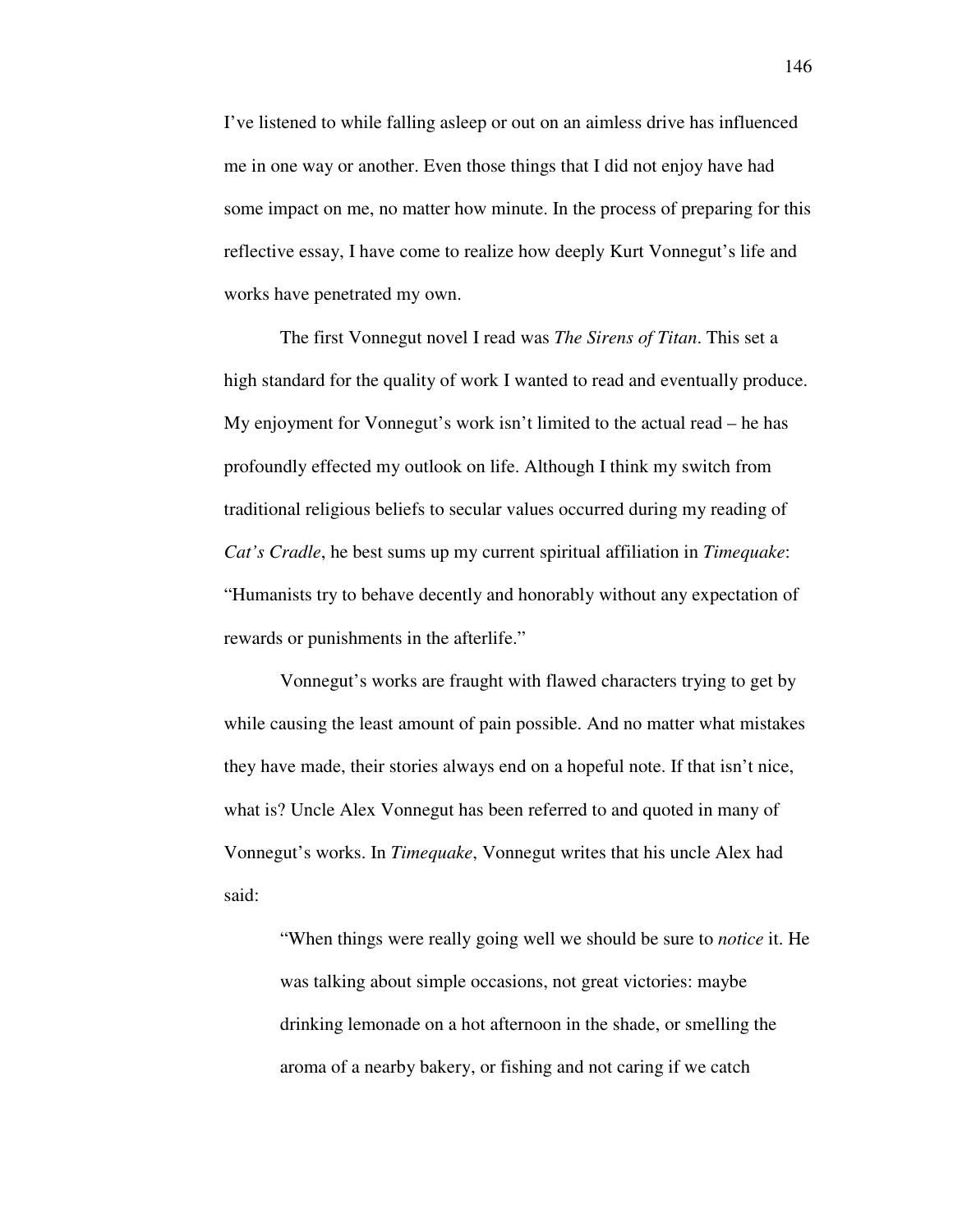I've listened to while falling asleep or out on an aimless drive has influenced me in one way or another. Even those things that I did not enjoy have had some impact on me, no matter how minute. In the process of preparing for this reflective essay, I have come to realize how deeply Kurt Vonnegut's life and works have penetrated my own.

The first Vonnegut novel I read was *The Sirens of Titan*. This set a high standard for the quality of work I wanted to read and eventually produce. My enjoyment for Vonnegut's work isn't limited to the actual read – he has profoundly effected my outlook on life. Although I think my switch from traditional religious beliefs to secular values occurred during my reading of *Cat's Cradle*, he best sums up my current spiritual affiliation in *Timequake*: "Humanists try to behave decently and honorably without any expectation of rewards or punishments in the afterlife."

Vonnegut's works are fraught with flawed characters trying to get by while causing the least amount of pain possible. And no matter what mistakes they have made, their stories always end on a hopeful note. If that isn't nice, what is? Uncle Alex Vonnegut has been referred to and quoted in many of Vonnegut's works. In *Timequake*, Vonnegut writes that his uncle Alex had said:

> "When things were really going well we should be sure to *notice* it. He was talking about simple occasions, not great victories: maybe drinking lemonade on a hot afternoon in the shade, or smelling the aroma of a nearby bakery, or fishing and not caring if we catch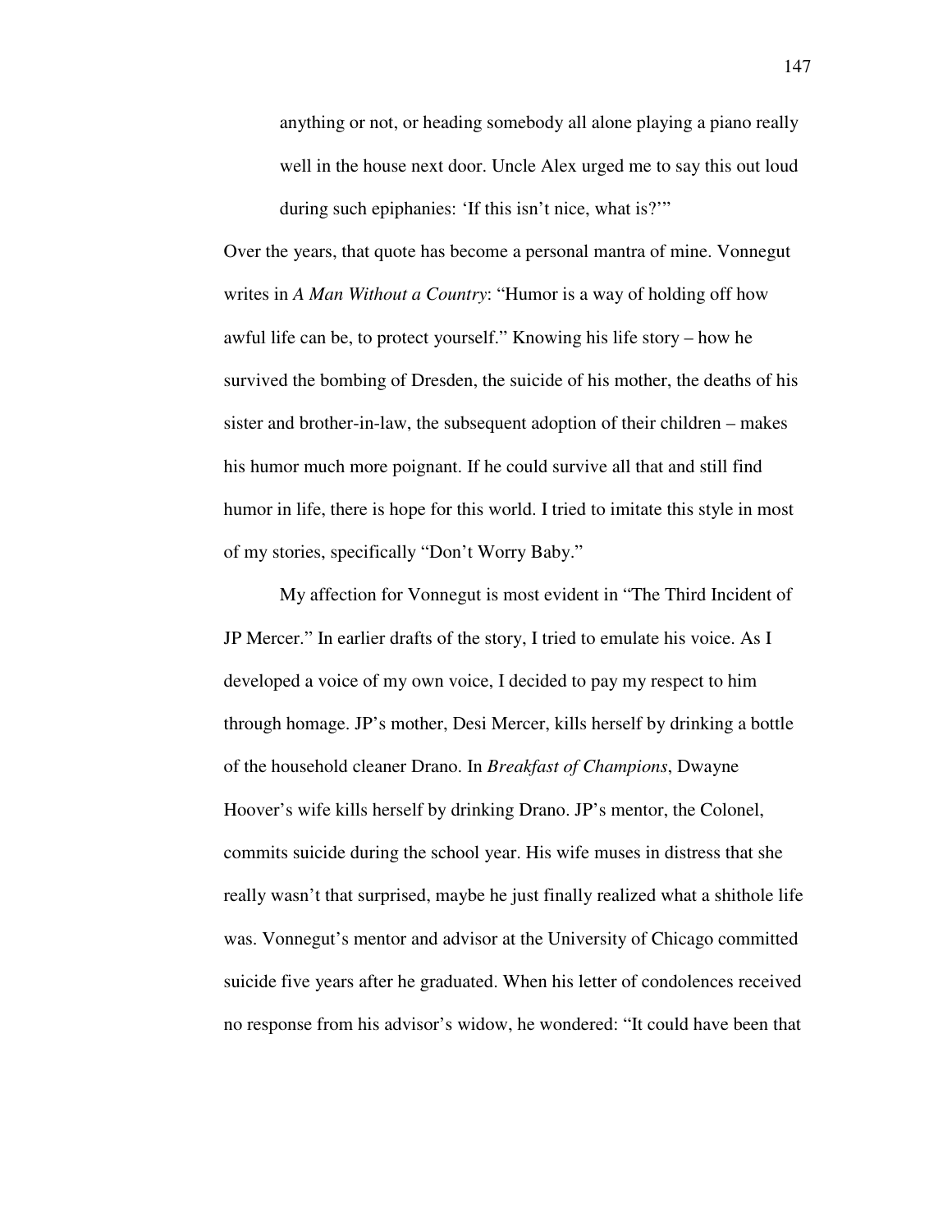> anything or not, or heading somebody all alone playing a piano really well in the house next door. Uncle Alex urged me to say this out loud during such epiphanies: 'If this isn't nice, what is?'"

Over the years, that quote has become a personal mantra of mine. Vonnegut writes in *A Man Without a Country*: "Humor is a way of holding off how awful life can be, to protect yourself." Knowing his life story – how he survived the bombing of Dresden, the suicide of his mother, the deaths of his sister and brother-in-law, the subsequent adoption of their children – makes his humor much more poignant. If he could survive all that and still find humor in life, there is hope for this world. I tried to imitate this style in most of my stories, specifically "Don't Worry Baby."

My affection for Vonnegut is most evident in "The Third Incident of JP Mercer." In earlier drafts of the story, I tried to emulate his voice. As I developed a voice of my own voice, I decided to pay my respect to him through homage. JP's mother, Desi Mercer, kills herself by drinking a bottle of the household cleaner Drano. In *Breakfast of Champions*, Dwayne Hoover's wife kills herself by drinking Drano. JP's mentor, the Colonel, commits suicide during the school year. His wife muses in distress that she really wasn't that surprised, maybe he just finally realized what a shithole life was. Vonnegut's mentor and advisor at the University of Chicago committed suicide five years after he graduated. When his letter of condolences received no response from his advisor's widow, he wondered: "It could have been that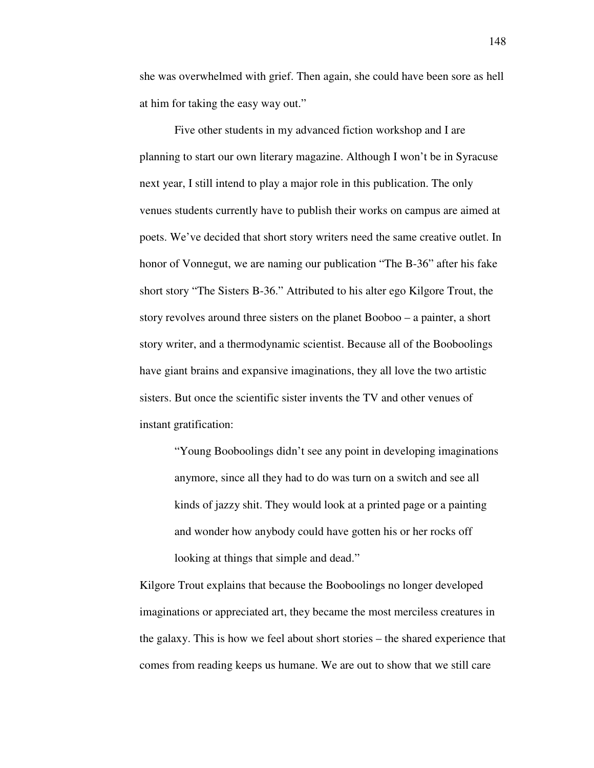she was overwhelmed with grief. Then again, she could have been sore as hell at him for taking the easy way out."

Five other students in my advanced fiction workshop and I are planning to start our own literary magazine. Although I won't be in Syracuse next year, I still intend to play a major role in this publication. The only venues students currently have to publish their works on campus are aimed at poets. We've decided that short story writers need the same creative outlet. In honor of Vonnegut, we are naming our publication "The B-36" after his fake short story "The Sisters B-36." Attributed to his alter ego Kilgore Trout, the story revolves around three sisters on the planet Booboo – a painter, a short story writer, and a thermodynamic scientist. Because all of the Booboolings have giant brains and expansive imaginations, they all love the two artistic sisters. But once the scientific sister invents the TV and other venues of instant gratification:

> "Young Booboolings didn't see any point in developing imaginations anymore, since all they had to do was turn on a switch and see all kinds of jazzy shit. They would look at a printed page or a painting and wonder how anybody could have gotten his or her rocks off looking at things that simple and dead."

Kilgore Trout explains that because the Booboolings no longer developed imaginations or appreciated art, they became the most merciless creatures in the galaxy. This is how we feel about short stories – the shared experience that comes from reading keeps us humane. We are out to show that we still care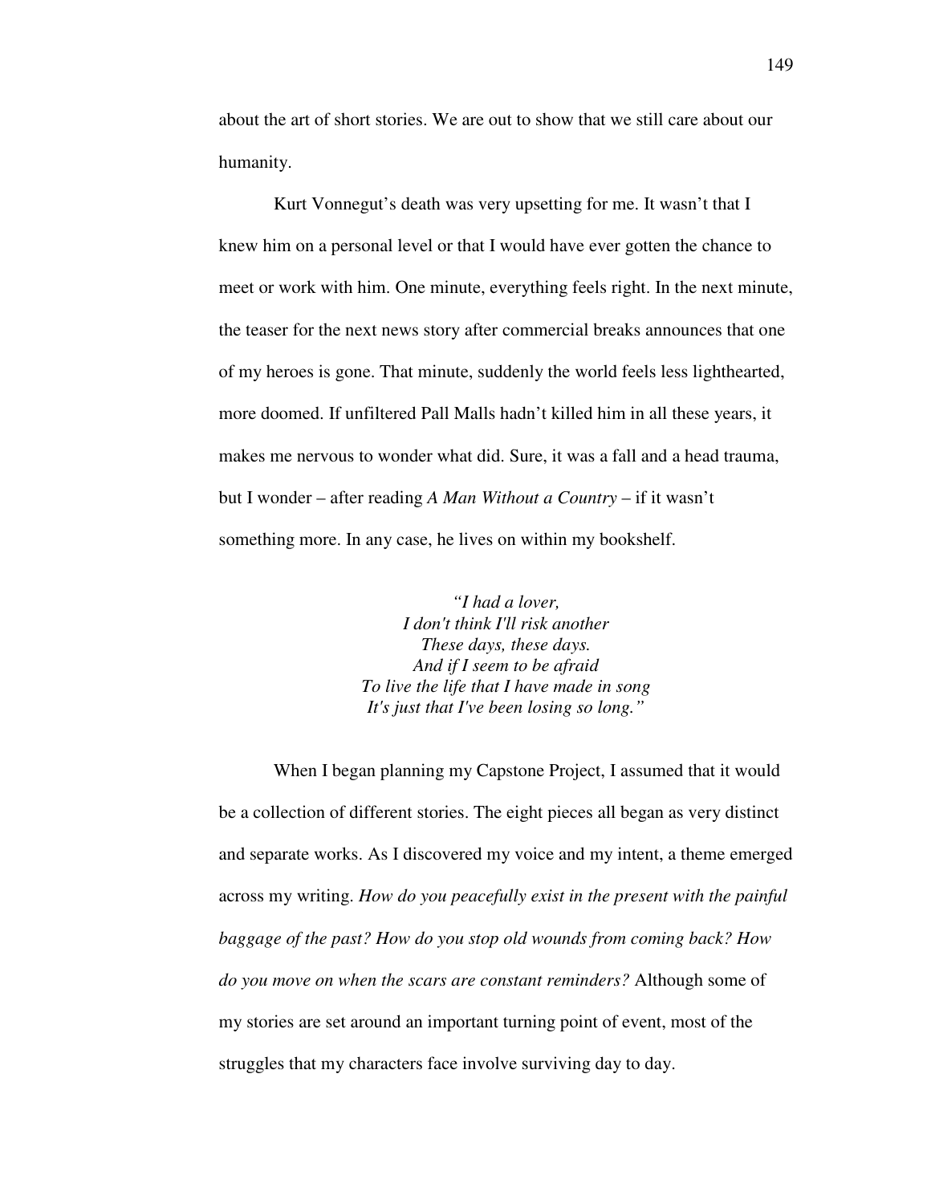about the art of short stories. We are out to show that we still care about our humanity.

Kurt Vonnegut's death was very upsetting for me. It wasn't that I knew him on a personal level or that I would have ever gotten the chance to meet or work with him. One minute, everything feels right. In the next minute, the teaser for the next news story after commercial breaks announces that one of my heroes is gone. That minute, suddenly the world feels less lighthearted, more doomed. If unfiltered Pall Malls hadn't killed him in all these years, it makes me nervous to wonder what did. Sure, it was a fall and a head trauma, but I wonder – after reading *A Man Without a Country* – if it wasn't something more. In any case, he lives on within my bookshelf.

*"I had a lover,*
*I don't think I'll risk another*
*These days, these days.*
*And if I seem to be afraid*
*To live the life that I have made in song*
*It's just that I've been losing so long."*

When I began planning my Capstone Project, I assumed that it would be a collection of different stories. The eight pieces all began as very distinct and separate works. As I discovered my voice and my intent, a theme emerged across my writing. *How do you peacefully exist in the present with the painful baggage of the past? How do you stop old wounds from coming back? How do you move on when the scars are constant reminders?* Although some of my stories are set around an important turning point of event, most of the struggles that my characters face involve surviving day to day.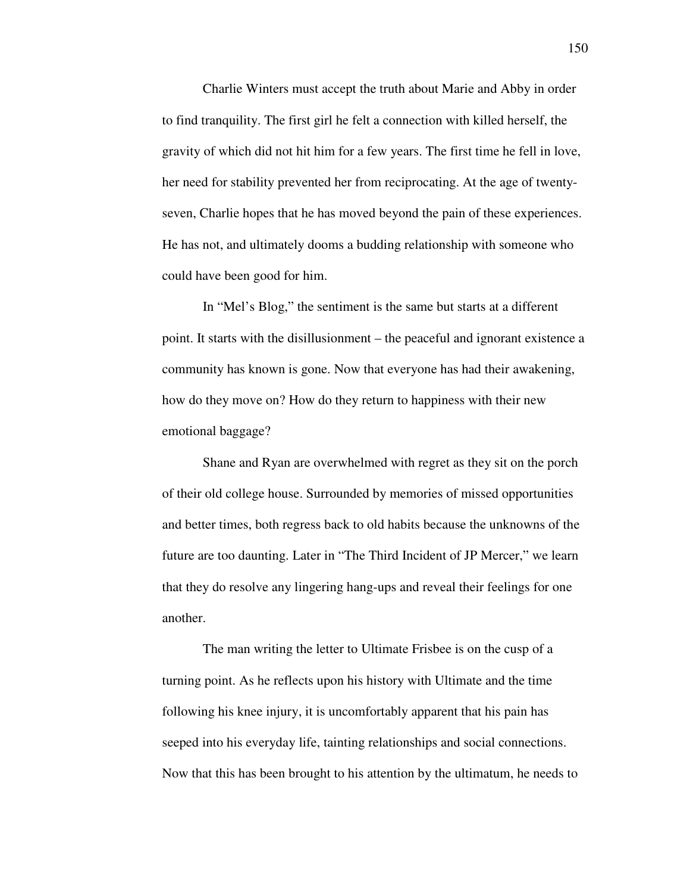Charlie Winters must accept the truth about Marie and Abby in order to find tranquility. The first girl he felt a connection with killed herself, the gravity of which did not hit him for a few years. The first time he fell in love, her need for stability prevented her from reciprocating. At the age of twenty-seven, Charlie hopes that he has moved beyond the pain of these experiences. He has not, and ultimately dooms a budding relationship with someone who could have been good for him.

In "Mel's Blog," the sentiment is the same but starts at a different point. It starts with the disillusionment – the peaceful and ignorant existence a community has known is gone. Now that everyone has had their awakening, how do they move on? How do they return to happiness with their new emotional baggage?

Shane and Ryan are overwhelmed with regret as they sit on the porch of their old college house. Surrounded by memories of missed opportunities and better times, both regress back to old habits because the unknowns of the future are too daunting. Later in "The Third Incident of JP Mercer," we learn that they do resolve any lingering hang-ups and reveal their feelings for one another.

The man writing the letter to Ultimate Frisbee is on the cusp of a turning point. As he reflects upon his history with Ultimate and the time following his knee injury, it is uncomfortably apparent that his pain has seeped into his everyday life, tainting relationships and social connections. Now that this has been brought to his attention by the ultimatum, he needs to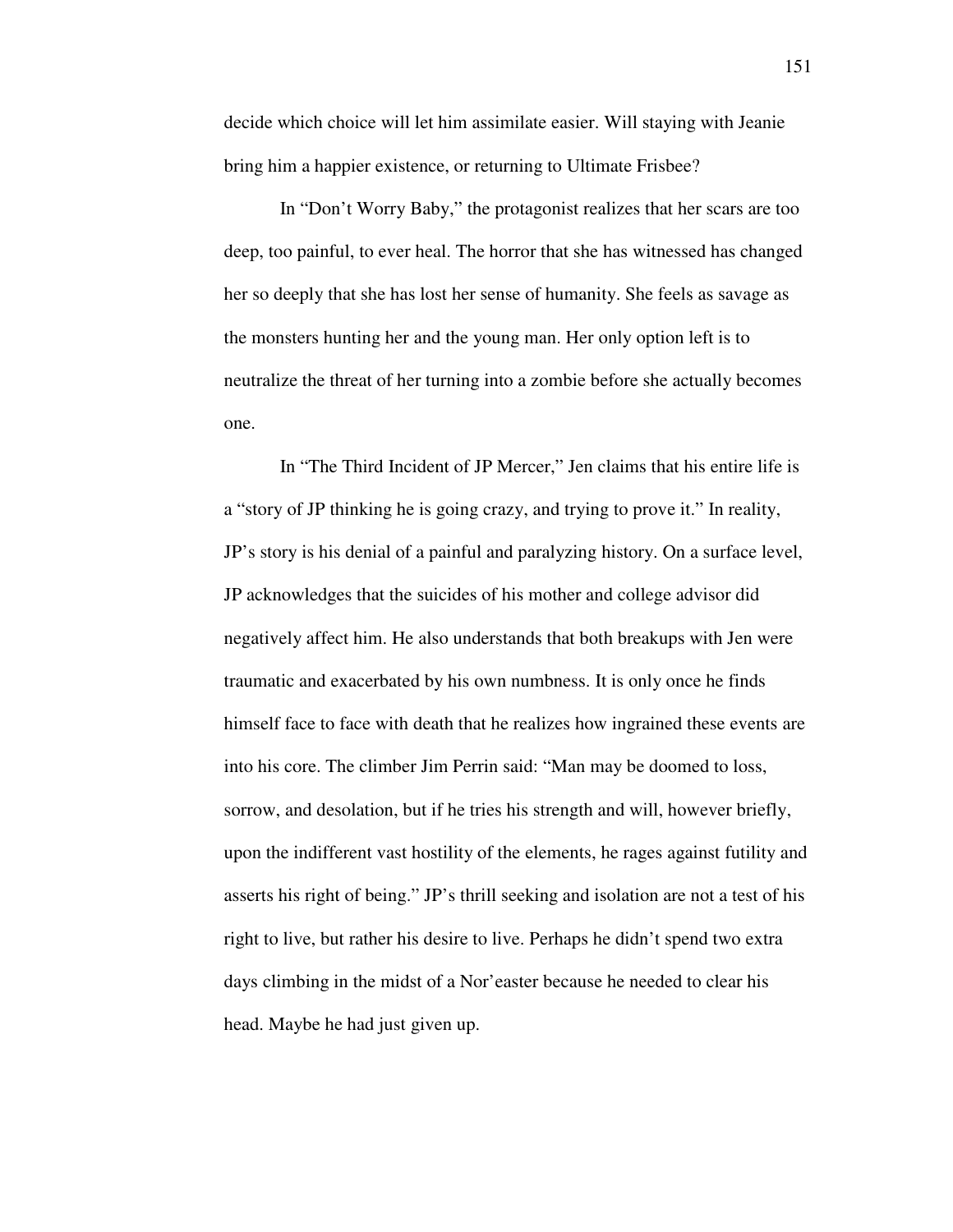decide which choice will let him assimilate easier. Will staying with Jeanie bring him a happier existence, or returning to Ultimate Frisbee?

In “Don’t Worry Baby,” the protagonist realizes that her scars are too deep, too painful, to ever heal. The horror that she has witnessed has changed her so deeply that she has lost her sense of humanity. She feels as savage as the monsters hunting her and the young man. Her only option left is to neutralize the threat of her turning into a zombie before she actually becomes one.

In “The Third Incident of JP Mercer,” Jen claims that his entire life is a “story of JP thinking he is going crazy, and trying to prove it.” In reality, JP’s story is his denial of a painful and paralyzing history. On a surface level, JP acknowledges that the suicides of his mother and college advisor did negatively affect him. He also understands that both breakups with Jen were traumatic and exacerbated by his own numbness. It is only once he finds himself face to face with death that he realizes how ingrained these events are into his core. The climber Jim Perrin said: “Man may be doomed to loss, sorrow, and desolation, but if he tries his strength and will, however briefly, upon the indifferent vast hostility of the elements, he rages against futility and asserts his right of being.” JP’s thrill seeking and isolation are not a test of his right to live, but rather his desire to live. Perhaps he didn’t spend two extra days climbing in the midst of a Nor’easter because he needed to clear his head. Maybe he had just given up.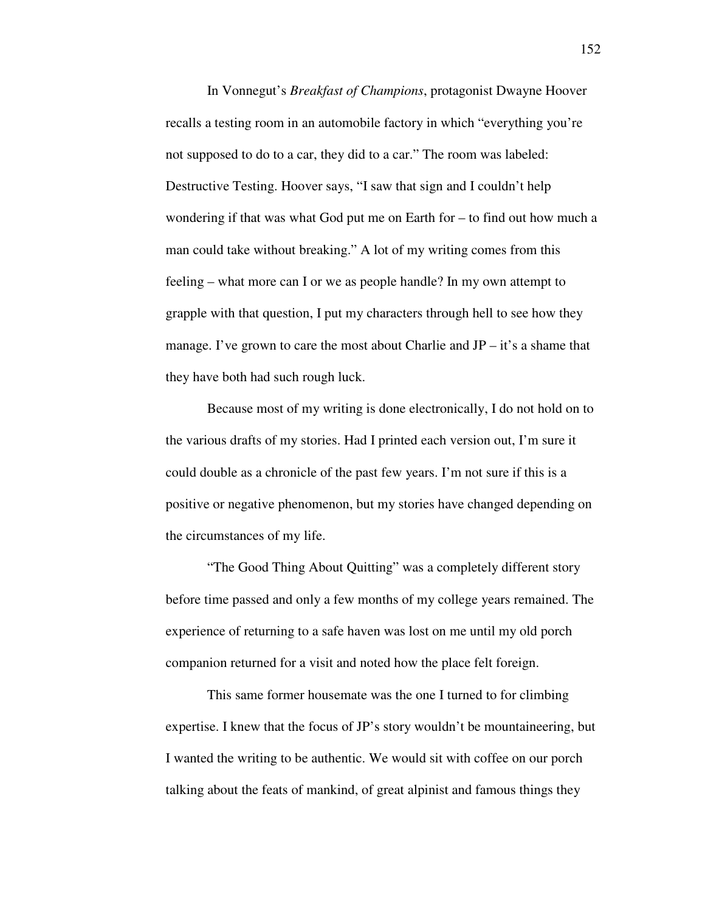In Vonnegut's *Breakfast of Champions*, protagonist Dwayne Hoover recalls a testing room in an automobile factory in which "everything you're not supposed to do to a car, they did to a car." The room was labeled: Destructive Testing. Hoover says, "I saw that sign and I couldn't help wondering if that was what God put me on Earth for – to find out how much a man could take without breaking." A lot of my writing comes from this feeling – what more can I or we as people handle? In my own attempt to grapple with that question, I put my characters through hell to see how they manage. I've grown to care the most about Charlie and JP – it's a shame that they have both had such rough luck.

Because most of my writing is done electronically, I do not hold on to the various drafts of my stories. Had I printed each version out, I'm sure it could double as a chronicle of the past few years. I'm not sure if this is a positive or negative phenomenon, but my stories have changed depending on the circumstances of my life.

"The Good Thing About Quitting" was a completely different story before time passed and only a few months of my college years remained. The experience of returning to a safe haven was lost on me until my old porch companion returned for a visit and noted how the place felt foreign.

This same former housemate was the one I turned to for climbing expertise. I knew that the focus of JP's story wouldn't be mountaineering, but I wanted the writing to be authentic. We would sit with coffee on our porch talking about the feats of mankind, of great alpinist and famous things they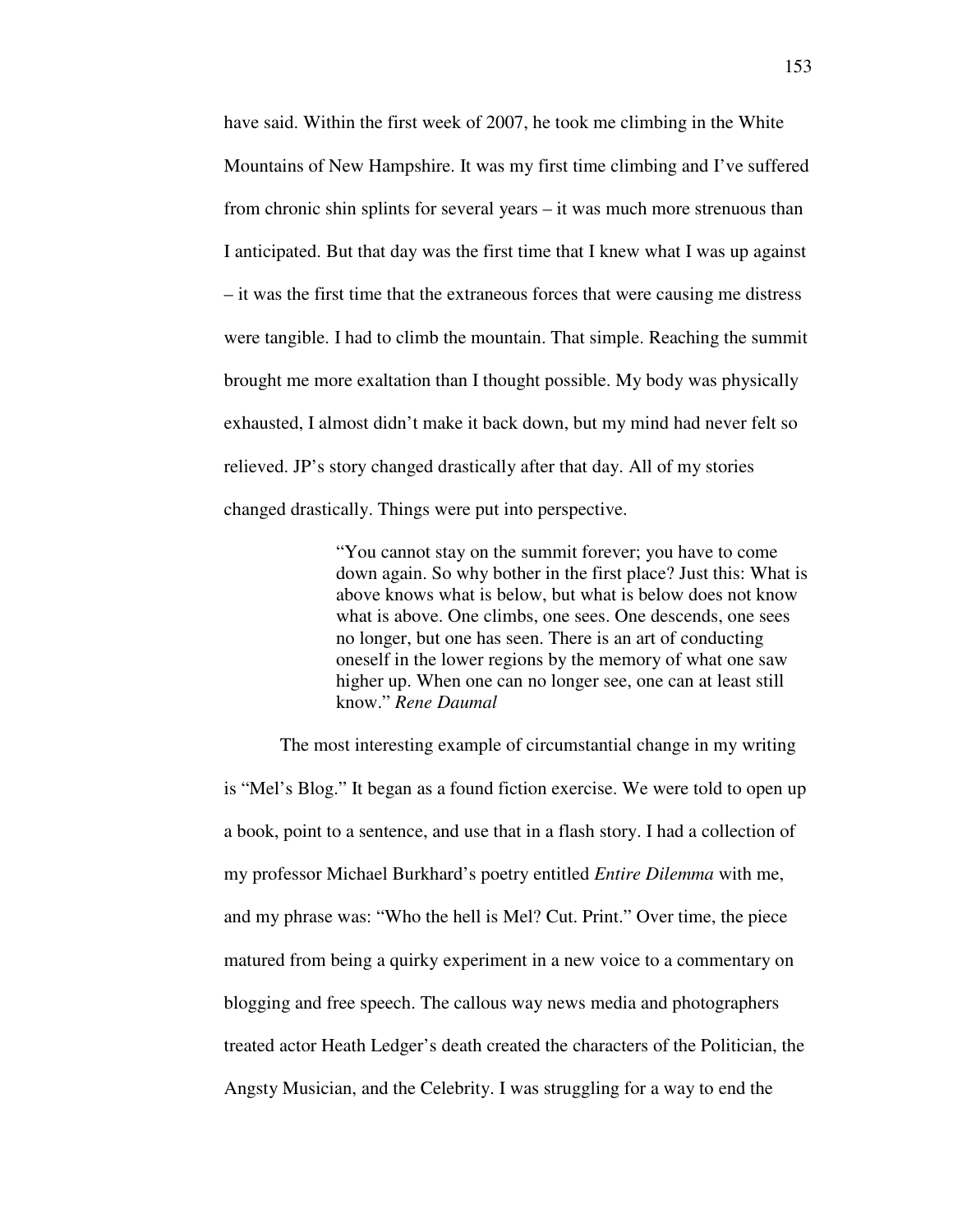have said. Within the first week of 2007, he took me climbing in the White Mountains of New Hampshire. It was my first time climbing and I've suffered from chronic shin splints for several years – it was much more strenuous than I anticipated. But that day was the first time that I knew what I was up against – it was the first time that the extraneous forces that were causing me distress were tangible. I had to climb the mountain. That simple. Reaching the summit brought me more exaltation than I thought possible. My body was physically exhausted, I almost didn't make it back down, but my mind had never felt so relieved. JP's story changed drastically after that day. All of my stories changed drastically. Things were put into perspective.

> "You cannot stay on the summit forever; you have to come down again. So why bother in the first place? Just this: What is above knows what is below, but what is below does not know what is above. One climbs, one sees. One descends, one sees no longer, but one has seen. There is an art of conducting oneself in the lower regions by the memory of what one saw higher up. When one can no longer see, one can at least still know." *Rene Daumal*

The most interesting example of circumstantial change in my writing is "Mel's Blog." It began as a found fiction exercise. We were told to open up a book, point to a sentence, and use that in a flash story. I had a collection of my professor Michael Burkhard's poetry entitled *Entire Dilemma* with me, and my phrase was: "Who the hell is Mel? Cut. Print." Over time, the piece matured from being a quirky experiment in a new voice to a commentary on blogging and free speech. The callous way news media and photographers treated actor Heath Ledger's death created the characters of the Politician, the Angsty Musician, and the Celebrity. I was struggling for a way to end the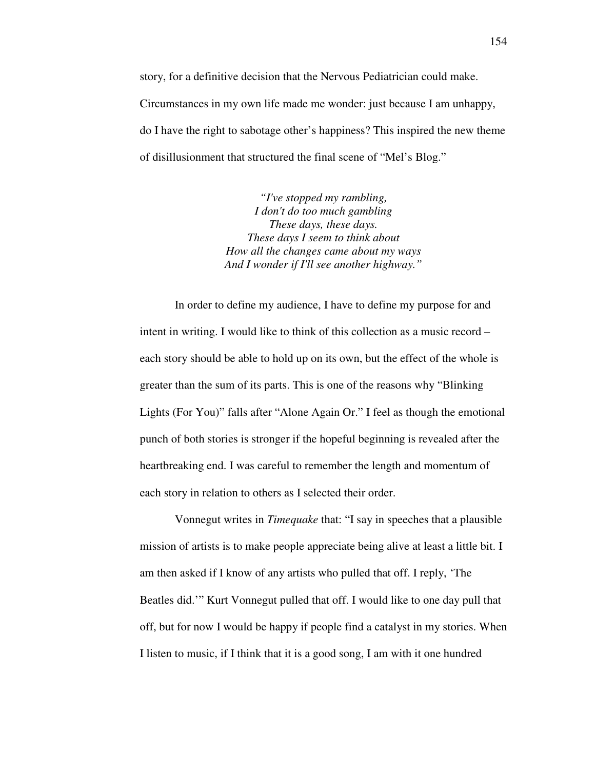story, for a definitive decision that the Nervous Pediatrician could make. Circumstances in my own life made me wonder: just because I am unhappy, do I have the right to sabotage other's happiness? This inspired the new theme of disillusionment that structured the final scene of "Mel's Blog."

> *"I've stopped my rambling,*
> *I don't do too much gambling*
> *These days, these days.*
> *These days I seem to think about*
> *How all the changes came about my ways*
> *And I wonder if I'll see another highway."*

In order to define my audience, I have to define my purpose for and intent in writing. I would like to think of this collection as a music record – each story should be able to hold up on its own, but the effect of the whole is greater than the sum of its parts. This is one of the reasons why "Blinking Lights (For You)" falls after "Alone Again Or." I feel as though the emotional punch of both stories is stronger if the hopeful beginning is revealed after the heartbreaking end. I was careful to remember the length and momentum of each story in relation to others as I selected their order.

Vonnegut writes in *Timequake* that: "I say in speeches that a plausible mission of artists is to make people appreciate being alive at least a little bit. I am then asked if I know of any artists who pulled that off. I reply, 'The Beatles did.'" Kurt Vonnegut pulled that off. I would like to one day pull that off, but for now I would be happy if people find a catalyst in my stories. When I listen to music, if I think that it is a good song, I am with it one hundred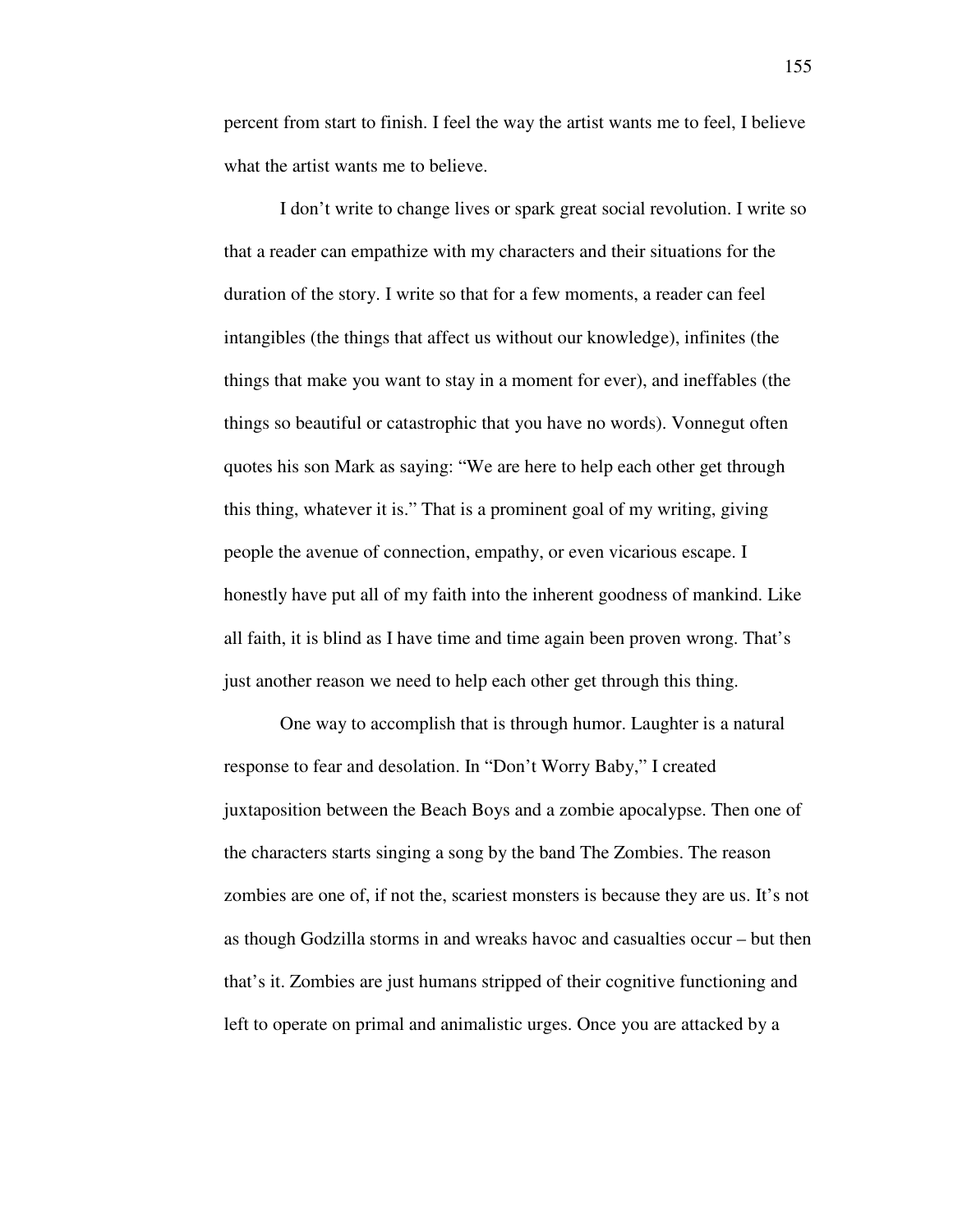percent from start to finish. I feel the way the artist wants me to feel, I believe what the artist wants me to believe.

I don't write to change lives or spark great social revolution. I write so that a reader can empathize with my characters and their situations for the duration of the story. I write so that for a few moments, a reader can feel intangibles (the things that affect us without our knowledge), infinites (the things that make you want to stay in a moment for ever), and ineffables (the things so beautiful or catastrophic that you have no words). Vonnegut often quotes his son Mark as saying: "We are here to help each other get through this thing, whatever it is." That is a prominent goal of my writing, giving people the avenue of connection, empathy, or even vicarious escape. I honestly have put all of my faith into the inherent goodness of mankind. Like all faith, it is blind as I have time and time again been proven wrong. That's just another reason we need to help each other get through this thing.

One way to accomplish that is through humor. Laughter is a natural response to fear and desolation. In "Don't Worry Baby," I created juxtaposition between the Beach Boys and a zombie apocalypse. Then one of the characters starts singing a song by the band The Zombies. The reason zombies are one of, if not the, scariest monsters is because they are us. It's not as though Godzilla storms in and wreaks havoc and casualties occur – but then that's it. Zombies are just humans stripped of their cognitive functioning and left to operate on primal and animalistic urges. Once you are attacked by a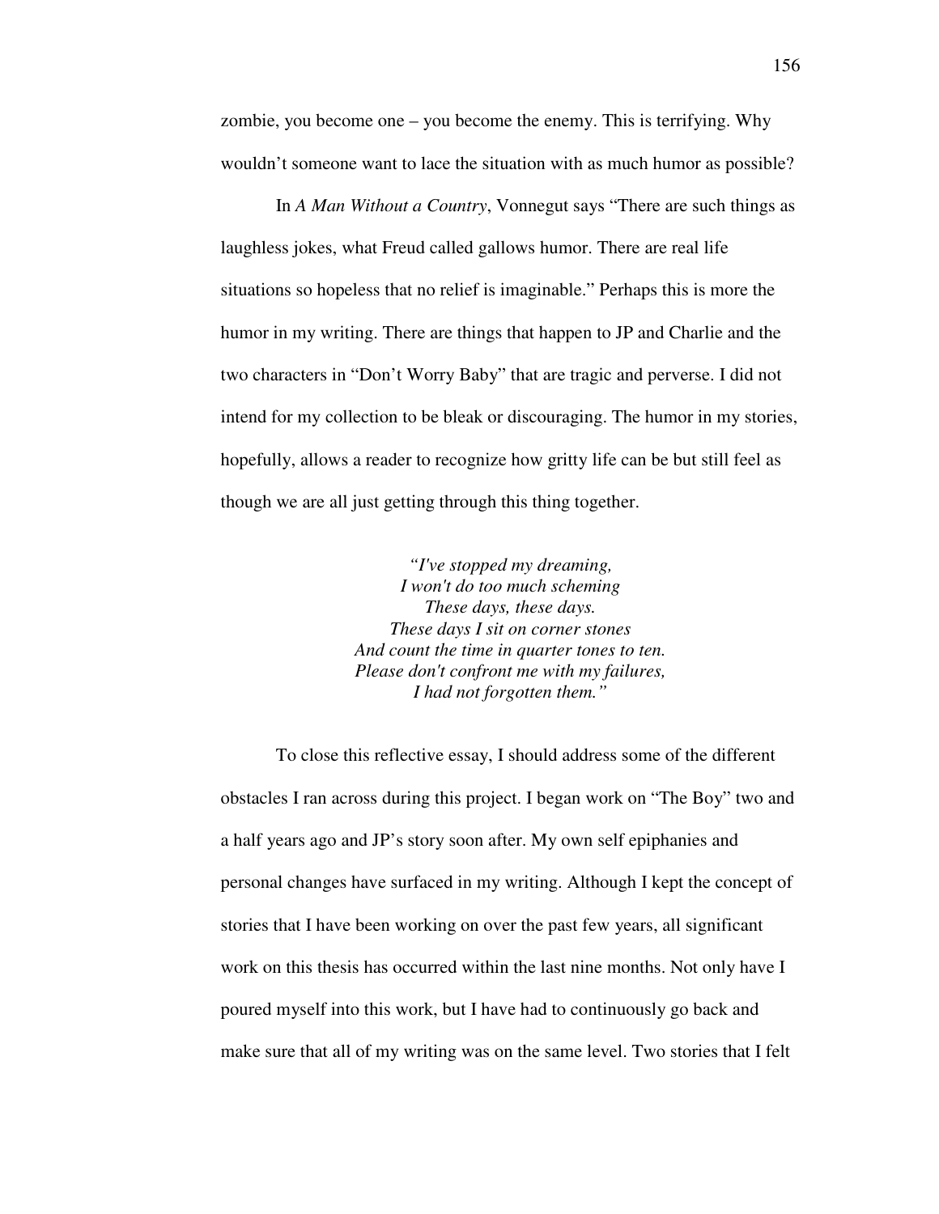zombie, you become one – you become the enemy. This is terrifying. Why wouldn't someone want to lace the situation with as much humor as possible?

In *A Man Without a Country*, Vonnegut says "There are such things as laughless jokes, what Freud called gallows humor. There are real life situations so hopeless that no relief is imaginable." Perhaps this is more the humor in my writing. There are things that happen to JP and Charlie and the two characters in "Don't Worry Baby" that are tragic and perverse. I did not intend for my collection to be bleak or discouraging. The humor in my stories, hopefully, allows a reader to recognize how gritty life can be but still feel as though we are all just getting through this thing together.

> *"I've stopped my dreaming,*
> *I won't do too much scheming*
> *These days, these days.*
> *These days I sit on corner stones*
> *And count the time in quarter tones to ten.*
> *Please don't confront me with my failures,*
> *I had not forgotten them."*

To close this reflective essay, I should address some of the different obstacles I ran across during this project. I began work on "The Boy" two and a half years ago and JP's story soon after. My own self epiphanies and personal changes have surfaced in my writing. Although I kept the concept of stories that I have been working on over the past few years, all significant work on this thesis has occurred within the last nine months. Not only have I poured myself into this work, but I have had to continuously go back and make sure that all of my writing was on the same level. Two stories that I felt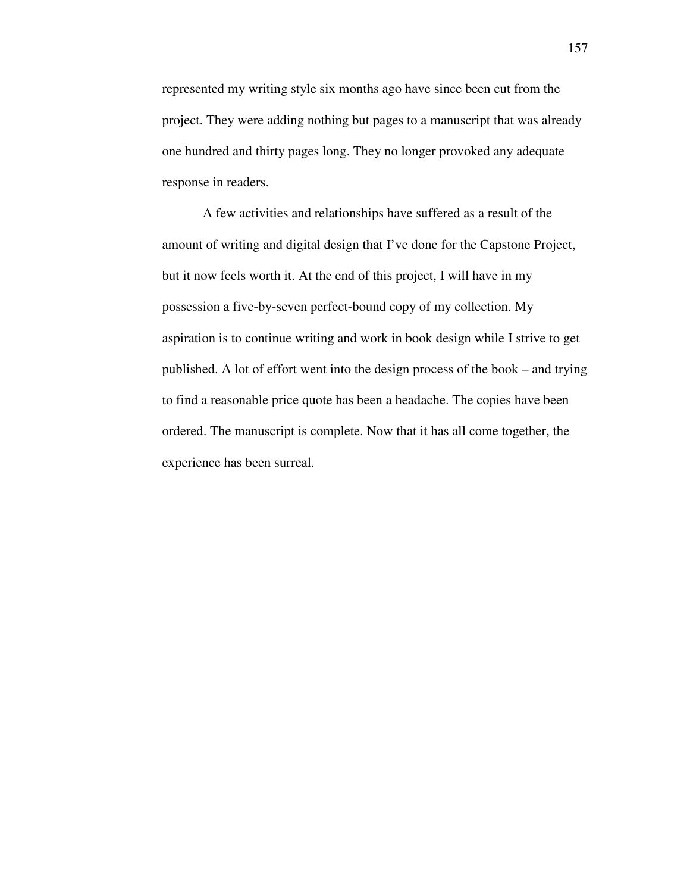represented my writing style six months ago have since been cut from the project. They were adding nothing but pages to a manuscript that was already one hundred and thirty pages long. They no longer provoked any adequate response in readers.

A few activities and relationships have suffered as a result of the amount of writing and digital design that I've done for the Capstone Project, but it now feels worth it. At the end of this project, I will have in my possession a five-by-seven perfect-bound copy of my collection. My aspiration is to continue writing and work in book design while I strive to get published. A lot of effort went into the design process of the book – and trying to find a reasonable price quote has been a headache. The copies have been ordered. The manuscript is complete. Now that it has all come together, the experience has been surreal.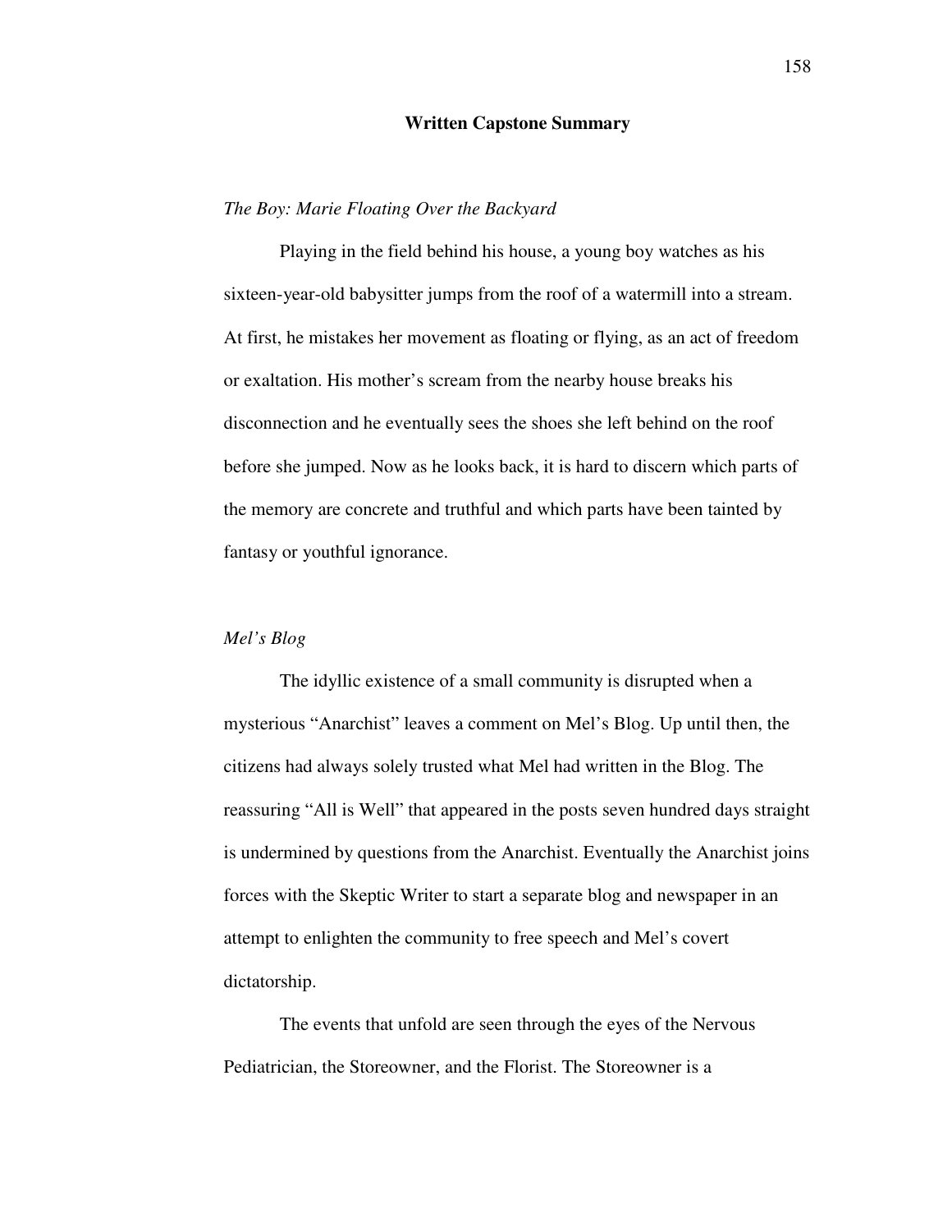## Written Capstone Summary

*The Boy: Marie Floating Over the Backyard*

Playing in the field behind his house, a young boy watches as his sixteen-year-old babysitter jumps from the roof of a watermill into a stream. At first, he mistakes her movement as floating or flying, as an act of freedom or exaltation. His mother's scream from the nearby house breaks his disconnection and he eventually sees the shoes she left behind on the roof before she jumped. Now as he looks back, it is hard to discern which parts of the memory are concrete and truthful and which parts have been tainted by fantasy or youthful ignorance.

*Mel's Blog*

The idyllic existence of a small community is disrupted when a mysterious "Anarchist" leaves a comment on Mel's Blog. Up until then, the citizens had always solely trusted what Mel had written in the Blog. The reassuring "All is Well" that appeared in the posts seven hundred days straight is undermined by questions from the Anarchist. Eventually the Anarchist joins forces with the Skeptic Writer to start a separate blog and newspaper in an attempt to enlighten the community to free speech and Mel's covert dictatorship.

The events that unfold are seen through the eyes of the Nervous Pediatrician, the Storeowner, and the Florist. The Storeowner is a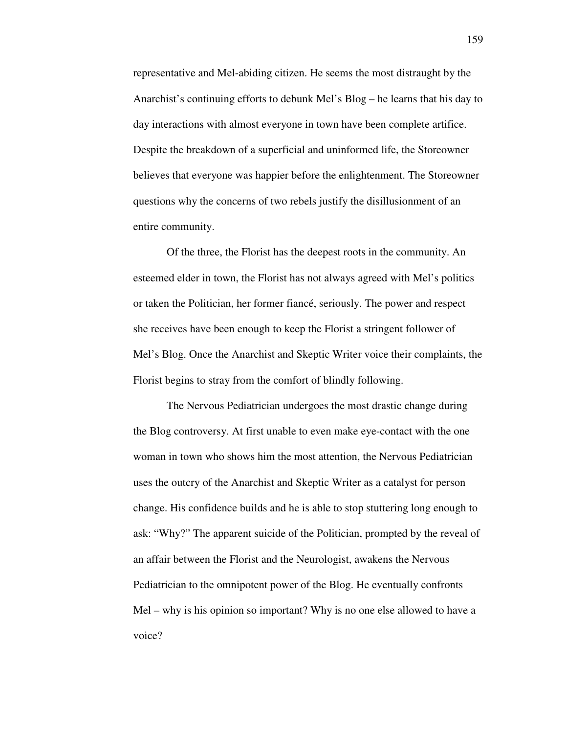representative and Mel-abiding citizen. He seems the most distraught by the Anarchist's continuing efforts to debunk Mel's Blog – he learns that his day to day interactions with almost everyone in town have been complete artifice. Despite the breakdown of a superficial and uninformed life, the Storeowner believes that everyone was happier before the enlightenment. The Storeowner questions why the concerns of two rebels justify the disillusionment of an entire community.

Of the three, the Florist has the deepest roots in the community. An esteemed elder in town, the Florist has not always agreed with Mel's politics or taken the Politician, her former fiancé, seriously. The power and respect she receives have been enough to keep the Florist a stringent follower of Mel's Blog. Once the Anarchist and Skeptic Writer voice their complaints, the Florist begins to stray from the comfort of blindly following.

The Nervous Pediatrician undergoes the most drastic change during the Blog controversy. At first unable to even make eye-contact with the one woman in town who shows him the most attention, the Nervous Pediatrician uses the outcry of the Anarchist and Skeptic Writer as a catalyst for person change. His confidence builds and he is able to stop stuttering long enough to ask: "Why?" The apparent suicide of the Politician, prompted by the reveal of an affair between the Florist and the Neurologist, awakens the Nervous Pediatrician to the omnipotent power of the Blog. He eventually confronts Mel – why is his opinion so important? Why is no one else allowed to have a voice?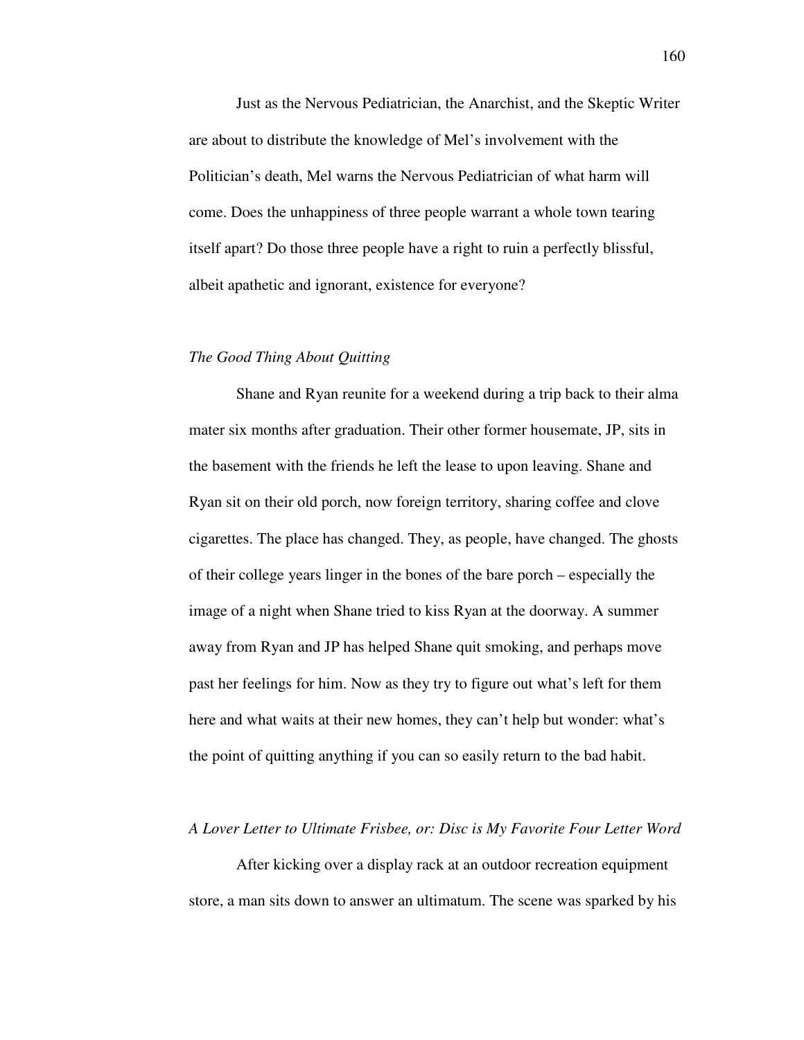Just as the Nervous Pediatrician, the Anarchist, and the Skeptic Writer are about to distribute the knowledge of Mel's involvement with the Politician's death, Mel warns the Nervous Pediatrician of what harm will come. Does the unhappiness of three people warrant a whole town tearing itself apart? Do those three people have a right to ruin a perfectly blissful, albeit apathetic and ignorant, existence for everyone?

*The Good Thing About Quitting*

Shane and Ryan reunite for a weekend during a trip back to their alma mater six months after graduation. Their other former housemate, JP, sits in the basement with the friends he left the lease to upon leaving. Shane and Ryan sit on their old porch, now foreign territory, sharing coffee and clove cigarettes. The place has changed. They, as people, have changed. The ghosts of their college years linger in the bones of the bare porch – especially the image of a night when Shane tried to kiss Ryan at the doorway. A summer away from Ryan and JP has helped Shane quit smoking, and perhaps move past her feelings for him. Now as they try to figure out what's left for them here and what waits at their new homes, they can't help but wonder: what's the point of quitting anything if you can so easily return to the bad habit.

*A Lover Letter to Ultimate Frisbee, or: Disc is My Favorite Four Letter Word*

After kicking over a display rack at an outdoor recreation equipment store, a man sits down to answer an ultimatum. The scene was sparked by his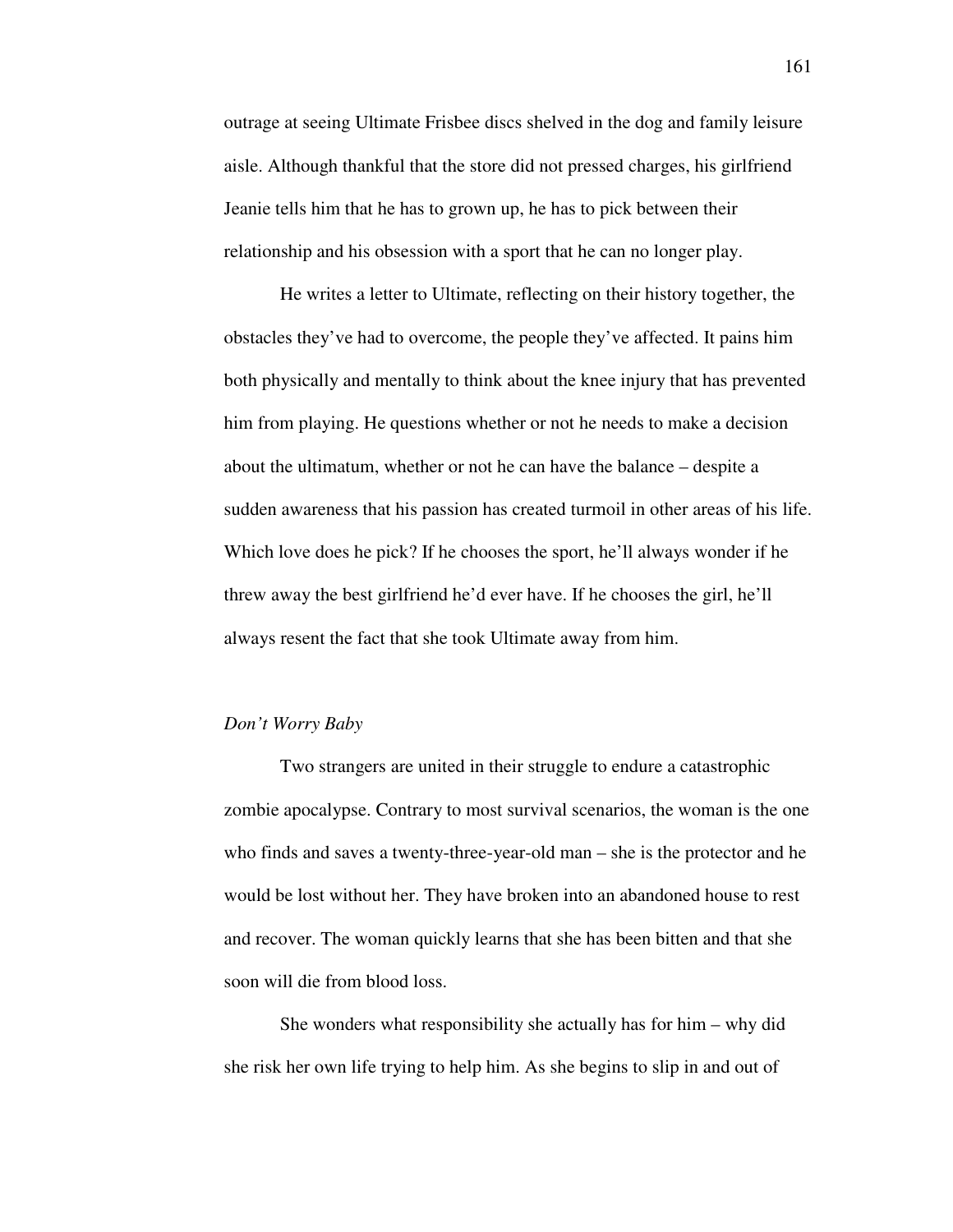outrage at seeing Ultimate Frisbee discs shelved in the dog and family leisure aisle. Although thankful that the store did not pressed charges, his girlfriend Jeanie tells him that he has to grown up, he has to pick between their relationship and his obsession with a sport that he can no longer play.

He writes a letter to Ultimate, reflecting on their history together, the obstacles they've had to overcome, the people they've affected. It pains him both physically and mentally to think about the knee injury that has prevented him from playing. He questions whether or not he needs to make a decision about the ultimatum, whether or not he can have the balance – despite a sudden awareness that his passion has created turmoil in other areas of his life. Which love does he pick? If he chooses the sport, he'll always wonder if he threw away the best girlfriend he'd ever have. If he chooses the girl, he'll always resent the fact that she took Ultimate away from him.

*Don't Worry Baby*

Two strangers are united in their struggle to endure a catastrophic zombie apocalypse. Contrary to most survival scenarios, the woman is the one who finds and saves a twenty-three-year-old man – she is the protector and he would be lost without her. They have broken into an abandoned house to rest and recover. The woman quickly learns that she has been bitten and that she soon will die from blood loss.

She wonders what responsibility she actually has for him – why did she risk her own life trying to help him. As she begins to slip in and out of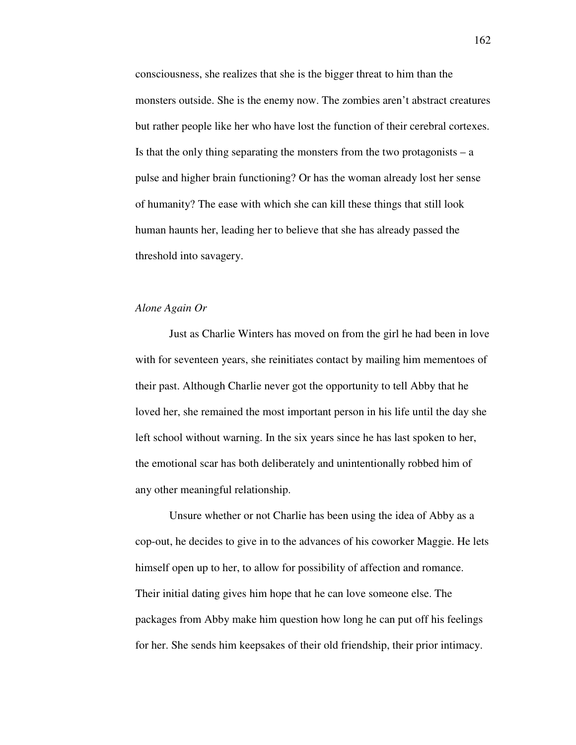consciousness, she realizes that she is the bigger threat to him than the monsters outside. She is the enemy now. The zombies aren't abstract creatures but rather people like her who have lost the function of their cerebral cortexes. Is that the only thing separating the monsters from the two protagonists – a pulse and higher brain functioning? Or has the woman already lost her sense of humanity? The ease with which she can kill these things that still look human haunts her, leading her to believe that she has already passed the threshold into savagery.

*Alone Again Or*

Just as Charlie Winters has moved on from the girl he had been in love with for seventeen years, she reinitiates contact by mailing him mementoes of their past. Although Charlie never got the opportunity to tell Abby that he loved her, she remained the most important person in his life until the day she left school without warning. In the six years since he has last spoken to her, the emotional scar has both deliberately and unintentionally robbed him of any other meaningful relationship.

Unsure whether or not Charlie has been using the idea of Abby as a cop-out, he decides to give in to the advances of his coworker Maggie. He lets himself open up to her, to allow for possibility of affection and romance. Their initial dating gives him hope that he can love someone else. The packages from Abby make him question how long he can put off his feelings for her. She sends him keepsakes of their old friendship, their prior intimacy.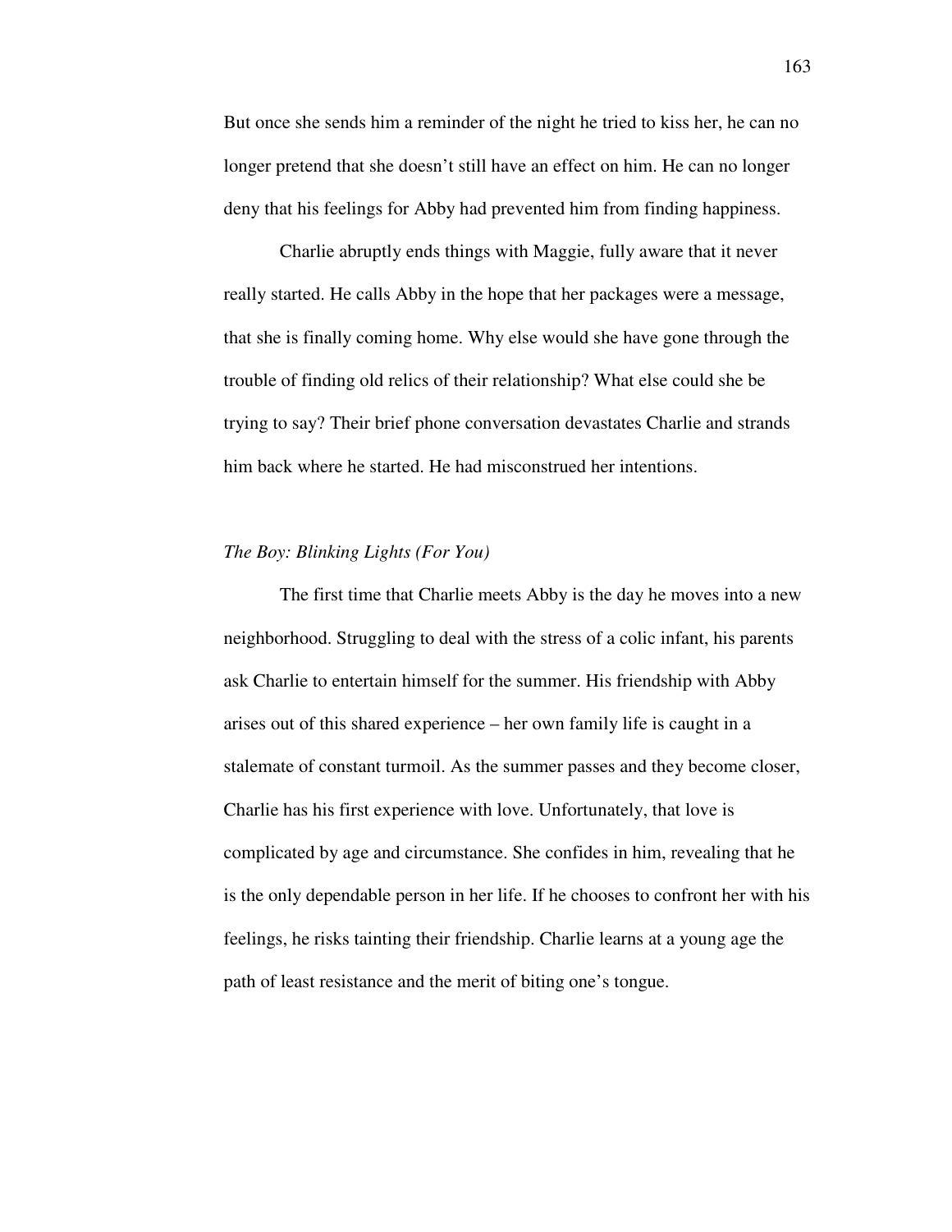But once she sends him a reminder of the night he tried to kiss her, he can no longer pretend that she doesn't still have an effect on him. He can no longer deny that his feelings for Abby had prevented him from finding happiness.

Charlie abruptly ends things with Maggie, fully aware that it never really started. He calls Abby in the hope that her packages were a message, that she is finally coming home. Why else would she have gone through the trouble of finding old relics of their relationship? What else could she be trying to say? Their brief phone conversation devastates Charlie and strands him back where he started. He had misconstrued her intentions.

*The Boy: Blinking Lights (For You)*

The first time that Charlie meets Abby is the day he moves into a new neighborhood. Struggling to deal with the stress of a colic infant, his parents ask Charlie to entertain himself for the summer. His friendship with Abby arises out of this shared experience – her own family life is caught in a stalemate of constant turmoil. As the summer passes and they become closer, Charlie has his first experience with love. Unfortunately, that love is complicated by age and circumstance. She confides in him, revealing that he is the only dependable person in her life. If he chooses to confront her with his feelings, he risks tainting their friendship. Charlie learns at a young age the path of least resistance and the merit of biting one's tongue.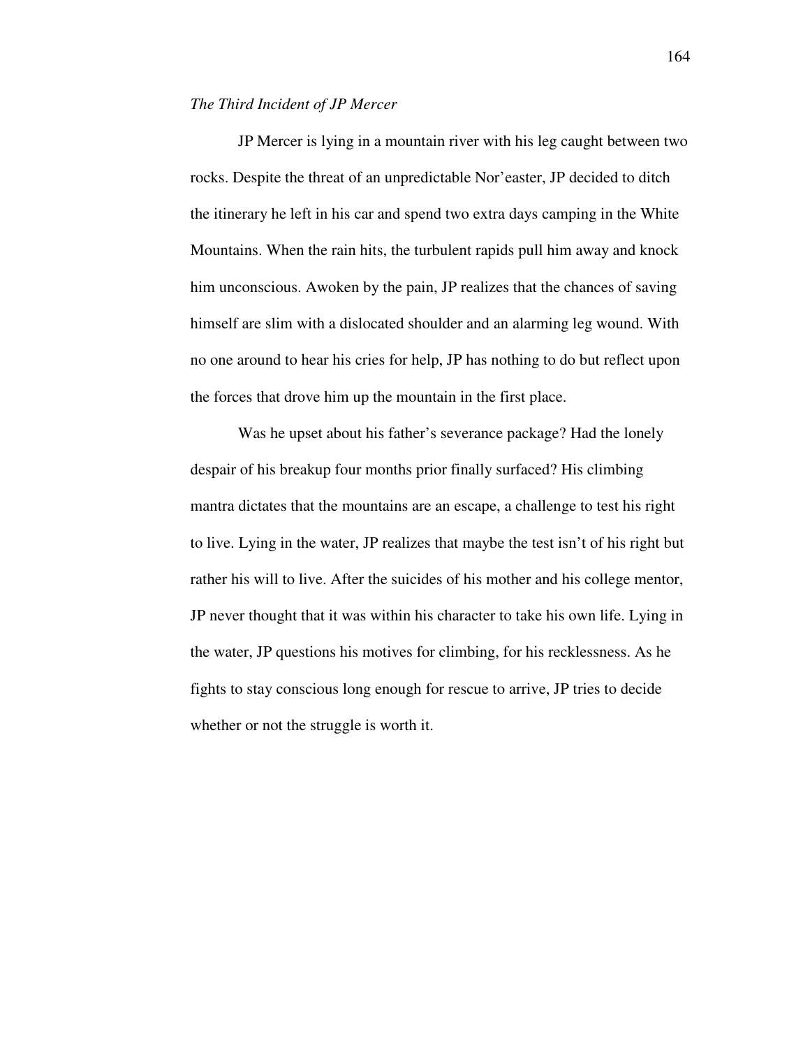*The Third Incident of JP Mercer*

JP Mercer is lying in a mountain river with his leg caught between two rocks. Despite the threat of an unpredictable Nor'easter, JP decided to ditch the itinerary he left in his car and spend two extra days camping in the White Mountains. When the rain hits, the turbulent rapids pull him away and knock him unconscious. Awoken by the pain, JP realizes that the chances of saving himself are slim with a dislocated shoulder and an alarming leg wound. With no one around to hear his cries for help, JP has nothing to do but reflect upon the forces that drove him up the mountain in the first place.

Was he upset about his father's severance package? Had the lonely despair of his breakup four months prior finally surfaced? His climbing mantra dictates that the mountains are an escape, a challenge to test his right to live. Lying in the water, JP realizes that maybe the test isn't of his right but rather his will to live. After the suicides of his mother and his college mentor, JP never thought that it was within his character to take his own life. Lying in the water, JP questions his motives for climbing, for his recklessness. As he fights to stay conscious long enough for rescue to arrive, JP tries to decide whether or not the struggle is worth it.